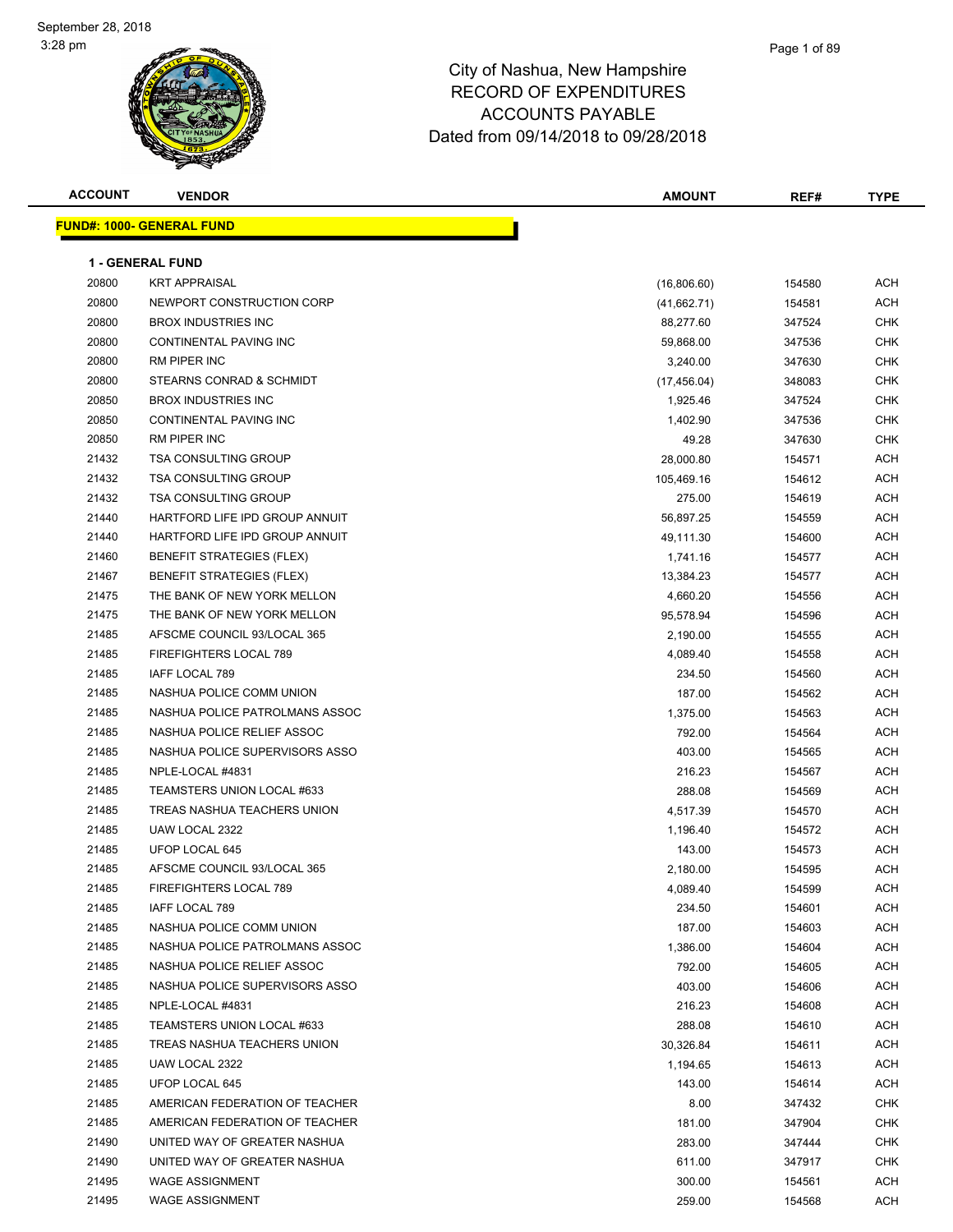September 28, 2018
3:28 pm

# City of Nashua, New Hampshire
# RECORD OF EXPENDITURES
# ACCOUNTS PAYABLE
# Dated from 09/14/2018 to 09/28/2018

## FUND#: 1000- GENERAL FUND

### 1 - GENERAL FUND

| ACCOUNT | VENDOR | AMOUNT | REF# | TYPE |
|---|---|---|---|---|
| 20800 | KRT APPRAISAL | (16,806.60) | 154580 | ACH |
| 20800 | NEWPORT CONSTRUCTION CORP | (41,662.71) | 154581 | ACH |
| 20800 | BROX INDUSTRIES INC | 88,277.60 | 347524 | CHK |
| 20800 | CONTINENTAL PAVING INC | 59,868.00 | 347536 | CHK |
| 20800 | RM PIPER INC | 3,240.00 | 347630 | CHK |
| 20800 | STEARNS CONRAD & SCHMIDT | (17,456.04) | 348083 | CHK |
| 20850 | BROX INDUSTRIES INC | 1,925.46 | 347524 | CHK |
| 20850 | CONTINENTAL PAVING INC | 1,402.90 | 347536 | CHK |
| 20850 | RM PIPER INC | 49.28 | 347630 | CHK |
| 21432 | TSA CONSULTING GROUP | 28,000.80 | 154571 | ACH |
| 21432 | TSA CONSULTING GROUP | 105,469.16 | 154612 | ACH |
| 21432 | TSA CONSULTING GROUP | 275.00 | 154619 | ACH |
| 21440 | HARTFORD LIFE IPD GROUP ANNUIT | 56,897.25 | 154559 | ACH |
| 21440 | HARTFORD LIFE IPD GROUP ANNUIT | 49,111.30 | 154600 | ACH |
| 21460 | BENEFIT STRATEGIES (FLEX) | 1,741.16 | 154577 | ACH |
| 21467 | BENEFIT STRATEGIES (FLEX) | 13,384.23 | 154577 | ACH |
| 21475 | THE BANK OF NEW YORK MELLON | 4,660.20 | 154556 | ACH |
| 21475 | THE BANK OF NEW YORK MELLON | 95,578.94 | 154596 | ACH |
| 21485 | AFSCME COUNCIL 93/LOCAL 365 | 2,190.00 | 154555 | ACH |
| 21485 | FIREFIGHTERS LOCAL 789 | 4,089.40 | 154558 | ACH |
| 21485 | IAFF LOCAL 789 | 234.50 | 154560 | ACH |
| 21485 | NASHUA POLICE COMM UNION | 187.00 | 154562 | ACH |
| 21485 | NASHUA POLICE PATROLMANS ASSOC | 1,375.00 | 154563 | ACH |
| 21485 | NASHUA POLICE RELIEF ASSOC | 792.00 | 154564 | ACH |
| 21485 | NASHUA POLICE SUPERVISORS ASSO | 403.00 | 154565 | ACH |
| 21485 | NPLE-LOCAL #4831 | 216.23 | 154567 | ACH |
| 21485 | TEAMSTERS UNION LOCAL #633 | 288.08 | 154569 | ACH |
| 21485 | TREAS NASHUA TEACHERS UNION | 4,517.39 | 154570 | ACH |
| 21485 | UAW LOCAL 2322 | 1,196.40 | 154572 | ACH |
| 21485 | UFOP LOCAL 645 | 143.00 | 154573 | ACH |
| 21485 | AFSCME COUNCIL 93/LOCAL 365 | 2,180.00 | 154595 | ACH |
| 21485 | FIREFIGHTERS LOCAL 789 | 4,089.40 | 154599 | ACH |
| 21485 | IAFF LOCAL 789 | 234.50 | 154601 | ACH |
| 21485 | NASHUA POLICE COMM UNION | 187.00 | 154603 | ACH |
| 21485 | NASHUA POLICE PATROLMANS ASSOC | 1,386.00 | 154604 | ACH |
| 21485 | NASHUA POLICE RELIEF ASSOC | 792.00 | 154605 | ACH |
| 21485 | NASHUA POLICE SUPERVISORS ASSO | 403.00 | 154606 | ACH |
| 21485 | NPLE-LOCAL #4831 | 216.23 | 154608 | ACH |
| 21485 | TEAMSTERS UNION LOCAL #633 | 288.08 | 154610 | ACH |
| 21485 | TREAS NASHUA TEACHERS UNION | 30,326.84 | 154611 | ACH |
| 21485 | UAW LOCAL 2322 | 1,194.65 | 154613 | ACH |
| 21485 | UFOP LOCAL 645 | 143.00 | 154614 | ACH |
| 21485 | AMERICAN FEDERATION OF TEACHER | 8.00 | 347432 | CHK |
| 21485 | AMERICAN FEDERATION OF TEACHER | 181.00 | 347904 | CHK |
| 21490 | UNITED WAY OF GREATER NASHUA | 283.00 | 347444 | CHK |
| 21490 | UNITED WAY OF GREATER NASHUA | 611.00 | 347917 | CHK |
| 21495 | WAGE ASSIGNMENT | 300.00 | 154561 | ACH |
| 21495 | WAGE ASSIGNMENT | 259.00 | 154568 | ACH |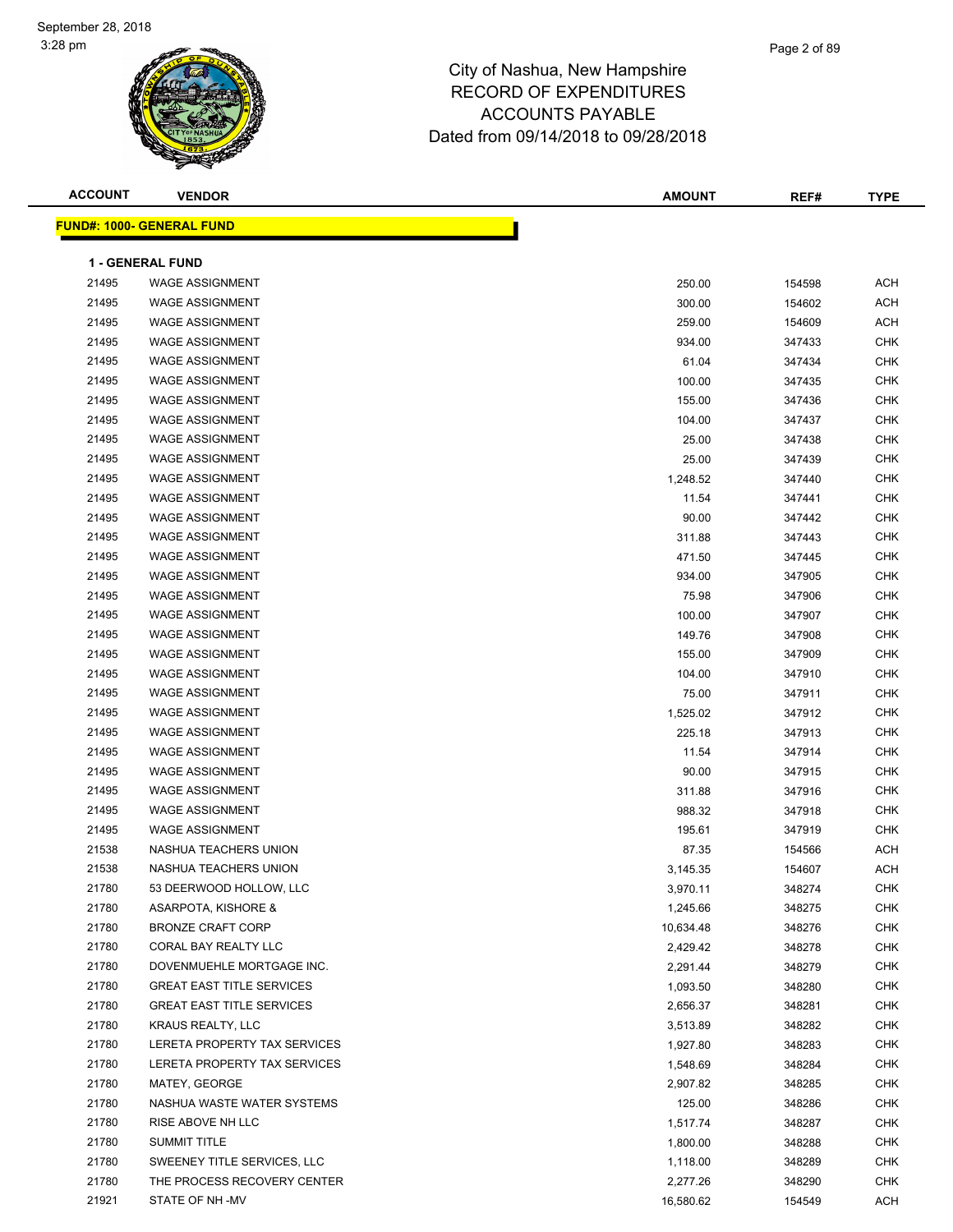# City of Nashua, New Hampshire
## RECORD OF EXPENDITURES
## ACCOUNTS PAYABLE
## Dated from 09/14/2018 to 09/28/2018

| ACCOUNT | VENDOR | AMOUNT | REF# | TYPE |
|---|---|---|---|---|

**FUND#: 1000- GENERAL FUND**

**1 - GENERAL FUND**

| ACCOUNT | VENDOR | AMOUNT | REF# | TYPE |
|---|---|---|---|---|
| 21495 | WAGE ASSIGNMENT | 250.00 | 154598 | ACH |
| 21495 | WAGE ASSIGNMENT | 300.00 | 154602 | ACH |
| 21495 | WAGE ASSIGNMENT | 259.00 | 154609 | ACH |
| 21495 | WAGE ASSIGNMENT | 934.00 | 347433 | CHK |
| 21495 | WAGE ASSIGNMENT | 61.04 | 347434 | CHK |
| 21495 | WAGE ASSIGNMENT | 100.00 | 347435 | CHK |
| 21495 | WAGE ASSIGNMENT | 155.00 | 347436 | CHK |
| 21495 | WAGE ASSIGNMENT | 104.00 | 347437 | CHK |
| 21495 | WAGE ASSIGNMENT | 25.00 | 347438 | CHK |
| 21495 | WAGE ASSIGNMENT | 25.00 | 347439 | CHK |
| 21495 | WAGE ASSIGNMENT | 1,248.52 | 347440 | CHK |
| 21495 | WAGE ASSIGNMENT | 11.54 | 347441 | CHK |
| 21495 | WAGE ASSIGNMENT | 90.00 | 347442 | CHK |
| 21495 | WAGE ASSIGNMENT | 311.88 | 347443 | CHK |
| 21495 | WAGE ASSIGNMENT | 471.50 | 347445 | CHK |
| 21495 | WAGE ASSIGNMENT | 934.00 | 347905 | CHK |
| 21495 | WAGE ASSIGNMENT | 75.98 | 347906 | CHK |
| 21495 | WAGE ASSIGNMENT | 100.00 | 347907 | CHK |
| 21495 | WAGE ASSIGNMENT | 149.76 | 347908 | CHK |
| 21495 | WAGE ASSIGNMENT | 155.00 | 347909 | CHK |
| 21495 | WAGE ASSIGNMENT | 104.00 | 347910 | CHK |
| 21495 | WAGE ASSIGNMENT | 75.00 | 347911 | CHK |
| 21495 | WAGE ASSIGNMENT | 1,525.02 | 347912 | CHK |
| 21495 | WAGE ASSIGNMENT | 225.18 | 347913 | CHK |
| 21495 | WAGE ASSIGNMENT | 11.54 | 347914 | CHK |
| 21495 | WAGE ASSIGNMENT | 90.00 | 347915 | CHK |
| 21495 | WAGE ASSIGNMENT | 311.88 | 347916 | CHK |
| 21495 | WAGE ASSIGNMENT | 988.32 | 347918 | CHK |
| 21495 | WAGE ASSIGNMENT | 195.61 | 347919 | CHK |
| 21538 | NASHUA TEACHERS UNION | 87.35 | 154566 | ACH |
| 21538 | NASHUA TEACHERS UNION | 3,145.35 | 154607 | ACH |
| 21780 | 53 DEERWOOD HOLLOW, LLC | 3,970.11 | 348274 | CHK |
| 21780 | ASARPOTA, KISHORE & | 1,245.66 | 348275 | CHK |
| 21780 | BRONZE CRAFT CORP | 10,634.48 | 348276 | CHK |
| 21780 | CORAL BAY REALTY LLC | 2,429.42 | 348278 | CHK |
| 21780 | DOVENMUEHLE MORTGAGE INC. | 2,291.44 | 348279 | CHK |
| 21780 | GREAT EAST TITLE SERVICES | 1,093.50 | 348280 | CHK |
| 21780 | GREAT EAST TITLE SERVICES | 2,656.37 | 348281 | CHK |
| 21780 | KRAUS REALTY, LLC | 3,513.89 | 348282 | CHK |
| 21780 | LERETA PROPERTY TAX SERVICES | 1,927.80 | 348283 | CHK |
| 21780 | LERETA PROPERTY TAX SERVICES | 1,548.69 | 348284 | CHK |
| 21780 | MATEY, GEORGE | 2,907.82 | 348285 | CHK |
| 21780 | NASHUA WASTE WATER SYSTEMS | 125.00 | 348286 | CHK |
| 21780 | RISE ABOVE NH LLC | 1,517.74 | 348287 | CHK |
| 21780 | SUMMIT TITLE | 1,800.00 | 348288 | CHK |
| 21780 | SWEENEY TITLE SERVICES, LLC | 1,118.00 | 348289 | CHK |
| 21780 | THE PROCESS RECOVERY CENTER | 2,277.26 | 348290 | CHK |
| 21921 | STATE OF NH -MV | 16,580.62 | 154549 | ACH |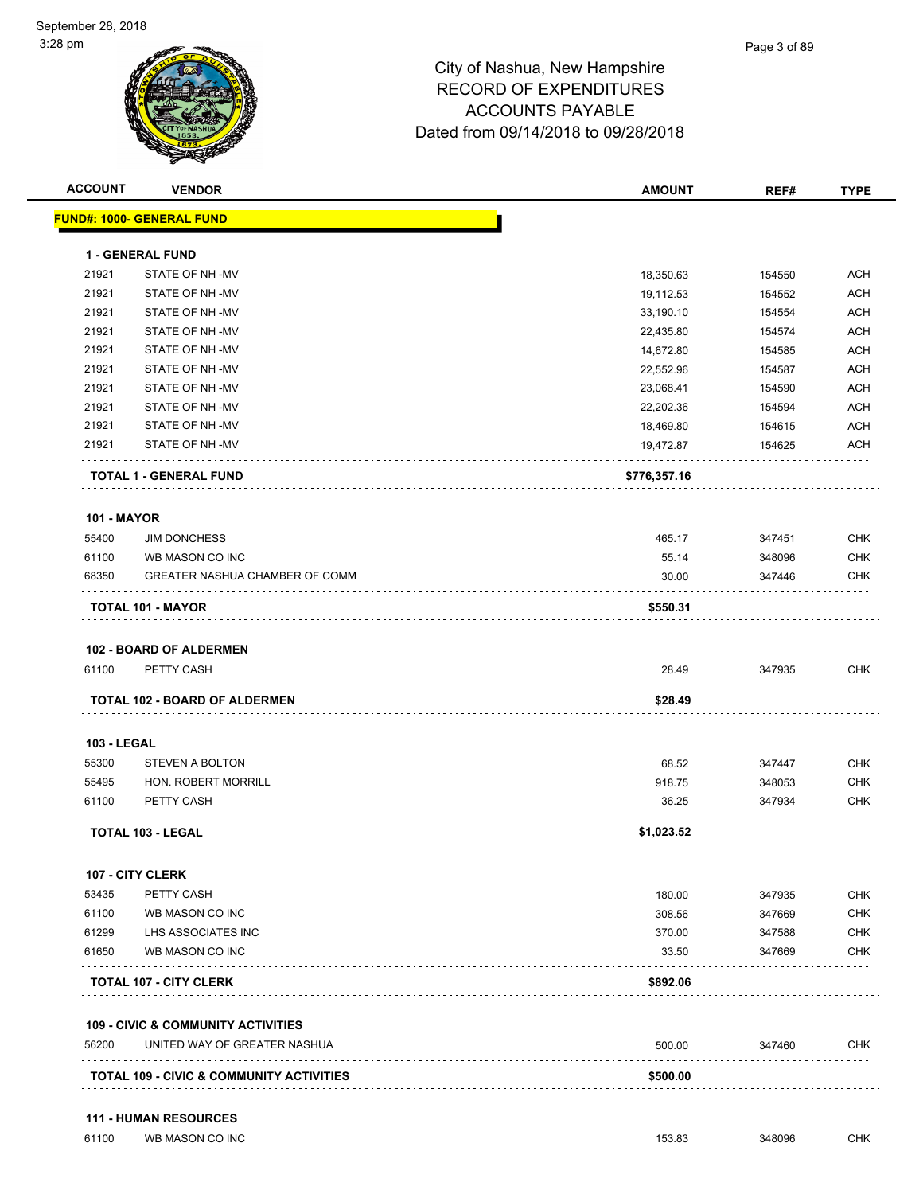# City of Nashua, New Hampshire
## RECORD OF EXPENDITURES
## ACCOUNTS PAYABLE
## Dated from 09/14/2018 to 09/28/2018

September 28, 2018
3:28 pm

| ACCOUNT | VENDOR | AMOUNT | REF# | TYPE |
|---|---|---|---|---|
| **FUND#: 1000- GENERAL FUND** | | | | |
| **1 - GENERAL FUND** | | | | |
| 21921 | STATE OF NH -MV | 18,350.63 | 154550 | ACH |
| 21921 | STATE OF NH -MV | 19,112.53 | 154552 | ACH |
| 21921 | STATE OF NH -MV | 33,190.10 | 154554 | ACH |
| 21921 | STATE OF NH -MV | 22,435.80 | 154574 | ACH |
| 21921 | STATE OF NH -MV | 14,672.80 | 154585 | ACH |
| 21921 | STATE OF NH -MV | 22,552.96 | 154587 | ACH |
| 21921 | STATE OF NH -MV | 23,068.41 | 154590 | ACH |
| 21921 | STATE OF NH -MV | 22,202.36 | 154594 | ACH |
| 21921 | STATE OF NH -MV | 18,469.80 | 154615 | ACH |
| 21921 | STATE OF NH -MV | 19,472.87 | 154625 | ACH |
| **TOTAL 1 - GENERAL FUND** | | **$776,357.16** | | |
| **101 - MAYOR** | | | | |
| 55400 | JIM DONCHESS | 465.17 | 347451 | CHK |
| 61100 | WB MASON CO INC | 55.14 | 348096 | CHK |
| 68350 | GREATER NASHUA CHAMBER OF COMM | 30.00 | 347446 | CHK |
| **TOTAL 101 - MAYOR** | | **$550.31** | | |
| **102 - BOARD OF ALDERMEN** | | | | |
| 61100 | PETTY CASH | 28.49 | 347935 | CHK |
| **TOTAL 102 - BOARD OF ALDERMEN** | | **$28.49** | | |
| **103 - LEGAL** | | | | |
| 55300 | STEVEN A BOLTON | 68.52 | 347447 | CHK |
| 55495 | HON. ROBERT MORRILL | 918.75 | 348053 | CHK |
| 61100 | PETTY CASH | 36.25 | 347934 | CHK |
| **TOTAL 103 - LEGAL** | | **$1,023.52** | | |
| **107 - CITY CLERK** | | | | |
| 53435 | PETTY CASH | 180.00 | 347935 | CHK |
| 61100 | WB MASON CO INC | 308.56 | 347669 | CHK |
| 61299 | LHS ASSOCIATES INC | 370.00 | 347588 | CHK |
| 61650 | WB MASON CO INC | 33.50 | 347669 | CHK |
| **TOTAL 107 - CITY CLERK** | | **$892.06** | | |
| **109 - CIVIC & COMMUNITY ACTIVITIES** | | | | |
| 56200 | UNITED WAY OF GREATER NASHUA | 500.00 | 347460 | CHK |
| **TOTAL 109 - CIVIC & COMMUNITY ACTIVITIES** | | **$500.00** | | |
| **111 - HUMAN RESOURCES** | | | | |
| 61100 | WB MASON CO INC | 153.83 | 348096 | CHK |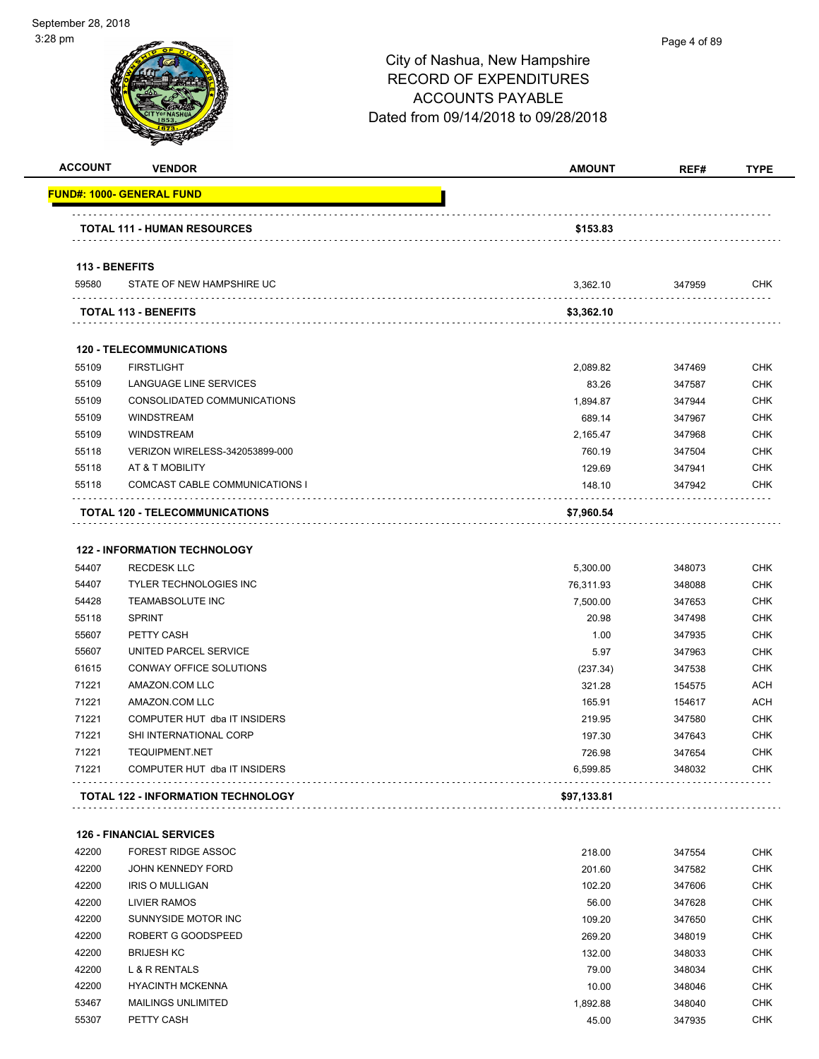# City of Nashua, New Hampshire
# RECORD OF EXPENDITURES
# ACCOUNTS PAYABLE
# Dated from 09/14/2018 to 09/28/2018

| ACCOUNT | VENDOR | AMOUNT | REF# | TYPE |
|---|---|---|---|---|
| **FUND#: 1000- GENERAL FUND** | | | | |
| | **TOTAL 111 - HUMAN RESOURCES** | **$153.83** | | |
| **113 - BENEFITS** | | | | |
| 59580 | STATE OF NEW HAMPSHIRE UC | 3,362.10 | 347959 | CHK |
| | **TOTAL 113 - BENEFITS** | **$3,362.10** | | |
| **120 - TELECOMMUNICATIONS** | | | | |
| 55109 | FIRSTLIGHT | 2,089.82 | 347469 | CHK |
| 55109 | LANGUAGE LINE SERVICES | 83.26 | 347587 | CHK |
| 55109 | CONSOLIDATED COMMUNICATIONS | 1,894.87 | 347944 | CHK |
| 55109 | WINDSTREAM | 689.14 | 347967 | CHK |
| 55109 | WINDSTREAM | 2,165.47 | 347968 | CHK |
| 55118 | VERIZON WIRELESS-342053899-000 | 760.19 | 347504 | CHK |
| 55118 | AT & T MOBILITY | 129.69 | 347941 | CHK |
| 55118 | COMCAST CABLE COMMUNICATIONS I | 148.10 | 347942 | CHK |
| | **TOTAL 120 - TELECOMMUNICATIONS** | **$7,960.54** | | |
| **122 - INFORMATION TECHNOLOGY** | | | | |
| 54407 | RECDESK LLC | 5,300.00 | 348073 | CHK |
| 54407 | TYLER TECHNOLOGIES INC | 76,311.93 | 348088 | CHK |
| 54428 | TEAMABSOLUTE INC | 7,500.00 | 347653 | CHK |
| 55118 | SPRINT | 20.98 | 347498 | CHK |
| 55607 | PETTY CASH | 1.00 | 347935 | CHK |
| 55607 | UNITED PARCEL SERVICE | 5.97 | 347963 | CHK |
| 61615 | CONWAY OFFICE SOLUTIONS | (237.34) | 347538 | CHK |
| 71221 | AMAZON.COM LLC | 321.28 | 154575 | ACH |
| 71221 | AMAZON.COM LLC | 165.91 | 154617 | ACH |
| 71221 | COMPUTER HUT dba IT INSIDERS | 219.95 | 347580 | CHK |
| 71221 | SHI INTERNATIONAL CORP | 197.30 | 347643 | CHK |
| 71221 | TEQUIPMENT.NET | 726.98 | 347654 | CHK |
| 71221 | COMPUTER HUT dba IT INSIDERS | 6,599.85 | 348032 | CHK |
| | **TOTAL 122 - INFORMATION TECHNOLOGY** | **$97,133.81** | | |
| **126 - FINANCIAL SERVICES** | | | | |
| 42200 | FOREST RIDGE ASSOC | 218.00 | 347554 | CHK |
| 42200 | JOHN KENNEDY FORD | 201.60 | 347582 | CHK |
| 42200 | IRIS O MULLIGAN | 102.20 | 347606 | CHK |
| 42200 | LIVIER RAMOS | 56.00 | 347628 | CHK |
| 42200 | SUNNYSIDE MOTOR INC | 109.20 | 347650 | CHK |
| 42200 | ROBERT G GOODSPEED | 269.20 | 348019 | CHK |
| 42200 | BRIJESH KC | 132.00 | 348033 | CHK |
| 42200 | L & R RENTALS | 79.00 | 348034 | CHK |
| 42200 | HYACINTH MCKENNA | 10.00 | 348046 | CHK |
| 53467 | MAILINGS UNLIMITED | 1,892.88 | 348040 | CHK |
| 55307 | PETTY CASH | 45.00 | 347935 | CHK |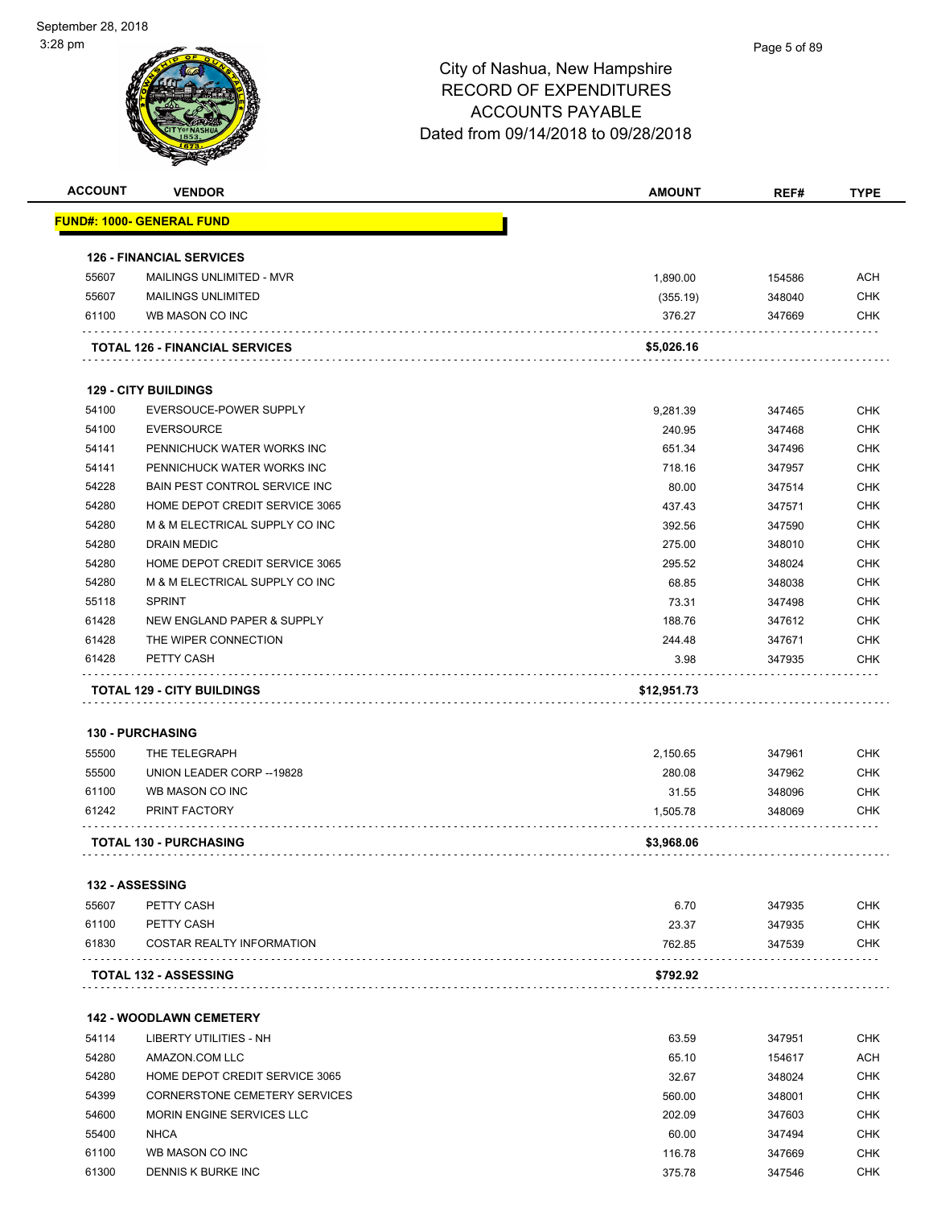# City of Nashua, New Hampshire
## RECORD OF EXPENDITURES
## ACCOUNTS PAYABLE
## Dated from 09/14/2018 to 09/28/2018

| ACCOUNT | VENDOR | AMOUNT | REF# | TYPE |
|---|---|---|---|---|
| **FUND#: 1000- GENERAL FUND** | | | | |
| **126 - FINANCIAL SERVICES** | | | | |
| 55607 | MAILINGS UNLIMITED - MVR | 1,890.00 | 154586 | ACH |
| 55607 | MAILINGS UNLIMITED | (355.19) | 348040 | CHK |
| 61100 | WB MASON CO INC | 376.27 | 347669 | CHK |
| **TOTAL 126 - FINANCIAL SERVICES** | | **$5,026.16** | | |
| **129 - CITY BUILDINGS** | | | | |
| 54100 | EVERSOUCE-POWER SUPPLY | 9,281.39 | 347465 | CHK |
| 54100 | EVERSOURCE | 240.95 | 347468 | CHK |
| 54141 | PENNICHUCK WATER WORKS INC | 651.34 | 347496 | CHK |
| 54141 | PENNICHUCK WATER WORKS INC | 718.16 | 347957 | CHK |
| 54228 | BAIN PEST CONTROL SERVICE INC | 80.00 | 347514 | CHK |
| 54280 | HOME DEPOT CREDIT SERVICE 3065 | 437.43 | 347571 | CHK |
| 54280 | M & M ELECTRICAL SUPPLY CO INC | 392.56 | 347590 | CHK |
| 54280 | DRAIN MEDIC | 275.00 | 348010 | CHK |
| 54280 | HOME DEPOT CREDIT SERVICE 3065 | 295.52 | 348024 | CHK |
| 54280 | M & M ELECTRICAL SUPPLY CO INC | 68.85 | 348038 | CHK |
| 55118 | SPRINT | 73.31 | 347498 | CHK |
| 61428 | NEW ENGLAND PAPER & SUPPLY | 188.76 | 347612 | CHK |
| 61428 | THE WIPER CONNECTION | 244.48 | 347671 | CHK |
| 61428 | PETTY CASH | 3.98 | 347935 | CHK |
| **TOTAL 129 - CITY BUILDINGS** | | **$12,951.73** | | |
| **130 - PURCHASING** | | | | |
| 55500 | THE TELEGRAPH | 2,150.65 | 347961 | CHK |
| 55500 | UNION LEADER CORP --19828 | 280.08 | 347962 | CHK |
| 61100 | WB MASON CO INC | 31.55 | 348096 | CHK |
| 61242 | PRINT FACTORY | 1,505.78 | 348069 | CHK |
| **TOTAL 130 - PURCHASING** | | **$3,968.06** | | |
| **132 - ASSESSING** | | | | |
| 55607 | PETTY CASH | 6.70 | 347935 | CHK |
| 61100 | PETTY CASH | 23.37 | 347935 | CHK |
| 61830 | COSTAR REALTY INFORMATION | 762.85 | 347539 | CHK |
| **TOTAL 132 - ASSESSING** | | **$792.92** | | |
| **142 - WOODLAWN CEMETERY** | | | | |
| 54114 | LIBERTY UTILITIES - NH | 63.59 | 347951 | CHK |
| 54280 | AMAZON.COM LLC | 65.10 | 154617 | ACH |
| 54280 | HOME DEPOT CREDIT SERVICE 3065 | 32.67 | 348024 | CHK |
| 54399 | CORNERSTONE CEMETERY SERVICES | 560.00 | 348001 | CHK |
| 54600 | MORIN ENGINE SERVICES LLC | 202.09 | 347603 | CHK |
| 55400 | NHCA | 60.00 | 347494 | CHK |
| 61100 | WB MASON CO INC | 116.78 | 347669 | CHK |
| 61300 | DENNIS K BURKE INC | 375.78 | 347546 | CHK |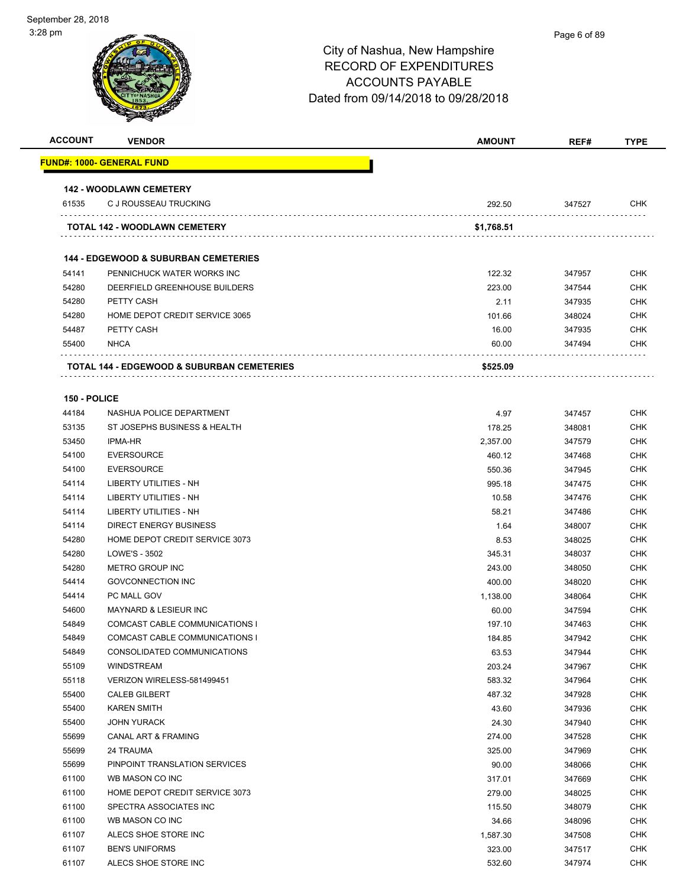# City of Nashua, New Hampshire
## RECORD OF EXPENDITURES
## ACCOUNTS PAYABLE
## Dated from 09/14/2018 to 09/28/2018

| ACCOUNT | VENDOR | AMOUNT | REF# | TYPE |
|---|---|---|---|---|
| **FUND#: 1000- GENERAL FUND** | | | | |
| **142 - WOODLAWN CEMETERY** | | | | |
| 61535 | C J ROUSSEAU TRUCKING | 292.50 | 347527 | CHK |
| **TOTAL 142 - WOODLAWN CEMETERY** | | **$1,768.51** | | |
| **144 - EDGEWOOD & SUBURBAN CEMETERIES** | | | | |
| 54141 | PENNICHUCK WATER WORKS INC | 122.32 | 347957 | CHK |
| 54280 | DEERFIELD GREENHOUSE BUILDERS | 223.00 | 347544 | CHK |
| 54280 | PETTY CASH | 2.11 | 347935 | CHK |
| 54280 | HOME DEPOT CREDIT SERVICE 3065 | 101.66 | 348024 | CHK |
| 54487 | PETTY CASH | 16.00 | 347935 | CHK |
| 55400 | NHCA | 60.00 | 347494 | CHK |
| **TOTAL 144 - EDGEWOOD & SUBURBAN CEMETERIES** | | **$525.09** | | |
| **150 - POLICE** | | | | |
| 44184 | NASHUA POLICE DEPARTMENT | 4.97 | 347457 | CHK |
| 53135 | ST JOSEPHS BUSINESS & HEALTH | 178.25 | 348081 | CHK |
| 53450 | IPMA-HR | 2,357.00 | 347579 | CHK |
| 54100 | EVERSOURCE | 460.12 | 347468 | CHK |
| 54100 | EVERSOURCE | 550.36 | 347945 | CHK |
| 54114 | LIBERTY UTILITIES - NH | 995.18 | 347475 | CHK |
| 54114 | LIBERTY UTILITIES - NH | 10.58 | 347476 | CHK |
| 54114 | LIBERTY UTILITIES - NH | 58.21 | 347486 | CHK |
| 54114 | DIRECT ENERGY BUSINESS | 1.64 | 348007 | CHK |
| 54280 | HOME DEPOT CREDIT SERVICE 3073 | 8.53 | 348025 | CHK |
| 54280 | LOWE'S - 3502 | 345.31 | 348037 | CHK |
| 54280 | METRO GROUP INC | 243.00 | 348050 | CHK |
| 54414 | GOVCONNECTION INC | 400.00 | 348020 | CHK |
| 54414 | PC MALL GOV | 1,138.00 | 348064 | CHK |
| 54600 | MAYNARD & LESIEUR INC | 60.00 | 347594 | CHK |
| 54849 | COMCAST CABLE COMMUNICATIONS I | 197.10 | 347463 | CHK |
| 54849 | COMCAST CABLE COMMUNICATIONS I | 184.85 | 347942 | CHK |
| 54849 | CONSOLIDATED COMMUNICATIONS | 63.53 | 347944 | CHK |
| 55109 | WINDSTREAM | 203.24 | 347967 | CHK |
| 55118 | VERIZON WIRELESS-581499451 | 583.32 | 347964 | CHK |
| 55400 | CALEB GILBERT | 487.32 | 347928 | CHK |
| 55400 | KAREN SMITH | 43.60 | 347936 | CHK |
| 55400 | JOHN YURACK | 24.30 | 347940 | CHK |
| 55699 | CANAL ART & FRAMING | 274.00 | 347528 | CHK |
| 55699 | 24 TRAUMA | 325.00 | 347969 | CHK |
| 55699 | PINPOINT TRANSLATION SERVICES | 90.00 | 348066 | CHK |
| 61100 | WB MASON CO INC | 317.01 | 347669 | CHK |
| 61100 | HOME DEPOT CREDIT SERVICE 3073 | 279.00 | 348025 | CHK |
| 61100 | SPECTRA ASSOCIATES INC | 115.50 | 348079 | CHK |
| 61100 | WB MASON CO INC | 34.66 | 348096 | CHK |
| 61107 | ALECS SHOE STORE INC | 1,587.30 | 347508 | CHK |
| 61107 | BEN'S UNIFORMS | 323.00 | 347517 | CHK |
| 61107 | ALECS SHOE STORE INC | 532.60 | 347974 | CHK |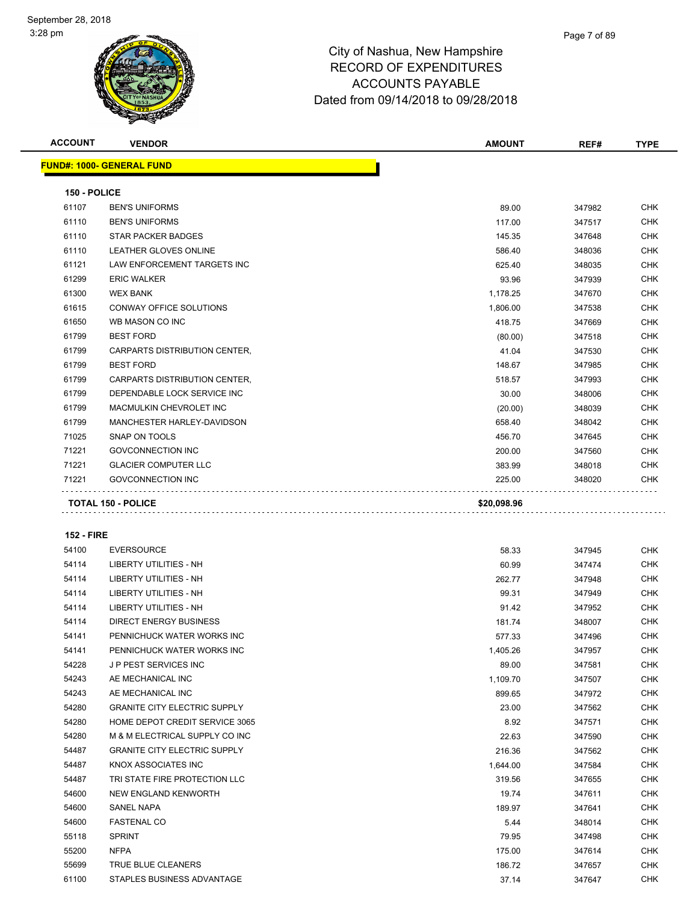City of Nashua, New Hampshire
RECORD OF EXPENDITURES
ACCOUNTS PAYABLE
Dated from 09/14/2018 to 09/28/2018

| ACCOUNT | VENDOR | AMOUNT | REF# | TYPE |
|---|---|---|---|---|
| **FUND#: 1000- GENERAL FUND** | | | | |
| **150 - POLICE** | | | | |
| 61107 | BEN'S UNIFORMS | 89.00 | 347982 | CHK |
| 61110 | BEN'S UNIFORMS | 117.00 | 347517 | CHK |
| 61110 | STAR PACKER BADGES | 145.35 | 347648 | CHK |
| 61110 | LEATHER GLOVES ONLINE | 586.40 | 348036 | CHK |
| 61121 | LAW ENFORCEMENT TARGETS INC | 625.40 | 348035 | CHK |
| 61299 | ERIC WALKER | 93.96 | 347939 | CHK |
| 61300 | WEX BANK | 1,178.25 | 347670 | CHK |
| 61615 | CONWAY OFFICE SOLUTIONS | 1,806.00 | 347538 | CHK |
| 61650 | WB MASON CO INC | 418.75 | 347669 | CHK |
| 61799 | BEST FORD | (80.00) | 347518 | CHK |
| 61799 | CARPARTS DISTRIBUTION CENTER, | 41.04 | 347530 | CHK |
| 61799 | BEST FORD | 148.67 | 347985 | CHK |
| 61799 | CARPARTS DISTRIBUTION CENTER, | 518.57 | 347993 | CHK |
| 61799 | DEPENDABLE LOCK SERVICE INC | 30.00 | 348006 | CHK |
| 61799 | MACMULKIN CHEVROLET INC | (20.00) | 348039 | CHK |
| 61799 | MANCHESTER HARLEY-DAVIDSON | 658.40 | 348042 | CHK |
| 71025 | SNAP ON TOOLS | 456.70 | 347645 | CHK |
| 71221 | GOVCONNECTION INC | 200.00 | 347560 | CHK |
| 71221 | GLACIER COMPUTER LLC | 383.99 | 348018 | CHK |
| 71221 | GOVCONNECTION INC | 225.00 | 348020 | CHK |
| **TOTAL 150 - POLICE** | | **$20,098.96** | | |
| **152 - FIRE** | | | | |
| 54100 | EVERSOURCE | 58.33 | 347945 | CHK |
| 54114 | LIBERTY UTILITIES - NH | 60.99 | 347474 | CHK |
| 54114 | LIBERTY UTILITIES - NH | 262.77 | 347948 | CHK |
| 54114 | LIBERTY UTILITIES - NH | 99.31 | 347949 | CHK |
| 54114 | LIBERTY UTILITIES - NH | 91.42 | 347952 | CHK |
| 54114 | DIRECT ENERGY BUSINESS | 181.74 | 348007 | CHK |
| 54141 | PENNICHUCK WATER WORKS INC | 577.33 | 347496 | CHK |
| 54141 | PENNICHUCK WATER WORKS INC | 1,405.26 | 347957 | CHK |
| 54228 | J P PEST SERVICES INC | 89.00 | 347581 | CHK |
| 54243 | AE MECHANICAL INC | 1,109.70 | 347507 | CHK |
| 54243 | AE MECHANICAL INC | 899.65 | 347972 | CHK |
| 54280 | GRANITE CITY ELECTRIC SUPPLY | 23.00 | 347562 | CHK |
| 54280 | HOME DEPOT CREDIT SERVICE 3065 | 8.92 | 347571 | CHK |
| 54280 | M & M ELECTRICAL SUPPLY CO INC | 22.63 | 347590 | CHK |
| 54487 | GRANITE CITY ELECTRIC SUPPLY | 216.36 | 347562 | CHK |
| 54487 | KNOX ASSOCIATES INC | 1,644.00 | 347584 | CHK |
| 54487 | TRI STATE FIRE PROTECTION LLC | 319.56 | 347655 | CHK |
| 54600 | NEW ENGLAND KENWORTH | 19.74 | 347611 | CHK |
| 54600 | SANEL NAPA | 189.97 | 347641 | CHK |
| 54600 | FASTENAL CO | 5.44 | 348014 | CHK |
| 55118 | SPRINT | 79.95 | 347498 | CHK |
| 55200 | NFPA | 175.00 | 347614 | CHK |
| 55699 | TRUE BLUE CLEANERS | 186.72 | 347657 | CHK |
| 61100 | STAPLES BUSINESS ADVANTAGE | 37.14 | 347647 | CHK |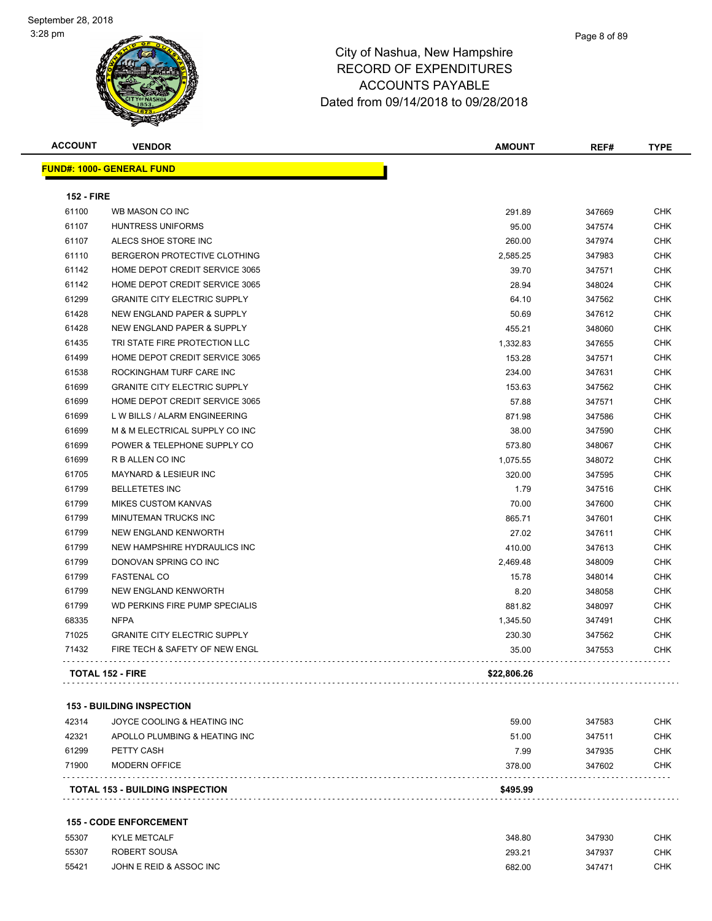City of Nashua, New Hampshire
RECORD OF EXPENDITURES
ACCOUNTS PAYABLE
Dated from 09/14/2018 to 09/28/2018

| ACCOUNT | VENDOR | AMOUNT | REF# | TYPE |
|---|---|---|---|---|
| **FUND#: 1000- GENERAL FUND** | | | | |
| **152 - FIRE** | | | | |
| 61100 | WB MASON CO INC | 291.89 | 347669 | CHK |
| 61107 | HUNTRESS UNIFORMS | 95.00 | 347574 | CHK |
| 61107 | ALECS SHOE STORE INC | 260.00 | 347974 | CHK |
| 61110 | BERGERON PROTECTIVE CLOTHING | 2,585.25 | 347983 | CHK |
| 61142 | HOME DEPOT CREDIT SERVICE 3065 | 39.70 | 347571 | CHK |
| 61142 | HOME DEPOT CREDIT SERVICE 3065 | 28.94 | 348024 | CHK |
| 61299 | GRANITE CITY ELECTRIC SUPPLY | 64.10 | 347562 | CHK |
| 61428 | NEW ENGLAND PAPER & SUPPLY | 50.69 | 347612 | CHK |
| 61428 | NEW ENGLAND PAPER & SUPPLY | 455.21 | 348060 | CHK |
| 61435 | TRI STATE FIRE PROTECTION LLC | 1,332.83 | 347655 | CHK |
| 61499 | HOME DEPOT CREDIT SERVICE 3065 | 153.28 | 347571 | CHK |
| 61538 | ROCKINGHAM TURF CARE INC | 234.00 | 347631 | CHK |
| 61699 | GRANITE CITY ELECTRIC SUPPLY | 153.63 | 347562 | CHK |
| 61699 | HOME DEPOT CREDIT SERVICE 3065 | 57.88 | 347571 | CHK |
| 61699 | L W BILLS / ALARM ENGINEERING | 871.98 | 347586 | CHK |
| 61699 | M & M ELECTRICAL SUPPLY CO INC | 38.00 | 347590 | CHK |
| 61699 | POWER & TELEPHONE SUPPLY CO | 573.80 | 348067 | CHK |
| 61699 | R B ALLEN CO INC | 1,075.55 | 348072 | CHK |
| 61705 | MAYNARD & LESIEUR INC | 320.00 | 347595 | CHK |
| 61799 | BELLETETES INC | 1.79 | 347516 | CHK |
| 61799 | MIKES CUSTOM KANVAS | 70.00 | 347600 | CHK |
| 61799 | MINUTEMAN TRUCKS INC | 865.71 | 347601 | CHK |
| 61799 | NEW ENGLAND KENWORTH | 27.02 | 347611 | CHK |
| 61799 | NEW HAMPSHIRE HYDRAULICS INC | 410.00 | 347613 | CHK |
| 61799 | DONOVAN SPRING CO INC | 2,469.48 | 348009 | CHK |
| 61799 | FASTENAL CO | 15.78 | 348014 | CHK |
| 61799 | NEW ENGLAND KENWORTH | 8.20 | 348058 | CHK |
| 61799 | WD PERKINS FIRE PUMP SPECIALIS | 881.82 | 348097 | CHK |
| 68335 | NFPA | 1,345.50 | 347491 | CHK |
| 71025 | GRANITE CITY ELECTRIC SUPPLY | 230.30 | 347562 | CHK |
| 71432 | FIRE TECH & SAFETY OF NEW ENGL | 35.00 | 347553 | CHK |
| **TOTAL 152 - FIRE** | | **$22,806.26** | | |
| **153 - BUILDING INSPECTION** | | | | |
| 42314 | JOYCE COOLING & HEATING INC | 59.00 | 347583 | CHK |
| 42321 | APOLLO PLUMBING & HEATING INC | 51.00 | 347511 | CHK |
| 61299 | PETTY CASH | 7.99 | 347935 | CHK |
| 71900 | MODERN OFFICE | 378.00 | 347602 | CHK |
| **TOTAL 153 - BUILDING INSPECTION** | | **$495.99** | | |
| **155 - CODE ENFORCEMENT** | | | | |
| 55307 | KYLE METCALF | 348.80 | 347930 | CHK |
| 55307 | ROBERT SOUSA | 293.21 | 347937 | CHK |
| 55421 | JOHN E REID & ASSOC INC | 682.00 | 347471 | CHK |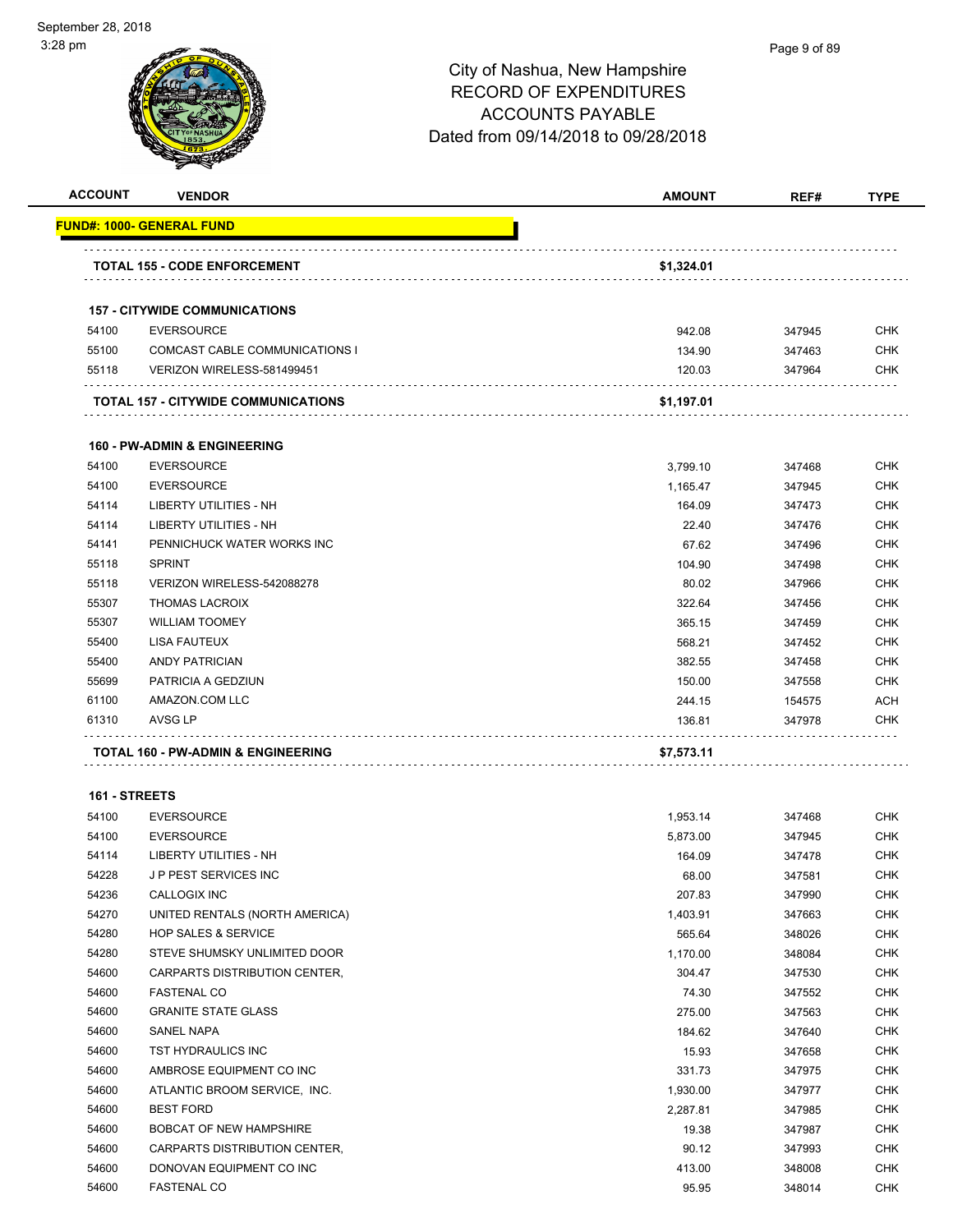# City of Nashua, New Hampshire
## RECORD OF EXPENDITURES
## ACCOUNTS PAYABLE
## Dated from 09/14/2018 to 09/28/2018

| ACCOUNT | VENDOR | AMOUNT | REF# | TYPE |
|---|---|---|---|---|
| **FUND#: 1000- GENERAL FUND** | | | | |
| | **TOTAL 155 - CODE ENFORCEMENT** | **$1,324.01** | | |
| | **157 - CITYWIDE COMMUNICATIONS** | | | |
| 54100 | EVERSOURCE | 942.08 | 347945 | CHK |
| 55100 | COMCAST CABLE COMMUNICATIONS I | 134.90 | 347463 | CHK |
| 55118 | VERIZON WIRELESS-581499451 | 120.03 | 347964 | CHK |
| | **TOTAL 157 - CITYWIDE COMMUNICATIONS** | **$1,197.01** | | |
| | **160 - PW-ADMIN & ENGINEERING** | | | |
| 54100 | EVERSOURCE | 3,799.10 | 347468 | CHK |
| 54100 | EVERSOURCE | 1,165.47 | 347945 | CHK |
| 54114 | LIBERTY UTILITIES - NH | 164.09 | 347473 | CHK |
| 54114 | LIBERTY UTILITIES - NH | 22.40 | 347476 | CHK |
| 54141 | PENNICHUCK WATER WORKS INC | 67.62 | 347496 | CHK |
| 55118 | SPRINT | 104.90 | 347498 | CHK |
| 55118 | VERIZON WIRELESS-542088278 | 80.02 | 347966 | CHK |
| 55307 | THOMAS LACROIX | 322.64 | 347456 | CHK |
| 55307 | WILLIAM TOOMEY | 365.15 | 347459 | CHK |
| 55400 | LISA FAUTEUX | 568.21 | 347452 | CHK |
| 55400 | ANDY PATRICIAN | 382.55 | 347458 | CHK |
| 55699 | PATRICIA A GEDZIUN | 150.00 | 347558 | CHK |
| 61100 | AMAZON.COM LLC | 244.15 | 154575 | ACH |
| 61310 | AVSG LP | 136.81 | 347978 | CHK |
| | **TOTAL 160 - PW-ADMIN & ENGINEERING** | **$7,573.11** | | |
| | **161 - STREETS** | | | |
| 54100 | EVERSOURCE | 1,953.14 | 347468 | CHK |
| 54100 | EVERSOURCE | 5,873.00 | 347945 | CHK |
| 54114 | LIBERTY UTILITIES - NH | 164.09 | 347478 | CHK |
| 54228 | J P PEST SERVICES INC | 68.00 | 347581 | CHK |
| 54236 | CALLOGIX INC | 207.83 | 347990 | CHK |
| 54270 | UNITED RENTALS (NORTH AMERICA) | 1,403.91 | 347663 | CHK |
| 54280 | HOP SALES & SERVICE | 565.64 | 348026 | CHK |
| 54280 | STEVE SHUMSKY UNLIMITED DOOR | 1,170.00 | 348084 | CHK |
| 54600 | CARPARTS DISTRIBUTION CENTER, | 304.47 | 347530 | CHK |
| 54600 | FASTENAL CO | 74.30 | 347552 | CHK |
| 54600 | GRANITE STATE GLASS | 275.00 | 347563 | CHK |
| 54600 | SANEL NAPA | 184.62 | 347640 | CHK |
| 54600 | TST HYDRAULICS INC | 15.93 | 347658 | CHK |
| 54600 | AMBROSE EQUIPMENT CO INC | 331.73 | 347975 | CHK |
| 54600 | ATLANTIC BROOM SERVICE, INC. | 1,930.00 | 347977 | CHK |
| 54600 | BEST FORD | 2,287.81 | 347985 | CHK |
| 54600 | BOBCAT OF NEW HAMPSHIRE | 19.38 | 347987 | CHK |
| 54600 | CARPARTS DISTRIBUTION CENTER, | 90.12 | 347993 | CHK |
| 54600 | DONOVAN EQUIPMENT CO INC | 413.00 | 348008 | CHK |
| 54600 | FASTENAL CO | 95.95 | 348014 | CHK |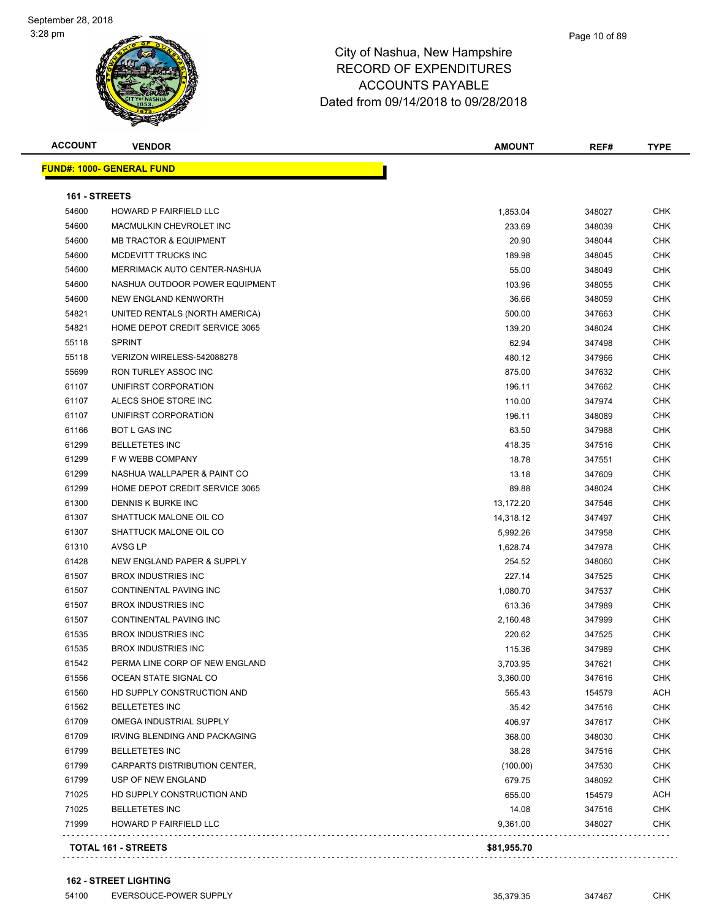September 28, 2018
3:28 pm

# City of Nashua, New Hampshire
## RECORD OF EXPENDITURES
## ACCOUNTS PAYABLE
## Dated from 09/14/2018 to 09/28/2018

| ACCOUNT | VENDOR | AMOUNT | REF# | TYPE |
|---|---|---|---|---|
| **FUND#: 1000- GENERAL FUND** | | | | |
| **161 - STREETS** | | | | |
| 54600 | HOWARD P FAIRFIELD LLC | 1,853.04 | 348027 | CHK |
| 54600 | MACMULKIN CHEVROLET INC | 233.69 | 348039 | CHK |
| 54600 | MB TRACTOR & EQUIPMENT | 20.90 | 348044 | CHK |
| 54600 | MCDEVITT TRUCKS INC | 189.98 | 348045 | CHK |
| 54600 | MERRIMACK AUTO CENTER-NASHUA | 55.00 | 348049 | CHK |
| 54600 | NASHUA OUTDOOR POWER EQUIPMENT | 103.96 | 348055 | CHK |
| 54600 | NEW ENGLAND KENWORTH | 36.66 | 348059 | CHK |
| 54821 | UNITED RENTALS (NORTH AMERICA) | 500.00 | 347663 | CHK |
| 54821 | HOME DEPOT CREDIT SERVICE 3065 | 139.20 | 348024 | CHK |
| 55118 | SPRINT | 62.94 | 347498 | CHK |
| 55118 | VERIZON WIRELESS-542088278 | 480.12 | 347966 | CHK |
| 55699 | RON TURLEY ASSOC INC | 875.00 | 347632 | CHK |
| 61107 | UNIFIRST CORPORATION | 196.11 | 347662 | CHK |
| 61107 | ALECS SHOE STORE INC | 110.00 | 347974 | CHK |
| 61107 | UNIFIRST CORPORATION | 196.11 | 348089 | CHK |
| 61166 | BOT L GAS INC | 63.50 | 347988 | CHK |
| 61299 | BELLETETES INC | 418.35 | 347516 | CHK |
| 61299 | F W WEBB COMPANY | 18.78 | 347551 | CHK |
| 61299 | NASHUA WALLPAPER & PAINT CO | 13.18 | 347609 | CHK |
| 61299 | HOME DEPOT CREDIT SERVICE 3065 | 89.88 | 348024 | CHK |
| 61300 | DENNIS K BURKE INC | 13,172.20 | 347546 | CHK |
| 61307 | SHATTUCK MALONE OIL CO | 14,318.12 | 347497 | CHK |
| 61307 | SHATTUCK MALONE OIL CO | 5,992.26 | 347958 | CHK |
| 61310 | AVSG LP | 1,628.74 | 347978 | CHK |
| 61428 | NEW ENGLAND PAPER & SUPPLY | 254.52 | 348060 | CHK |
| 61507 | BROX INDUSTRIES INC | 227.14 | 347525 | CHK |
| 61507 | CONTINENTAL PAVING INC | 1,080.70 | 347537 | CHK |
| 61507 | BROX INDUSTRIES INC | 613.36 | 347989 | CHK |
| 61507 | CONTINENTAL PAVING INC | 2,160.48 | 347999 | CHK |
| 61535 | BROX INDUSTRIES INC | 220.62 | 347525 | CHK |
| 61535 | BROX INDUSTRIES INC | 115.36 | 347989 | CHK |
| 61542 | PERMA LINE CORP OF NEW ENGLAND | 3,703.95 | 347621 | CHK |
| 61556 | OCEAN STATE SIGNAL CO | 3,360.00 | 347616 | CHK |
| 61560 | HD SUPPLY CONSTRUCTION AND | 565.43 | 154579 | ACH |
| 61562 | BELLETETES INC | 35.42 | 347516 | CHK |
| 61709 | OMEGA INDUSTRIAL SUPPLY | 406.97 | 347617 | CHK |
| 61709 | IRVING BLENDING AND PACKAGING | 368.00 | 348030 | CHK |
| 61799 | BELLETETES INC | 38.28 | 347516 | CHK |
| 61799 | CARPARTS DISTRIBUTION CENTER, | (100.00) | 347530 | CHK |
| 61799 | USP OF NEW ENGLAND | 679.75 | 348092 | CHK |
| 71025 | HD SUPPLY CONSTRUCTION AND | 655.00 | 154579 | ACH |
| 71025 | BELLETETES INC | 14.08 | 347516 | CHK |
| 71999 | HOWARD P FAIRFIELD LLC | 9,361.00 | 348027 | CHK |
| **TOTAL 161 - STREETS** | | **$81,955.70** | | |
| **162 - STREET LIGHTING** | | | | |
| 54100 | EVERSOUCE-POWER SUPPLY | 35,379.35 | 347467 | CHK |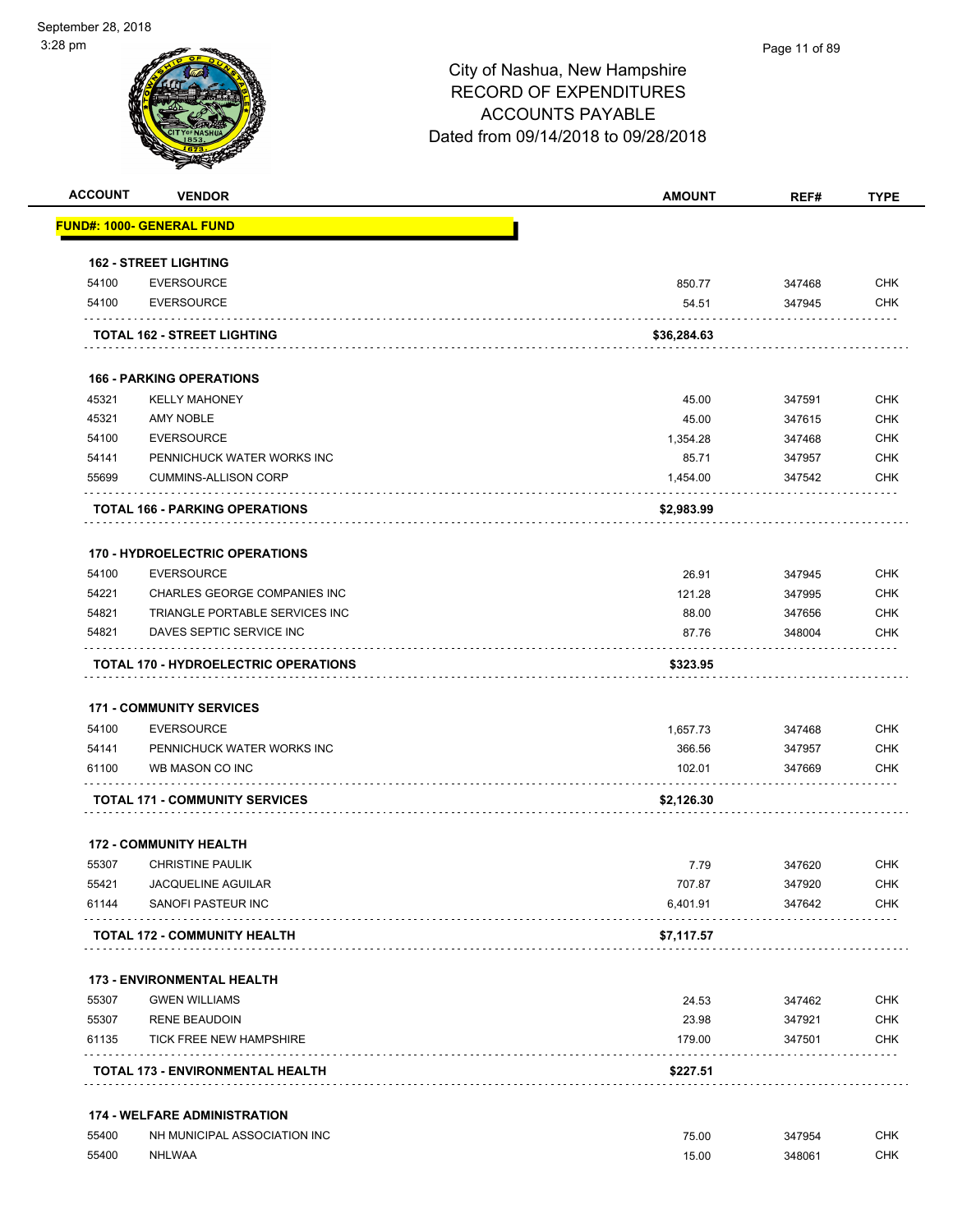# City of Nashua, New Hampshire
## RECORD OF EXPENDITURES
## ACCOUNTS PAYABLE
## Dated from 09/14/2018 to 09/28/2018

| ACCOUNT | VENDOR | AMOUNT | REF# | TYPE |
|---|---|---|---|---|
| **FUND#: 1000- GENERAL FUND** | | | | |
| **162 - STREET LIGHTING** | | | | |
| 54100 | EVERSOURCE | 850.77 | 347468 | CHK |
| 54100 | EVERSOURCE | 54.51 | 347945 | CHK |
| | **TOTAL 162 - STREET LIGHTING** | **$36,284.63** | | |
| **166 - PARKING OPERATIONS** | | | | |
| 45321 | KELLY MAHONEY | 45.00 | 347591 | CHK |
| 45321 | AMY NOBLE | 45.00 | 347615 | CHK |
| 54100 | EVERSOURCE | 1,354.28 | 347468 | CHK |
| 54141 | PENNICHUCK WATER WORKS INC | 85.71 | 347957 | CHK |
| 55699 | CUMMINS-ALLISON CORP | 1,454.00 | 347542 | CHK |
| | **TOTAL 166 - PARKING OPERATIONS** | **$2,983.99** | | |
| **170 - HYDROELECTRIC OPERATIONS** | | | | |
| 54100 | EVERSOURCE | 26.91 | 347945 | CHK |
| 54221 | CHARLES GEORGE COMPANIES INC | 121.28 | 347995 | CHK |
| 54821 | TRIANGLE PORTABLE SERVICES INC | 88.00 | 347656 | CHK |
| 54821 | DAVES SEPTIC SERVICE INC | 87.76 | 348004 | CHK |
| | **TOTAL 170 - HYDROELECTRIC OPERATIONS** | **$323.95** | | |
| **171 - COMMUNITY SERVICES** | | | | |
| 54100 | EVERSOURCE | 1,657.73 | 347468 | CHK |
| 54141 | PENNICHUCK WATER WORKS INC | 366.56 | 347957 | CHK |
| 61100 | WB MASON CO INC | 102.01 | 347669 | CHK |
| | **TOTAL 171 - COMMUNITY SERVICES** | **$2,126.30** | | |
| **172 - COMMUNITY HEALTH** | | | | |
| 55307 | CHRISTINE PAULIK | 7.79 | 347620 | CHK |
| 55421 | JACQUELINE AGUILAR | 707.87 | 347920 | CHK |
| 61144 | SANOFI PASTEUR INC | 6,401.91 | 347642 | CHK |
| | **TOTAL 172 - COMMUNITY HEALTH** | **$7,117.57** | | |
| **173 - ENVIRONMENTAL HEALTH** | | | | |
| 55307 | GWEN WILLIAMS | 24.53 | 347462 | CHK |
| 55307 | RENE BEAUDOIN | 23.98 | 347921 | CHK |
| 61135 | TICK FREE NEW HAMPSHIRE | 179.00 | 347501 | CHK |
| | **TOTAL 173 - ENVIRONMENTAL HEALTH** | **$227.51** | | |
| **174 - WELFARE ADMINISTRATION** | | | | |
| 55400 | NH MUNICIPAL ASSOCIATION INC | 75.00 | 347954 | CHK |
| 55400 | NHLWAA | 15.00 | 348061 | CHK |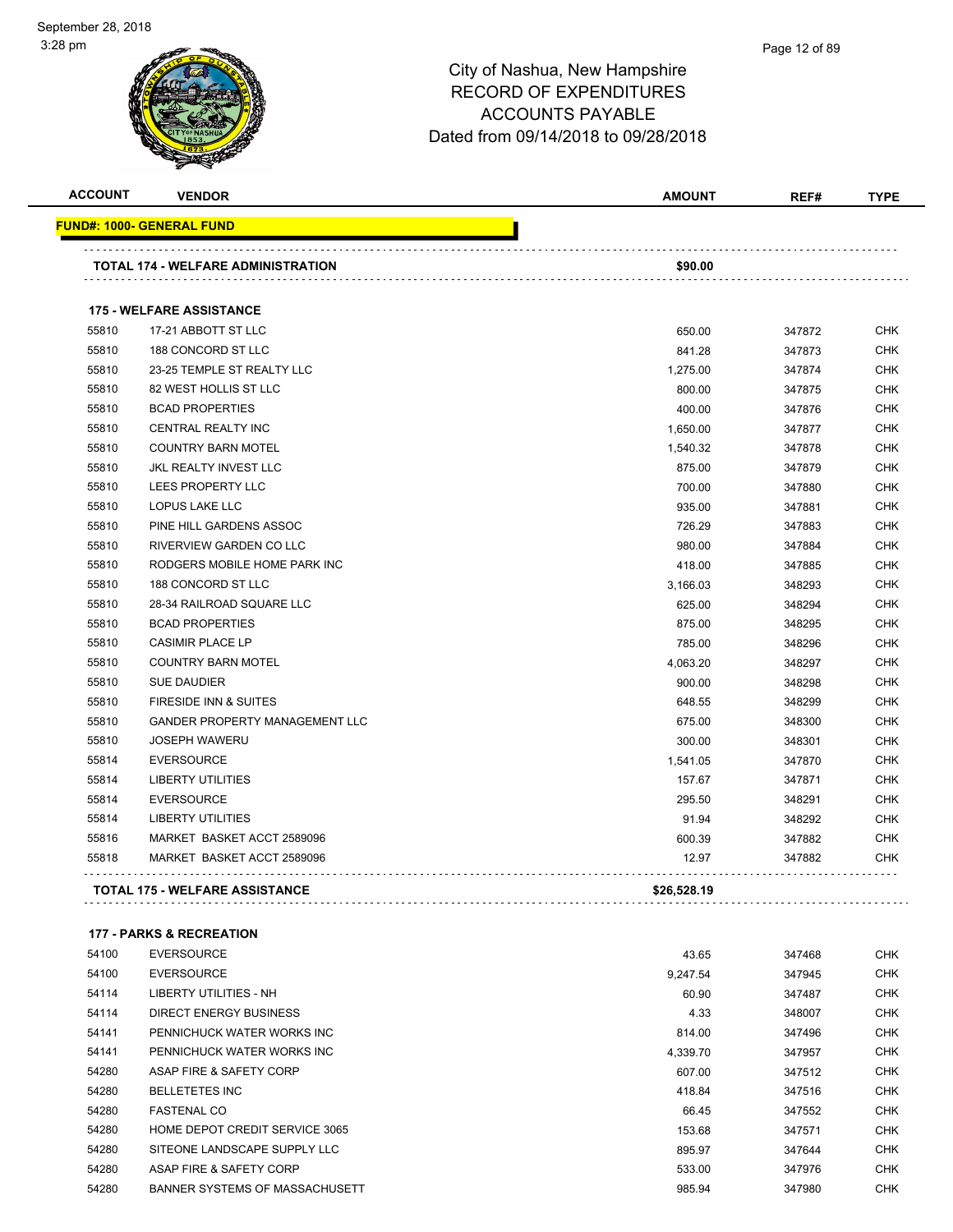# City of Nashua, New Hampshire
## RECORD OF EXPENDITURES
## ACCOUNTS PAYABLE
## Dated from 09/14/2018 to 09/28/2018

September 28, 2018
3:28 pm

| ACCOUNT | VENDOR | AMOUNT | REF# | TYPE |
|---|---|---|---|---|
| **FUND#: 1000- GENERAL FUND** | | | | |
| | **TOTAL 174 - WELFARE ADMINISTRATION** | **$90.00** | | |
| | **175 - WELFARE ASSISTANCE** | | | |
| 55810 | 17-21 ABBOTT ST LLC | 650.00 | 347872 | CHK |
| 55810 | 188 CONCORD ST LLC | 841.28 | 347873 | CHK |
| 55810 | 23-25 TEMPLE ST REALTY LLC | 1,275.00 | 347874 | CHK |
| 55810 | 82 WEST HOLLIS ST LLC | 800.00 | 347875 | CHK |
| 55810 | BCAD PROPERTIES | 400.00 | 347876 | CHK |
| 55810 | CENTRAL REALTY INC | 1,650.00 | 347877 | CHK |
| 55810 | COUNTRY BARN MOTEL | 1,540.32 | 347878 | CHK |
| 55810 | JKL REALTY INVEST LLC | 875.00 | 347879 | CHK |
| 55810 | LEES PROPERTY LLC | 700.00 | 347880 | CHK |
| 55810 | LOPUS LAKE LLC | 935.00 | 347881 | CHK |
| 55810 | PINE HILL GARDENS ASSOC | 726.29 | 347883 | CHK |
| 55810 | RIVERVIEW GARDEN CO LLC | 980.00 | 347884 | CHK |
| 55810 | RODGERS MOBILE HOME PARK INC | 418.00 | 347885 | CHK |
| 55810 | 188 CONCORD ST LLC | 3,166.03 | 348293 | CHK |
| 55810 | 28-34 RAILROAD SQUARE LLC | 625.00 | 348294 | CHK |
| 55810 | BCAD PROPERTIES | 875.00 | 348295 | CHK |
| 55810 | CASIMIR PLACE LP | 785.00 | 348296 | CHK |
| 55810 | COUNTRY BARN MOTEL | 4,063.20 | 348297 | CHK |
| 55810 | SUE DAUDIER | 900.00 | 348298 | CHK |
| 55810 | FIRESIDE INN & SUITES | 648.55 | 348299 | CHK |
| 55810 | GANDER PROPERTY MANAGEMENT LLC | 675.00 | 348300 | CHK |
| 55810 | JOSEPH WAWERU | 300.00 | 348301 | CHK |
| 55814 | EVERSOURCE | 1,541.05 | 347870 | CHK |
| 55814 | LIBERTY UTILITIES | 157.67 | 347871 | CHK |
| 55814 | EVERSOURCE | 295.50 | 348291 | CHK |
| 55814 | LIBERTY UTILITIES | 91.94 | 348292 | CHK |
| 55816 | MARKET BASKET ACCT 2589096 | 600.39 | 347882 | CHK |
| 55818 | MARKET BASKET ACCT 2589096 | 12.97 | 347882 | CHK |
| | **TOTAL 175 - WELFARE ASSISTANCE** | **$26,528.19** | | |
| | **177 - PARKS & RECREATION** | | | |
| 54100 | EVERSOURCE | 43.65 | 347468 | CHK |
| 54100 | EVERSOURCE | 9,247.54 | 347945 | CHK |
| 54114 | LIBERTY UTILITIES - NH | 60.90 | 347487 | CHK |
| 54114 | DIRECT ENERGY BUSINESS | 4.33 | 348007 | CHK |
| 54141 | PENNICHUCK WATER WORKS INC | 814.00 | 347496 | CHK |
| 54141 | PENNICHUCK WATER WORKS INC | 4,339.70 | 347957 | CHK |
| 54280 | ASAP FIRE & SAFETY CORP | 607.00 | 347512 | CHK |
| 54280 | BELLETETES INC | 418.84 | 347516 | CHK |
| 54280 | FASTENAL CO | 66.45 | 347552 | CHK |
| 54280 | HOME DEPOT CREDIT SERVICE 3065 | 153.68 | 347571 | CHK |
| 54280 | SITEONE LANDSCAPE SUPPLY LLC | 895.97 | 347644 | CHK |
| 54280 | ASAP FIRE & SAFETY CORP | 533.00 | 347976 | CHK |
| 54280 | BANNER SYSTEMS OF MASSACHUSETT | 985.94 | 347980 | CHK |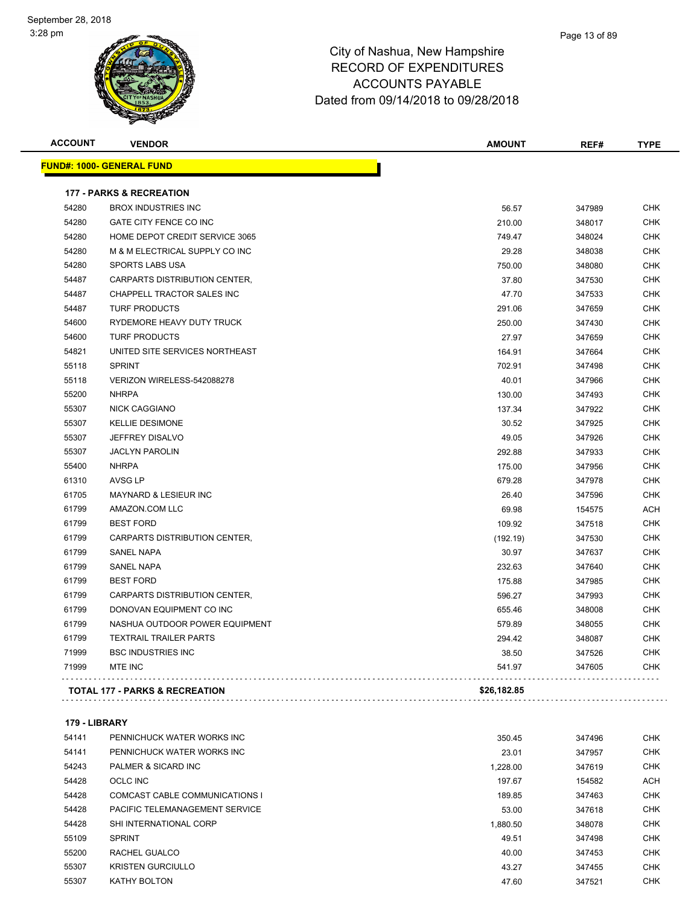City of Nashua, New Hampshire
RECORD OF EXPENDITURES
ACCOUNTS PAYABLE
Dated from 09/14/2018 to 09/28/2018

| ACCOUNT | VENDOR | AMOUNT | REF# | TYPE |
|---|---|---|---|---|
| **FUND#: 1000- GENERAL FUND** | | | | |
| **177 - PARKS & RECREATION** | | | | |
| 54280 | BROX INDUSTRIES INC | 56.57 | 347989 | CHK |
| 54280 | GATE CITY FENCE CO INC | 210.00 | 348017 | CHK |
| 54280 | HOME DEPOT CREDIT SERVICE 3065 | 749.47 | 348024 | CHK |
| 54280 | M & M ELECTRICAL SUPPLY CO INC | 29.28 | 348038 | CHK |
| 54280 | SPORTS LABS USA | 750.00 | 348080 | CHK |
| 54487 | CARPARTS DISTRIBUTION CENTER, | 37.80 | 347530 | CHK |
| 54487 | CHAPPELL TRACTOR SALES INC | 47.70 | 347533 | CHK |
| 54487 | TURF PRODUCTS | 291.06 | 347659 | CHK |
| 54600 | RYDEMORE HEAVY DUTY TRUCK | 250.00 | 347430 | CHK |
| 54600 | TURF PRODUCTS | 27.97 | 347659 | CHK |
| 54821 | UNITED SITE SERVICES NORTHEAST | 164.91 | 347664 | CHK |
| 55118 | SPRINT | 702.91 | 347498 | CHK |
| 55118 | VERIZON WIRELESS-542088278 | 40.01 | 347966 | CHK |
| 55200 | NHRPA | 130.00 | 347493 | CHK |
| 55307 | NICK CAGGIANO | 137.34 | 347922 | CHK |
| 55307 | KELLIE DESIMONE | 30.52 | 347925 | CHK |
| 55307 | JEFFREY DISALVO | 49.05 | 347926 | CHK |
| 55307 | JACLYN PAROLIN | 292.88 | 347933 | CHK |
| 55400 | NHRPA | 175.00 | 347956 | CHK |
| 61310 | AVSG LP | 679.28 | 347978 | CHK |
| 61705 | MAYNARD & LESIEUR INC | 26.40 | 347596 | CHK |
| 61799 | AMAZON.COM LLC | 69.98 | 154575 | ACH |
| 61799 | BEST FORD | 109.92 | 347518 | CHK |
| 61799 | CARPARTS DISTRIBUTION CENTER, | (192.19) | 347530 | CHK |
| 61799 | SANEL NAPA | 30.97 | 347637 | CHK |
| 61799 | SANEL NAPA | 232.63 | 347640 | CHK |
| 61799 | BEST FORD | 175.88 | 347985 | CHK |
| 61799 | CARPARTS DISTRIBUTION CENTER, | 596.27 | 347993 | CHK |
| 61799 | DONOVAN EQUIPMENT CO INC | 655.46 | 348008 | CHK |
| 61799 | NASHUA OUTDOOR POWER EQUIPMENT | 579.89 | 348055 | CHK |
| 61799 | TEXTRAIL TRAILER PARTS | 294.42 | 348087 | CHK |
| 71999 | BSC INDUSTRIES INC | 38.50 | 347526 | CHK |
| 71999 | MTE INC | 541.97 | 347605 | CHK |
| **TOTAL 177 - PARKS & RECREATION** | | **$26,182.85** | | |
| **179 - LIBRARY** | | | | |
| 54141 | PENNICHUCK WATER WORKS INC | 350.45 | 347496 | CHK |
| 54141 | PENNICHUCK WATER WORKS INC | 23.01 | 347957 | CHK |
| 54243 | PALMER & SICARD INC | 1,228.00 | 347619 | CHK |
| 54428 | OCLC INC | 197.67 | 154582 | ACH |
| 54428 | COMCAST CABLE COMMUNICATIONS I | 189.85 | 347463 | CHK |
| 54428 | PACIFIC TELEMANAGEMENT SERVICE | 53.00 | 347618 | CHK |
| 54428 | SHI INTERNATIONAL CORP | 1,880.50 | 348078 | CHK |
| 55109 | SPRINT | 49.51 | 347498 | CHK |
| 55200 | RACHEL GUALCO | 40.00 | 347453 | CHK |
| 55307 | KRISTEN GURCIULLO | 43.27 | 347455 | CHK |
| 55307 | KATHY BOLTON | 47.60 | 347521 | CHK |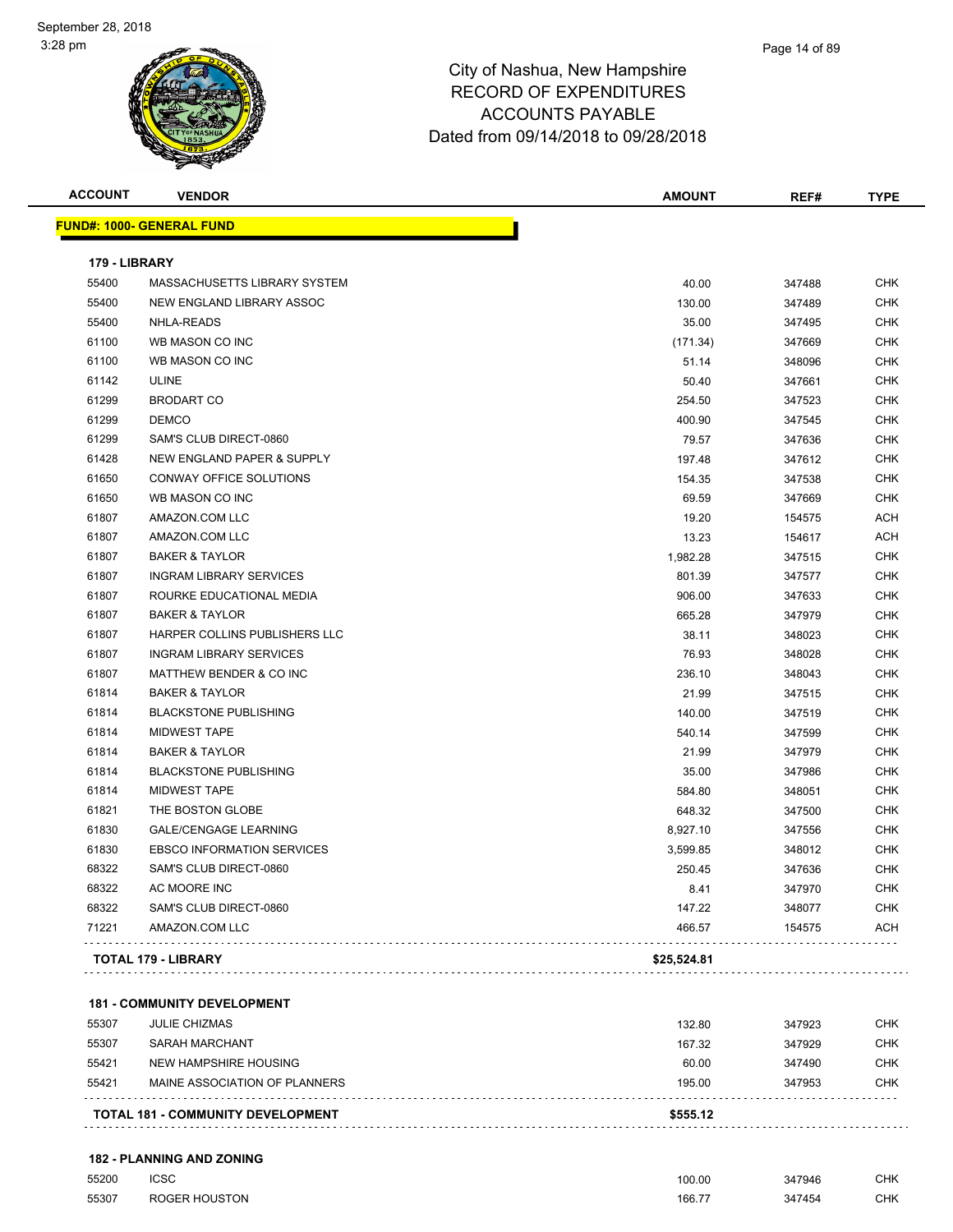# City of Nashua, New Hampshire
## RECORD OF EXPENDITURES
## ACCOUNTS PAYABLE
## Dated from 09/14/2018 to 09/28/2018

| ACCOUNT | VENDOR | AMOUNT | REF# | TYPE |
|---|---|---|---|---|
| **FUND#: 1000- GENERAL FUND** | | | | |
| **179 - LIBRARY** | | | | |
| 55400 | MASSACHUSETTS LIBRARY SYSTEM | 40.00 | 347488 | CHK |
| 55400 | NEW ENGLAND LIBRARY ASSOC | 130.00 | 347489 | CHK |
| 55400 | NHLA-READS | 35.00 | 347495 | CHK |
| 61100 | WB MASON CO INC | (171.34) | 347669 | CHK |
| 61100 | WB MASON CO INC | 51.14 | 348096 | CHK |
| 61142 | ULINE | 50.40 | 347661 | CHK |
| 61299 | BRODART CO | 254.50 | 347523 | CHK |
| 61299 | DEMCO | 400.90 | 347545 | CHK |
| 61299 | SAM'S CLUB DIRECT-0860 | 79.57 | 347636 | CHK |
| 61428 | NEW ENGLAND PAPER & SUPPLY | 197.48 | 347612 | CHK |
| 61650 | CONWAY OFFICE SOLUTIONS | 154.35 | 347538 | CHK |
| 61650 | WB MASON CO INC | 69.59 | 347669 | CHK |
| 61807 | AMAZON.COM LLC | 19.20 | 154575 | ACH |
| 61807 | AMAZON.COM LLC | 13.23 | 154617 | ACH |
| 61807 | BAKER & TAYLOR | 1,982.28 | 347515 | CHK |
| 61807 | INGRAM LIBRARY SERVICES | 801.39 | 347577 | CHK |
| 61807 | ROURKE EDUCATIONAL MEDIA | 906.00 | 347633 | CHK |
| 61807 | BAKER & TAYLOR | 665.28 | 347979 | CHK |
| 61807 | HARPER COLLINS PUBLISHERS LLC | 38.11 | 348023 | CHK |
| 61807 | INGRAM LIBRARY SERVICES | 76.93 | 348028 | CHK |
| 61807 | MATTHEW BENDER & CO INC | 236.10 | 348043 | CHK |
| 61814 | BAKER & TAYLOR | 21.99 | 347515 | CHK |
| 61814 | BLACKSTONE PUBLISHING | 140.00 | 347519 | CHK |
| 61814 | MIDWEST TAPE | 540.14 | 347599 | CHK |
| 61814 | BAKER & TAYLOR | 21.99 | 347979 | CHK |
| 61814 | BLACKSTONE PUBLISHING | 35.00 | 347986 | CHK |
| 61814 | MIDWEST TAPE | 584.80 | 348051 | CHK |
| 61821 | THE BOSTON GLOBE | 648.32 | 347500 | CHK |
| 61830 | GALE/CENGAGE LEARNING | 8,927.10 | 347556 | CHK |
| 61830 | EBSCO INFORMATION SERVICES | 3,599.85 | 348012 | CHK |
| 68322 | SAM'S CLUB DIRECT-0860 | 250.45 | 347636 | CHK |
| 68322 | AC MOORE INC | 8.41 | 347970 | CHK |
| 68322 | SAM'S CLUB DIRECT-0860 | 147.22 | 348077 | CHK |
| 71221 | AMAZON.COM LLC | 466.57 | 154575 | ACH |
| **TOTAL 179 - LIBRARY** | | **$25,524.81** | | |
| **181 - COMMUNITY DEVELOPMENT** | | | | |
| 55307 | JULIE CHIZMAS | 132.80 | 347923 | CHK |
| 55307 | SARAH MARCHANT | 167.32 | 347929 | CHK |
| 55421 | NEW HAMPSHIRE HOUSING | 60.00 | 347490 | CHK |
| 55421 | MAINE ASSOCIATION OF PLANNERS | 195.00 | 347953 | CHK |
| **TOTAL 181 - COMMUNITY DEVELOPMENT** | | **$555.12** | | |
| **182 - PLANNING AND ZONING** | | | | |
| 55200 | ICSC | 100.00 | 347946 | CHK |
| 55307 | ROGER HOUSTON | 166.77 | 347454 | CHK |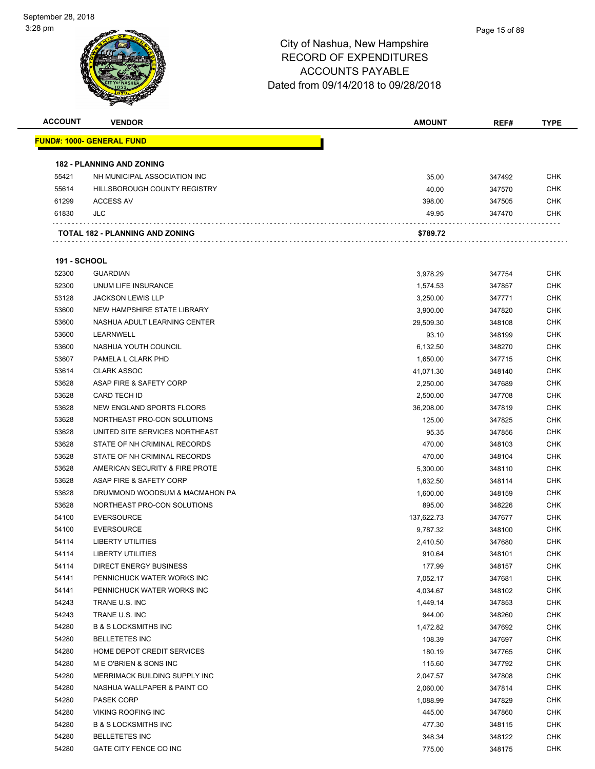# City of Nashua, New Hampshire
## RECORD OF EXPENDITURES
## ACCOUNTS PAYABLE
## Dated from 09/14/2018 to 09/28/2018

September 28, 2018
3:28 pm

| ACCOUNT | VENDOR | AMOUNT | REF# | TYPE |
|---|---|---|---|---|
| **FUND#: 1000- GENERAL FUND** | | | | |
| **182 - PLANNING AND ZONING** | | | | |
| 55421 | NH MUNICIPAL ASSOCIATION INC | 35.00 | 347492 | CHK |
| 55614 | HILLSBOROUGH COUNTY REGISTRY | 40.00 | 347570 | CHK |
| 61299 | ACCESS AV | 398.00 | 347505 | CHK |
| 61830 | JLC | 49.95 | 347470 | CHK |
| **TOTAL 182 - PLANNING AND ZONING** | | **$789.72** | | |
| **191 - SCHOOL** | | | | |
| 52300 | GUARDIAN | 3,978.29 | 347754 | CHK |
| 52300 | UNUM LIFE INSURANCE | 1,574.53 | 347857 | CHK |
| 53128 | JACKSON LEWIS LLP | 3,250.00 | 347771 | CHK |
| 53600 | NEW HAMPSHIRE STATE LIBRARY | 3,900.00 | 347820 | CHK |
| 53600 | NASHUA ADULT LEARNING CENTER | 29,509.30 | 348108 | CHK |
| 53600 | LEARNWELL | 93.10 | 348199 | CHK |
| 53600 | NASHUA YOUTH COUNCIL | 6,132.50 | 348270 | CHK |
| 53607 | PAMELA L CLARK PHD | 1,650.00 | 347715 | CHK |
| 53614 | CLARK ASSOC | 41,071.30 | 348140 | CHK |
| 53628 | ASAP FIRE & SAFETY CORP | 2,250.00 | 347689 | CHK |
| 53628 | CARD TECH ID | 2,500.00 | 347708 | CHK |
| 53628 | NEW ENGLAND SPORTS FLOORS | 36,208.00 | 347819 | CHK |
| 53628 | NORTHEAST PRO-CON SOLUTIONS | 125.00 | 347825 | CHK |
| 53628 | UNITED SITE SERVICES NORTHEAST | 95.35 | 347856 | CHK |
| 53628 | STATE OF NH CRIMINAL RECORDS | 470.00 | 348103 | CHK |
| 53628 | STATE OF NH CRIMINAL RECORDS | 470.00 | 348104 | CHK |
| 53628 | AMERICAN SECURITY & FIRE PROTE | 5,300.00 | 348110 | CHK |
| 53628 | ASAP FIRE & SAFETY CORP | 1,632.50 | 348114 | CHK |
| 53628 | DRUMMOND WOODSUM & MACMAHON PA | 1,600.00 | 348159 | CHK |
| 53628 | NORTHEAST PRO-CON SOLUTIONS | 895.00 | 348226 | CHK |
| 54100 | EVERSOURCE | 137,622.73 | 347677 | CHK |
| 54100 | EVERSOURCE | 9,787.32 | 348100 | CHK |
| 54114 | LIBERTY UTILITIES | 2,410.50 | 347680 | CHK |
| 54114 | LIBERTY UTILITIES | 910.64 | 348101 | CHK |
| 54114 | DIRECT ENERGY BUSINESS | 177.99 | 348157 | CHK |
| 54141 | PENNICHUCK WATER WORKS INC | 7,052.17 | 347681 | CHK |
| 54141 | PENNICHUCK WATER WORKS INC | 4,034.67 | 348102 | CHK |
| 54243 | TRANE U.S. INC | 1,449.14 | 347853 | CHK |
| 54243 | TRANE U.S. INC | 944.00 | 348260 | CHK |
| 54280 | B & S LOCKSMITHS INC | 1,472.82 | 347692 | CHK |
| 54280 | BELLETETES INC | 108.39 | 347697 | CHK |
| 54280 | HOME DEPOT CREDIT SERVICES | 180.19 | 347765 | CHK |
| 54280 | M E O'BRIEN & SONS INC | 115.60 | 347792 | CHK |
| 54280 | MERRIMACK BUILDING SUPPLY INC | 2,047.57 | 347808 | CHK |
| 54280 | NASHUA WALLPAPER & PAINT CO | 2,060.00 | 347814 | CHK |
| 54280 | PASEK CORP | 1,088.99 | 347829 | CHK |
| 54280 | VIKING ROOFING INC | 445.00 | 347860 | CHK |
| 54280 | B & S LOCKSMITHS INC | 477.30 | 348115 | CHK |
| 54280 | BELLETETES INC | 348.34 | 348122 | CHK |
| 54280 | GATE CITY FENCE CO INC | 775.00 | 348175 | CHK |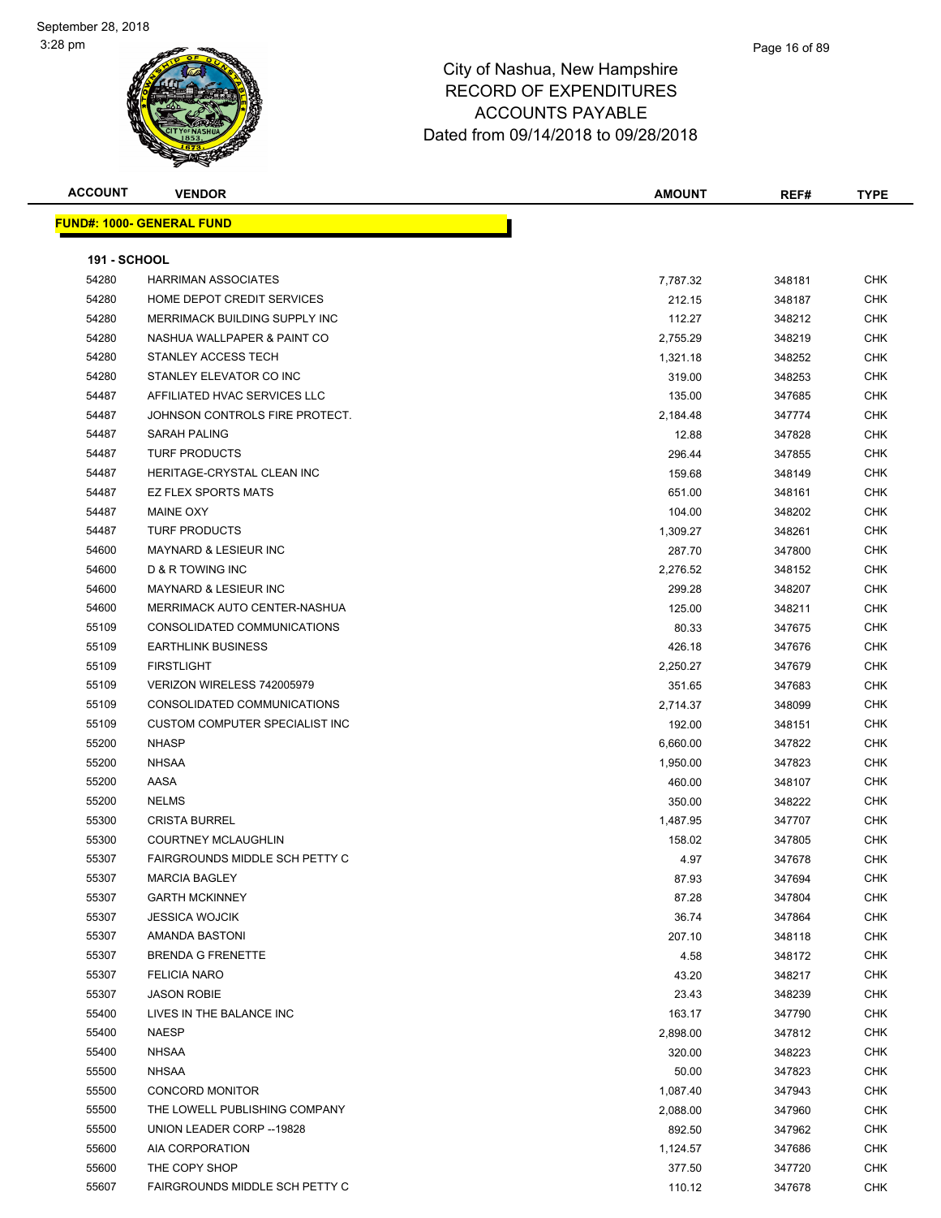# City of Nashua, New Hampshire
## RECORD OF EXPENDITURES
## ACCOUNTS PAYABLE
## Dated from 09/14/2018 to 09/28/2018

| ACCOUNT | VENDOR | AMOUNT | REF# | TYPE |
|---|---|---|---|---|
| **FUND#: 1000- GENERAL FUND** | | | | |
| **191 - SCHOOL** | | | | |
| 54280 | HARRIMAN ASSOCIATES | 7,787.32 | 348181 | CHK |
| 54280 | HOME DEPOT CREDIT SERVICES | 212.15 | 348187 | CHK |
| 54280 | MERRIMACK BUILDING SUPPLY INC | 112.27 | 348212 | CHK |
| 54280 | NASHUA WALLPAPER & PAINT CO | 2,755.29 | 348219 | CHK |
| 54280 | STANLEY ACCESS TECH | 1,321.18 | 348252 | CHK |
| 54280 | STANLEY ELEVATOR CO INC | 319.00 | 348253 | CHK |
| 54487 | AFFILIATED HVAC SERVICES LLC | 135.00 | 347685 | CHK |
| 54487 | JOHNSON CONTROLS FIRE PROTECT. | 2,184.48 | 347774 | CHK |
| 54487 | SARAH PALING | 12.88 | 347828 | CHK |
| 54487 | TURF PRODUCTS | 296.44 | 347855 | CHK |
| 54487 | HERITAGE-CRYSTAL CLEAN INC | 159.68 | 348149 | CHK |
| 54487 | EZ FLEX SPORTS MATS | 651.00 | 348161 | CHK |
| 54487 | MAINE OXY | 104.00 | 348202 | CHK |
| 54487 | TURF PRODUCTS | 1,309.27 | 348261 | CHK |
| 54600 | MAYNARD & LESIEUR INC | 287.70 | 347800 | CHK |
| 54600 | D & R TOWING INC | 2,276.52 | 348152 | CHK |
| 54600 | MAYNARD & LESIEUR INC | 299.28 | 348207 | CHK |
| 54600 | MERRIMACK AUTO CENTER-NASHUA | 125.00 | 348211 | CHK |
| 55109 | CONSOLIDATED COMMUNICATIONS | 80.33 | 347675 | CHK |
| 55109 | EARTHLINK BUSINESS | 426.18 | 347676 | CHK |
| 55109 | FIRSTLIGHT | 2,250.27 | 347679 | CHK |
| 55109 | VERIZON WIRELESS 742005979 | 351.65 | 347683 | CHK |
| 55109 | CONSOLIDATED COMMUNICATIONS | 2,714.37 | 348099 | CHK |
| 55109 | CUSTOM COMPUTER SPECIALIST INC | 192.00 | 348151 | CHK |
| 55200 | NHASP | 6,660.00 | 347822 | CHK |
| 55200 | NHSAA | 1,950.00 | 347823 | CHK |
| 55200 | AASA | 460.00 | 348107 | CHK |
| 55200 | NELMS | 350.00 | 348222 | CHK |
| 55300 | CRISTA BURREL | 1,487.95 | 347707 | CHK |
| 55300 | COURTNEY MCLAUGHLIN | 158.02 | 347805 | CHK |
| 55307 | FAIRGROUNDS MIDDLE SCH PETTY C | 4.97 | 347678 | CHK |
| 55307 | MARCIA BAGLEY | 87.93 | 347694 | CHK |
| 55307 | GARTH MCKINNEY | 87.28 | 347804 | CHK |
| 55307 | JESSICA WOJCIK | 36.74 | 347864 | CHK |
| 55307 | AMANDA BASTONI | 207.10 | 348118 | CHK |
| 55307 | BRENDA G FRENETTE | 4.58 | 348172 | CHK |
| 55307 | FELICIA NARO | 43.20 | 348217 | CHK |
| 55307 | JASON ROBIE | 23.43 | 348239 | CHK |
| 55400 | LIVES IN THE BALANCE INC | 163.17 | 347790 | CHK |
| 55400 | NAESP | 2,898.00 | 347812 | CHK |
| 55400 | NHSAA | 320.00 | 348223 | CHK |
| 55500 | NHSAA | 50.00 | 347823 | CHK |
| 55500 | CONCORD MONITOR | 1,087.40 | 347943 | CHK |
| 55500 | THE LOWELL PUBLISHING COMPANY | 2,088.00 | 347960 | CHK |
| 55500 | UNION LEADER CORP --19828 | 892.50 | 347962 | CHK |
| 55600 | AIA CORPORATION | 1,124.57 | 347686 | CHK |
| 55600 | THE COPY SHOP | 377.50 | 347720 | CHK |
| 55607 | FAIRGROUNDS MIDDLE SCH PETTY C | 110.12 | 347678 | CHK |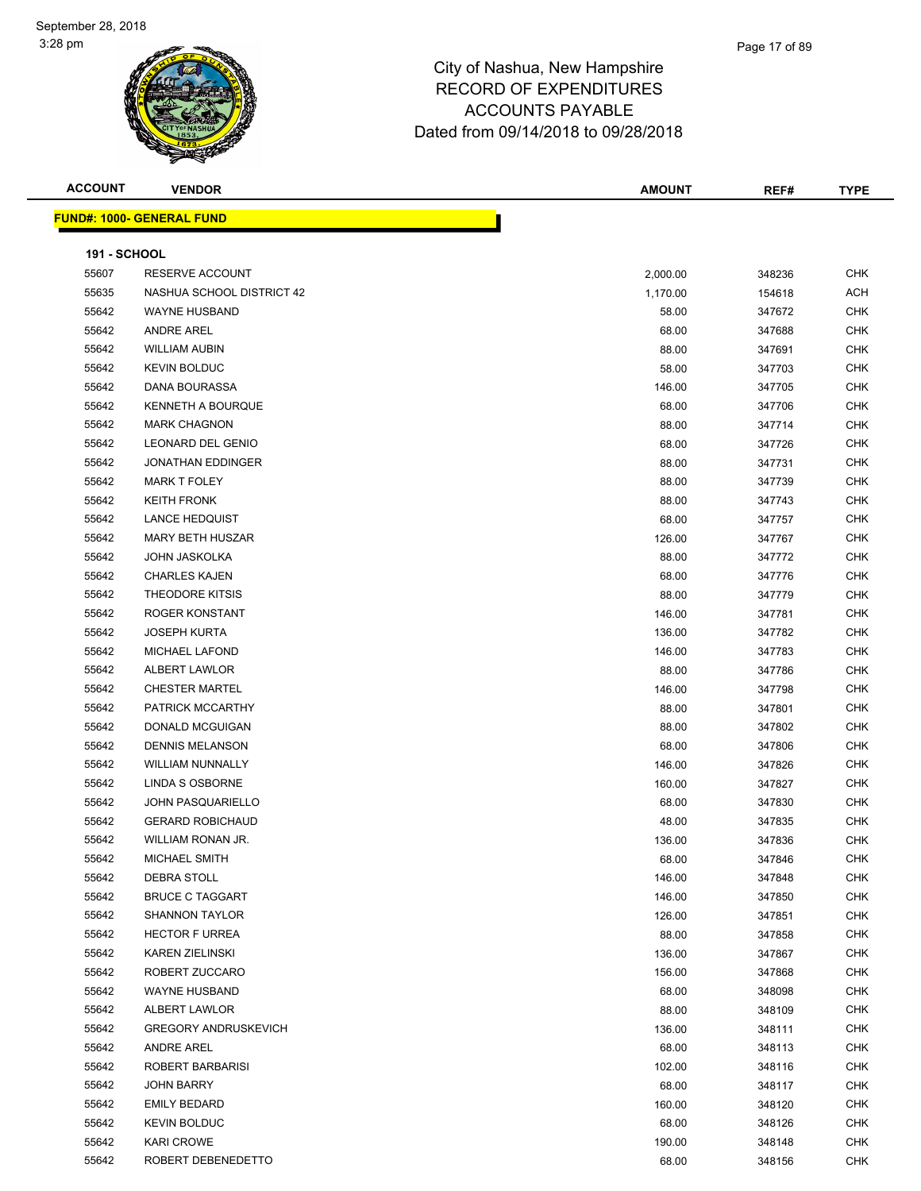# City of Nashua, New Hampshire
## RECORD OF EXPENDITURES
## ACCOUNTS PAYABLE
## Dated from 09/14/2018 to 09/28/2018

| ACCOUNT | VENDOR | AMOUNT | REF# | TYPE |
|---|---|---|---|---|
| **FUND#: 1000- GENERAL FUND** | | | | |
| **191 - SCHOOL** | | | | |
| 55607 | RESERVE ACCOUNT | 2,000.00 | 348236 | CHK |
| 55635 | NASHUA SCHOOL DISTRICT 42 | 1,170.00 | 154618 | ACH |
| 55642 | WAYNE HUSBAND | 58.00 | 347672 | CHK |
| 55642 | ANDRE AREL | 68.00 | 347688 | CHK |
| 55642 | WILLIAM AUBIN | 88.00 | 347691 | CHK |
| 55642 | KEVIN BOLDUC | 58.00 | 347703 | CHK |
| 55642 | DANA BOURASSA | 146.00 | 347705 | CHK |
| 55642 | KENNETH A BOURQUE | 68.00 | 347706 | CHK |
| 55642 | MARK CHAGNON | 88.00 | 347714 | CHK |
| 55642 | LEONARD DEL GENIO | 68.00 | 347726 | CHK |
| 55642 | JONATHAN EDDINGER | 88.00 | 347731 | CHK |
| 55642 | MARK T FOLEY | 88.00 | 347739 | CHK |
| 55642 | KEITH FRONK | 88.00 | 347743 | CHK |
| 55642 | LANCE HEDQUIST | 68.00 | 347757 | CHK |
| 55642 | MARY BETH HUSZAR | 126.00 | 347767 | CHK |
| 55642 | JOHN JASKOLKA | 88.00 | 347772 | CHK |
| 55642 | CHARLES KAJEN | 68.00 | 347776 | CHK |
| 55642 | THEODORE KITSIS | 88.00 | 347779 | CHK |
| 55642 | ROGER KONSTANT | 146.00 | 347781 | CHK |
| 55642 | JOSEPH KURTA | 136.00 | 347782 | CHK |
| 55642 | MICHAEL LAFOND | 146.00 | 347783 | CHK |
| 55642 | ALBERT LAWLOR | 88.00 | 347786 | CHK |
| 55642 | CHESTER MARTEL | 146.00 | 347798 | CHK |
| 55642 | PATRICK MCCARTHY | 88.00 | 347801 | CHK |
| 55642 | DONALD MCGUIGAN | 88.00 | 347802 | CHK |
| 55642 | DENNIS MELANSON | 68.00 | 347806 | CHK |
| 55642 | WILLIAM NUNNALLY | 146.00 | 347826 | CHK |
| 55642 | LINDA S OSBORNE | 160.00 | 347827 | CHK |
| 55642 | JOHN PASQUARIELLO | 68.00 | 347830 | CHK |
| 55642 | GERARD ROBICHAUD | 48.00 | 347835 | CHK |
| 55642 | WILLIAM RONAN JR. | 136.00 | 347836 | CHK |
| 55642 | MICHAEL SMITH | 68.00 | 347846 | CHK |
| 55642 | DEBRA STOLL | 146.00 | 347848 | CHK |
| 55642 | BRUCE C TAGGART | 146.00 | 347850 | CHK |
| 55642 | SHANNON TAYLOR | 126.00 | 347851 | CHK |
| 55642 | HECTOR F URREA | 88.00 | 347858 | CHK |
| 55642 | KAREN ZIELINSKI | 136.00 | 347867 | CHK |
| 55642 | ROBERT ZUCCARO | 156.00 | 347868 | CHK |
| 55642 | WAYNE HUSBAND | 68.00 | 348098 | CHK |
| 55642 | ALBERT LAWLOR | 88.00 | 348109 | CHK |
| 55642 | GREGORY ANDRUSKEVICH | 136.00 | 348111 | CHK |
| 55642 | ANDRE AREL | 68.00 | 348113 | CHK |
| 55642 | ROBERT BARBARISI | 102.00 | 348116 | CHK |
| 55642 | JOHN BARRY | 68.00 | 348117 | CHK |
| 55642 | EMILY BEDARD | 160.00 | 348120 | CHK |
| 55642 | KEVIN BOLDUC | 68.00 | 348126 | CHK |
| 55642 | KARI CROWE | 190.00 | 348148 | CHK |
| 55642 | ROBERT DEBENEDETTO | 68.00 | 348156 | CHK |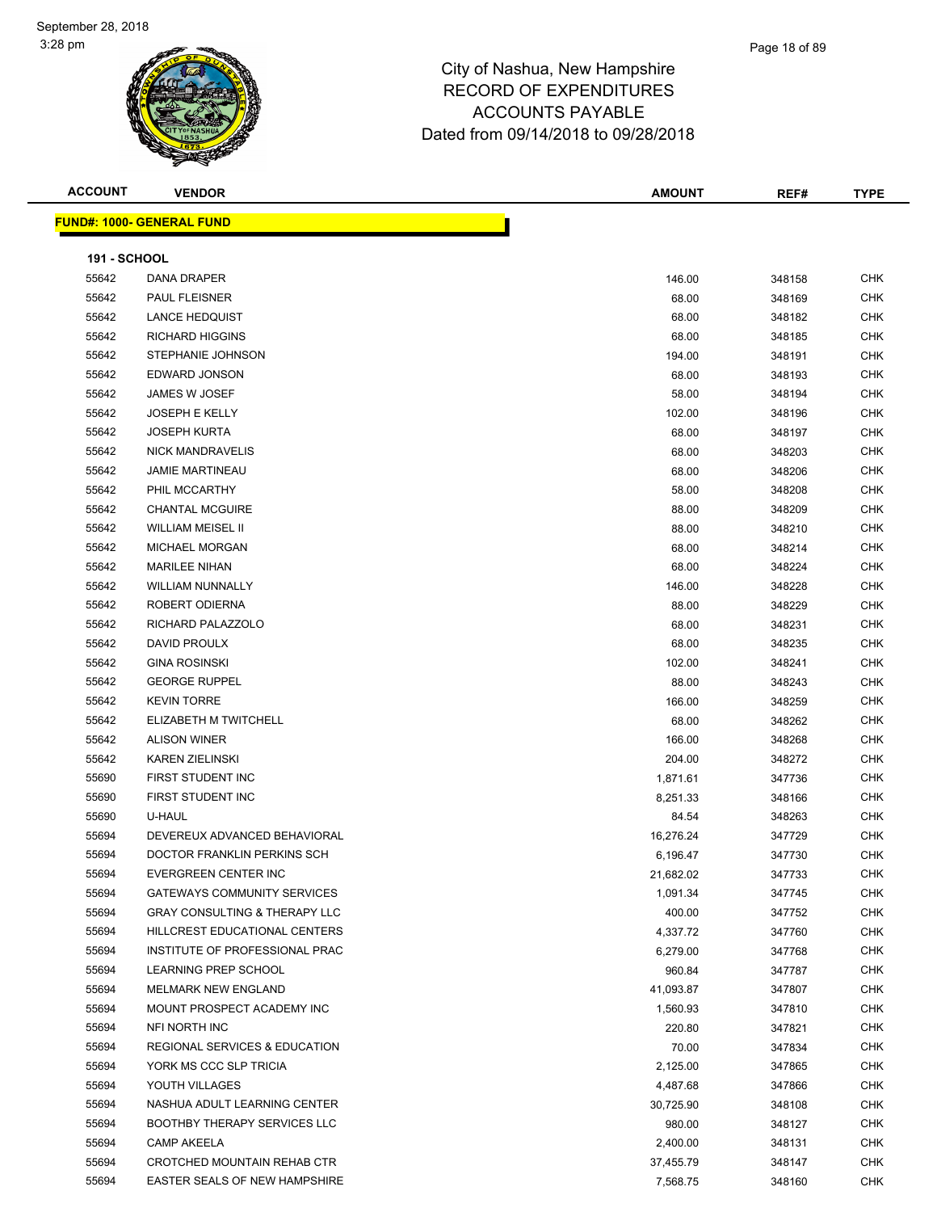City of Nashua, New Hampshire
RECORD OF EXPENDITURES
ACCOUNTS PAYABLE
Dated from 09/14/2018 to 09/28/2018

| ACCOUNT | VENDOR | AMOUNT | REF# | TYPE |
|---|---|---|---|---|

**FUND#: 1000- GENERAL FUND**

**191 - SCHOOL**

| ACCOUNT | VENDOR | AMOUNT | REF# | TYPE |
|---|---|---|---|---|
| 55642 | DANA DRAPER | 146.00 | 348158 | CHK |
| 55642 | PAUL FLEISNER | 68.00 | 348169 | CHK |
| 55642 | LANCE HEDQUIST | 68.00 | 348182 | CHK |
| 55642 | RICHARD HIGGINS | 68.00 | 348185 | CHK |
| 55642 | STEPHANIE JOHNSON | 194.00 | 348191 | CHK |
| 55642 | EDWARD JONSON | 68.00 | 348193 | CHK |
| 55642 | JAMES W JOSEF | 58.00 | 348194 | CHK |
| 55642 | JOSEPH E KELLY | 102.00 | 348196 | CHK |
| 55642 | JOSEPH KURTA | 68.00 | 348197 | CHK |
| 55642 | NICK MANDRAVELIS | 68.00 | 348203 | CHK |
| 55642 | JAMIE MARTINEAU | 68.00 | 348206 | CHK |
| 55642 | PHIL MCCARTHY | 58.00 | 348208 | CHK |
| 55642 | CHANTAL MCGUIRE | 88.00 | 348209 | CHK |
| 55642 | WILLIAM MEISEL II | 88.00 | 348210 | CHK |
| 55642 | MICHAEL MORGAN | 68.00 | 348214 | CHK |
| 55642 | MARILEE NIHAN | 68.00 | 348224 | CHK |
| 55642 | WILLIAM NUNNALLY | 146.00 | 348228 | CHK |
| 55642 | ROBERT ODIERNA | 88.00 | 348229 | CHK |
| 55642 | RICHARD PALAZZOLO | 68.00 | 348231 | CHK |
| 55642 | DAVID PROULX | 68.00 | 348235 | CHK |
| 55642 | GINA ROSINSKI | 102.00 | 348241 | CHK |
| 55642 | GEORGE RUPPEL | 88.00 | 348243 | CHK |
| 55642 | KEVIN TORRE | 166.00 | 348259 | CHK |
| 55642 | ELIZABETH M TWITCHELL | 68.00 | 348262 | CHK |
| 55642 | ALISON WINER | 166.00 | 348268 | CHK |
| 55642 | KAREN ZIELINSKI | 204.00 | 348272 | CHK |
| 55690 | FIRST STUDENT INC | 1,871.61 | 347736 | CHK |
| 55690 | FIRST STUDENT INC | 8,251.33 | 348166 | CHK |
| 55690 | U-HAUL | 84.54 | 348263 | CHK |
| 55694 | DEVEREUX ADVANCED BEHAVIORAL | 16,276.24 | 347729 | CHK |
| 55694 | DOCTOR FRANKLIN PERKINS SCH | 6,196.47 | 347730 | CHK |
| 55694 | EVERGREEN CENTER INC | 21,682.02 | 347733 | CHK |
| 55694 | GATEWAYS COMMUNITY SERVICES | 1,091.34 | 347745 | CHK |
| 55694 | GRAY CONSULTING & THERAPY LLC | 400.00 | 347752 | CHK |
| 55694 | HILLCREST EDUCATIONAL CENTERS | 4,337.72 | 347760 | CHK |
| 55694 | INSTITUTE OF PROFESSIONAL PRAC | 6,279.00 | 347768 | CHK |
| 55694 | LEARNING PREP SCHOOL | 960.84 | 347787 | CHK |
| 55694 | MELMARK NEW ENGLAND | 41,093.87 | 347807 | CHK |
| 55694 | MOUNT PROSPECT ACADEMY INC | 1,560.93 | 347810 | CHK |
| 55694 | NFI NORTH INC | 220.80 | 347821 | CHK |
| 55694 | REGIONAL SERVICES & EDUCATION | 70.00 | 347834 | CHK |
| 55694 | YORK MS CCC SLP TRICIA | 2,125.00 | 347865 | CHK |
| 55694 | YOUTH VILLAGES | 4,487.68 | 347866 | CHK |
| 55694 | NASHUA ADULT LEARNING CENTER | 30,725.90 | 348108 | CHK |
| 55694 | BOOTHBY THERAPY SERVICES LLC | 980.00 | 348127 | CHK |
| 55694 | CAMP AKEELA | 2,400.00 | 348131 | CHK |
| 55694 | CROTCHED MOUNTAIN REHAB CTR | 37,455.79 | 348147 | CHK |
| 55694 | EASTER SEALS OF NEW HAMPSHIRE | 7,568.75 | 348160 | CHK |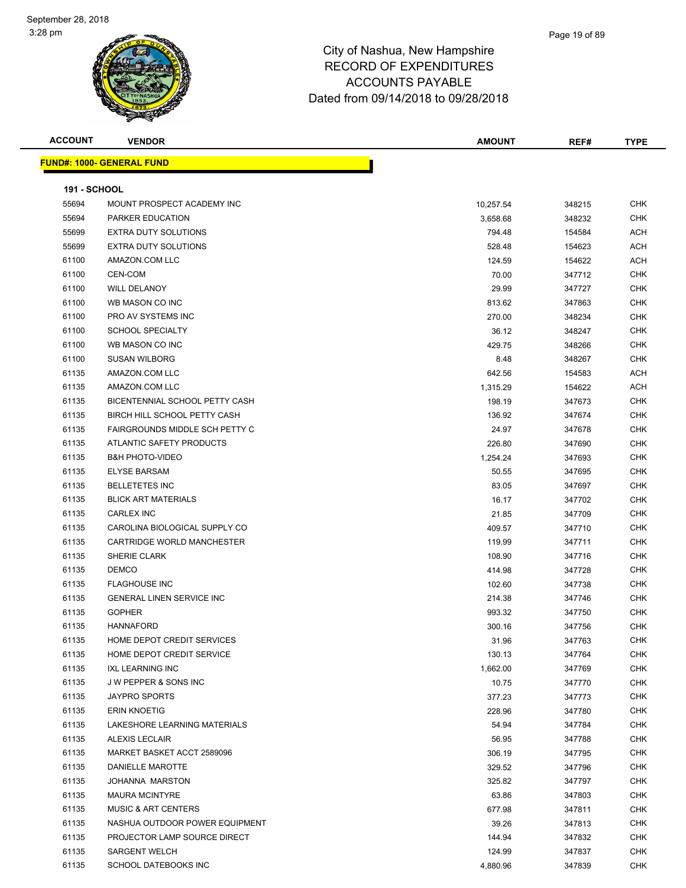# City of Nashua, New Hampshire
## RECORD OF EXPENDITURES
## ACCOUNTS PAYABLE
## Dated from 09/14/2018 to 09/28/2018

| ACCOUNT | VENDOR | AMOUNT | REF# | TYPE |
|---|---|---|---|---|

**FUND#: 1000- GENERAL FUND**

**191 - SCHOOL**

| ACCOUNT | VENDOR | AMOUNT | REF# | TYPE |
|---|---|---|---|---|
| 55694 | MOUNT PROSPECT ACADEMY INC | 10,257.54 | 348215 | CHK |
| 55694 | PARKER EDUCATION | 3,658.68 | 348232 | CHK |
| 55699 | EXTRA DUTY SOLUTIONS | 794.48 | 154584 | ACH |
| 55699 | EXTRA DUTY SOLUTIONS | 528.48 | 154623 | ACH |
| 61100 | AMAZON.COM LLC | 124.59 | 154622 | ACH |
| 61100 | CEN-COM | 70.00 | 347712 | CHK |
| 61100 | WILL DELANOY | 29.99 | 347727 | CHK |
| 61100 | WB MASON CO INC | 813.62 | 347863 | CHK |
| 61100 | PRO AV SYSTEMS INC | 270.00 | 348234 | CHK |
| 61100 | SCHOOL SPECIALTY | 36.12 | 348247 | CHK |
| 61100 | WB MASON CO INC | 429.75 | 348266 | CHK |
| 61100 | SUSAN WILBORG | 8.48 | 348267 | CHK |
| 61135 | AMAZON.COM LLC | 642.56 | 154583 | ACH |
| 61135 | AMAZON.COM LLC | 1,315.29 | 154622 | ACH |
| 61135 | BICENTENNIAL SCHOOL PETTY CASH | 198.19 | 347673 | CHK |
| 61135 | BIRCH HILL SCHOOL PETTY CASH | 136.92 | 347674 | CHK |
| 61135 | FAIRGROUNDS MIDDLE SCH PETTY C | 24.97 | 347678 | CHK |
| 61135 | ATLANTIC SAFETY PRODUCTS | 226.80 | 347690 | CHK |
| 61135 | B&H PHOTO-VIDEO | 1,254.24 | 347693 | CHK |
| 61135 | ELYSE BARSAM | 50.55 | 347695 | CHK |
| 61135 | BELLETETES INC | 83.05 | 347697 | CHK |
| 61135 | BLICK ART MATERIALS | 16.17 | 347702 | CHK |
| 61135 | CARLEX INC | 21.85 | 347709 | CHK |
| 61135 | CAROLINA BIOLOGICAL SUPPLY CO | 409.57 | 347710 | CHK |
| 61135 | CARTRIDGE WORLD MANCHESTER | 119.99 | 347711 | CHK |
| 61135 | SHERIE CLARK | 108.90 | 347716 | CHK |
| 61135 | DEMCO | 414.98 | 347728 | CHK |
| 61135 | FLAGHOUSE INC | 102.60 | 347738 | CHK |
| 61135 | GENERAL LINEN SERVICE INC | 214.38 | 347746 | CHK |
| 61135 | GOPHER | 993.32 | 347750 | CHK |
| 61135 | HANNAFORD | 300.16 | 347756 | CHK |
| 61135 | HOME DEPOT CREDIT SERVICES | 31.96 | 347763 | CHK |
| 61135 | HOME DEPOT CREDIT SERVICE | 130.13 | 347764 | CHK |
| 61135 | IXL LEARNING INC | 1,662.00 | 347769 | CHK |
| 61135 | J W PEPPER & SONS INC | 10.75 | 347770 | CHK |
| 61135 | JAYPRO SPORTS | 377.23 | 347773 | CHK |
| 61135 | ERIN KNOETIG | 228.96 | 347780 | CHK |
| 61135 | LAKESHORE LEARNING MATERIALS | 54.94 | 347784 | CHK |
| 61135 | ALEXIS LECLAIR | 56.95 | 347788 | CHK |
| 61135 | MARKET BASKET ACCT 2589096 | 306.19 | 347795 | CHK |
| 61135 | DANIELLE MAROTTE | 329.52 | 347796 | CHK |
| 61135 | JOHANNA MARSTON | 325.82 | 347797 | CHK |
| 61135 | MAURA MCINTYRE | 63.86 | 347803 | CHK |
| 61135 | MUSIC & ART CENTERS | 677.98 | 347811 | CHK |
| 61135 | NASHUA OUTDOOR POWER EQUIPMENT | 39.26 | 347813 | CHK |
| 61135 | PROJECTOR LAMP SOURCE DIRECT | 144.94 | 347832 | CHK |
| 61135 | SARGENT WELCH | 124.99 | 347837 | CHK |
| 61135 | SCHOOL DATEBOOKS INC | 4,880.96 | 347839 | CHK |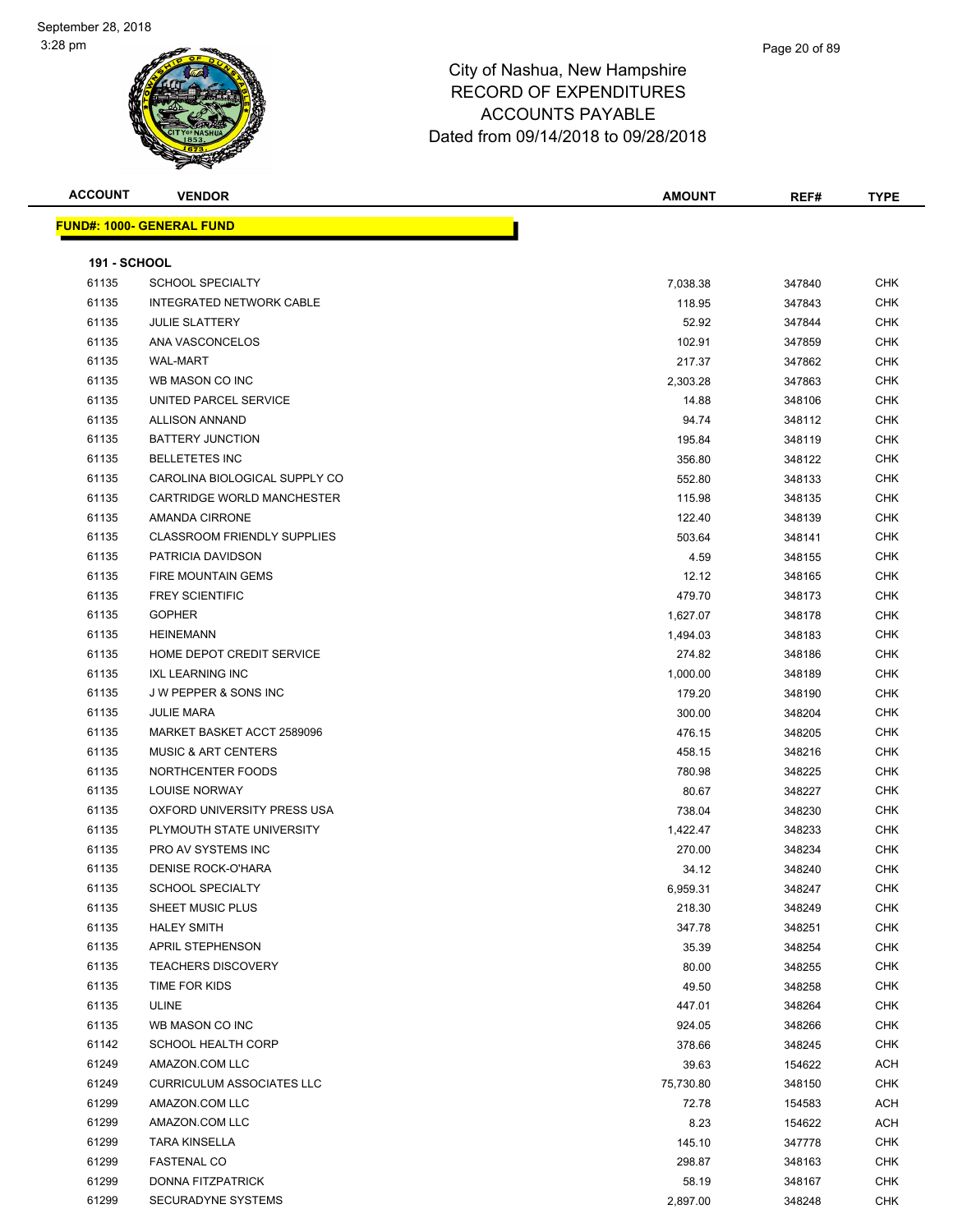City of Nashua, New Hampshire
RECORD OF EXPENDITURES
ACCOUNTS PAYABLE
Dated from 09/14/2018 to 09/28/2018

| ACCOUNT | VENDOR | AMOUNT | REF# | TYPE |
|---|---|---|---|---|

**FUND#: 1000- GENERAL FUND**

**191 - SCHOOL**

| ACCOUNT | VENDOR | AMOUNT | REF# | TYPE |
|---|---|---|---|---|
| 61135 | SCHOOL SPECIALTY | 7,038.38 | 347840 | CHK |
| 61135 | INTEGRATED NETWORK CABLE | 118.95 | 347843 | CHK |
| 61135 | JULIE SLATTERY | 52.92 | 347844 | CHK |
| 61135 | ANA VASCONCELOS | 102.91 | 347859 | CHK |
| 61135 | WAL-MART | 217.37 | 347862 | CHK |
| 61135 | WB MASON CO INC | 2,303.28 | 347863 | CHK |
| 61135 | UNITED PARCEL SERVICE | 14.88 | 348106 | CHK |
| 61135 | ALLISON ANNAND | 94.74 | 348112 | CHK |
| 61135 | BATTERY JUNCTION | 195.84 | 348119 | CHK |
| 61135 | BELLETETES INC | 356.80 | 348122 | CHK |
| 61135 | CAROLINA BIOLOGICAL SUPPLY CO | 552.80 | 348133 | CHK |
| 61135 | CARTRIDGE WORLD MANCHESTER | 115.98 | 348135 | CHK |
| 61135 | AMANDA CIRRONE | 122.40 | 348139 | CHK |
| 61135 | CLASSROOM FRIENDLY SUPPLIES | 503.64 | 348141 | CHK |
| 61135 | PATRICIA DAVIDSON | 4.59 | 348155 | CHK |
| 61135 | FIRE MOUNTAIN GEMS | 12.12 | 348165 | CHK |
| 61135 | FREY SCIENTIFIC | 479.70 | 348173 | CHK |
| 61135 | GOPHER | 1,627.07 | 348178 | CHK |
| 61135 | HEINEMANN | 1,494.03 | 348183 | CHK |
| 61135 | HOME DEPOT CREDIT SERVICE | 274.82 | 348186 | CHK |
| 61135 | IXL LEARNING INC | 1,000.00 | 348189 | CHK |
| 61135 | J W PEPPER & SONS INC | 179.20 | 348190 | CHK |
| 61135 | JULIE MARA | 300.00 | 348204 | CHK |
| 61135 | MARKET BASKET ACCT 2589096 | 476.15 | 348205 | CHK |
| 61135 | MUSIC & ART CENTERS | 458.15 | 348216 | CHK |
| 61135 | NORTHCENTER FOODS | 780.98 | 348225 | CHK |
| 61135 | LOUISE NORWAY | 80.67 | 348227 | CHK |
| 61135 | OXFORD UNIVERSITY PRESS USA | 738.04 | 348230 | CHK |
| 61135 | PLYMOUTH STATE UNIVERSITY | 1,422.47 | 348233 | CHK |
| 61135 | PRO AV SYSTEMS INC | 270.00 | 348234 | CHK |
| 61135 | DENISE ROCK-O'HARA | 34.12 | 348240 | CHK |
| 61135 | SCHOOL SPECIALTY | 6,959.31 | 348247 | CHK |
| 61135 | SHEET MUSIC PLUS | 218.30 | 348249 | CHK |
| 61135 | HALEY SMITH | 347.78 | 348251 | CHK |
| 61135 | APRIL STEPHENSON | 35.39 | 348254 | CHK |
| 61135 | TEACHERS DISCOVERY | 80.00 | 348255 | CHK |
| 61135 | TIME FOR KIDS | 49.50 | 348258 | CHK |
| 61135 | ULINE | 447.01 | 348264 | CHK |
| 61135 | WB MASON CO INC | 924.05 | 348266 | CHK |
| 61142 | SCHOOL HEALTH CORP | 378.66 | 348245 | CHK |
| 61249 | AMAZON.COM LLC | 39.63 | 154622 | ACH |
| 61249 | CURRICULUM ASSOCIATES LLC | 75,730.80 | 348150 | CHK |
| 61299 | AMAZON.COM LLC | 72.78 | 154583 | ACH |
| 61299 | AMAZON.COM LLC | 8.23 | 154622 | ACH |
| 61299 | TARA KINSELLA | 145.10 | 347778 | CHK |
| 61299 | FASTENAL CO | 298.87 | 348163 | CHK |
| 61299 | DONNA FITZPATRICK | 58.19 | 348167 | CHK |
| 61299 | SECURADYNE SYSTEMS | 2,897.00 | 348248 | CHK |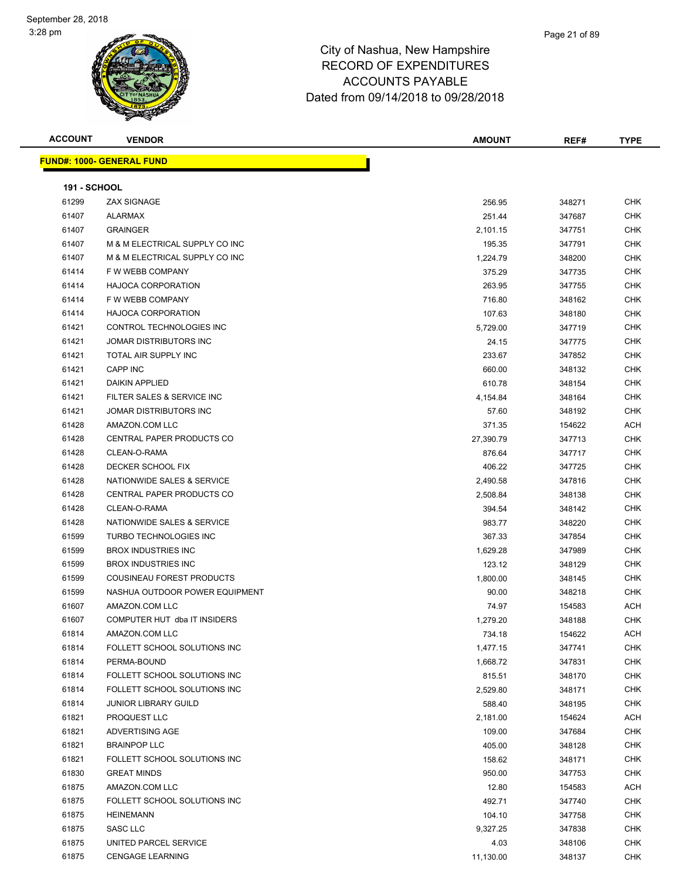City of Nashua, New Hampshire
RECORD OF EXPENDITURES
ACCOUNTS PAYABLE
Dated from 09/14/2018 to 09/28/2018

| ACCOUNT | VENDOR | AMOUNT | REF# | TYPE |
|---|---|---|---|---|

**FUND#: 1000- GENERAL FUND**

**191 - SCHOOL**

| ACCOUNT | VENDOR | AMOUNT | REF# | TYPE |
|---|---|---|---|---|
| 61299 | ZAX SIGNAGE | 256.95 | 348271 | CHK |
| 61407 | ALARMAX | 251.44 | 347687 | CHK |
| 61407 | GRAINGER | 2,101.15 | 347751 | CHK |
| 61407 | M & M ELECTRICAL SUPPLY CO INC | 195.35 | 347791 | CHK |
| 61407 | M & M ELECTRICAL SUPPLY CO INC | 1,224.79 | 348200 | CHK |
| 61414 | F W WEBB COMPANY | 375.29 | 347735 | CHK |
| 61414 | HAJOCA CORPORATION | 263.95 | 347755 | CHK |
| 61414 | F W WEBB COMPANY | 716.80 | 348162 | CHK |
| 61414 | HAJOCA CORPORATION | 107.63 | 348180 | CHK |
| 61421 | CONTROL TECHNOLOGIES INC | 5,729.00 | 347719 | CHK |
| 61421 | JOMAR DISTRIBUTORS INC | 24.15 | 347775 | CHK |
| 61421 | TOTAL AIR SUPPLY INC | 233.67 | 347852 | CHK |
| 61421 | CAPP INC | 660.00 | 348132 | CHK |
| 61421 | DAIKIN APPLIED | 610.78 | 348154 | CHK |
| 61421 | FILTER SALES & SERVICE INC | 4,154.84 | 348164 | CHK |
| 61421 | JOMAR DISTRIBUTORS INC | 57.60 | 348192 | CHK |
| 61428 | AMAZON.COM LLC | 371.35 | 154622 | ACH |
| 61428 | CENTRAL PAPER PRODUCTS CO | 27,390.79 | 347713 | CHK |
| 61428 | CLEAN-O-RAMA | 876.64 | 347717 | CHK |
| 61428 | DECKER SCHOOL FIX | 406.22 | 347725 | CHK |
| 61428 | NATIONWIDE SALES & SERVICE | 2,490.58 | 347816 | CHK |
| 61428 | CENTRAL PAPER PRODUCTS CO | 2,508.84 | 348138 | CHK |
| 61428 | CLEAN-O-RAMA | 394.54 | 348142 | CHK |
| 61428 | NATIONWIDE SALES & SERVICE | 983.77 | 348220 | CHK |
| 61599 | TURBO TECHNOLOGIES INC | 367.33 | 347854 | CHK |
| 61599 | BROX INDUSTRIES INC | 1,629.28 | 347989 | CHK |
| 61599 | BROX INDUSTRIES INC | 123.12 | 348129 | CHK |
| 61599 | COUSINEAU FOREST PRODUCTS | 1,800.00 | 348145 | CHK |
| 61599 | NASHUA OUTDOOR POWER EQUIPMENT | 90.00 | 348218 | CHK |
| 61607 | AMAZON.COM LLC | 74.97 | 154583 | ACH |
| 61607 | COMPUTER HUT dba IT INSIDERS | 1,279.20 | 348188 | CHK |
| 61814 | AMAZON.COM LLC | 734.18 | 154622 | ACH |
| 61814 | FOLLETT SCHOOL SOLUTIONS INC | 1,477.15 | 347741 | CHK |
| 61814 | PERMA-BOUND | 1,668.72 | 347831 | CHK |
| 61814 | FOLLETT SCHOOL SOLUTIONS INC | 815.51 | 348170 | CHK |
| 61814 | FOLLETT SCHOOL SOLUTIONS INC | 2,529.80 | 348171 | CHK |
| 61814 | JUNIOR LIBRARY GUILD | 588.40 | 348195 | CHK |
| 61821 | PROQUEST LLC | 2,181.00 | 154624 | ACH |
| 61821 | ADVERTISING AGE | 109.00 | 347684 | CHK |
| 61821 | BRAINPOP LLC | 405.00 | 348128 | CHK |
| 61821 | FOLLETT SCHOOL SOLUTIONS INC | 158.62 | 348171 | CHK |
| 61830 | GREAT MINDS | 950.00 | 347753 | CHK |
| 61875 | AMAZON.COM LLC | 12.80 | 154583 | ACH |
| 61875 | FOLLETT SCHOOL SOLUTIONS INC | 492.71 | 347740 | CHK |
| 61875 | HEINEMANN | 104.10 | 347758 | CHK |
| 61875 | SASC LLC | 9,327.25 | 347838 | CHK |
| 61875 | UNITED PARCEL SERVICE | 4.03 | 348106 | CHK |
| 61875 | CENGAGE LEARNING | 11,130.00 | 348137 | CHK |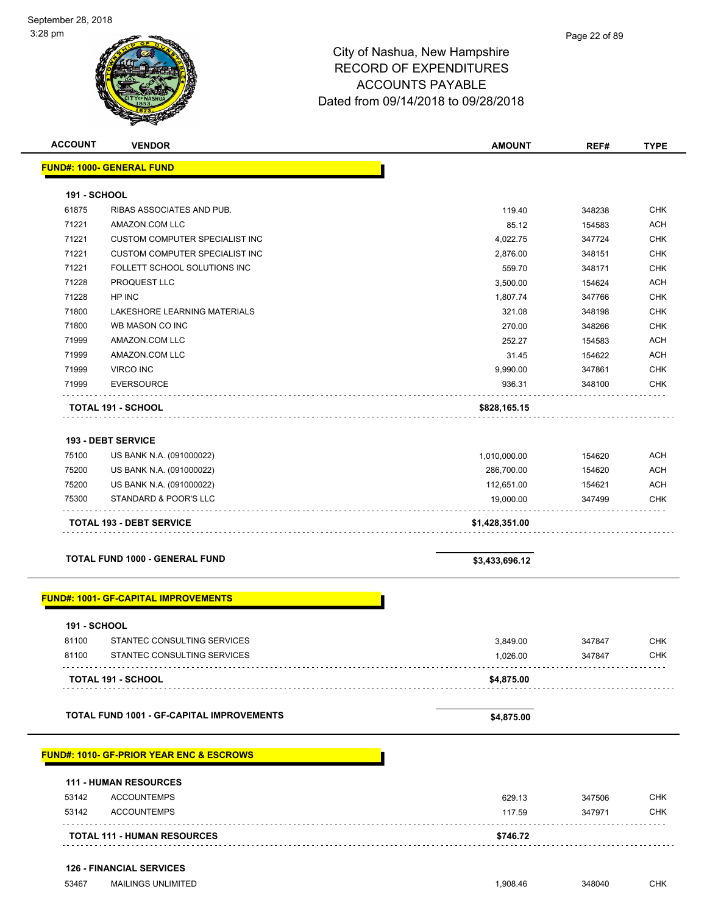# City of Nashua, New Hampshire
# RECORD OF EXPENDITURES
# ACCOUNTS PAYABLE
# Dated from 09/14/2018 to 09/28/2018

| ACCOUNT | VENDOR | AMOUNT | REF# | TYPE |
|---|---|---|---|---|
| **FUND#: 1000- GENERAL FUND** | | | | |
| **191 - SCHOOL** | | | | |
| 61875 | RIBAS ASSOCIATES AND PUB. | 119.40 | 348238 | CHK |
| 71221 | AMAZON.COM LLC | 85.12 | 154583 | ACH |
| 71221 | CUSTOM COMPUTER SPECIALIST INC | 4,022.75 | 347724 | CHK |
| 71221 | CUSTOM COMPUTER SPECIALIST INC | 2,876.00 | 348151 | CHK |
| 71221 | FOLLETT SCHOOL SOLUTIONS INC | 559.70 | 348171 | CHK |
| 71228 | PROQUEST LLC | 3,500.00 | 154624 | ACH |
| 71228 | HP INC | 1,807.74 | 347766 | CHK |
| 71800 | LAKESHORE LEARNING MATERIALS | 321.08 | 348198 | CHK |
| 71800 | WB MASON CO INC | 270.00 | 348266 | CHK |
| 71999 | AMAZON.COM LLC | 252.27 | 154583 | ACH |
| 71999 | AMAZON.COM LLC | 31.45 | 154622 | ACH |
| 71999 | VIRCO INC | 9,990.00 | 347861 | CHK |
| 71999 | EVERSOURCE | 936.31 | 348100 | CHK |
| **TOTAL 191 - SCHOOL** | | **$828,165.15** | | |
| **193 - DEBT SERVICE** | | | | |
| 75100 | US BANK N.A. (091000022) | 1,010,000.00 | 154620 | ACH |
| 75200 | US BANK N.A. (091000022) | 286,700.00 | 154620 | ACH |
| 75200 | US BANK N.A. (091000022) | 112,651.00 | 154621 | ACH |
| 75300 | STANDARD & POOR'S LLC | 19,000.00 | 347499 | CHK |
| **TOTAL 193 - DEBT SERVICE** | | **$1,428,351.00** | | |
| **TOTAL FUND 1000 - GENERAL FUND** | | **$3,433,696.12** | | |
| **FUND#: 1001- GF-CAPITAL IMPROVEMENTS** | | | | |
| **191 - SCHOOL** | | | | |
| 81100 | STANTEC CONSULTING SERVICES | 3,849.00 | 347847 | CHK |
| 81100 | STANTEC CONSULTING SERVICES | 1,026.00 | 347847 | CHK |
| **TOTAL 191 - SCHOOL** | | **$4,875.00** | | |
| **TOTAL FUND 1001 - GF-CAPITAL IMPROVEMENTS** | | **$4,875.00** | | |
| **FUND#: 1010- GF-PRIOR YEAR ENC & ESCROWS** | | | | |
| **111 - HUMAN RESOURCES** | | | | |
| 53142 | ACCOUNTEMPS | 629.13 | 347506 | CHK |
| 53142 | ACCOUNTEMPS | 117.59 | 347971 | CHK |
| **TOTAL 111 - HUMAN RESOURCES** | | **$746.72** | | |
| **126 - FINANCIAL SERVICES** | | | | |
| 53467 | MAILINGS UNLIMITED | 1,908.46 | 348040 | CHK |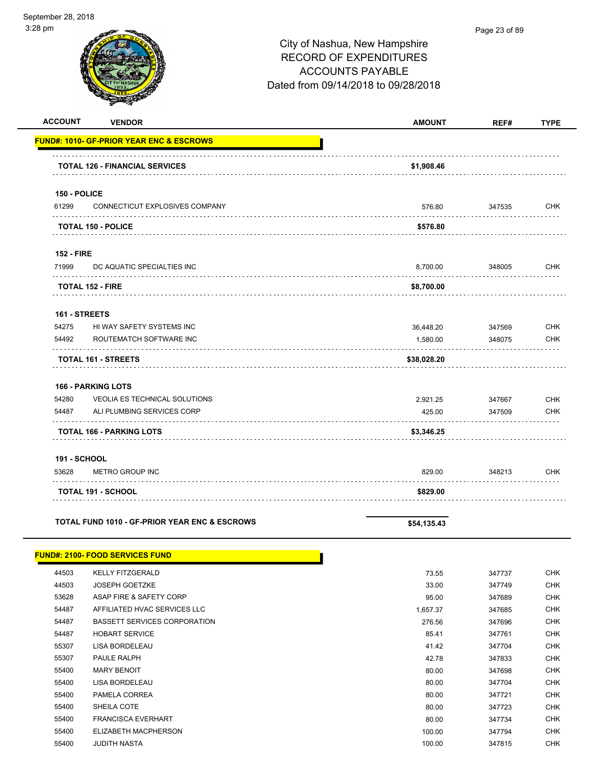City of Nashua, New Hampshire
RECORD OF EXPENDITURES
ACCOUNTS PAYABLE
Dated from 09/14/2018 to 09/28/2018

| ACCOUNT | VENDOR | AMOUNT | REF# | TYPE |
|---|---|---|---|---|
| **FUND#: 1010- GF-PRIOR YEAR ENC & ESCROWS** | | | | |
| | **TOTAL 126 - FINANCIAL SERVICES** | **$1,908.46** | | |
| **150 - POLICE** | | | | |
| 61299 | CONNECTICUT EXPLOSIVES COMPANY | 576.80 | 347535 | CHK |
| | **TOTAL 150 - POLICE** | **$576.80** | | |
| **152 - FIRE** | | | | |
| 71999 | DC AQUATIC SPECIALTIES INC | 8,700.00 | 348005 | CHK |
| | **TOTAL 152 - FIRE** | **$8,700.00** | | |
| **161 - STREETS** | | | | |
| 54275 | HI WAY SAFETY SYSTEMS INC | 36,448.20 | 347569 | CHK |
| 54492 | ROUTEMATCH SOFTWARE INC | 1,580.00 | 348075 | CHK |
| | **TOTAL 161 - STREETS** | **$38,028.20** | | |
| **166 - PARKING LOTS** | | | | |
| 54280 | VEOLIA ES TECHNICAL SOLUTIONS | 2,921.25 | 347667 | CHK |
| 54487 | ALI PLUMBING SERVICES CORP | 425.00 | 347509 | CHK |
| | **TOTAL 166 - PARKING LOTS** | **$3,346.25** | | |
| **191 - SCHOOL** | | | | |
| 53628 | METRO GROUP INC | 829.00 | 348213 | CHK |
| | **TOTAL 191 - SCHOOL** | **$829.00** | | |
| | **TOTAL FUND 1010 - GF-PRIOR YEAR ENC & ESCROWS** | **$54,135.43** | | |
| **FUND#: 2100- FOOD SERVICES FUND** | | | | |
| 44503 | KELLY FITZGERALD | 73.55 | 347737 | CHK |
| 44503 | JOSEPH GOETZKE | 33.00 | 347749 | CHK |
| 53628 | ASAP FIRE & SAFETY CORP | 95.00 | 347689 | CHK |
| 54487 | AFFILIATED HVAC SERVICES LLC | 1,657.37 | 347685 | CHK |
| 54487 | BASSETT SERVICES CORPORATION | 276.56 | 347696 | CHK |
| 54487 | HOBART SERVICE | 85.41 | 347761 | CHK |
| 55307 | LISA BORDELEAU | 41.42 | 347704 | CHK |
| 55307 | PAULE RALPH | 42.78 | 347833 | CHK |
| 55400 | MARY BENOIT | 80.00 | 347698 | CHK |
| 55400 | LISA BORDELEAU | 80.00 | 347704 | CHK |
| 55400 | PAMELA CORREA | 80.00 | 347721 | CHK |
| 55400 | SHEILA COTE | 80.00 | 347723 | CHK |
| 55400 | FRANCISCA EVERHART | 80.00 | 347734 | CHK |
| 55400 | ELIZABETH MACPHERSON | 100.00 | 347794 | CHK |
| 55400 | JUDITH NASTA | 100.00 | 347815 | CHK |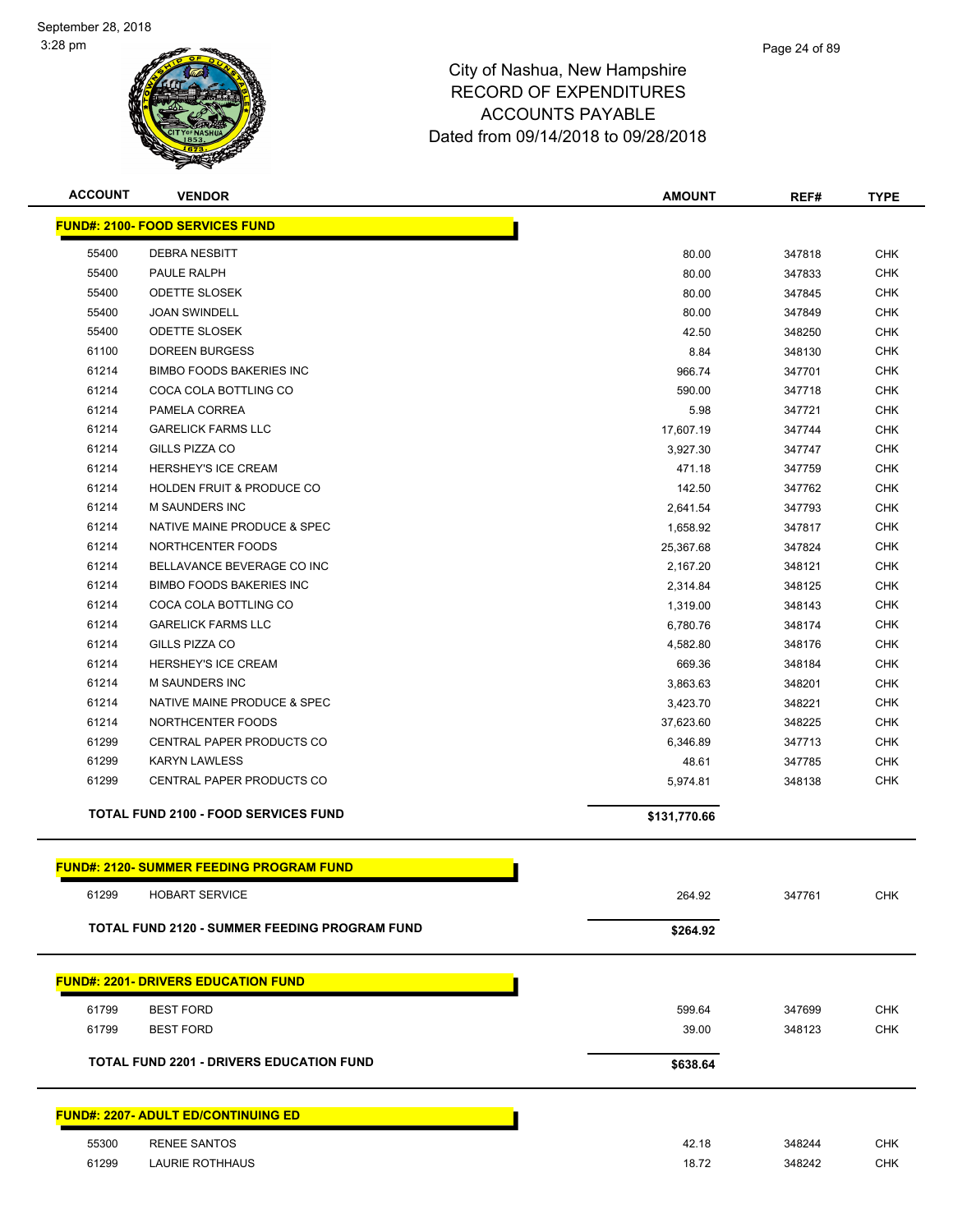City of Nashua, New Hampshire
RECORD OF EXPENDITURES
ACCOUNTS PAYABLE
Dated from 09/14/2018 to 09/28/2018

| ACCOUNT | VENDOR | AMOUNT | REF# | TYPE |
|---|---|---|---|---|
| **FUND#: 2100- FOOD SERVICES FUND** | | | | |
| 55400 | DEBRA NESBITT | 80.00 | 347818 | CHK |
| 55400 | PAULE RALPH | 80.00 | 347833 | CHK |
| 55400 | ODETTE SLOSEK | 80.00 | 347845 | CHK |
| 55400 | JOAN SWINDELL | 80.00 | 347849 | CHK |
| 55400 | ODETTE SLOSEK | 42.50 | 348250 | CHK |
| 61100 | DOREEN BURGESS | 8.84 | 348130 | CHK |
| 61214 | BIMBO FOODS BAKERIES INC | 966.74 | 347701 | CHK |
| 61214 | COCA COLA BOTTLING CO | 590.00 | 347718 | CHK |
| 61214 | PAMELA CORREA | 5.98 | 347721 | CHK |
| 61214 | GARELICK FARMS LLC | 17,607.19 | 347744 | CHK |
| 61214 | GILLS PIZZA CO | 3,927.30 | 347747 | CHK |
| 61214 | HERSHEY'S ICE CREAM | 471.18 | 347759 | CHK |
| 61214 | HOLDEN FRUIT & PRODUCE CO | 142.50 | 347762 | CHK |
| 61214 | M SAUNDERS INC | 2,641.54 | 347793 | CHK |
| 61214 | NATIVE MAINE PRODUCE & SPEC | 1,658.92 | 347817 | CHK |
| 61214 | NORTHCENTER FOODS | 25,367.68 | 347824 | CHK |
| 61214 | BELLAVANCE BEVERAGE CO INC | 2,167.20 | 348121 | CHK |
| 61214 | BIMBO FOODS BAKERIES INC | 2,314.84 | 348125 | CHK |
| 61214 | COCA COLA BOTTLING CO | 1,319.00 | 348143 | CHK |
| 61214 | GARELICK FARMS LLC | 6,780.76 | 348174 | CHK |
| 61214 | GILLS PIZZA CO | 4,582.80 | 348176 | CHK |
| 61214 | HERSHEY'S ICE CREAM | 669.36 | 348184 | CHK |
| 61214 | M SAUNDERS INC | 3,863.63 | 348201 | CHK |
| 61214 | NATIVE MAINE PRODUCE & SPEC | 3,423.70 | 348221 | CHK |
| 61214 | NORTHCENTER FOODS | 37,623.60 | 348225 | CHK |
| 61299 | CENTRAL PAPER PRODUCTS CO | 6,346.89 | 347713 | CHK |
| 61299 | KARYN LAWLESS | 48.61 | 347785 | CHK |
| 61299 | CENTRAL PAPER PRODUCTS CO | 5,974.81 | 348138 | CHK |
| | **TOTAL FUND 2100 - FOOD SERVICES FUND** | **$131,770.66** | | |
| **FUND#: 2120- SUMMER FEEDING PROGRAM FUND** | | | | |
| 61299 | HOBART SERVICE | 264.92 | 347761 | CHK |
| | **TOTAL FUND 2120 - SUMMER FEEDING PROGRAM FUND** | **$264.92** | | |
| **FUND#: 2201- DRIVERS EDUCATION FUND** | | | | |
| 61799 | BEST FORD | 599.64 | 347699 | CHK |
| 61799 | BEST FORD | 39.00 | 348123 | CHK |
| | **TOTAL FUND 2201 - DRIVERS EDUCATION FUND** | **$638.64** | | |
| **FUND#: 2207- ADULT ED/CONTINUING ED** | | | | |
| 55300 | RENEE SANTOS | 42.18 | 348244 | CHK |
| 61299 | LAURIE ROTHHAUS | 18.72 | 348242 | CHK |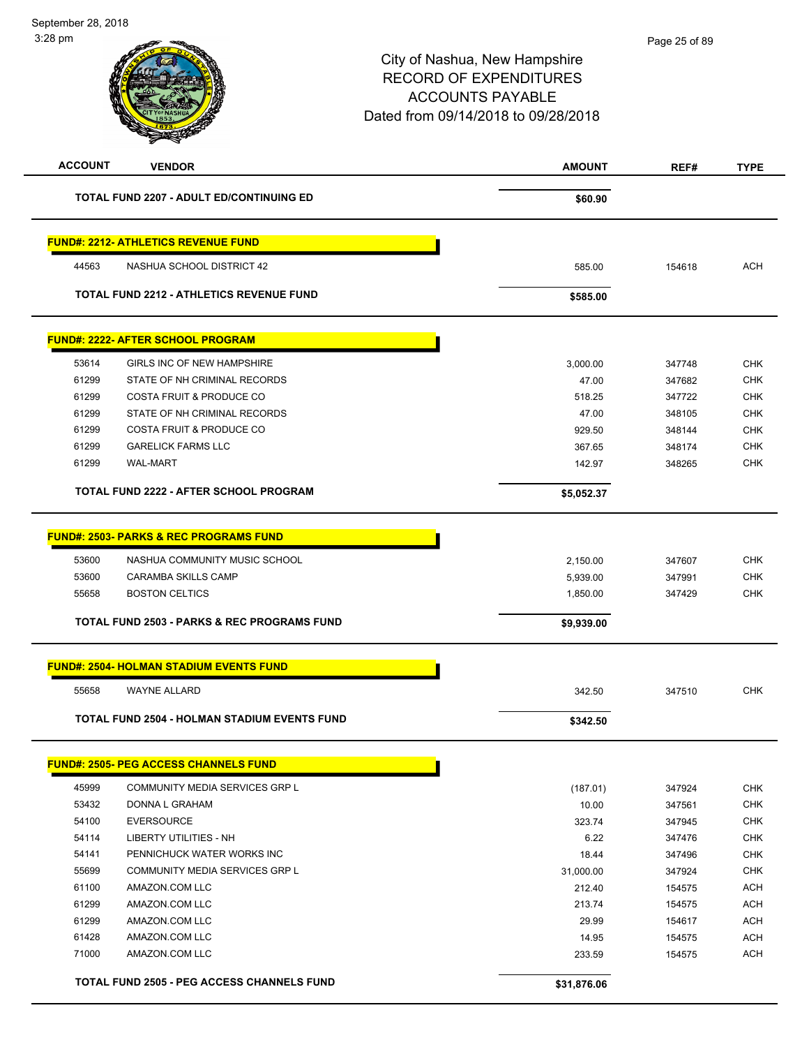# City of Nashua, New Hampshire
## RECORD OF EXPENDITURES
## ACCOUNTS PAYABLE
## Dated from 09/14/2018 to 09/28/2018

| ACCOUNT | VENDOR | AMOUNT | REF# | TYPE |
|---|---|---|---|---|
| | **TOTAL FUND 2207 - ADULT ED/CONTINUING ED** | **$60.90** | | |
| | **FUND#: 2212- ATHLETICS REVENUE FUND** | | | |
| 44563 | NASHUA SCHOOL DISTRICT 42 | 585.00 | 154618 | ACH |
| | **TOTAL FUND 2212 - ATHLETICS REVENUE FUND** | **$585.00** | | |
| | **FUND#: 2222- AFTER SCHOOL PROGRAM** | | | |
| 53614 | GIRLS INC OF NEW HAMPSHIRE | 3,000.00 | 347748 | CHK |
| 61299 | STATE OF NH CRIMINAL RECORDS | 47.00 | 347682 | CHK |
| 61299 | COSTA FRUIT & PRODUCE CO | 518.25 | 347722 | CHK |
| 61299 | STATE OF NH CRIMINAL RECORDS | 47.00 | 348105 | CHK |
| 61299 | COSTA FRUIT & PRODUCE CO | 929.50 | 348144 | CHK |
| 61299 | GARELICK FARMS LLC | 367.65 | 348174 | CHK |
| 61299 | WAL-MART | 142.97 | 348265 | CHK |
| | **TOTAL FUND 2222 - AFTER SCHOOL PROGRAM** | **$5,052.37** | | |
| | **FUND#: 2503- PARKS & REC PROGRAMS FUND** | | | |
| 53600 | NASHUA COMMUNITY MUSIC SCHOOL | 2,150.00 | 347607 | CHK |
| 53600 | CARAMBA SKILLS CAMP | 5,939.00 | 347991 | CHK |
| 55658 | BOSTON CELTICS | 1,850.00 | 347429 | CHK |
| | **TOTAL FUND 2503 - PARKS & REC PROGRAMS FUND** | **$9,939.00** | | |
| | **FUND#: 2504- HOLMAN STADIUM EVENTS FUND** | | | |
| 55658 | WAYNE ALLARD | 342.50 | 347510 | CHK |
| | **TOTAL FUND 2504 - HOLMAN STADIUM EVENTS FUND** | **$342.50** | | |
| | **FUND#: 2505- PEG ACCESS CHANNELS FUND** | | | |
| 45999 | COMMUNITY MEDIA SERVICES GRP L | (187.01) | 347924 | CHK |
| 53432 | DONNA L GRAHAM | 10.00 | 347561 | CHK |
| 54100 | EVERSOURCE | 323.74 | 347945 | CHK |
| 54114 | LIBERTY UTILITIES - NH | 6.22 | 347476 | CHK |
| 54141 | PENNICHUCK WATER WORKS INC | 18.44 | 347496 | CHK |
| 55699 | COMMUNITY MEDIA SERVICES GRP L | 31,000.00 | 347924 | CHK |
| 61100 | AMAZON.COM LLC | 212.40 | 154575 | ACH |
| 61299 | AMAZON.COM LLC | 213.74 | 154575 | ACH |
| 61299 | AMAZON.COM LLC | 29.99 | 154617 | ACH |
| 61428 | AMAZON.COM LLC | 14.95 | 154575 | ACH |
| 71000 | AMAZON.COM LLC | 233.59 | 154575 | ACH |
| | **TOTAL FUND 2505 - PEG ACCESS CHANNELS FUND** | **$31,876.06** | | |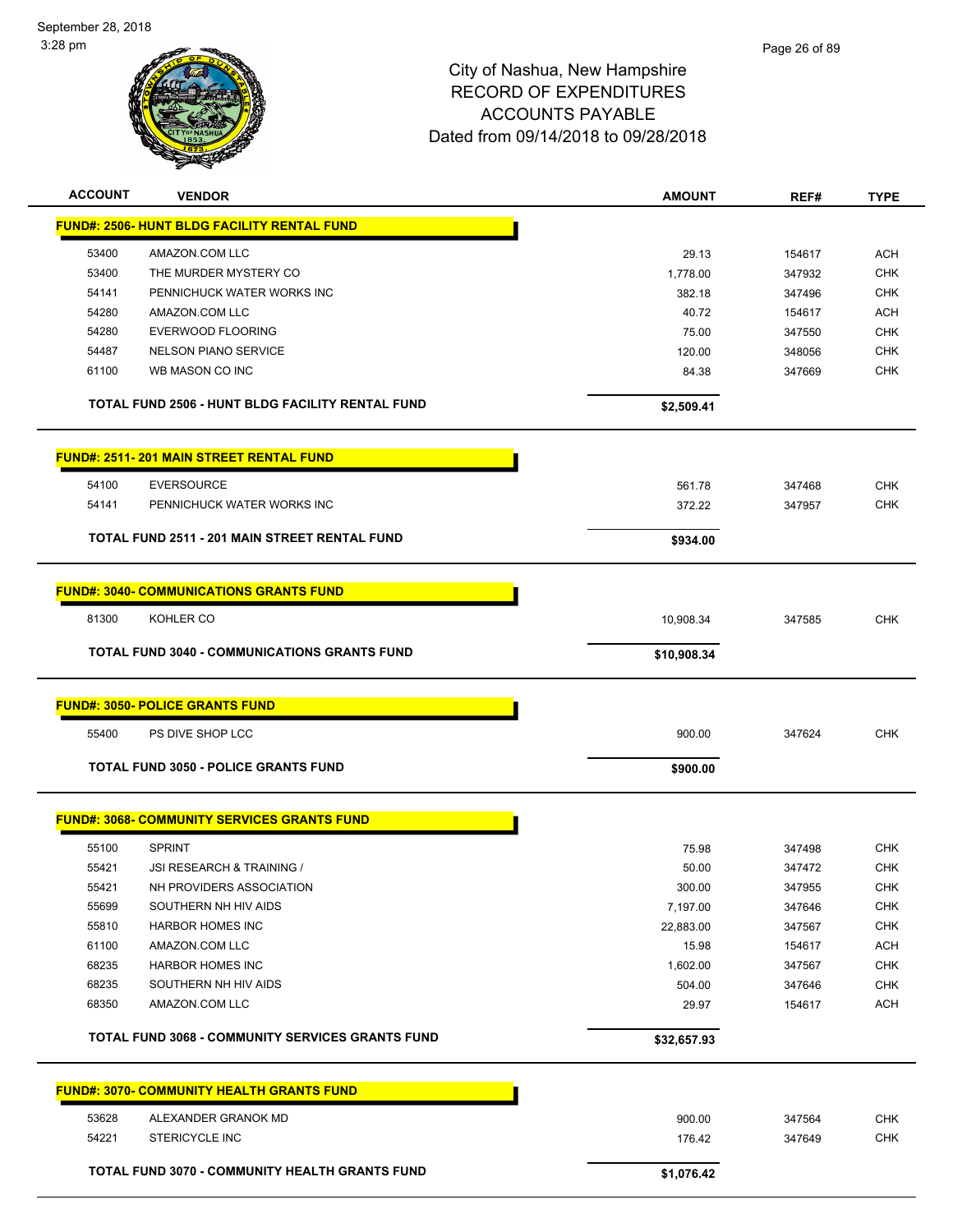City of Nashua, New Hampshire
RECORD OF EXPENDITURES
ACCOUNTS PAYABLE
Dated from 09/14/2018 to 09/28/2018

| ACCOUNT | VENDOR | AMOUNT | REF# | TYPE |
|---|---|---|---|---|
| **FUND#: 2506- HUNT BLDG FACILITY RENTAL FUND** | | | | |
| 53400 | AMAZON.COM LLC | 29.13 | 154617 | ACH |
| 53400 | THE MURDER MYSTERY CO | 1,778.00 | 347932 | CHK |
| 54141 | PENNICHUCK WATER WORKS INC | 382.18 | 347496 | CHK |
| 54280 | AMAZON.COM LLC | 40.72 | 154617 | ACH |
| 54280 | EVERWOOD FLOORING | 75.00 | 347550 | CHK |
| 54487 | NELSON PIANO SERVICE | 120.00 | 348056 | CHK |
| 61100 | WB MASON CO INC | 84.38 | 347669 | CHK |
| **TOTAL FUND 2506 - HUNT BLDG FACILITY RENTAL FUND** | | **$2,509.41** | | |
| **FUND#: 2511- 201 MAIN STREET RENTAL FUND** | | | | |
| 54100 | EVERSOURCE | 561.78 | 347468 | CHK |
| 54141 | PENNICHUCK WATER WORKS INC | 372.22 | 347957 | CHK |
| **TOTAL FUND 2511 - 201 MAIN STREET RENTAL FUND** | | **$934.00** | | |
| **FUND#: 3040- COMMUNICATIONS GRANTS FUND** | | | | |
| 81300 | KOHLER CO | 10,908.34 | 347585 | CHK |
| **TOTAL FUND 3040 - COMMUNICATIONS GRANTS FUND** | | **$10,908.34** | | |
| **FUND#: 3050- POLICE GRANTS FUND** | | | | |
| 55400 | PS DIVE SHOP LCC | 900.00 | 347624 | CHK |
| **TOTAL FUND 3050 - POLICE GRANTS FUND** | | **$900.00** | | |
| **FUND#: 3068- COMMUNITY SERVICES GRANTS FUND** | | | | |
| 55100 | SPRINT | 75.98 | 347498 | CHK |
| 55421 | JSI RESEARCH & TRAINING / | 50.00 | 347472 | CHK |
| 55421 | NH PROVIDERS ASSOCIATION | 300.00 | 347955 | CHK |
| 55699 | SOUTHERN NH HIV AIDS | 7,197.00 | 347646 | CHK |
| 55810 | HARBOR HOMES INC | 22,883.00 | 347567 | CHK |
| 61100 | AMAZON.COM LLC | 15.98 | 154617 | ACH |
| 68235 | HARBOR HOMES INC | 1,602.00 | 347567 | CHK |
| 68235 | SOUTHERN NH HIV AIDS | 504.00 | 347646 | CHK |
| 68350 | AMAZON.COM LLC | 29.97 | 154617 | ACH |
| **TOTAL FUND 3068 - COMMUNITY SERVICES GRANTS FUND** | | **$32,657.93** | | |
| **FUND#: 3070- COMMUNITY HEALTH GRANTS FUND** | | | | |
| 53628 | ALEXANDER GRANOK MD | 900.00 | 347564 | CHK |
| 54221 | STERICYCLE INC | 176.42 | 347649 | CHK |
| **TOTAL FUND 3070 - COMMUNITY HEALTH GRANTS FUND** | | **$1,076.42** | | |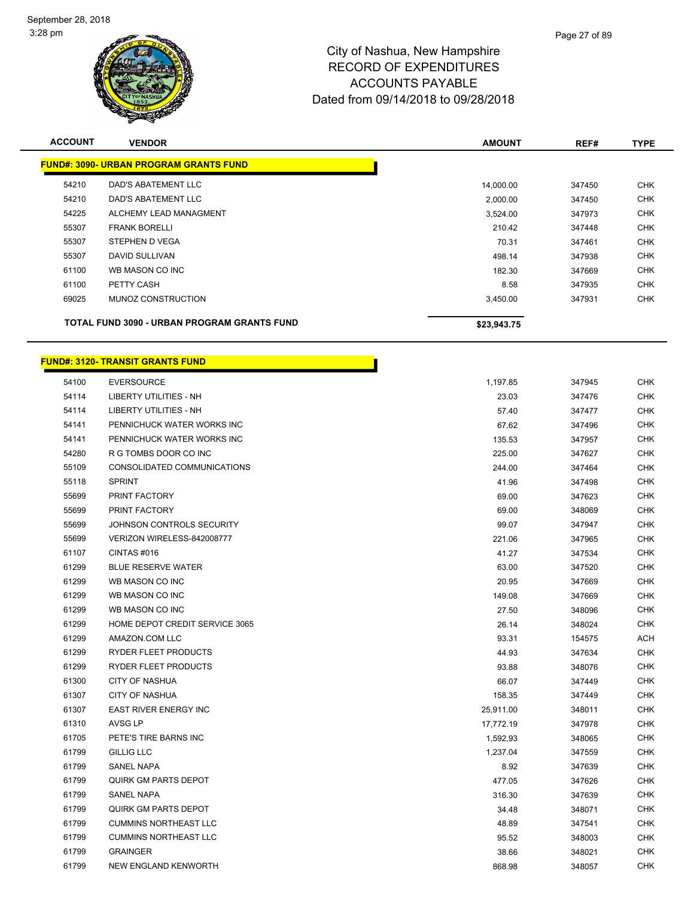# City of Nashua, New Hampshire
# RECORD OF EXPENDITURES
# ACCOUNTS PAYABLE
# Dated from 09/14/2018 to 09/28/2018

| ACCOUNT | VENDOR | AMOUNT | REF# | TYPE |
|---|---|---|---|---|
| **FUND#: 3090- URBAN PROGRAM GRANTS FUND** | | | | |
| 54210 | DAD'S ABATEMENT LLC | 14,000.00 | 347450 | CHK |
| 54210 | DAD'S ABATEMENT LLC | 2,000.00 | 347450 | CHK |
| 54225 | ALCHEMY LEAD MANAGMENT | 3,524.00 | 347973 | CHK |
| 55307 | FRANK BORELLI | 210.42 | 347448 | CHK |
| 55307 | STEPHEN D VEGA | 70.31 | 347461 | CHK |
| 55307 | DAVID SULLIVAN | 498.14 | 347938 | CHK |
| 61100 | WB MASON CO INC | 182.30 | 347669 | CHK |
| 61100 | PETTY CASH | 8.58 | 347935 | CHK |
| 69025 | MUNOZ CONSTRUCTION | 3,450.00 | 347931 | CHK |
| | **TOTAL FUND 3090 - URBAN PROGRAM GRANTS FUND** | **$23,943.75** | | |
| **FUND#: 3120- TRANSIT GRANTS FUND** | | | | |
| 54100 | EVERSOURCE | 1,197.85 | 347945 | CHK |
| 54114 | LIBERTY UTILITIES - NH | 23.03 | 347476 | CHK |
| 54114 | LIBERTY UTILITIES - NH | 57.40 | 347477 | CHK |
| 54141 | PENNICHUCK WATER WORKS INC | 67.62 | 347496 | CHK |
| 54141 | PENNICHUCK WATER WORKS INC | 135.53 | 347957 | CHK |
| 54280 | R G TOMBS DOOR CO INC | 225.00 | 347627 | CHK |
| 55109 | CONSOLIDATED COMMUNICATIONS | 244.00 | 347464 | CHK |
| 55118 | SPRINT | 41.96 | 347498 | CHK |
| 55699 | PRINT FACTORY | 69.00 | 347623 | CHK |
| 55699 | PRINT FACTORY | 69.00 | 348069 | CHK |
| 55699 | JOHNSON CONTROLS SECURITY | 99.07 | 347947 | CHK |
| 55699 | VERIZON WIRELESS-842008777 | 221.06 | 347965 | CHK |
| 61107 | CINTAS #016 | 41.27 | 347534 | CHK |
| 61299 | BLUE RESERVE WATER | 63.00 | 347520 | CHK |
| 61299 | WB MASON CO INC | 20.95 | 347669 | CHK |
| 61299 | WB MASON CO INC | 149.08 | 347669 | CHK |
| 61299 | WB MASON CO INC | 27.50 | 348096 | CHK |
| 61299 | HOME DEPOT CREDIT SERVICE 3065 | 26.14 | 348024 | CHK |
| 61299 | AMAZON.COM LLC | 93.31 | 154575 | ACH |
| 61299 | RYDER FLEET PRODUCTS | 44.93 | 347634 | CHK |
| 61299 | RYDER FLEET PRODUCTS | 93.88 | 348076 | CHK |
| 61300 | CITY OF NASHUA | 66.07 | 347449 | CHK |
| 61307 | CITY OF NASHUA | 158.35 | 347449 | CHK |
| 61307 | EAST RIVER ENERGY INC | 25,911.00 | 348011 | CHK |
| 61310 | AVSG LP | 17,772.19 | 347978 | CHK |
| 61705 | PETE'S TIRE BARNS INC | 1,592.93 | 348065 | CHK |
| 61799 | GILLIG LLC | 1,237.04 | 347559 | CHK |
| 61799 | SANEL NAPA | 8.92 | 347639 | CHK |
| 61799 | QUIRK GM PARTS DEPOT | 477.05 | 347626 | CHK |
| 61799 | SANEL NAPA | 316.30 | 347639 | CHK |
| 61799 | QUIRK GM PARTS DEPOT | 34.48 | 348071 | CHK |
| 61799 | CUMMINS NORTHEAST LLC | 48.89 | 347541 | CHK |
| 61799 | CUMMINS NORTHEAST LLC | 95.52 | 348003 | CHK |
| 61799 | GRAINGER | 38.66 | 348021 | CHK |
| 61799 | NEW ENGLAND KENWORTH | 868.98 | 348057 | CHK |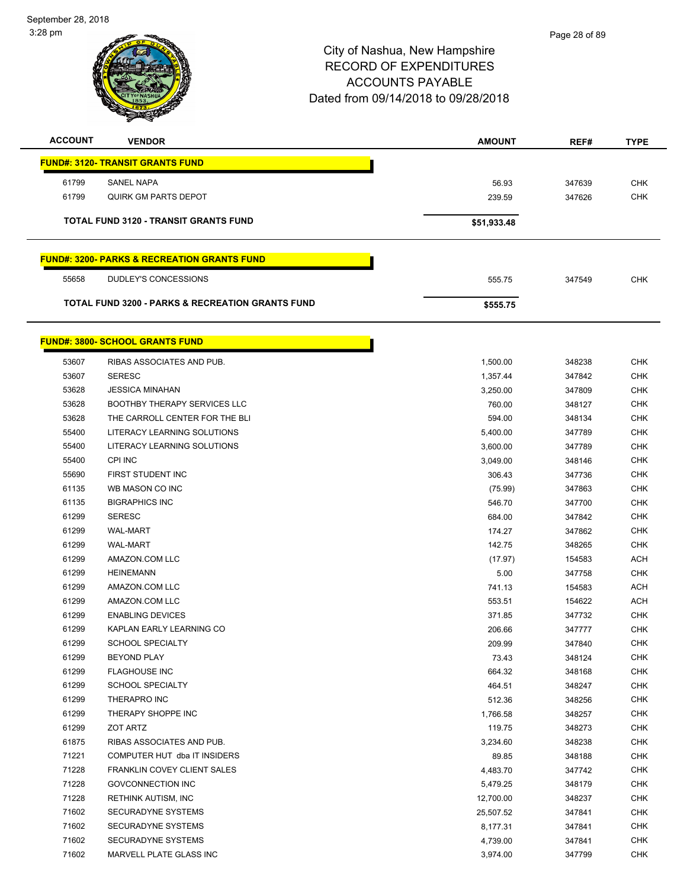City of Nashua, New Hampshire
RECORD OF EXPENDITURES
ACCOUNTS PAYABLE
Dated from 09/14/2018 to 09/28/2018

| ACCOUNT | VENDOR | AMOUNT | REF# | TYPE |
|---|---|---|---|---|
| **FUND#: 3120- TRANSIT GRANTS FUND** | | | | |
| 61799 | SANEL NAPA | 56.93 | 347639 | CHK |
| 61799 | QUIRK GM PARTS DEPOT | 239.59 | 347626 | CHK |
| **TOTAL FUND 3120 - TRANSIT GRANTS FUND** | | **$51,933.48** | | |
| **FUND#: 3200- PARKS & RECREATION GRANTS FUND** | | | | |
| 55658 | DUDLEY'S CONCESSIONS | 555.75 | 347549 | CHK |
| **TOTAL FUND 3200 - PARKS & RECREATION GRANTS FUND** | | **$555.75** | | |
| **FUND#: 3800- SCHOOL GRANTS FUND** | | | | |
| 53607 | RIBAS ASSOCIATES AND PUB. | 1,500.00 | 348238 | CHK |
| 53607 | SERESC | 1,357.44 | 347842 | CHK |
| 53628 | JESSICA MINAHAN | 3,250.00 | 347809 | CHK |
| 53628 | BOOTHBY THERAPY SERVICES LLC | 760.00 | 348127 | CHK |
| 53628 | THE CARROLL CENTER FOR THE BLI | 594.00 | 348134 | CHK |
| 55400 | LITERACY LEARNING SOLUTIONS | 5,400.00 | 347789 | CHK |
| 55400 | LITERACY LEARNING SOLUTIONS | 3,600.00 | 347789 | CHK |
| 55400 | CPI INC | 3,049.00 | 348146 | CHK |
| 55690 | FIRST STUDENT INC | 306.43 | 347736 | CHK |
| 61135 | WB MASON CO INC | (75.99) | 347863 | CHK |
| 61135 | BIGRAPHICS INC | 546.70 | 347700 | CHK |
| 61299 | SERESC | 684.00 | 347842 | CHK |
| 61299 | WAL-MART | 174.27 | 347862 | CHK |
| 61299 | WAL-MART | 142.75 | 348265 | CHK |
| 61299 | AMAZON.COM LLC | (17.97) | 154583 | ACH |
| 61299 | HEINEMANN | 5.00 | 347758 | CHK |
| 61299 | AMAZON.COM LLC | 741.13 | 154583 | ACH |
| 61299 | AMAZON.COM LLC | 553.51 | 154622 | ACH |
| 61299 | ENABLING DEVICES | 371.85 | 347732 | CHK |
| 61299 | KAPLAN EARLY LEARNING CO | 206.66 | 347777 | CHK |
| 61299 | SCHOOL SPECIALTY | 209.99 | 347840 | CHK |
| 61299 | BEYOND PLAY | 73.43 | 348124 | CHK |
| 61299 | FLAGHOUSE INC | 664.32 | 348168 | CHK |
| 61299 | SCHOOL SPECIALTY | 464.51 | 348247 | CHK |
| 61299 | THERAPRO INC | 512.36 | 348256 | CHK |
| 61299 | THERAPY SHOPPE INC | 1,766.58 | 348257 | CHK |
| 61299 | ZOT ARTZ | 119.75 | 348273 | CHK |
| 61875 | RIBAS ASSOCIATES AND PUB. | 3,234.60 | 348238 | CHK |
| 71221 | COMPUTER HUT dba IT INSIDERS | 89.85 | 348188 | CHK |
| 71228 | FRANKLIN COVEY CLIENT SALES | 4,483.70 | 347742 | CHK |
| 71228 | GOVCONNECTION INC | 5,479.25 | 348179 | CHK |
| 71228 | RETHINK AUTISM, INC | 12,700.00 | 348237 | CHK |
| 71602 | SECURADYNE SYSTEMS | 25,507.52 | 347841 | CHK |
| 71602 | SECURADYNE SYSTEMS | 8,177.31 | 347841 | CHK |
| 71602 | SECURADYNE SYSTEMS | 4,739.00 | 347841 | CHK |
| 71602 | MARVELL PLATE GLASS INC | 3,974.00 | 347799 | CHK |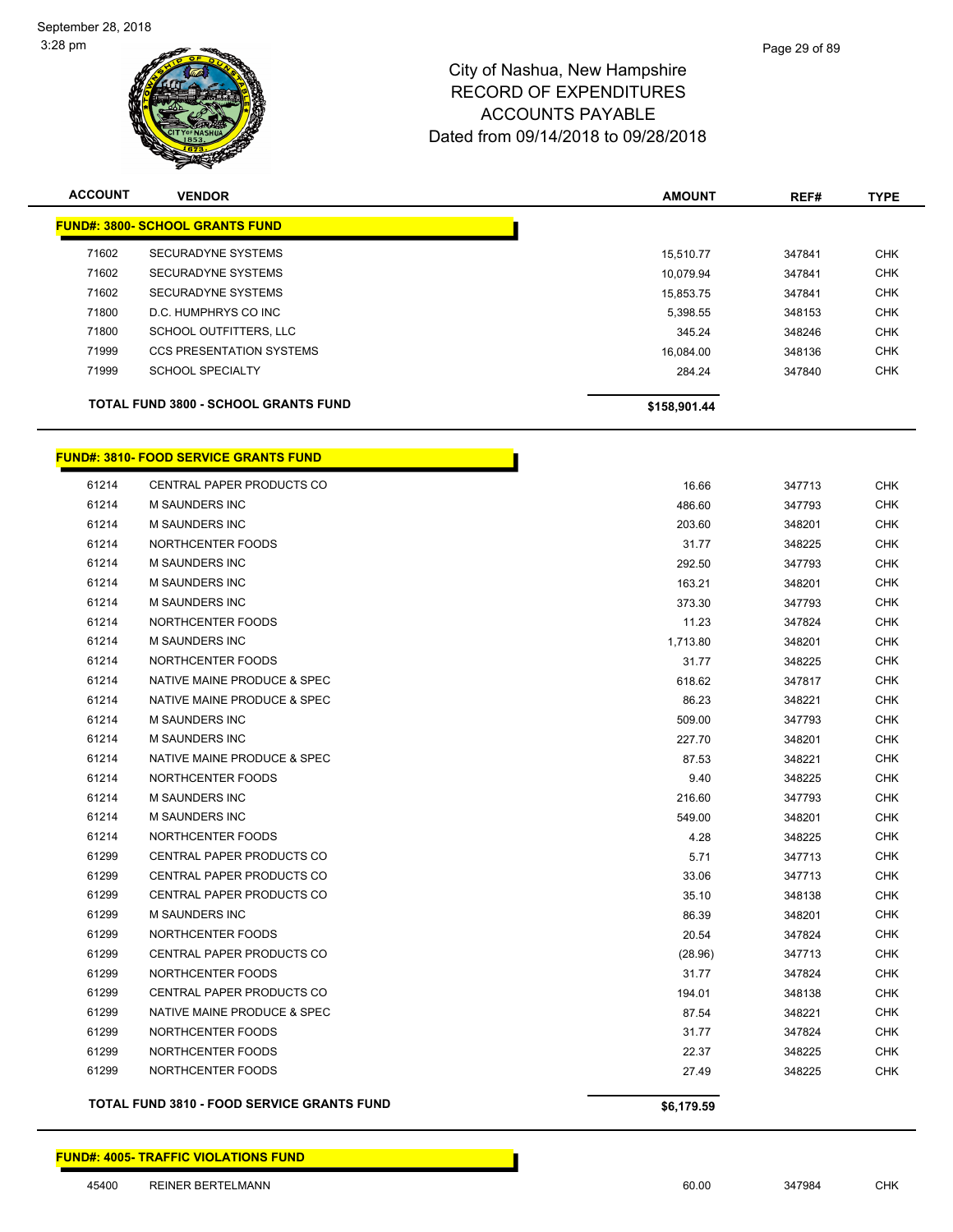# City of Nashua, New Hampshire
## RECORD OF EXPENDITURES
## ACCOUNTS PAYABLE
## Dated from 09/14/2018 to 09/28/2018

September 28, 2018
3:28 pm

| ACCOUNT | VENDOR | AMOUNT | REF# | TYPE |
|---|---|---|---|---|
| **FUND#: 3800- SCHOOL GRANTS FUND** | | | | |
| 71602 | SECURADYNE SYSTEMS | 15,510.77 | 347841 | CHK |
| 71602 | SECURADYNE SYSTEMS | 10,079.94 | 347841 | CHK |
| 71602 | SECURADYNE SYSTEMS | 15,853.75 | 347841 | CHK |
| 71800 | D.C. HUMPHRYS CO INC | 5,398.55 | 348153 | CHK |
| 71800 | SCHOOL OUTFITTERS, LLC | 345.24 | 348246 | CHK |
| 71999 | CCS PRESENTATION SYSTEMS | 16,084.00 | 348136 | CHK |
| 71999 | SCHOOL SPECIALTY | 284.24 | 347840 | CHK |
| | **TOTAL FUND 3800 - SCHOOL GRANTS FUND** | **$158,901.44** | | |
| **FUND#: 3810- FOOD SERVICE GRANTS FUND** | | | | |
| 61214 | CENTRAL PAPER PRODUCTS CO | 16.66 | 347713 | CHK |
| 61214 | M SAUNDERS INC | 486.60 | 347793 | CHK |
| 61214 | M SAUNDERS INC | 203.60 | 348201 | CHK |
| 61214 | NORTHCENTER FOODS | 31.77 | 348225 | CHK |
| 61214 | M SAUNDERS INC | 292.50 | 347793 | CHK |
| 61214 | M SAUNDERS INC | 163.21 | 348201 | CHK |
| 61214 | M SAUNDERS INC | 373.30 | 347793 | CHK |
| 61214 | NORTHCENTER FOODS | 11.23 | 347824 | CHK |
| 61214 | M SAUNDERS INC | 1,713.80 | 348201 | CHK |
| 61214 | NORTHCENTER FOODS | 31.77 | 348225 | CHK |
| 61214 | NATIVE MAINE PRODUCE & SPEC | 618.62 | 347817 | CHK |
| 61214 | NATIVE MAINE PRODUCE & SPEC | 86.23 | 348221 | CHK |
| 61214 | M SAUNDERS INC | 509.00 | 347793 | CHK |
| 61214 | M SAUNDERS INC | 227.70 | 348201 | CHK |
| 61214 | NATIVE MAINE PRODUCE & SPEC | 87.53 | 348221 | CHK |
| 61214 | NORTHCENTER FOODS | 9.40 | 348225 | CHK |
| 61214 | M SAUNDERS INC | 216.60 | 347793 | CHK |
| 61214 | M SAUNDERS INC | 549.00 | 348201 | CHK |
| 61214 | NORTHCENTER FOODS | 4.28 | 348225 | CHK |
| 61299 | CENTRAL PAPER PRODUCTS CO | 5.71 | 347713 | CHK |
| 61299 | CENTRAL PAPER PRODUCTS CO | 33.06 | 347713 | CHK |
| 61299 | CENTRAL PAPER PRODUCTS CO | 35.10 | 348138 | CHK |
| 61299 | M SAUNDERS INC | 86.39 | 348201 | CHK |
| 61299 | NORTHCENTER FOODS | 20.54 | 347824 | CHK |
| 61299 | CENTRAL PAPER PRODUCTS CO | (28.96) | 347713 | CHK |
| 61299 | NORTHCENTER FOODS | 31.77 | 347824 | CHK |
| 61299 | CENTRAL PAPER PRODUCTS CO | 194.01 | 348138 | CHK |
| 61299 | NATIVE MAINE PRODUCE & SPEC | 87.54 | 348221 | CHK |
| 61299 | NORTHCENTER FOODS | 31.77 | 347824 | CHK |
| 61299 | NORTHCENTER FOODS | 22.37 | 348225 | CHK |
| 61299 | NORTHCENTER FOODS | 27.49 | 348225 | CHK |
| | **TOTAL FUND 3810 - FOOD SERVICE GRANTS FUND** | **$6,179.59** | | |
| **FUND#: 4005- TRAFFIC VIOLATIONS FUND** | | | | |
| 45400 | REINER BERTELMANN | 60.00 | 347984 | CHK |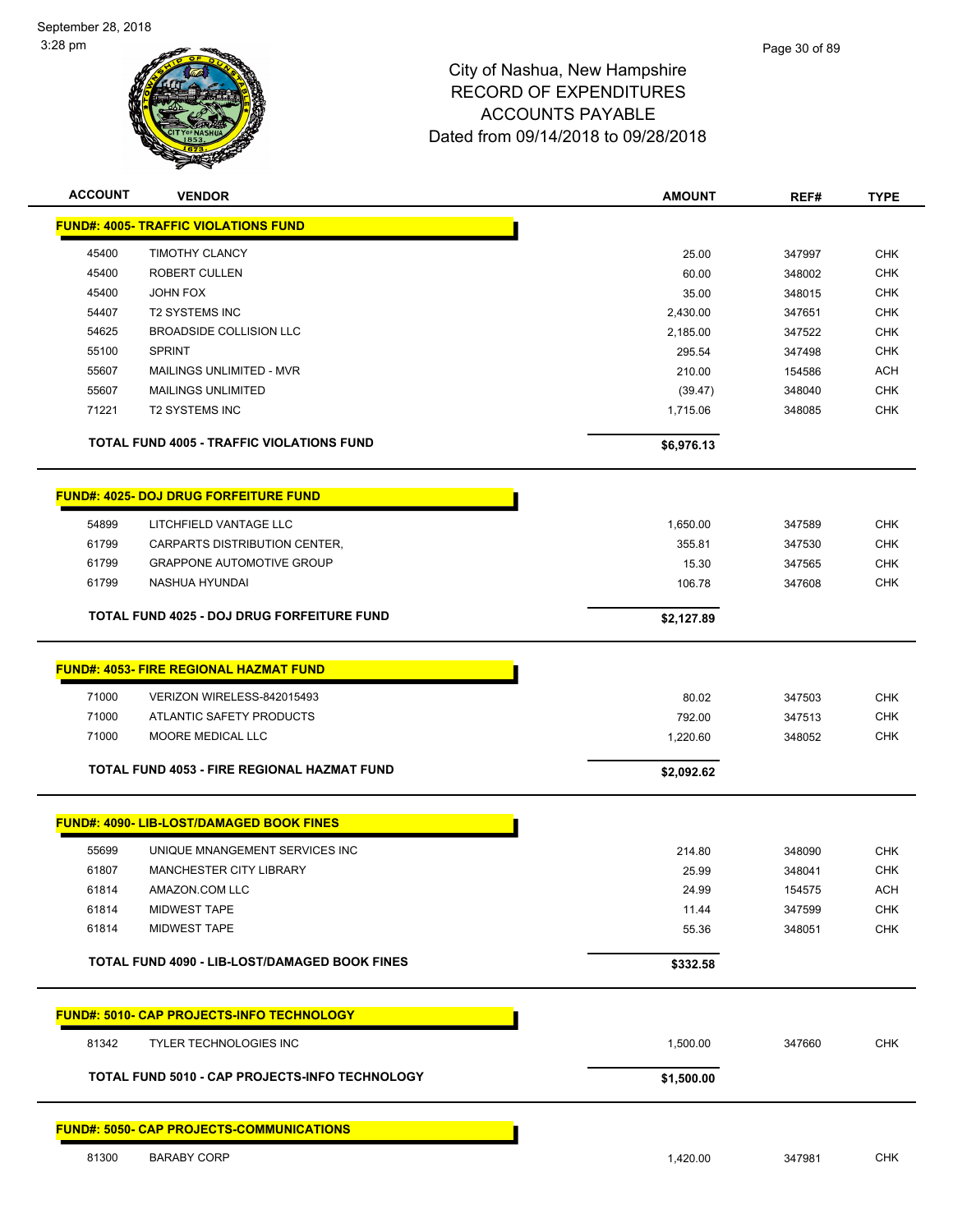# City of Nashua, New Hampshire
# RECORD OF EXPENDITURES
# ACCOUNTS PAYABLE
# Dated from 09/14/2018 to 09/28/2018

| ACCOUNT | VENDOR | AMOUNT | REF# | TYPE |
|---|---|---|---|---|
| **FUND#: 4005- TRAFFIC VIOLATIONS FUND** | | | | |
| 45400 | TIMOTHY CLANCY | 25.00 | 347997 | CHK |
| 45400 | ROBERT CULLEN | 60.00 | 348002 | CHK |
| 45400 | JOHN FOX | 35.00 | 348015 | CHK |
| 54407 | T2 SYSTEMS INC | 2,430.00 | 347651 | CHK |
| 54625 | BROADSIDE COLLISION LLC | 2,185.00 | 347522 | CHK |
| 55100 | SPRINT | 295.54 | 347498 | CHK |
| 55607 | MAILINGS UNLIMITED - MVR | 210.00 | 154586 | ACH |
| 55607 | MAILINGS UNLIMITED | (39.47) | 348040 | CHK |
| 71221 | T2 SYSTEMS INC | 1,715.06 | 348085 | CHK |
| | **TOTAL FUND 4005 - TRAFFIC VIOLATIONS FUND** | **$6,976.13** | | |
| **FUND#: 4025- DOJ DRUG FORFEITURE FUND** | | | | |
| 54899 | LITCHFIELD VANTAGE LLC | 1,650.00 | 347589 | CHK |
| 61799 | CARPARTS DISTRIBUTION CENTER, | 355.81 | 347530 | CHK |
| 61799 | GRAPPONE AUTOMOTIVE GROUP | 15.30 | 347565 | CHK |
| 61799 | NASHUA HYUNDAI | 106.78 | 347608 | CHK |
| | **TOTAL FUND 4025 - DOJ DRUG FORFEITURE FUND** | **$2,127.89** | | |
| **FUND#: 4053- FIRE REGIONAL HAZMAT FUND** | | | | |
| 71000 | VERIZON WIRELESS-842015493 | 80.02 | 347503 | CHK |
| 71000 | ATLANTIC SAFETY PRODUCTS | 792.00 | 347513 | CHK |
| 71000 | MOORE MEDICAL LLC | 1,220.60 | 348052 | CHK |
| | **TOTAL FUND 4053 - FIRE REGIONAL HAZMAT FUND** | **$2,092.62** | | |
| **FUND#: 4090- LIB-LOST/DAMAGED BOOK FINES** | | | | |
| 55699 | UNIQUE MNANGEMENT SERVICES INC | 214.80 | 348090 | CHK |
| 61807 | MANCHESTER CITY LIBRARY | 25.99 | 348041 | CHK |
| 61814 | AMAZON.COM LLC | 24.99 | 154575 | ACH |
| 61814 | MIDWEST TAPE | 11.44 | 347599 | CHK |
| 61814 | MIDWEST TAPE | 55.36 | 348051 | CHK |
| | **TOTAL FUND 4090 - LIB-LOST/DAMAGED BOOK FINES** | **$332.58** | | |
| **FUND#: 5010- CAP PROJECTS-INFO TECHNOLOGY** | | | | |
| 81342 | TYLER TECHNOLOGIES INC | 1,500.00 | 347660 | CHK |
| | **TOTAL FUND 5010 - CAP PROJECTS-INFO TECHNOLOGY** | **$1,500.00** | | |
| **FUND#: 5050- CAP PROJECTS-COMMUNICATIONS** | | | | |
| 81300 | BARABY CORP | 1,420.00 | 347981 | CHK |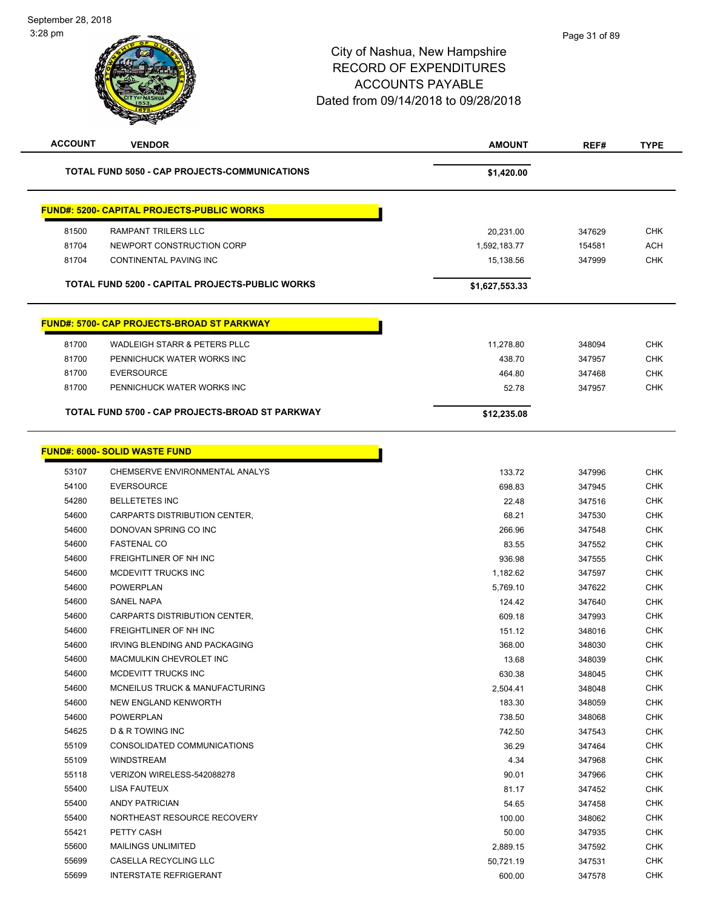# City of Nashua, New Hampshire
## RECORD OF EXPENDITURES
## ACCOUNTS PAYABLE
## Dated from 09/14/2018 to 09/28/2018

| ACCOUNT | VENDOR | AMOUNT | REF# | TYPE |
|---|---|---|---|---|
| | **TOTAL FUND 5050 - CAP PROJECTS-COMMUNICATIONS** | **$1,420.00** | | |

**FUND#: 5200- CAPITAL PROJECTS-PUBLIC WORKS**

| ACCOUNT | VENDOR | AMOUNT | REF# | TYPE |
|---|---|---|---|---|
| 81500 | RAMPANT TRILERS LLC | 20,231.00 | 347629 | CHK |
| 81704 | NEWPORT CONSTRUCTION CORP | 1,592,183.77 | 154581 | ACH |
| 81704 | CONTINENTAL PAVING INC | 15,138.56 | 347999 | CHK |
| | **TOTAL FUND 5200 - CAPITAL PROJECTS-PUBLIC WORKS** | **$1,627,553.33** | | |

**FUND#: 5700- CAP PROJECTS-BROAD ST PARKWAY**

| ACCOUNT | VENDOR | AMOUNT | REF# | TYPE |
|---|---|---|---|---|
| 81700 | WADLEIGH STARR & PETERS PLLC | 11,278.80 | 348094 | CHK |
| 81700 | PENNICHUCK WATER WORKS INC | 438.70 | 347957 | CHK |
| 81700 | EVERSOURCE | 464.80 | 347468 | CHK |
| 81700 | PENNICHUCK WATER WORKS INC | 52.78 | 347957 | CHK |
| | **TOTAL FUND 5700 - CAP PROJECTS-BROAD ST PARKWAY** | **$12,235.08** | | |

**FUND#: 6000- SOLID WASTE FUND**

| ACCOUNT | VENDOR | AMOUNT | REF# | TYPE |
|---|---|---|---|---|
| 53107 | CHEMSERVE ENVIRONMENTAL ANALYS | 133.72 | 347996 | CHK |
| 54100 | EVERSOURCE | 698.83 | 347945 | CHK |
| 54280 | BELLETETES INC | 22.48 | 347516 | CHK |
| 54600 | CARPARTS DISTRIBUTION CENTER, | 68.21 | 347530 | CHK |
| 54600 | DONOVAN SPRING CO INC | 266.96 | 347548 | CHK |
| 54600 | FASTENAL CO | 83.55 | 347552 | CHK |
| 54600 | FREIGHTLINER OF NH INC | 936.98 | 347555 | CHK |
| 54600 | MCDEVITT TRUCKS INC | 1,182.62 | 347597 | CHK |
| 54600 | POWERPLAN | 5,769.10 | 347622 | CHK |
| 54600 | SANEL NAPA | 124.42 | 347640 | CHK |
| 54600 | CARPARTS DISTRIBUTION CENTER, | 609.18 | 347993 | CHK |
| 54600 | FREIGHTLINER OF NH INC | 151.12 | 348016 | CHK |
| 54600 | IRVING BLENDING AND PACKAGING | 368.00 | 348030 | CHK |
| 54600 | MACMULKIN CHEVROLET INC | 13.68 | 348039 | CHK |
| 54600 | MCDEVITT TRUCKS INC | 630.38 | 348045 | CHK |
| 54600 | MCNEILUS TRUCK & MANUFACTURING | 2,504.41 | 348048 | CHK |
| 54600 | NEW ENGLAND KENWORTH | 183.30 | 348059 | CHK |
| 54600 | POWERPLAN | 738.50 | 348068 | CHK |
| 54625 | D & R TOWING INC | 742.50 | 347543 | CHK |
| 55109 | CONSOLIDATED COMMUNICATIONS | 36.29 | 347464 | CHK |
| 55109 | WINDSTREAM | 4.34 | 347968 | CHK |
| 55118 | VERIZON WIRELESS-542088278 | 90.01 | 347966 | CHK |
| 55400 | LISA FAUTEUX | 81.17 | 347452 | CHK |
| 55400 | ANDY PATRICIAN | 54.65 | 347458 | CHK |
| 55400 | NORTHEAST RESOURCE RECOVERY | 100.00 | 348062 | CHK |
| 55421 | PETTY CASH | 50.00 | 347935 | CHK |
| 55600 | MAILINGS UNLIMITED | 2,889.15 | 347592 | CHK |
| 55699 | CASELLA RECYCLING LLC | 50,721.19 | 347531 | CHK |
| 55699 | INTERSTATE REFRIGERANT | 600.00 | 347578 | CHK |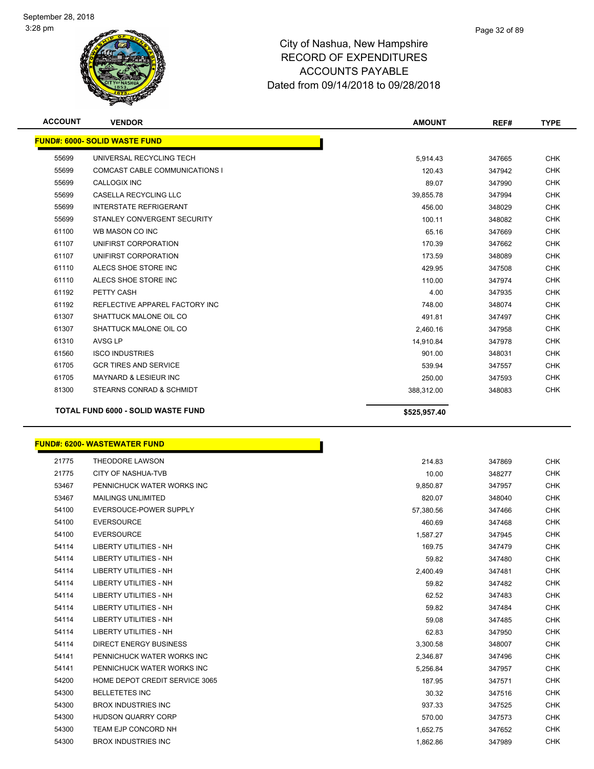City of Nashua, New Hampshire
RECORD OF EXPENDITURES
ACCOUNTS PAYABLE
Dated from 09/14/2018 to 09/28/2018

| ACCOUNT | VENDOR | AMOUNT | REF# | TYPE |
|---|---|---|---|---|
| **FUND#: 6000- SOLID WASTE FUND** | | | | |
| 55699 | UNIVERSAL RECYCLING TECH | 5,914.43 | 347665 | CHK |
| 55699 | COMCAST CABLE COMMUNICATIONS I | 120.43 | 347942 | CHK |
| 55699 | CALLOGIX INC | 89.07 | 347990 | CHK |
| 55699 | CASELLA RECYCLING LLC | 39,855.78 | 347994 | CHK |
| 55699 | INTERSTATE REFRIGERANT | 456.00 | 348029 | CHK |
| 55699 | STANLEY CONVERGENT SECURITY | 100.11 | 348082 | CHK |
| 61100 | WB MASON CO INC | 65.16 | 347669 | CHK |
| 61107 | UNIFIRST CORPORATION | 170.39 | 347662 | CHK |
| 61107 | UNIFIRST CORPORATION | 173.59 | 348089 | CHK |
| 61110 | ALECS SHOE STORE INC | 429.95 | 347508 | CHK |
| 61110 | ALECS SHOE STORE INC | 110.00 | 347974 | CHK |
| 61192 | PETTY CASH | 4.00 | 347935 | CHK |
| 61192 | REFLECTIVE APPAREL FACTORY INC | 748.00 | 348074 | CHK |
| 61307 | SHATTUCK MALONE OIL CO | 491.81 | 347497 | CHK |
| 61307 | SHATTUCK MALONE OIL CO | 2,460.16 | 347958 | CHK |
| 61310 | AVSG LP | 14,910.84 | 347978 | CHK |
| 61560 | ISCO INDUSTRIES | 901.00 | 348031 | CHK |
| 61705 | GCR TIRES AND SERVICE | 539.94 | 347557 | CHK |
| 61705 | MAYNARD & LESIEUR INC | 250.00 | 347593 | CHK |
| 81300 | STEARNS CONRAD & SCHMIDT | 388,312.00 | 348083 | CHK |
| **TOTAL FUND 6000 - SOLID WASTE FUND** | | **$525,957.40** | | |

| ACCOUNT | VENDOR | AMOUNT | REF# | TYPE |
|---|---|---|---|---|
| **FUND#: 6200- WASTEWATER FUND** | | | | |
| 21775 | THEODORE LAWSON | 214.83 | 347869 | CHK |
| 21775 | CITY OF NASHUA-TVB | 10.00 | 348277 | CHK |
| 53467 | PENNICHUCK WATER WORKS INC | 9,850.87 | 347957 | CHK |
| 53467 | MAILINGS UNLIMITED | 820.07 | 348040 | CHK |
| 54100 | EVERSOUCE-POWER SUPPLY | 57,380.56 | 347466 | CHK |
| 54100 | EVERSOURCE | 460.69 | 347468 | CHK |
| 54100 | EVERSOURCE | 1,587.27 | 347945 | CHK |
| 54114 | LIBERTY UTILITIES - NH | 169.75 | 347479 | CHK |
| 54114 | LIBERTY UTILITIES - NH | 59.82 | 347480 | CHK |
| 54114 | LIBERTY UTILITIES - NH | 2,400.49 | 347481 | CHK |
| 54114 | LIBERTY UTILITIES - NH | 59.82 | 347482 | CHK |
| 54114 | LIBERTY UTILITIES - NH | 62.52 | 347483 | CHK |
| 54114 | LIBERTY UTILITIES - NH | 59.82 | 347484 | CHK |
| 54114 | LIBERTY UTILITIES - NH | 59.08 | 347485 | CHK |
| 54114 | LIBERTY UTILITIES - NH | 62.83 | 347950 | CHK |
| 54114 | DIRECT ENERGY BUSINESS | 3,300.58 | 348007 | CHK |
| 54141 | PENNICHUCK WATER WORKS INC | 2,346.87 | 347496 | CHK |
| 54141 | PENNICHUCK WATER WORKS INC | 5,256.84 | 347957 | CHK |
| 54200 | HOME DEPOT CREDIT SERVICE 3065 | 187.95 | 347571 | CHK |
| 54300 | BELLETETES INC | 30.32 | 347516 | CHK |
| 54300 | BROX INDUSTRIES INC | 937.33 | 347525 | CHK |
| 54300 | HUDSON QUARRY CORP | 570.00 | 347573 | CHK |
| 54300 | TEAM EJP CONCORD NH | 1,652.75 | 347652 | CHK |
| 54300 | BROX INDUSTRIES INC | 1,862.86 | 347989 | CHK |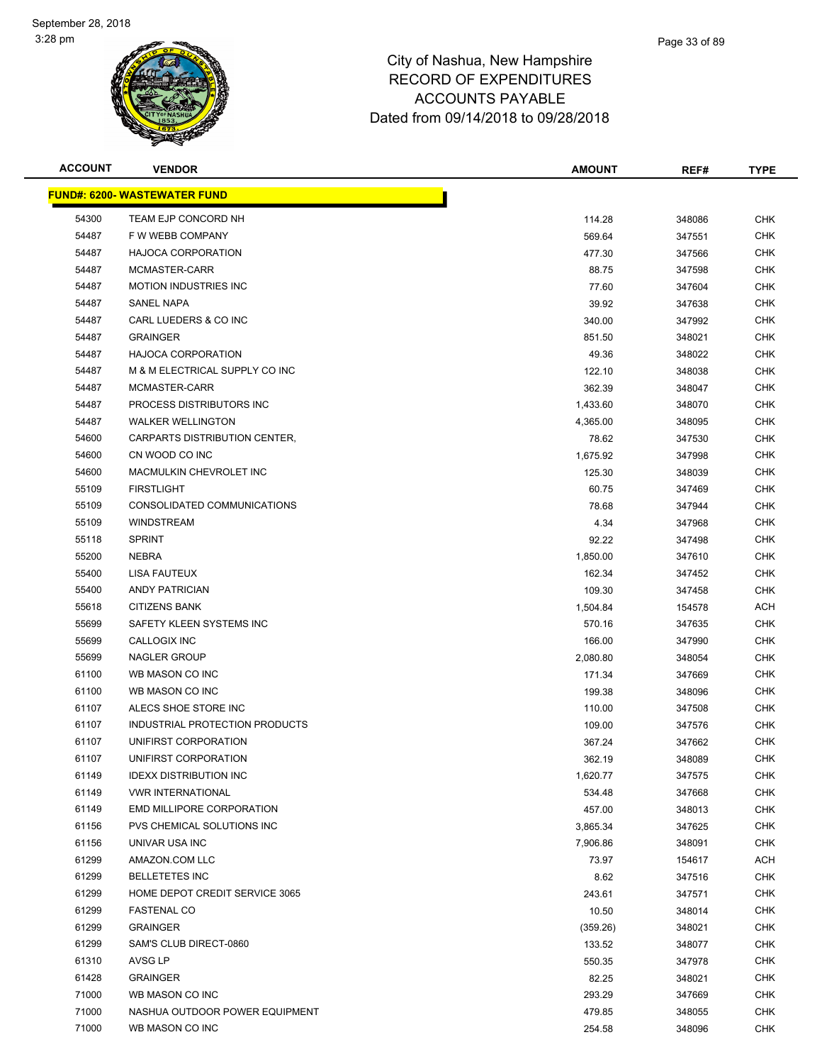September 28, 2018
3:28 pm

# City of Nashua, New Hampshire
## RECORD OF EXPENDITURES
## ACCOUNTS PAYABLE
## Dated from 09/14/2018 to 09/28/2018

| ACCOUNT | VENDOR | AMOUNT | REF# | TYPE |
|---|---|---|---|---|
| **FUND#: 6200- WASTEWATER FUND** | | | | |
| 54300 | TEAM EJP CONCORD NH | 114.28 | 348086 | CHK |
| 54487 | F W WEBB COMPANY | 569.64 | 347551 | CHK |
| 54487 | HAJOCA CORPORATION | 477.30 | 347566 | CHK |
| 54487 | MCMASTER-CARR | 88.75 | 347598 | CHK |
| 54487 | MOTION INDUSTRIES INC | 77.60 | 347604 | CHK |
| 54487 | SANEL NAPA | 39.92 | 347638 | CHK |
| 54487 | CARL LUEDERS & CO INC | 340.00 | 347992 | CHK |
| 54487 | GRAINGER | 851.50 | 348021 | CHK |
| 54487 | HAJOCA CORPORATION | 49.36 | 348022 | CHK |
| 54487 | M & M ELECTRICAL SUPPLY CO INC | 122.10 | 348038 | CHK |
| 54487 | MCMASTER-CARR | 362.39 | 348047 | CHK |
| 54487 | PROCESS DISTRIBUTORS INC | 1,433.60 | 348070 | CHK |
| 54487 | WALKER WELLINGTON | 4,365.00 | 348095 | CHK |
| 54600 | CARPARTS DISTRIBUTION CENTER, | 78.62 | 347530 | CHK |
| 54600 | CN WOOD CO INC | 1,675.92 | 347998 | CHK |
| 54600 | MACMULKIN CHEVROLET INC | 125.30 | 348039 | CHK |
| 55109 | FIRSTLIGHT | 60.75 | 347469 | CHK |
| 55109 | CONSOLIDATED COMMUNICATIONS | 78.68 | 347944 | CHK |
| 55109 | WINDSTREAM | 4.34 | 347968 | CHK |
| 55118 | SPRINT | 92.22 | 347498 | CHK |
| 55200 | NEBRA | 1,850.00 | 347610 | CHK |
| 55400 | LISA FAUTEUX | 162.34 | 347452 | CHK |
| 55400 | ANDY PATRICIAN | 109.30 | 347458 | CHK |
| 55618 | CITIZENS BANK | 1,504.84 | 154578 | ACH |
| 55699 | SAFETY KLEEN SYSTEMS INC | 570.16 | 347635 | CHK |
| 55699 | CALLOGIX INC | 166.00 | 347990 | CHK |
| 55699 | NAGLER GROUP | 2,080.80 | 348054 | CHK |
| 61100 | WB MASON CO INC | 171.34 | 347669 | CHK |
| 61100 | WB MASON CO INC | 199.38 | 348096 | CHK |
| 61107 | ALECS SHOE STORE INC | 110.00 | 347508 | CHK |
| 61107 | INDUSTRIAL PROTECTION PRODUCTS | 109.00 | 347576 | CHK |
| 61107 | UNIFIRST CORPORATION | 367.24 | 347662 | CHK |
| 61107 | UNIFIRST CORPORATION | 362.19 | 348089 | CHK |
| 61149 | IDEXX DISTRIBUTION INC | 1,620.77 | 347575 | CHK |
| 61149 | VWR INTERNATIONAL | 534.48 | 347668 | CHK |
| 61149 | EMD MILLIPORE CORPORATION | 457.00 | 348013 | CHK |
| 61156 | PVS CHEMICAL SOLUTIONS INC | 3,865.34 | 347625 | CHK |
| 61156 | UNIVAR USA INC | 7,906.86 | 348091 | CHK |
| 61299 | AMAZON.COM LLC | 73.97 | 154617 | ACH |
| 61299 | BELLETETES INC | 8.62 | 347516 | CHK |
| 61299 | HOME DEPOT CREDIT SERVICE 3065 | 243.61 | 347571 | CHK |
| 61299 | FASTENAL CO | 10.50 | 348014 | CHK |
| 61299 | GRAINGER | (359.26) | 348021 | CHK |
| 61299 | SAM'S CLUB DIRECT-0860 | 133.52 | 348077 | CHK |
| 61310 | AVSG LP | 550.35 | 347978 | CHK |
| 61428 | GRAINGER | 82.25 | 348021 | CHK |
| 71000 | WB MASON CO INC | 293.29 | 347669 | CHK |
| 71000 | NASHUA OUTDOOR POWER EQUIPMENT | 479.85 | 348055 | CHK |
| 71000 | WB MASON CO INC | 254.58 | 348096 | CHK |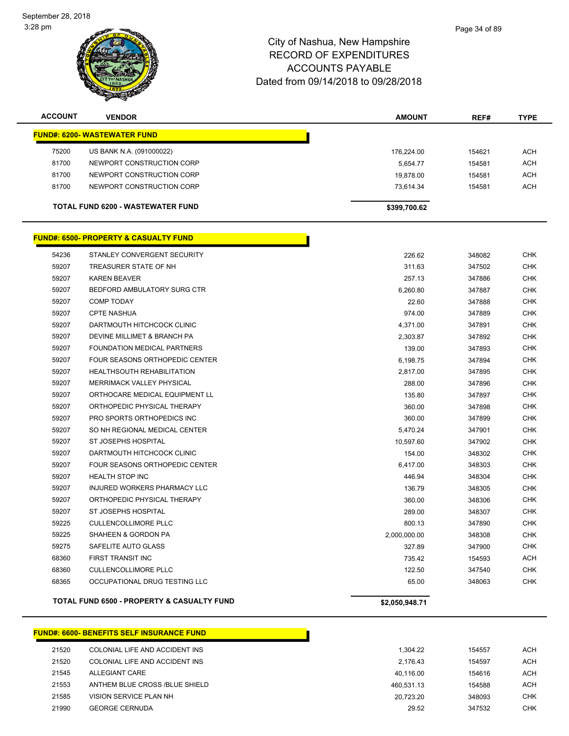# City of Nashua, New Hampshire
# RECORD OF EXPENDITURES
# ACCOUNTS PAYABLE
# Dated from 09/14/2018 to 09/28/2018

| ACCOUNT | VENDOR | AMOUNT | REF# | TYPE |
|---|---|---|---|---|
| **FUND#: 6200- WASTEWATER FUND** | | | | |
| 75200 | US BANK N.A. (091000022) | 176,224.00 | 154621 | ACH |
| 81700 | NEWPORT CONSTRUCTION CORP | 5,654.77 | 154581 | ACH |
| 81700 | NEWPORT CONSTRUCTION CORP | 19,878.00 | 154581 | ACH |
| 81700 | NEWPORT CONSTRUCTION CORP | 73,614.34 | 154581 | ACH |
| | **TOTAL FUND 6200 - WASTEWATER FUND** | **$399,700.62** | | |
| **FUND#: 6500- PROPERTY & CASUALTY FUND** | | | | |
| 54236 | STANLEY CONVERGENT SECURITY | 226.62 | 348082 | CHK |
| 59207 | TREASURER STATE OF NH | 311.63 | 347502 | CHK |
| 59207 | KAREN BEAVER | 257.13 | 347886 | CHK |
| 59207 | BEDFORD AMBULATORY SURG CTR | 6,260.80 | 347887 | CHK |
| 59207 | COMP TODAY | 22.60 | 347888 | CHK |
| 59207 | CPTE NASHUA | 974.00 | 347889 | CHK |
| 59207 | DARTMOUTH HITCHCOCK CLINIC | 4,371.00 | 347891 | CHK |
| 59207 | DEVINE MILLIMET & BRANCH PA | 2,303.87 | 347892 | CHK |
| 59207 | FOUNDATION MEDICAL PARTNERS | 139.00 | 347893 | CHK |
| 59207 | FOUR SEASONS ORTHOPEDIC CENTER | 6,198.75 | 347894 | CHK |
| 59207 | HEALTHSOUTH REHABILITATION | 2,817.00 | 347895 | CHK |
| 59207 | MERRIMACK VALLEY PHYSICAL | 288.00 | 347896 | CHK |
| 59207 | ORTHOCARE MEDICAL EQUIPMENT LL | 135.80 | 347897 | CHK |
| 59207 | ORTHOPEDIC PHYSICAL THERAPY | 360.00 | 347898 | CHK |
| 59207 | PRO SPORTS ORTHOPEDICS INC | 360.00 | 347899 | CHK |
| 59207 | SO NH REGIONAL MEDICAL CENTER | 5,470.24 | 347901 | CHK |
| 59207 | ST JOSEPHS HOSPITAL | 10,597.60 | 347902 | CHK |
| 59207 | DARTMOUTH HITCHCOCK CLINIC | 154.00 | 348302 | CHK |
| 59207 | FOUR SEASONS ORTHOPEDIC CENTER | 6,417.00 | 348303 | CHK |
| 59207 | HEALTH STOP INC | 446.94 | 348304 | CHK |
| 59207 | INJURED WORKERS PHARMACY LLC | 136.79 | 348305 | CHK |
| 59207 | ORTHOPEDIC PHYSICAL THERAPY | 360.00 | 348306 | CHK |
| 59207 | ST JOSEPHS HOSPITAL | 289.00 | 348307 | CHK |
| 59225 | CULLENCOLLIMORE PLLC | 800.13 | 347890 | CHK |
| 59225 | SHAHEEN & GORDON PA | 2,000,000.00 | 348308 | CHK |
| 59275 | SAFELITE AUTO GLASS | 327.89 | 347900 | CHK |
| 68360 | FIRST TRANSIT INC | 735.42 | 154593 | ACH |
| 68360 | CULLENCOLLIMORE PLLC | 122.50 | 347540 | CHK |
| 68365 | OCCUPATIONAL DRUG TESTING LLC | 65.00 | 348063 | CHK |
| | **TOTAL FUND 6500 - PROPERTY & CASUALTY FUND** | **$2,050,948.71** | | |
| **FUND#: 6600- BENEFITS SELF INSURANCE FUND** | | | | |
| 21520 | COLONIAL LIFE AND ACCIDENT INS | 1,304.22 | 154557 | ACH |
| 21520 | COLONIAL LIFE AND ACCIDENT INS | 2,176.43 | 154597 | ACH |
| 21545 | ALLEGIANT CARE | 40,116.00 | 154616 | ACH |
| 21553 | ANTHEM BLUE CROSS /BLUE SHIELD | 460,531.13 | 154588 | ACH |
| 21585 | VISION SERVICE PLAN NH | 20,723.20 | 348093 | CHK |
| 21990 | GEORGE CERNUDA | 29.52 | 347532 | CHK |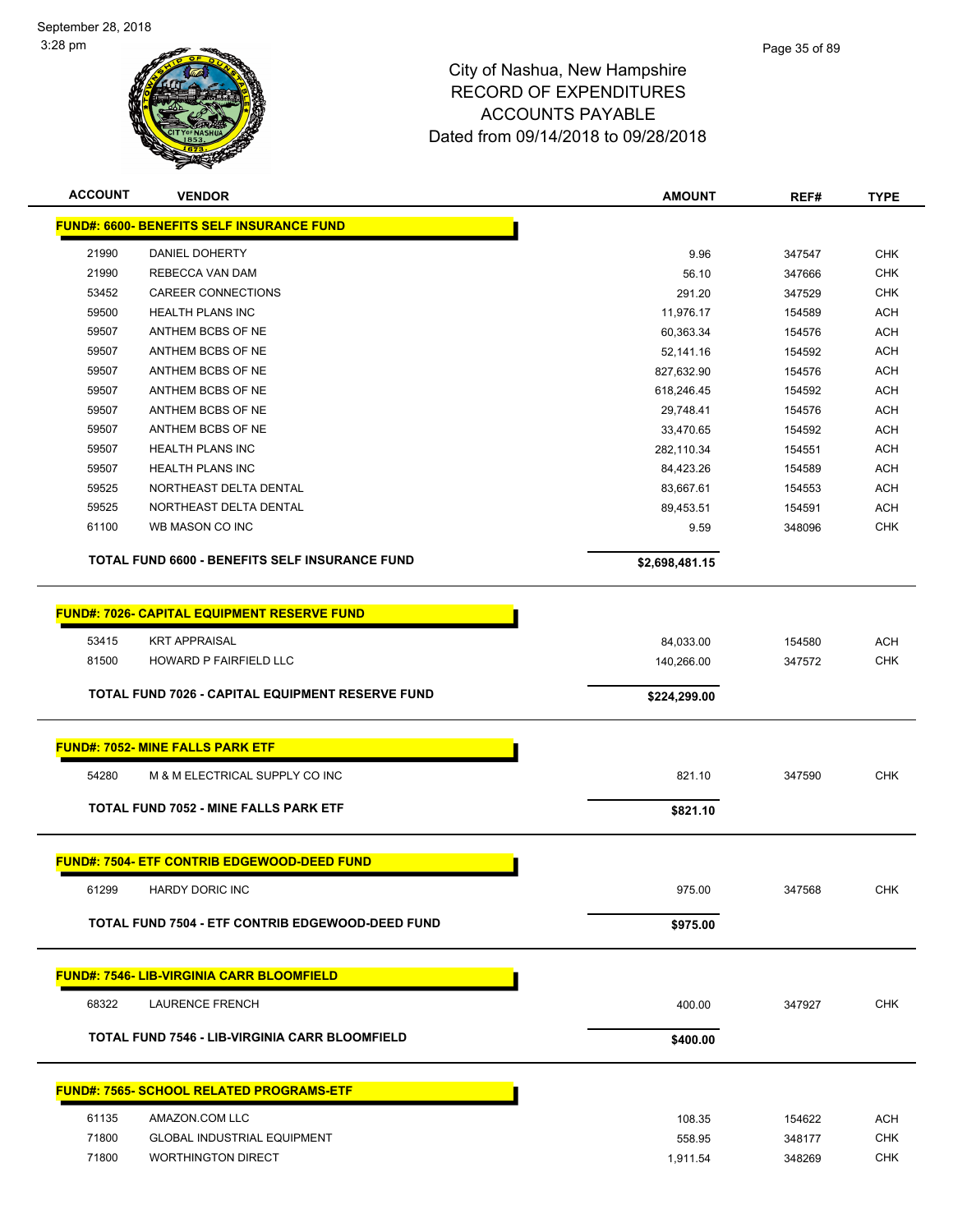# City of Nashua, New Hampshire
## RECORD OF EXPENDITURES
## ACCOUNTS PAYABLE
### Dated from 09/14/2018 to 09/28/2018

| ACCOUNT | VENDOR | AMOUNT | REF# | TYPE |
|---|---|---|---|---|
| **FUND#: 6600- BENEFITS SELF INSURANCE FUND** | | | | |
| 21990 | DANIEL DOHERTY | 9.96 | 347547 | CHK |
| 21990 | REBECCA VAN DAM | 56.10 | 347666 | CHK |
| 53452 | CAREER CONNECTIONS | 291.20 | 347529 | CHK |
| 59500 | HEALTH PLANS INC | 11,976.17 | 154589 | ACH |
| 59507 | ANTHEM BCBS OF NE | 60,363.34 | 154576 | ACH |
| 59507 | ANTHEM BCBS OF NE | 52,141.16 | 154592 | ACH |
| 59507 | ANTHEM BCBS OF NE | 827,632.90 | 154576 | ACH |
| 59507 | ANTHEM BCBS OF NE | 618,246.45 | 154592 | ACH |
| 59507 | ANTHEM BCBS OF NE | 29,748.41 | 154576 | ACH |
| 59507 | ANTHEM BCBS OF NE | 33,470.65 | 154592 | ACH |
| 59507 | HEALTH PLANS INC | 282,110.34 | 154551 | ACH |
| 59507 | HEALTH PLANS INC | 84,423.26 | 154589 | ACH |
| 59525 | NORTHEAST DELTA DENTAL | 83,667.61 | 154553 | ACH |
| 59525 | NORTHEAST DELTA DENTAL | 89,453.51 | 154591 | ACH |
| 61100 | WB MASON CO INC | 9.59 | 348096 | CHK |
| | **TOTAL FUND 6600 - BENEFITS SELF INSURANCE FUND** | **$2,698,481.15** | | |
| **FUND#: 7026- CAPITAL EQUIPMENT RESERVE FUND** | | | | |
| 53415 | KRT APPRAISAL | 84,033.00 | 154580 | ACH |
| 81500 | HOWARD P FAIRFIELD LLC | 140,266.00 | 347572 | CHK |
| | **TOTAL FUND 7026 - CAPITAL EQUIPMENT RESERVE FUND** | **$224,299.00** | | |
| **FUND#: 7052- MINE FALLS PARK ETF** | | | | |
| 54280 | M & M ELECTRICAL SUPPLY CO INC | 821.10 | 347590 | CHK |
| | **TOTAL FUND 7052 - MINE FALLS PARK ETF** | **$821.10** | | |
| **FUND#: 7504- ETF CONTRIB EDGEWOOD-DEED FUND** | | | | |
| 61299 | HARDY DORIC INC | 975.00 | 347568 | CHK |
| | **TOTAL FUND 7504 - ETF CONTRIB EDGEWOOD-DEED FUND** | **$975.00** | | |
| **FUND#: 7546- LIB-VIRGINIA CARR BLOOMFIELD** | | | | |
| 68322 | LAURENCE FRENCH | 400.00 | 347927 | CHK |
| | **TOTAL FUND 7546 - LIB-VIRGINIA CARR BLOOMFIELD** | **$400.00** | | |
| **FUND#: 7565- SCHOOL RELATED PROGRAMS-ETF** | | | | |
| 61135 | AMAZON.COM LLC | 108.35 | 154622 | ACH |
| 71800 | GLOBAL INDUSTRIAL EQUIPMENT | 558.95 | 348177 | CHK |
| 71800 | WORTHINGTON DIRECT | 1,911.54 | 348269 | CHK |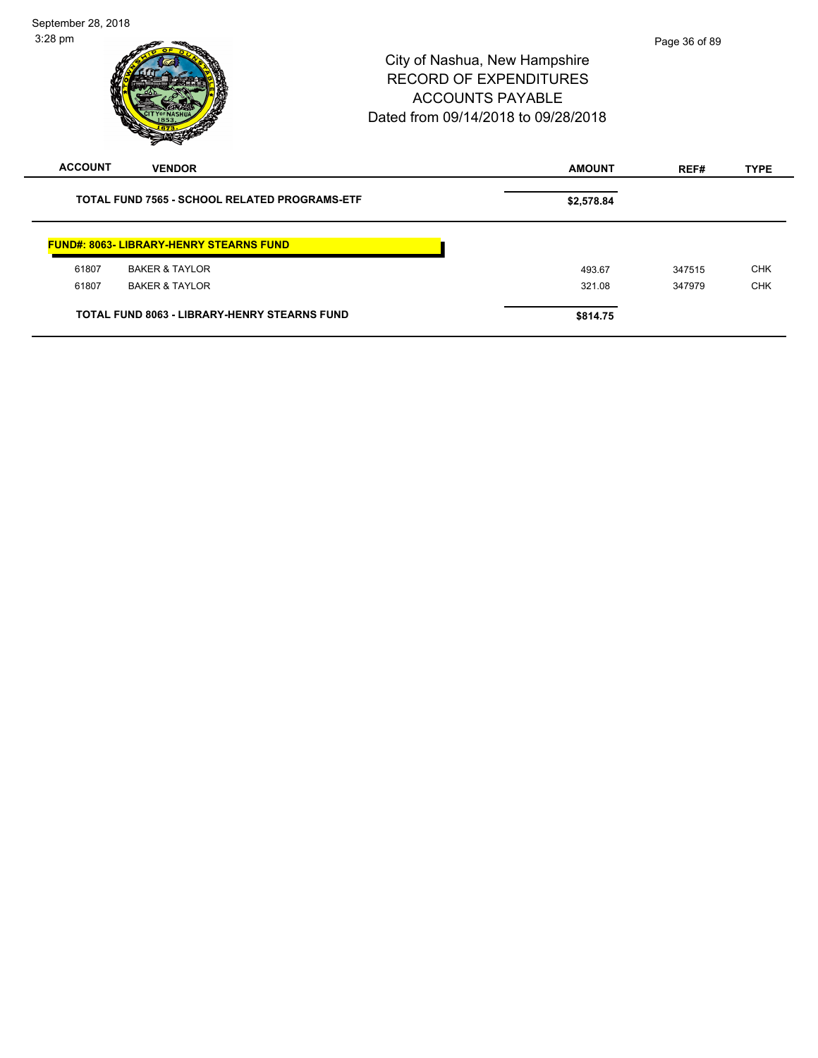| ACCOUNT | VENDOR | AMOUNT | REF# | TYPE |
|---|---|---|---|---|
| | **TOTAL FUND 7565 - SCHOOL RELATED PROGRAMS-ETF** | **$2,578.84** | | |
| | **FUND#: 8063- LIBRARY-HENRY STEARNS FUND** | | | |
| 61807 | BAKER & TAYLOR | 493.67 | 347515 | CHK |
| 61807 | BAKER & TAYLOR | 321.08 | 347979 | CHK |
| | **TOTAL FUND 8063 - LIBRARY-HENRY STEARNS FUND** | **$814.75** | | |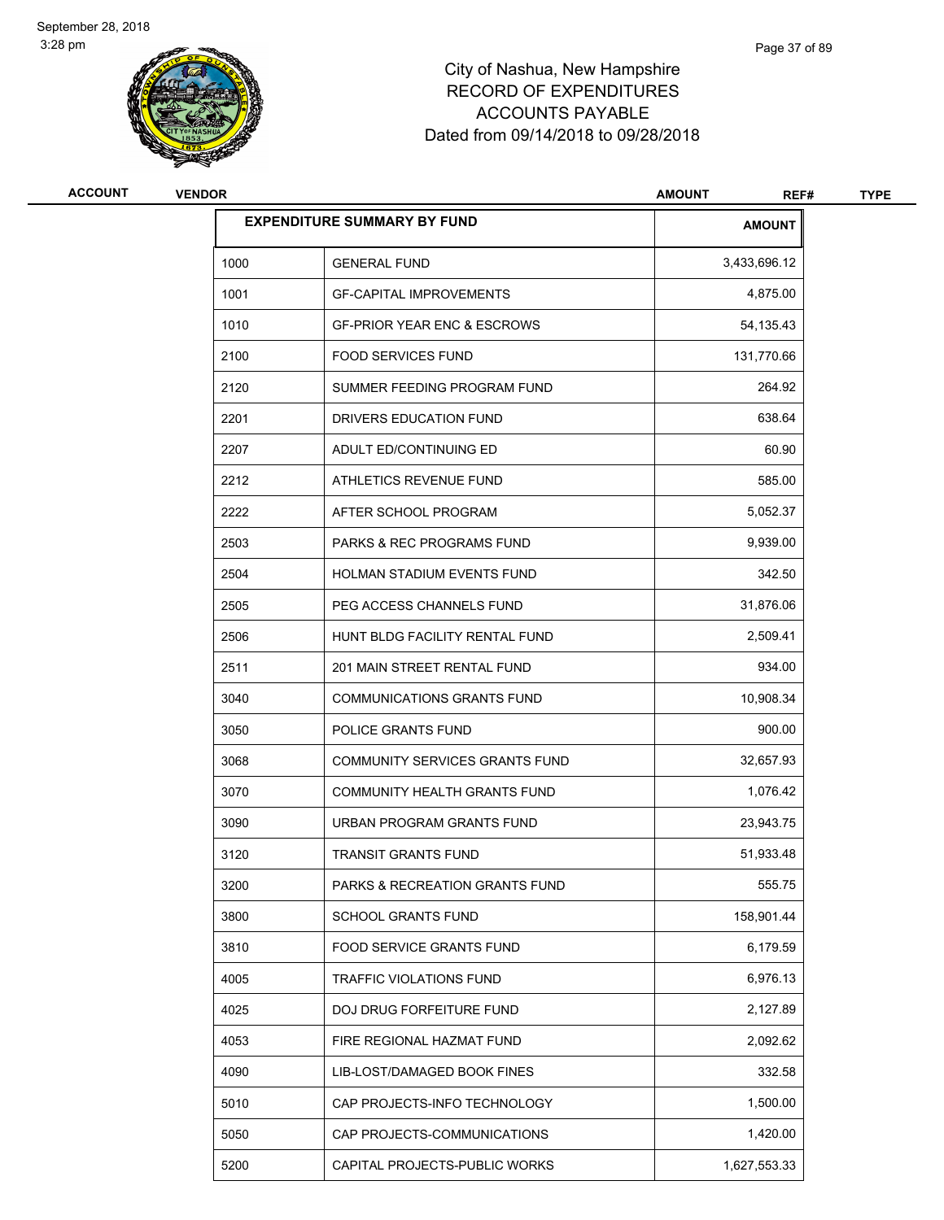City of Nashua, New Hampshire
RECORD OF EXPENDITURES
ACCOUNTS PAYABLE
Dated from 09/14/2018 to 09/28/2018

| ACCOUNT | VENDOR | AMOUNT | REF# | TYPE |
|---|---|---|---|---|

| EXPENDITURE SUMMARY BY FUND | | AMOUNT |
|---|---|---|
| 1000 | GENERAL FUND | 3,433,696.12 |
| 1001 | GF-CAPITAL IMPROVEMENTS | 4,875.00 |
| 1010 | GF-PRIOR YEAR ENC & ESCROWS | 54,135.43 |
| 2100 | FOOD SERVICES FUND | 131,770.66 |
| 2120 | SUMMER FEEDING PROGRAM FUND | 264.92 |
| 2201 | DRIVERS EDUCATION FUND | 638.64 |
| 2207 | ADULT ED/CONTINUING ED | 60.90 |
| 2212 | ATHLETICS REVENUE FUND | 585.00 |
| 2222 | AFTER SCHOOL PROGRAM | 5,052.37 |
| 2503 | PARKS & REC PROGRAMS FUND | 9,939.00 |
| 2504 | HOLMAN STADIUM EVENTS FUND | 342.50 |
| 2505 | PEG ACCESS CHANNELS FUND | 31,876.06 |
| 2506 | HUNT BLDG FACILITY RENTAL FUND | 2,509.41 |
| 2511 | 201 MAIN STREET RENTAL FUND | 934.00 |
| 3040 | COMMUNICATIONS GRANTS FUND | 10,908.34 |
| 3050 | POLICE GRANTS FUND | 900.00 |
| 3068 | COMMUNITY SERVICES GRANTS FUND | 32,657.93 |
| 3070 | COMMUNITY HEALTH GRANTS FUND | 1,076.42 |
| 3090 | URBAN PROGRAM GRANTS FUND | 23,943.75 |
| 3120 | TRANSIT GRANTS FUND | 51,933.48 |
| 3200 | PARKS & RECREATION GRANTS FUND | 555.75 |
| 3800 | SCHOOL GRANTS FUND | 158,901.44 |
| 3810 | FOOD SERVICE GRANTS FUND | 6,179.59 |
| 4005 | TRAFFIC VIOLATIONS FUND | 6,976.13 |
| 4025 | DOJ DRUG FORFEITURE FUND | 2,127.89 |
| 4053 | FIRE REGIONAL HAZMAT FUND | 2,092.62 |
| 4090 | LIB-LOST/DAMAGED BOOK FINES | 332.58 |
| 5010 | CAP PROJECTS-INFO TECHNOLOGY | 1,500.00 |
| 5050 | CAP PROJECTS-COMMUNICATIONS | 1,420.00 |
| 5200 | CAPITAL PROJECTS-PUBLIC WORKS | 1,627,553.33 |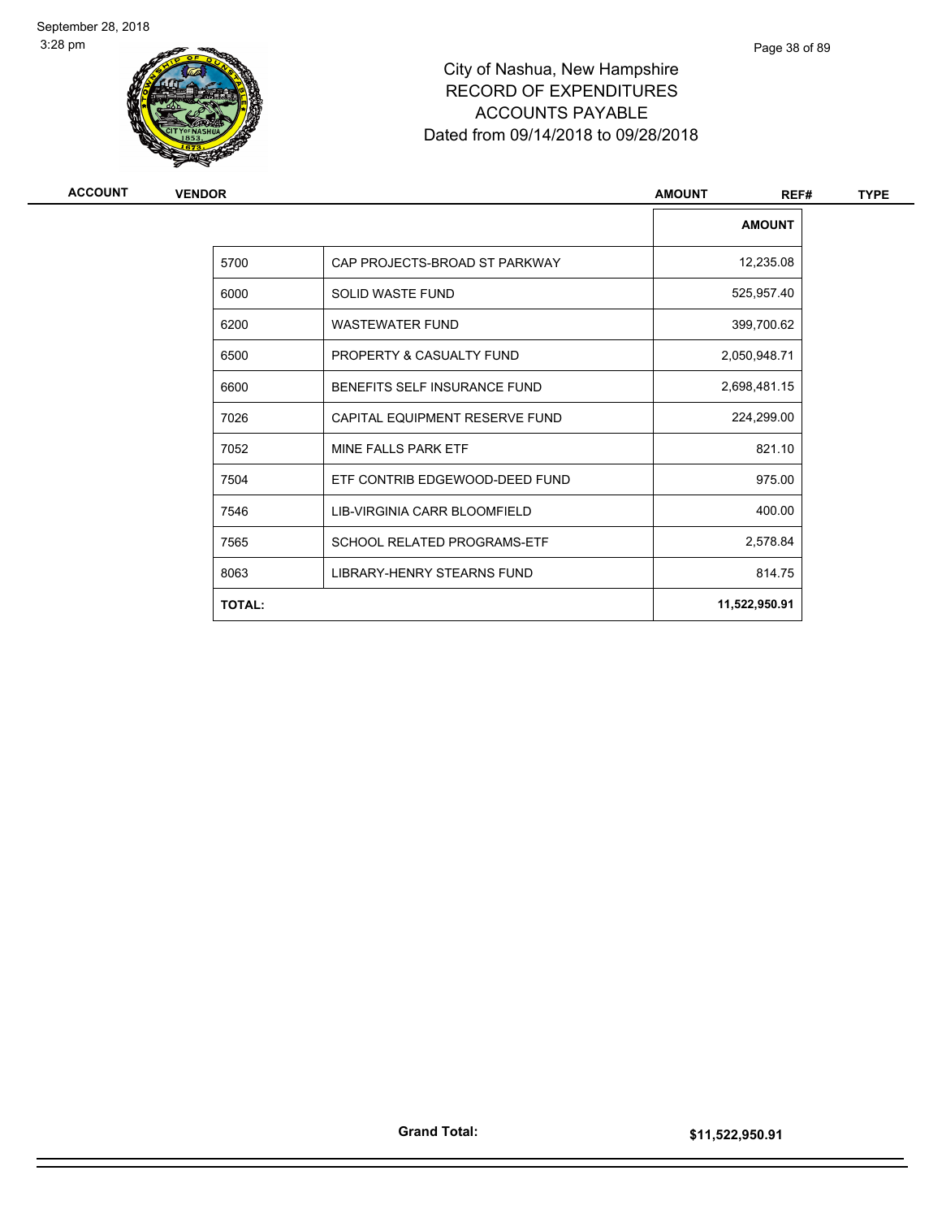City of Nashua, New Hampshire
RECORD OF EXPENDITURES
ACCOUNTS PAYABLE
Dated from 09/14/2018 to 09/28/2018

| ACCOUNT | VENDOR | AMOUNT | REF# | TYPE |
|---|---|---|---|---|

| | | AMOUNT |
|---|---|---|
| 5700 | CAP PROJECTS-BROAD ST PARKWAY | 12,235.08 |
| 6000 | SOLID WASTE FUND | 525,957.40 |
| 6200 | WASTEWATER FUND | 399,700.62 |
| 6500 | PROPERTY & CASUALTY FUND | 2,050,948.71 |
| 6600 | BENEFITS SELF INSURANCE FUND | 2,698,481.15 |
| 7026 | CAPITAL EQUIPMENT RESERVE FUND | 224,299.00 |
| 7052 | MINE FALLS PARK ETF | 821.10 |
| 7504 | ETF CONTRIB EDGEWOOD-DEED FUND | 975.00 |
| 7546 | LIB-VIRGINIA CARR BLOOMFIELD | 400.00 |
| 7565 | SCHOOL RELATED PROGRAMS-ETF | 2,578.84 |
| 8063 | LIBRARY-HENRY STEARNS FUND | 814.75 |
| **TOTAL:** | | **11,522,950.91** |

**Grand Total:** **$11,522,950.91**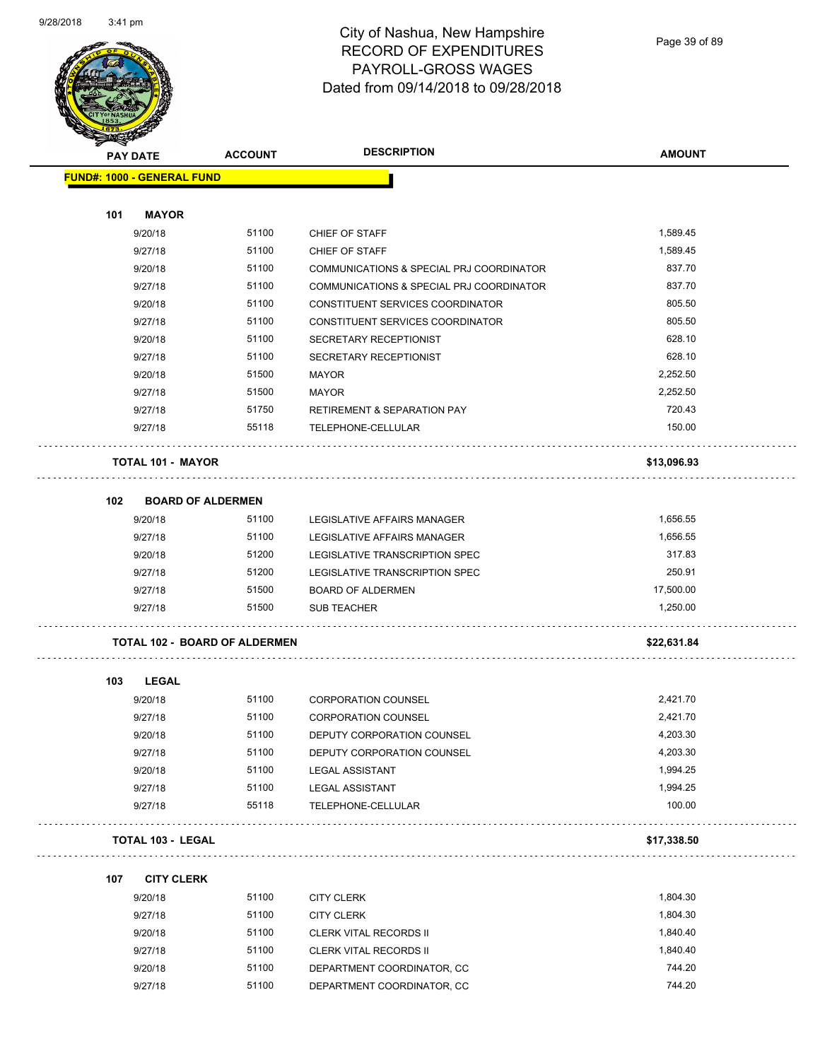# City of Nashua, New Hampshire
## RECORD OF EXPENDITURES
## PAYROLL-GROSS WAGES
## Dated from 09/14/2018 to 09/28/2018

| PAY DATE | ACCOUNT | DESCRIPTION | AMOUNT |
|---|---|---|---|
| **FUND#: 1000 - GENERAL FUND** | | | |
| **101 MAYOR** | | | |
| 9/20/18 | 51100 | CHIEF OF STAFF | 1,589.45 |
| 9/27/18 | 51100 | CHIEF OF STAFF | 1,589.45 |
| 9/20/18 | 51100 | COMMUNICATIONS & SPECIAL PRJ COORDINATOR | 837.70 |
| 9/27/18 | 51100 | COMMUNICATIONS & SPECIAL PRJ COORDINATOR | 837.70 |
| 9/20/18 | 51100 | CONSTITUENT SERVICES COORDINATOR | 805.50 |
| 9/27/18 | 51100 | CONSTITUENT SERVICES COORDINATOR | 805.50 |
| 9/20/18 | 51100 | SECRETARY RECEPTIONIST | 628.10 |
| 9/27/18 | 51100 | SECRETARY RECEPTIONIST | 628.10 |
| 9/20/18 | 51500 | MAYOR | 2,252.50 |
| 9/27/18 | 51500 | MAYOR | 2,252.50 |
| 9/27/18 | 51750 | RETIREMENT & SEPARATION PAY | 720.43 |
| 9/27/18 | 55118 | TELEPHONE-CELLULAR | 150.00 |
| **TOTAL 101 - MAYOR** | | | **$13,096.93** |
| **102 BOARD OF ALDERMEN** | | | |
| 9/20/18 | 51100 | LEGISLATIVE AFFAIRS MANAGER | 1,656.55 |
| 9/27/18 | 51100 | LEGISLATIVE AFFAIRS MANAGER | 1,656.55 |
| 9/20/18 | 51200 | LEGISLATIVE TRANSCRIPTION SPEC | 317.83 |
| 9/27/18 | 51200 | LEGISLATIVE TRANSCRIPTION SPEC | 250.91 |
| 9/27/18 | 51500 | BOARD OF ALDERMEN | 17,500.00 |
| 9/27/18 | 51500 | SUB TEACHER | 1,250.00 |
| **TOTAL 102 - BOARD OF ALDERMEN** | | | **$22,631.84** |
| **103 LEGAL** | | | |
| 9/20/18 | 51100 | CORPORATION COUNSEL | 2,421.70 |
| 9/27/18 | 51100 | CORPORATION COUNSEL | 2,421.70 |
| 9/20/18 | 51100 | DEPUTY CORPORATION COUNSEL | 4,203.30 |
| 9/27/18 | 51100 | DEPUTY CORPORATION COUNSEL | 4,203.30 |
| 9/20/18 | 51100 | LEGAL ASSISTANT | 1,994.25 |
| 9/27/18 | 51100 | LEGAL ASSISTANT | 1,994.25 |
| 9/27/18 | 55118 | TELEPHONE-CELLULAR | 100.00 |
| **TOTAL 103 - LEGAL** | | | **$17,338.50** |
| **107 CITY CLERK** | | | |
| 9/20/18 | 51100 | CITY CLERK | 1,804.30 |
| 9/27/18 | 51100 | CITY CLERK | 1,804.30 |
| 9/20/18 | 51100 | CLERK VITAL RECORDS II | 1,840.40 |
| 9/27/18 | 51100 | CLERK VITAL RECORDS II | 1,840.40 |
| 9/20/18 | 51100 | DEPARTMENT COORDINATOR, CC | 744.20 |
| 9/27/18 | 51100 | DEPARTMENT COORDINATOR, CC | 744.20 |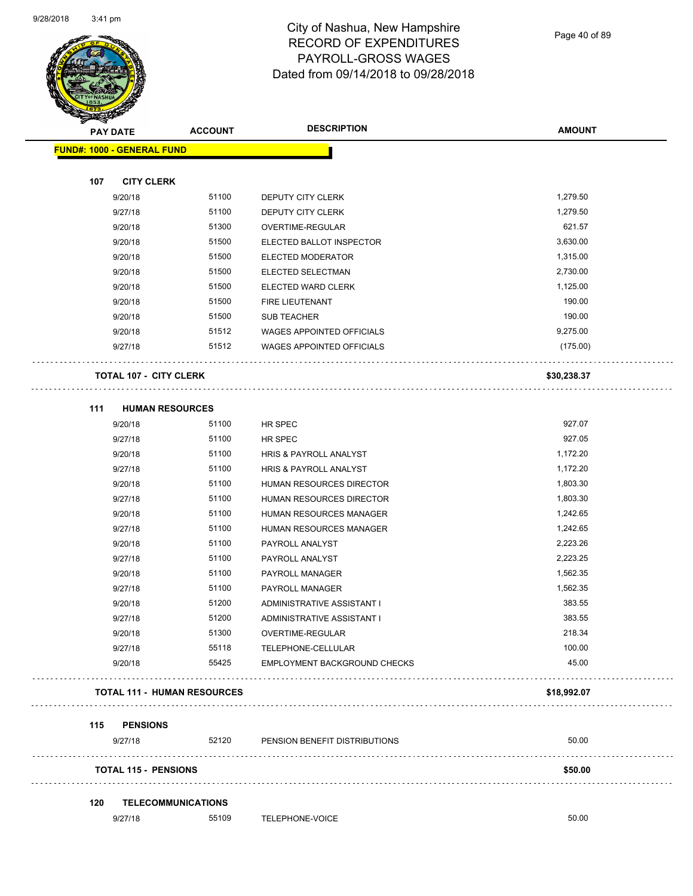# City of Nashua, New Hampshire
## RECORD OF EXPENDITURES
## PAYROLL-GROSS WAGES
## Dated from 09/14/2018 to 09/28/2018

| PAY DATE | ACCOUNT | DESCRIPTION | AMOUNT |
|---|---|---|---|
| **FUND#: 1000 - GENERAL FUND** | | | |
| **107 CITY CLERK** | | | |
| 9/20/18 | 51100 | DEPUTY CITY CLERK | 1,279.50 |
| 9/27/18 | 51100 | DEPUTY CITY CLERK | 1,279.50 |
| 9/20/18 | 51300 | OVERTIME-REGULAR | 621.57 |
| 9/20/18 | 51500 | ELECTED BALLOT INSPECTOR | 3,630.00 |
| 9/20/18 | 51500 | ELECTED MODERATOR | 1,315.00 |
| 9/20/18 | 51500 | ELECTED SELECTMAN | 2,730.00 |
| 9/20/18 | 51500 | ELECTED WARD CLERK | 1,125.00 |
| 9/20/18 | 51500 | FIRE LIEUTENANT | 190.00 |
| 9/20/18 | 51500 | SUB TEACHER | 190.00 |
| 9/20/18 | 51512 | WAGES APPOINTED OFFICIALS | 9,275.00 |
| 9/27/18 | 51512 | WAGES APPOINTED OFFICIALS | (175.00) |
| **TOTAL 107 - CITY CLERK** | | | **$30,238.37** |
| **111 HUMAN RESOURCES** | | | |
| 9/20/18 | 51100 | HR SPEC | 927.07 |
| 9/27/18 | 51100 | HR SPEC | 927.05 |
| 9/20/18 | 51100 | HRIS & PAYROLL ANALYST | 1,172.20 |
| 9/27/18 | 51100 | HRIS & PAYROLL ANALYST | 1,172.20 |
| 9/20/18 | 51100 | HUMAN RESOURCES DIRECTOR | 1,803.30 |
| 9/27/18 | 51100 | HUMAN RESOURCES DIRECTOR | 1,803.30 |
| 9/20/18 | 51100 | HUMAN RESOURCES MANAGER | 1,242.65 |
| 9/27/18 | 51100 | HUMAN RESOURCES MANAGER | 1,242.65 |
| 9/20/18 | 51100 | PAYROLL ANALYST | 2,223.26 |
| 9/27/18 | 51100 | PAYROLL ANALYST | 2,223.25 |
| 9/20/18 | 51100 | PAYROLL MANAGER | 1,562.35 |
| 9/27/18 | 51100 | PAYROLL MANAGER | 1,562.35 |
| 9/20/18 | 51200 | ADMINISTRATIVE ASSISTANT I | 383.55 |
| 9/27/18 | 51200 | ADMINISTRATIVE ASSISTANT I | 383.55 |
| 9/20/18 | 51300 | OVERTIME-REGULAR | 218.34 |
| 9/27/18 | 55118 | TELEPHONE-CELLULAR | 100.00 |
| 9/20/18 | 55425 | EMPLOYMENT BACKGROUND CHECKS | 45.00 |
| **TOTAL 111 - HUMAN RESOURCES** | | | **$18,992.07** |
| **115 PENSIONS** | | | |
| 9/27/18 | 52120 | PENSION BENEFIT DISTRIBUTIONS | 50.00 |
| **TOTAL 115 - PENSIONS** | | | **$50.00** |
| **120 TELECOMMUNICATIONS** | | | |
| 9/27/18 | 55109 | TELEPHONE-VOICE | 50.00 |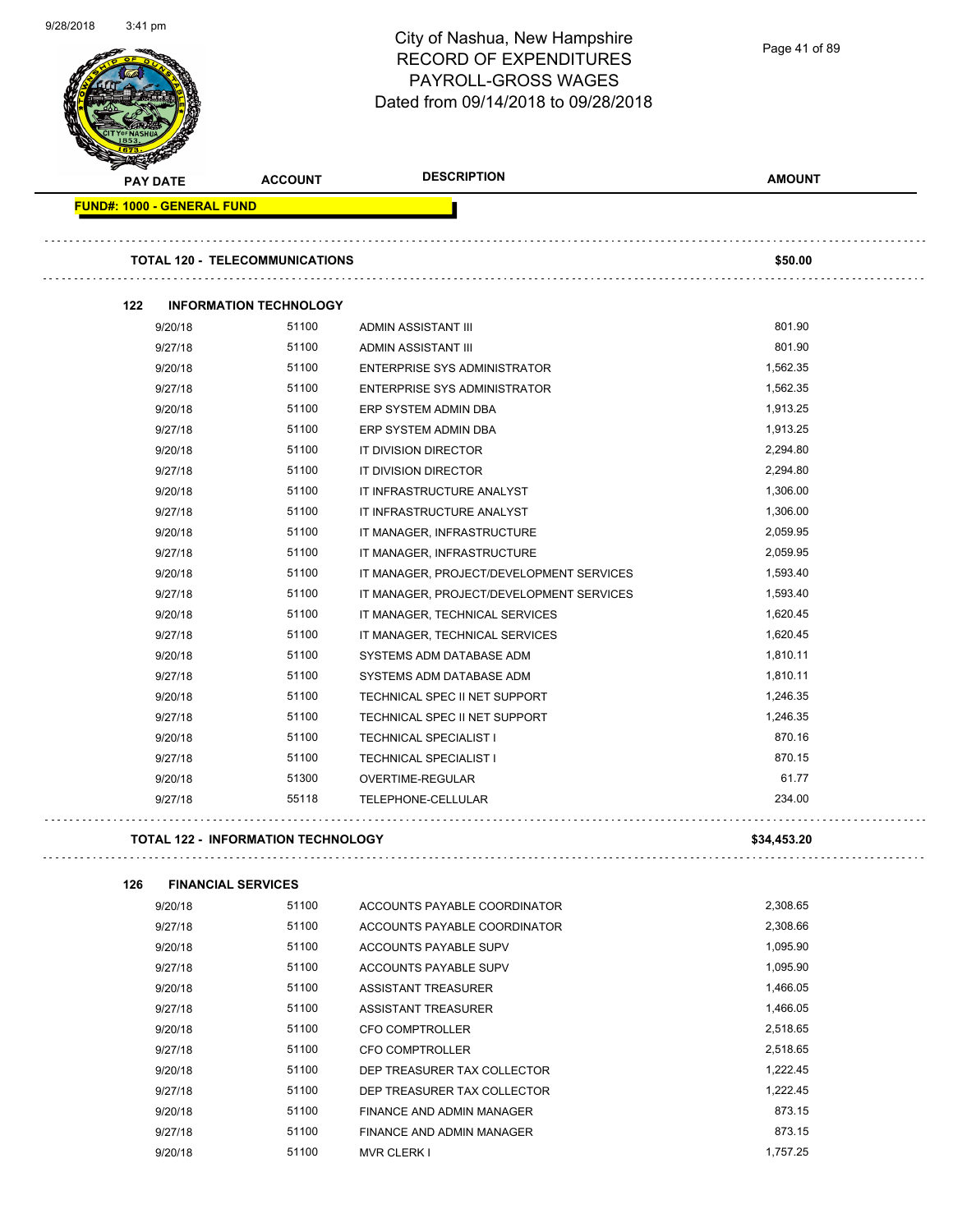# City of Nashua, New Hampshire
## RECORD OF EXPENDITURES
## PAYROLL-GROSS WAGES
## Dated from 09/14/2018 to 09/28/2018

| PAY DATE | ACCOUNT | DESCRIPTION | AMOUNT |
|---|---|---|---|
| **FUND#: 1000 - GENERAL FUND** | | | |
| **TOTAL 120 - TELECOMMUNICATIONS** | | | **$50.00** |
| **122 INFORMATION TECHNOLOGY** | | | |
| 9/20/18 | 51100 | ADMIN ASSISTANT III | 801.90 |
| 9/27/18 | 51100 | ADMIN ASSISTANT III | 801.90 |
| 9/20/18 | 51100 | ENTERPRISE SYS ADMINISTRATOR | 1,562.35 |
| 9/27/18 | 51100 | ENTERPRISE SYS ADMINISTRATOR | 1,562.35 |
| 9/20/18 | 51100 | ERP SYSTEM ADMIN DBA | 1,913.25 |
| 9/27/18 | 51100 | ERP SYSTEM ADMIN DBA | 1,913.25 |
| 9/20/18 | 51100 | IT DIVISION DIRECTOR | 2,294.80 |
| 9/27/18 | 51100 | IT DIVISION DIRECTOR | 2,294.80 |
| 9/20/18 | 51100 | IT INFRASTRUCTURE ANALYST | 1,306.00 |
| 9/27/18 | 51100 | IT INFRASTRUCTURE ANALYST | 1,306.00 |
| 9/20/18 | 51100 | IT MANAGER, INFRASTRUCTURE | 2,059.95 |
| 9/27/18 | 51100 | IT MANAGER, INFRASTRUCTURE | 2,059.95 |
| 9/20/18 | 51100 | IT MANAGER, PROJECT/DEVELOPMENT SERVICES | 1,593.40 |
| 9/27/18 | 51100 | IT MANAGER, PROJECT/DEVELOPMENT SERVICES | 1,593.40 |
| 9/20/18 | 51100 | IT MANAGER, TECHNICAL SERVICES | 1,620.45 |
| 9/27/18 | 51100 | IT MANAGER, TECHNICAL SERVICES | 1,620.45 |
| 9/20/18 | 51100 | SYSTEMS ADM DATABASE ADM | 1,810.11 |
| 9/27/18 | 51100 | SYSTEMS ADM DATABASE ADM | 1,810.11 |
| 9/20/18 | 51100 | TECHNICAL SPEC II NET SUPPORT | 1,246.35 |
| 9/27/18 | 51100 | TECHNICAL SPEC II NET SUPPORT | 1,246.35 |
| 9/20/18 | 51100 | TECHNICAL SPECIALIST I | 870.16 |
| 9/27/18 | 51100 | TECHNICAL SPECIALIST I | 870.15 |
| 9/20/18 | 51300 | OVERTIME-REGULAR | 61.77 |
| 9/27/18 | 55118 | TELEPHONE-CELLULAR | 234.00 |
| **TOTAL 122 - INFORMATION TECHNOLOGY** | | | **$34,453.20** |
| **126 FINANCIAL SERVICES** | | | |
| 9/20/18 | 51100 | ACCOUNTS PAYABLE COORDINATOR | 2,308.65 |
| 9/27/18 | 51100 | ACCOUNTS PAYABLE COORDINATOR | 2,308.66 |
| 9/20/18 | 51100 | ACCOUNTS PAYABLE SUPV | 1,095.90 |
| 9/27/18 | 51100 | ACCOUNTS PAYABLE SUPV | 1,095.90 |
| 9/20/18 | 51100 | ASSISTANT TREASURER | 1,466.05 |
| 9/27/18 | 51100 | ASSISTANT TREASURER | 1,466.05 |
| 9/20/18 | 51100 | CFO COMPTROLLER | 2,518.65 |
| 9/27/18 | 51100 | CFO COMPTROLLER | 2,518.65 |
| 9/20/18 | 51100 | DEP TREASURER TAX COLLECTOR | 1,222.45 |
| 9/27/18 | 51100 | DEP TREASURER TAX COLLECTOR | 1,222.45 |
| 9/20/18 | 51100 | FINANCE AND ADMIN MANAGER | 873.15 |
| 9/27/18 | 51100 | FINANCE AND ADMIN MANAGER | 873.15 |
| 9/20/18 | 51100 | MVR CLERK I | 1,757.25 |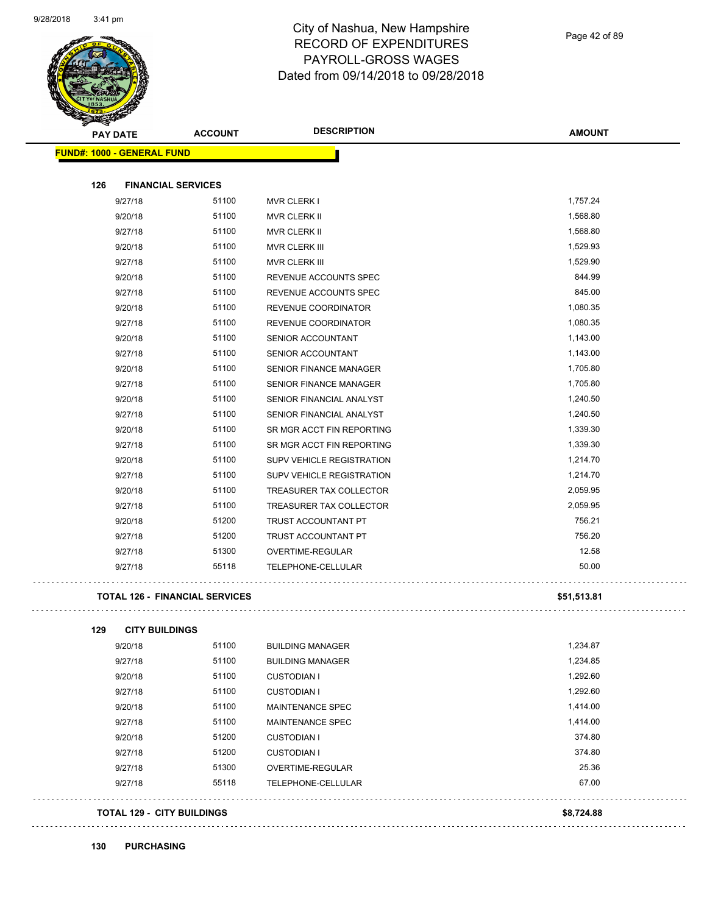# City of Nashua, New Hampshire
## RECORD OF EXPENDITURES
## PAYROLL-GROSS WAGES
## Dated from 09/14/2018 to 09/28/2018

| PAY DATE | ACCOUNT | DESCRIPTION | AMOUNT |
|---|---|---|---|
| **FUND#: 1000 - GENERAL FUND** | | | |
| **126 FINANCIAL SERVICES** | | | |
| 9/27/18 | 51100 | MVR CLERK I | 1,757.24 |
| 9/20/18 | 51100 | MVR CLERK II | 1,568.80 |
| 9/27/18 | 51100 | MVR CLERK II | 1,568.80 |
| 9/20/18 | 51100 | MVR CLERK III | 1,529.93 |
| 9/27/18 | 51100 | MVR CLERK III | 1,529.90 |
| 9/20/18 | 51100 | REVENUE ACCOUNTS SPEC | 844.99 |
| 9/27/18 | 51100 | REVENUE ACCOUNTS SPEC | 845.00 |
| 9/20/18 | 51100 | REVENUE COORDINATOR | 1,080.35 |
| 9/27/18 | 51100 | REVENUE COORDINATOR | 1,080.35 |
| 9/20/18 | 51100 | SENIOR ACCOUNTANT | 1,143.00 |
| 9/27/18 | 51100 | SENIOR ACCOUNTANT | 1,143.00 |
| 9/20/18 | 51100 | SENIOR FINANCE MANAGER | 1,705.80 |
| 9/27/18 | 51100 | SENIOR FINANCE MANAGER | 1,705.80 |
| 9/20/18 | 51100 | SENIOR FINANCIAL ANALYST | 1,240.50 |
| 9/27/18 | 51100 | SENIOR FINANCIAL ANALYST | 1,240.50 |
| 9/20/18 | 51100 | SR MGR ACCT FIN REPORTING | 1,339.30 |
| 9/27/18 | 51100 | SR MGR ACCT FIN REPORTING | 1,339.30 |
| 9/20/18 | 51100 | SUPV VEHICLE REGISTRATION | 1,214.70 |
| 9/27/18 | 51100 | SUPV VEHICLE REGISTRATION | 1,214.70 |
| 9/20/18 | 51100 | TREASURER TAX COLLECTOR | 2,059.95 |
| 9/27/18 | 51100 | TREASURER TAX COLLECTOR | 2,059.95 |
| 9/20/18 | 51200 | TRUST ACCOUNTANT PT | 756.21 |
| 9/27/18 | 51200 | TRUST ACCOUNTANT PT | 756.20 |
| 9/27/18 | 51300 | OVERTIME-REGULAR | 12.58 |
| 9/27/18 | 55118 | TELEPHONE-CELLULAR | 50.00 |
| **TOTAL 126 - FINANCIAL SERVICES** | | | **$51,513.81** |
| **129 CITY BUILDINGS** | | | |
| 9/20/18 | 51100 | BUILDING MANAGER | 1,234.87 |
| 9/27/18 | 51100 | BUILDING MANAGER | 1,234.85 |
| 9/20/18 | 51100 | CUSTODIAN I | 1,292.60 |
| 9/27/18 | 51100 | CUSTODIAN I | 1,292.60 |
| 9/20/18 | 51100 | MAINTENANCE SPEC | 1,414.00 |
| 9/27/18 | 51100 | MAINTENANCE SPEC | 1,414.00 |
| 9/20/18 | 51200 | CUSTODIAN I | 374.80 |
| 9/27/18 | 51200 | CUSTODIAN I | 374.80 |
| 9/27/18 | 51300 | OVERTIME-REGULAR | 25.36 |
| 9/27/18 | 55118 | TELEPHONE-CELLULAR | 67.00 |
| **TOTAL 129 - CITY BUILDINGS** | | | **$8,724.88** |

**130 PURCHASING**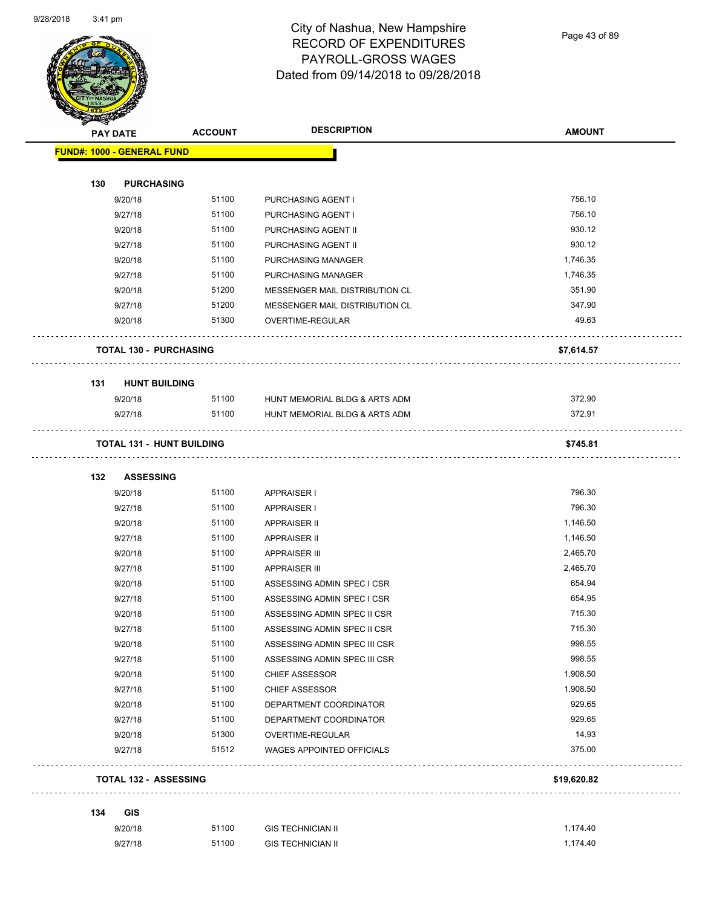# City of Nashua, New Hampshire
# RECORD OF EXPENDITURES
# PAYROLL-GROSS WAGES
# Dated from 09/14/2018 to 09/28/2018

| PAY DATE | ACCOUNT | DESCRIPTION | AMOUNT |
|---|---|---|---|
| **FUND#: 1000 - GENERAL FUND** | | | |
| **130 PURCHASING** | | | |
| 9/20/18 | 51100 | PURCHASING AGENT I | 756.10 |
| 9/27/18 | 51100 | PURCHASING AGENT I | 756.10 |
| 9/20/18 | 51100 | PURCHASING AGENT II | 930.12 |
| 9/27/18 | 51100 | PURCHASING AGENT II | 930.12 |
| 9/20/18 | 51100 | PURCHASING MANAGER | 1,746.35 |
| 9/27/18 | 51100 | PURCHASING MANAGER | 1,746.35 |
| 9/20/18 | 51200 | MESSENGER MAIL DISTRIBUTION CL | 351.90 |
| 9/27/18 | 51200 | MESSENGER MAIL DISTRIBUTION CL | 347.90 |
| 9/20/18 | 51300 | OVERTIME-REGULAR | 49.63 |
| **TOTAL 130 - PURCHASING** | | | **$7,614.57** |
| **131 HUNT BUILDING** | | | |
| 9/20/18 | 51100 | HUNT MEMORIAL BLDG & ARTS ADM | 372.90 |
| 9/27/18 | 51100 | HUNT MEMORIAL BLDG & ARTS ADM | 372.91 |
| **TOTAL 131 - HUNT BUILDING** | | | **$745.81** |
| **132 ASSESSING** | | | |
| 9/20/18 | 51100 | APPRAISER I | 796.30 |
| 9/27/18 | 51100 | APPRAISER I | 796.30 |
| 9/20/18 | 51100 | APPRAISER II | 1,146.50 |
| 9/27/18 | 51100 | APPRAISER II | 1,146.50 |
| 9/20/18 | 51100 | APPRAISER III | 2,465.70 |
| 9/27/18 | 51100 | APPRAISER III | 2,465.70 |
| 9/20/18 | 51100 | ASSESSING ADMIN SPEC I CSR | 654.94 |
| 9/27/18 | 51100 | ASSESSING ADMIN SPEC I CSR | 654.95 |
| 9/20/18 | 51100 | ASSESSING ADMIN SPEC II CSR | 715.30 |
| 9/27/18 | 51100 | ASSESSING ADMIN SPEC II CSR | 715.30 |
| 9/20/18 | 51100 | ASSESSING ADMIN SPEC III CSR | 998.55 |
| 9/27/18 | 51100 | ASSESSING ADMIN SPEC III CSR | 998.55 |
| 9/20/18 | 51100 | CHIEF ASSESSOR | 1,908.50 |
| 9/27/18 | 51100 | CHIEF ASSESSOR | 1,908.50 |
| 9/20/18 | 51100 | DEPARTMENT COORDINATOR | 929.65 |
| 9/27/18 | 51100 | DEPARTMENT COORDINATOR | 929.65 |
| 9/20/18 | 51300 | OVERTIME-REGULAR | 14.93 |
| 9/27/18 | 51512 | WAGES APPOINTED OFFICIALS | 375.00 |
| **TOTAL 132 - ASSESSING** | | | **$19,620.82** |
| **134 GIS** | | | |
| 9/20/18 | 51100 | GIS TECHNICIAN II | 1,174.40 |
| 9/27/18 | 51100 | GIS TECHNICIAN II | 1,174.40 |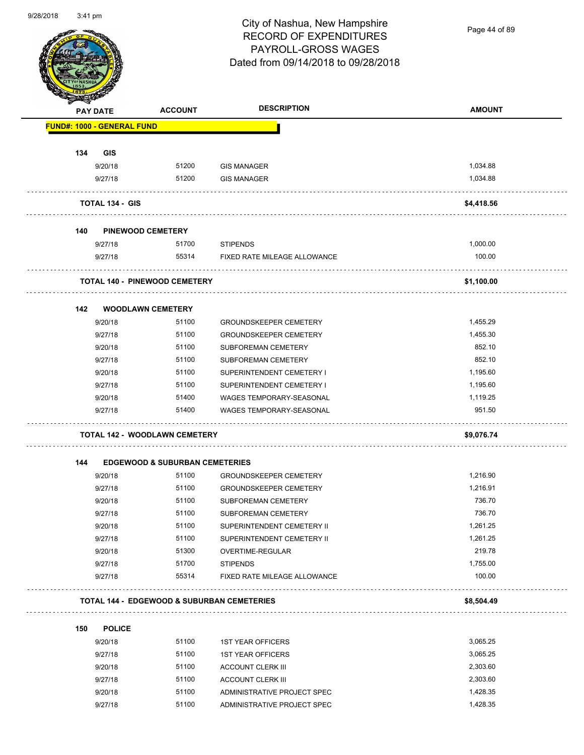# City of Nashua, New Hampshire
# RECORD OF EXPENDITURES
# PAYROLL-GROSS WAGES
# Dated from 09/14/2018 to 09/28/2018

9/28/2018 3:41 pm

| PAY DATE | ACCOUNT | DESCRIPTION | AMOUNT |
|---|---|---|---|
| **FUND#: 1000 - GENERAL FUND** | | | |
| **134 GIS** | | | |
| 9/20/18 | 51200 | GIS MANAGER | 1,034.88 |
| 9/27/18 | 51200 | GIS MANAGER | 1,034.88 |
| **TOTAL 134 - GIS** | | | **$4,418.56** |
| **140 PINEWOOD CEMETERY** | | | |
| 9/27/18 | 51700 | STIPENDS | 1,000.00 |
| 9/27/18 | 55314 | FIXED RATE MILEAGE ALLOWANCE | 100.00 |
| **TOTAL 140 - PINEWOOD CEMETERY** | | | **$1,100.00** |
| **142 WOODLAWN CEMETERY** | | | |
| 9/20/18 | 51100 | GROUNDSKEEPER CEMETERY | 1,455.29 |
| 9/27/18 | 51100 | GROUNDSKEEPER CEMETERY | 1,455.30 |
| 9/20/18 | 51100 | SUBFOREMAN CEMETERY | 852.10 |
| 9/27/18 | 51100 | SUBFOREMAN CEMETERY | 852.10 |
| 9/20/18 | 51100 | SUPERINTENDENT CEMETERY I | 1,195.60 |
| 9/27/18 | 51100 | SUPERINTENDENT CEMETERY I | 1,195.60 |
| 9/20/18 | 51400 | WAGES TEMPORARY-SEASONAL | 1,119.25 |
| 9/27/18 | 51400 | WAGES TEMPORARY-SEASONAL | 951.50 |
| **TOTAL 142 - WOODLAWN CEMETERY** | | | **$9,076.74** |
| **144 EDGEWOOD & SUBURBAN CEMETERIES** | | | |
| 9/20/18 | 51100 | GROUNDSKEEPER CEMETERY | 1,216.90 |
| 9/27/18 | 51100 | GROUNDSKEEPER CEMETERY | 1,216.91 |
| 9/20/18 | 51100 | SUBFOREMAN CEMETERY | 736.70 |
| 9/27/18 | 51100 | SUBFOREMAN CEMETERY | 736.70 |
| 9/20/18 | 51100 | SUPERINTENDENT CEMETERY II | 1,261.25 |
| 9/27/18 | 51100 | SUPERINTENDENT CEMETERY II | 1,261.25 |
| 9/20/18 | 51300 | OVERTIME-REGULAR | 219.78 |
| 9/27/18 | 51700 | STIPENDS | 1,755.00 |
| 9/27/18 | 55314 | FIXED RATE MILEAGE ALLOWANCE | 100.00 |
| **TOTAL 144 - EDGEWOOD & SUBURBAN CEMETERIES** | | | **$8,504.49** |
| **150 POLICE** | | | |
| 9/20/18 | 51100 | 1ST YEAR OFFICERS | 3,065.25 |
| 9/27/18 | 51100 | 1ST YEAR OFFICERS | 3,065.25 |
| 9/20/18 | 51100 | ACCOUNT CLERK III | 2,303.60 |
| 9/27/18 | 51100 | ACCOUNT CLERK III | 2,303.60 |
| 9/20/18 | 51100 | ADMINISTRATIVE PROJECT SPEC | 1,428.35 |
| 9/27/18 | 51100 | ADMINISTRATIVE PROJECT SPEC | 1,428.35 |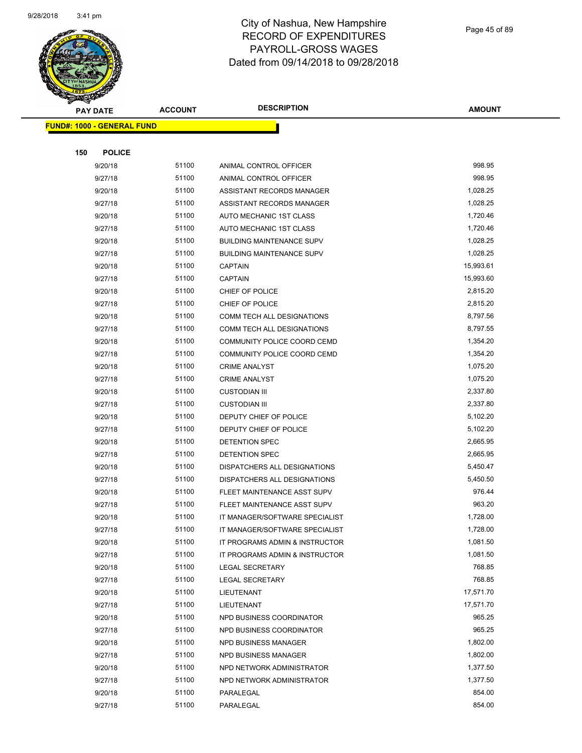# City of Nashua, New Hampshire
## RECORD OF EXPENDITURES
## PAYROLL-GROSS WAGES
## Dated from 09/14/2018 to 09/28/2018

| PAY DATE | ACCOUNT | DESCRIPTION | AMOUNT |
|---|---|---|---|

**FUND#: 1000 - GENERAL FUND**

**150 POLICE**

| PAY DATE | ACCOUNT | DESCRIPTION | AMOUNT |
|---|---|---|---|
| 9/20/18 | 51100 | ANIMAL CONTROL OFFICER | 998.95 |
| 9/27/18 | 51100 | ANIMAL CONTROL OFFICER | 998.95 |
| 9/20/18 | 51100 | ASSISTANT RECORDS MANAGER | 1,028.25 |
| 9/27/18 | 51100 | ASSISTANT RECORDS MANAGER | 1,028.25 |
| 9/20/18 | 51100 | AUTO MECHANIC 1ST CLASS | 1,720.46 |
| 9/27/18 | 51100 | AUTO MECHANIC 1ST CLASS | 1,720.46 |
| 9/20/18 | 51100 | BUILDING MAINTENANCE SUPV | 1,028.25 |
| 9/27/18 | 51100 | BUILDING MAINTENANCE SUPV | 1,028.25 |
| 9/20/18 | 51100 | CAPTAIN | 15,993.61 |
| 9/27/18 | 51100 | CAPTAIN | 15,993.60 |
| 9/20/18 | 51100 | CHIEF OF POLICE | 2,815.20 |
| 9/27/18 | 51100 | CHIEF OF POLICE | 2,815.20 |
| 9/20/18 | 51100 | COMM TECH ALL DESIGNATIONS | 8,797.56 |
| 9/27/18 | 51100 | COMM TECH ALL DESIGNATIONS | 8,797.55 |
| 9/20/18 | 51100 | COMMUNITY POLICE COORD CEMD | 1,354.20 |
| 9/27/18 | 51100 | COMMUNITY POLICE COORD CEMD | 1,354.20 |
| 9/20/18 | 51100 | CRIME ANALYST | 1,075.20 |
| 9/27/18 | 51100 | CRIME ANALYST | 1,075.20 |
| 9/20/18 | 51100 | CUSTODIAN III | 2,337.80 |
| 9/27/18 | 51100 | CUSTODIAN III | 2,337.80 |
| 9/20/18 | 51100 | DEPUTY CHIEF OF POLICE | 5,102.20 |
| 9/27/18 | 51100 | DEPUTY CHIEF OF POLICE | 5,102.20 |
| 9/20/18 | 51100 | DETENTION SPEC | 2,665.95 |
| 9/27/18 | 51100 | DETENTION SPEC | 2,665.95 |
| 9/20/18 | 51100 | DISPATCHERS ALL DESIGNATIONS | 5,450.47 |
| 9/27/18 | 51100 | DISPATCHERS ALL DESIGNATIONS | 5,450.50 |
| 9/20/18 | 51100 | FLEET MAINTENANCE ASST SUPV | 976.44 |
| 9/27/18 | 51100 | FLEET MAINTENANCE ASST SUPV | 963.20 |
| 9/20/18 | 51100 | IT MANAGER/SOFTWARE SPECIALIST | 1,728.00 |
| 9/27/18 | 51100 | IT MANAGER/SOFTWARE SPECIALIST | 1,728.00 |
| 9/20/18 | 51100 | IT PROGRAMS ADMIN & INSTRUCTOR | 1,081.50 |
| 9/27/18 | 51100 | IT PROGRAMS ADMIN & INSTRUCTOR | 1,081.50 |
| 9/20/18 | 51100 | LEGAL SECRETARY | 768.85 |
| 9/27/18 | 51100 | LEGAL SECRETARY | 768.85 |
| 9/20/18 | 51100 | LIEUTENANT | 17,571.70 |
| 9/27/18 | 51100 | LIEUTENANT | 17,571.70 |
| 9/20/18 | 51100 | NPD BUSINESS COORDINATOR | 965.25 |
| 9/27/18 | 51100 | NPD BUSINESS COORDINATOR | 965.25 |
| 9/20/18 | 51100 | NPD BUSINESS MANAGER | 1,802.00 |
| 9/27/18 | 51100 | NPD BUSINESS MANAGER | 1,802.00 |
| 9/20/18 | 51100 | NPD NETWORK ADMINISTRATOR | 1,377.50 |
| 9/27/18 | 51100 | NPD NETWORK ADMINISTRATOR | 1,377.50 |
| 9/20/18 | 51100 | PARALEGAL | 854.00 |
| 9/27/18 | 51100 | PARALEGAL | 854.00 |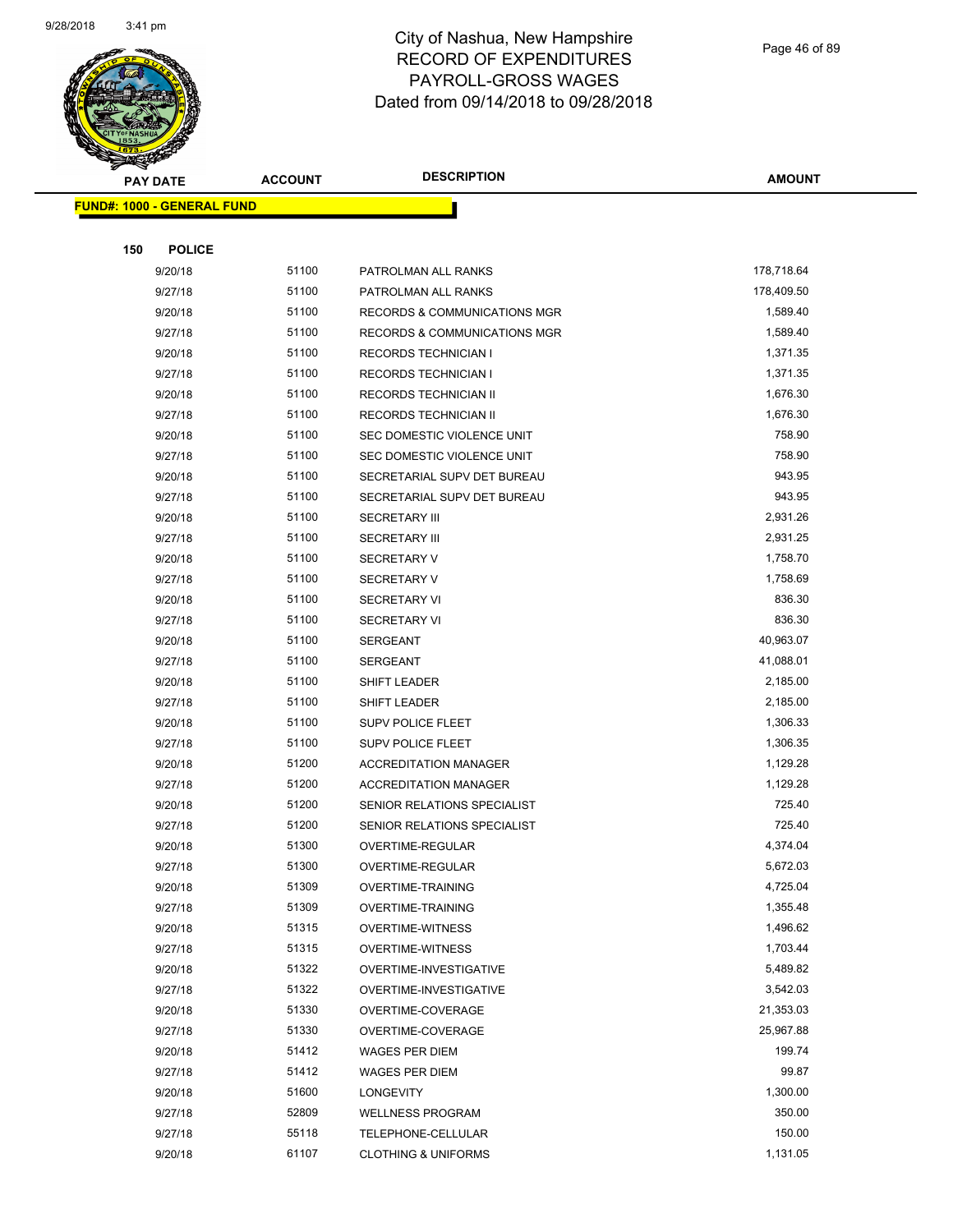# City of Nashua, New Hampshire
# RECORD OF EXPENDITURES
# PAYROLL-GROSS WAGES
# Dated from 09/14/2018 to 09/28/2018

| PAY DATE | ACCOUNT | DESCRIPTION | AMOUNT |
|---|---|---|---|
| **FUND#: 1000 - GENERAL FUND** | | | |
| **150 POLICE** | | | |
| 9/20/18 | 51100 | PATROLMAN ALL RANKS | 178,718.64 |
| 9/27/18 | 51100 | PATROLMAN ALL RANKS | 178,409.50 |
| 9/20/18 | 51100 | RECORDS & COMMUNICATIONS MGR | 1,589.40 |
| 9/27/18 | 51100 | RECORDS & COMMUNICATIONS MGR | 1,589.40 |
| 9/20/18 | 51100 | RECORDS TECHNICIAN I | 1,371.35 |
| 9/27/18 | 51100 | RECORDS TECHNICIAN I | 1,371.35 |
| 9/20/18 | 51100 | RECORDS TECHNICIAN II | 1,676.30 |
| 9/27/18 | 51100 | RECORDS TECHNICIAN II | 1,676.30 |
| 9/20/18 | 51100 | SEC DOMESTIC VIOLENCE UNIT | 758.90 |
| 9/27/18 | 51100 | SEC DOMESTIC VIOLENCE UNIT | 758.90 |
| 9/20/18 | 51100 | SECRETARIAL SUPV DET BUREAU | 943.95 |
| 9/27/18 | 51100 | SECRETARIAL SUPV DET BUREAU | 943.95 |
| 9/20/18 | 51100 | SECRETARY III | 2,931.26 |
| 9/27/18 | 51100 | SECRETARY III | 2,931.25 |
| 9/20/18 | 51100 | SECRETARY V | 1,758.70 |
| 9/27/18 | 51100 | SECRETARY V | 1,758.69 |
| 9/20/18 | 51100 | SECRETARY VI | 836.30 |
| 9/27/18 | 51100 | SECRETARY VI | 836.30 |
| 9/20/18 | 51100 | SERGEANT | 40,963.07 |
| 9/27/18 | 51100 | SERGEANT | 41,088.01 |
| 9/20/18 | 51100 | SHIFT LEADER | 2,185.00 |
| 9/27/18 | 51100 | SHIFT LEADER | 2,185.00 |
| 9/20/18 | 51100 | SUPV POLICE FLEET | 1,306.33 |
| 9/27/18 | 51100 | SUPV POLICE FLEET | 1,306.35 |
| 9/20/18 | 51200 | ACCREDITATION MANAGER | 1,129.28 |
| 9/27/18 | 51200 | ACCREDITATION MANAGER | 1,129.28 |
| 9/20/18 | 51200 | SENIOR RELATIONS SPECIALIST | 725.40 |
| 9/27/18 | 51200 | SENIOR RELATIONS SPECIALIST | 725.40 |
| 9/20/18 | 51300 | OVERTIME-REGULAR | 4,374.04 |
| 9/27/18 | 51300 | OVERTIME-REGULAR | 5,672.03 |
| 9/20/18 | 51309 | OVERTIME-TRAINING | 4,725.04 |
| 9/27/18 | 51309 | OVERTIME-TRAINING | 1,355.48 |
| 9/20/18 | 51315 | OVERTIME-WITNESS | 1,496.62 |
| 9/27/18 | 51315 | OVERTIME-WITNESS | 1,703.44 |
| 9/20/18 | 51322 | OVERTIME-INVESTIGATIVE | 5,489.82 |
| 9/27/18 | 51322 | OVERTIME-INVESTIGATIVE | 3,542.03 |
| 9/20/18 | 51330 | OVERTIME-COVERAGE | 21,353.03 |
| 9/27/18 | 51330 | OVERTIME-COVERAGE | 25,967.88 |
| 9/20/18 | 51412 | WAGES PER DIEM | 199.74 |
| 9/27/18 | 51412 | WAGES PER DIEM | 99.87 |
| 9/20/18 | 51600 | LONGEVITY | 1,300.00 |
| 9/27/18 | 52809 | WELLNESS PROGRAM | 350.00 |
| 9/27/18 | 55118 | TELEPHONE-CELLULAR | 150.00 |
| 9/20/18 | 61107 | CLOTHING & UNIFORMS | 1,131.05 |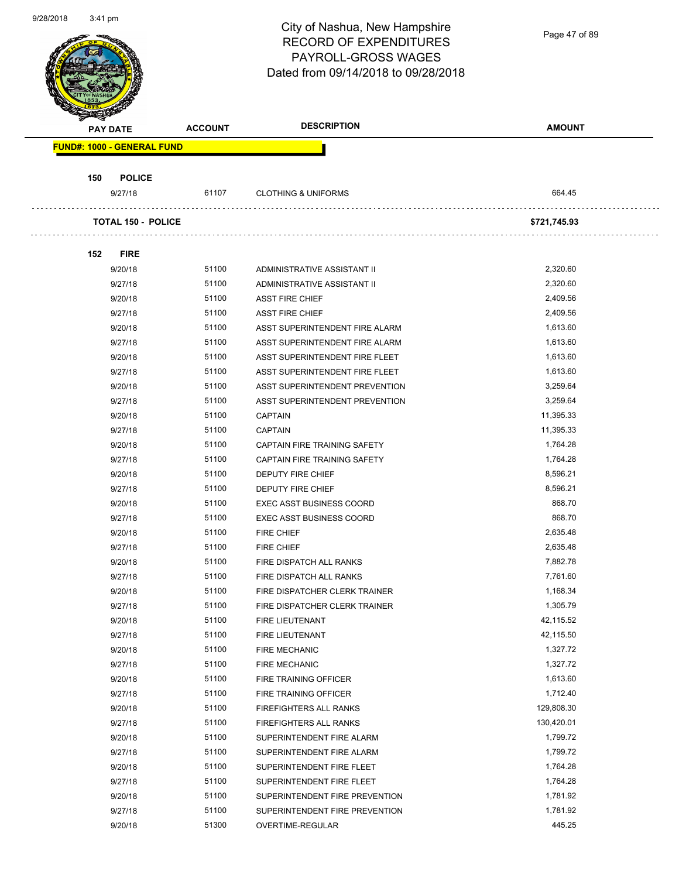# City of Nashua, New Hampshire
## RECORD OF EXPENDITURES
## PAYROLL-GROSS WAGES
## Dated from 09/14/2018 to 09/28/2018

| PAY DATE | ACCOUNT | DESCRIPTION | AMOUNT |
|---|---|---|---|
| **FUND#: 1000 - GENERAL FUND** | | | |
| **150 POLICE** | | | |
| 9/27/18 | 61107 | CLOTHING & UNIFORMS | 664.45 |
| **TOTAL 150 - POLICE** | | | **$721,745.93** |
| **152 FIRE** | | | |
| 9/20/18 | 51100 | ADMINISTRATIVE ASSISTANT II | 2,320.60 |
| 9/27/18 | 51100 | ADMINISTRATIVE ASSISTANT II | 2,320.60 |
| 9/20/18 | 51100 | ASST FIRE CHIEF | 2,409.56 |
| 9/27/18 | 51100 | ASST FIRE CHIEF | 2,409.56 |
| 9/20/18 | 51100 | ASST SUPERINTENDENT FIRE ALARM | 1,613.60 |
| 9/27/18 | 51100 | ASST SUPERINTENDENT FIRE ALARM | 1,613.60 |
| 9/20/18 | 51100 | ASST SUPERINTENDENT FIRE FLEET | 1,613.60 |
| 9/27/18 | 51100 | ASST SUPERINTENDENT FIRE FLEET | 1,613.60 |
| 9/20/18 | 51100 | ASST SUPERINTENDENT PREVENTION | 3,259.64 |
| 9/27/18 | 51100 | ASST SUPERINTENDENT PREVENTION | 3,259.64 |
| 9/20/18 | 51100 | CAPTAIN | 11,395.33 |
| 9/27/18 | 51100 | CAPTAIN | 11,395.33 |
| 9/20/18 | 51100 | CAPTAIN FIRE TRAINING SAFETY | 1,764.28 |
| 9/27/18 | 51100 | CAPTAIN FIRE TRAINING SAFETY | 1,764.28 |
| 9/20/18 | 51100 | DEPUTY FIRE CHIEF | 8,596.21 |
| 9/27/18 | 51100 | DEPUTY FIRE CHIEF | 8,596.21 |
| 9/20/18 | 51100 | EXEC ASST BUSINESS COORD | 868.70 |
| 9/27/18 | 51100 | EXEC ASST BUSINESS COORD | 868.70 |
| 9/20/18 | 51100 | FIRE CHIEF | 2,635.48 |
| 9/27/18 | 51100 | FIRE CHIEF | 2,635.48 |
| 9/20/18 | 51100 | FIRE DISPATCH ALL RANKS | 7,882.78 |
| 9/27/18 | 51100 | FIRE DISPATCH ALL RANKS | 7,761.60 |
| 9/20/18 | 51100 | FIRE DISPATCHER CLERK TRAINER | 1,168.34 |
| 9/27/18 | 51100 | FIRE DISPATCHER CLERK TRAINER | 1,305.79 |
| 9/20/18 | 51100 | FIRE LIEUTENANT | 42,115.52 |
| 9/27/18 | 51100 | FIRE LIEUTENANT | 42,115.50 |
| 9/20/18 | 51100 | FIRE MECHANIC | 1,327.72 |
| 9/27/18 | 51100 | FIRE MECHANIC | 1,327.72 |
| 9/20/18 | 51100 | FIRE TRAINING OFFICER | 1,613.60 |
| 9/27/18 | 51100 | FIRE TRAINING OFFICER | 1,712.40 |
| 9/20/18 | 51100 | FIREFIGHTERS ALL RANKS | 129,808.30 |
| 9/27/18 | 51100 | FIREFIGHTERS ALL RANKS | 130,420.01 |
| 9/20/18 | 51100 | SUPERINTENDENT FIRE ALARM | 1,799.72 |
| 9/27/18 | 51100 | SUPERINTENDENT FIRE ALARM | 1,799.72 |
| 9/20/18 | 51100 | SUPERINTENDENT FIRE FLEET | 1,764.28 |
| 9/27/18 | 51100 | SUPERINTENDENT FIRE FLEET | 1,764.28 |
| 9/20/18 | 51100 | SUPERINTENDENT FIRE PREVENTION | 1,781.92 |
| 9/27/18 | 51100 | SUPERINTENDENT FIRE PREVENTION | 1,781.92 |
| 9/20/18 | 51300 | OVERTIME-REGULAR | 445.25 |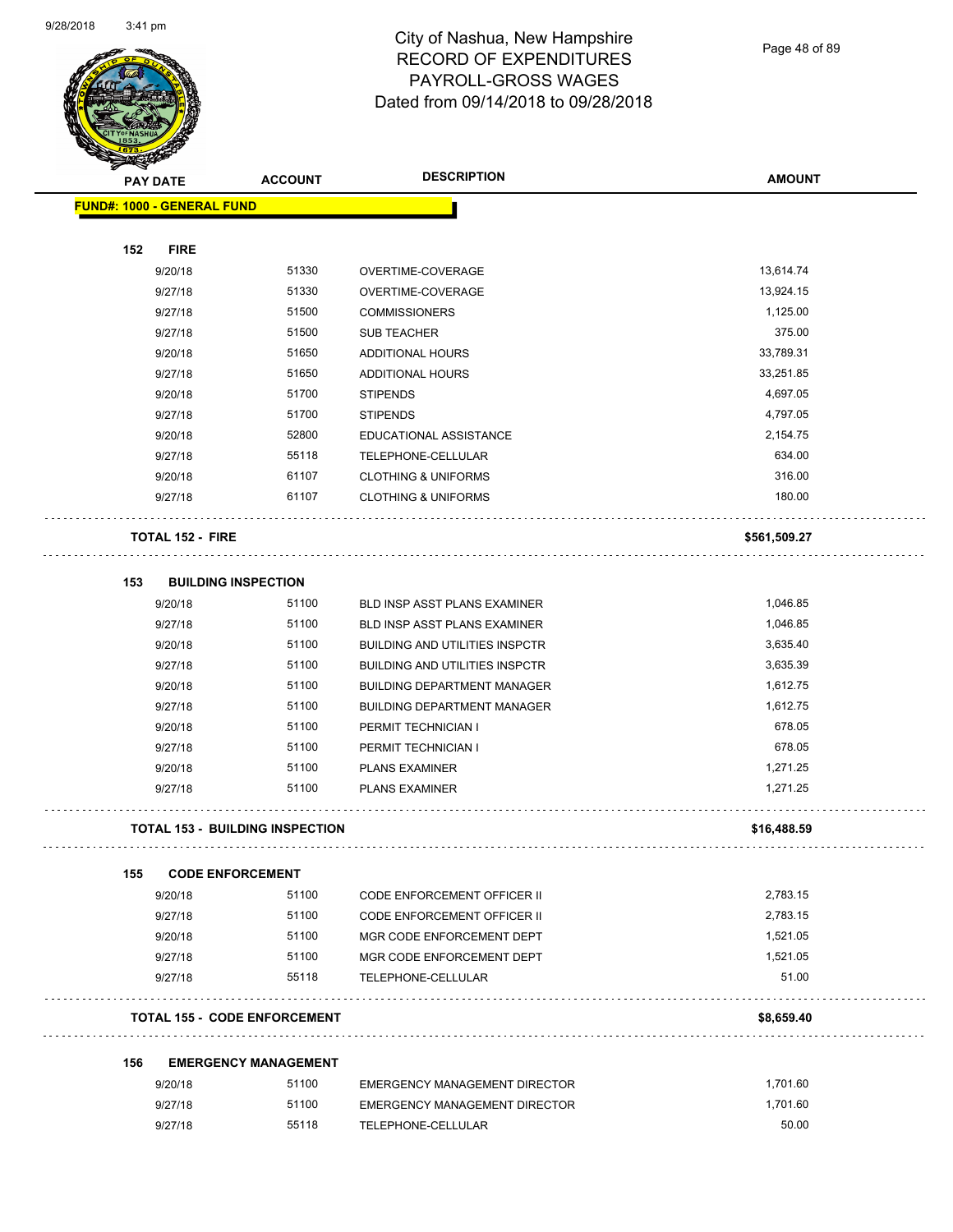# City of Nashua, New Hampshire
## RECORD OF EXPENDITURES
## PAYROLL-GROSS WAGES
## Dated from 09/14/2018 to 09/28/2018

| PAY DATE | ACCOUNT | DESCRIPTION | AMOUNT |
|---|---|---|---|
| **FUND#: 1000 - GENERAL FUND** | | | |
| **152 FIRE** | | | |
| 9/20/18 | 51330 | OVERTIME-COVERAGE | 13,614.74 |
| 9/27/18 | 51330 | OVERTIME-COVERAGE | 13,924.15 |
| 9/27/18 | 51500 | COMMISSIONERS | 1,125.00 |
| 9/27/18 | 51500 | SUB TEACHER | 375.00 |
| 9/20/18 | 51650 | ADDITIONAL HOURS | 33,789.31 |
| 9/27/18 | 51650 | ADDITIONAL HOURS | 33,251.85 |
| 9/20/18 | 51700 | STIPENDS | 4,697.05 |
| 9/27/18 | 51700 | STIPENDS | 4,797.05 |
| 9/20/18 | 52800 | EDUCATIONAL ASSISTANCE | 2,154.75 |
| 9/27/18 | 55118 | TELEPHONE-CELLULAR | 634.00 |
| 9/20/18 | 61107 | CLOTHING & UNIFORMS | 316.00 |
| 9/27/18 | 61107 | CLOTHING & UNIFORMS | 180.00 |
| **TOTAL 152 - FIRE** | | | **$561,509.27** |
| **153 BUILDING INSPECTION** | | | |
| 9/20/18 | 51100 | BLD INSP ASST PLANS EXAMINER | 1,046.85 |
| 9/27/18 | 51100 | BLD INSP ASST PLANS EXAMINER | 1,046.85 |
| 9/20/18 | 51100 | BUILDING AND UTILITIES INSPCTR | 3,635.40 |
| 9/27/18 | 51100 | BUILDING AND UTILITIES INSPCTR | 3,635.39 |
| 9/20/18 | 51100 | BUILDING DEPARTMENT MANAGER | 1,612.75 |
| 9/27/18 | 51100 | BUILDING DEPARTMENT MANAGER | 1,612.75 |
| 9/20/18 | 51100 | PERMIT TECHNICIAN I | 678.05 |
| 9/27/18 | 51100 | PERMIT TECHNICIAN I | 678.05 |
| 9/20/18 | 51100 | PLANS EXAMINER | 1,271.25 |
| 9/27/18 | 51100 | PLANS EXAMINER | 1,271.25 |
| **TOTAL 153 - BUILDING INSPECTION** | | | **$16,488.59** |
| **155 CODE ENFORCEMENT** | | | |
| 9/20/18 | 51100 | CODE ENFORCEMENT OFFICER II | 2,783.15 |
| 9/27/18 | 51100 | CODE ENFORCEMENT OFFICER II | 2,783.15 |
| 9/20/18 | 51100 | MGR CODE ENFORCEMENT DEPT | 1,521.05 |
| 9/27/18 | 51100 | MGR CODE ENFORCEMENT DEPT | 1,521.05 |
| 9/27/18 | 55118 | TELEPHONE-CELLULAR | 51.00 |
| **TOTAL 155 - CODE ENFORCEMENT** | | | **$8,659.40** |
| **156 EMERGENCY MANAGEMENT** | | | |
| 9/20/18 | 51100 | EMERGENCY MANAGEMENT DIRECTOR | 1,701.60 |
| 9/27/18 | 51100 | EMERGENCY MANAGEMENT DIRECTOR | 1,701.60 |
| 9/27/18 | 55118 | TELEPHONE-CELLULAR | 50.00 |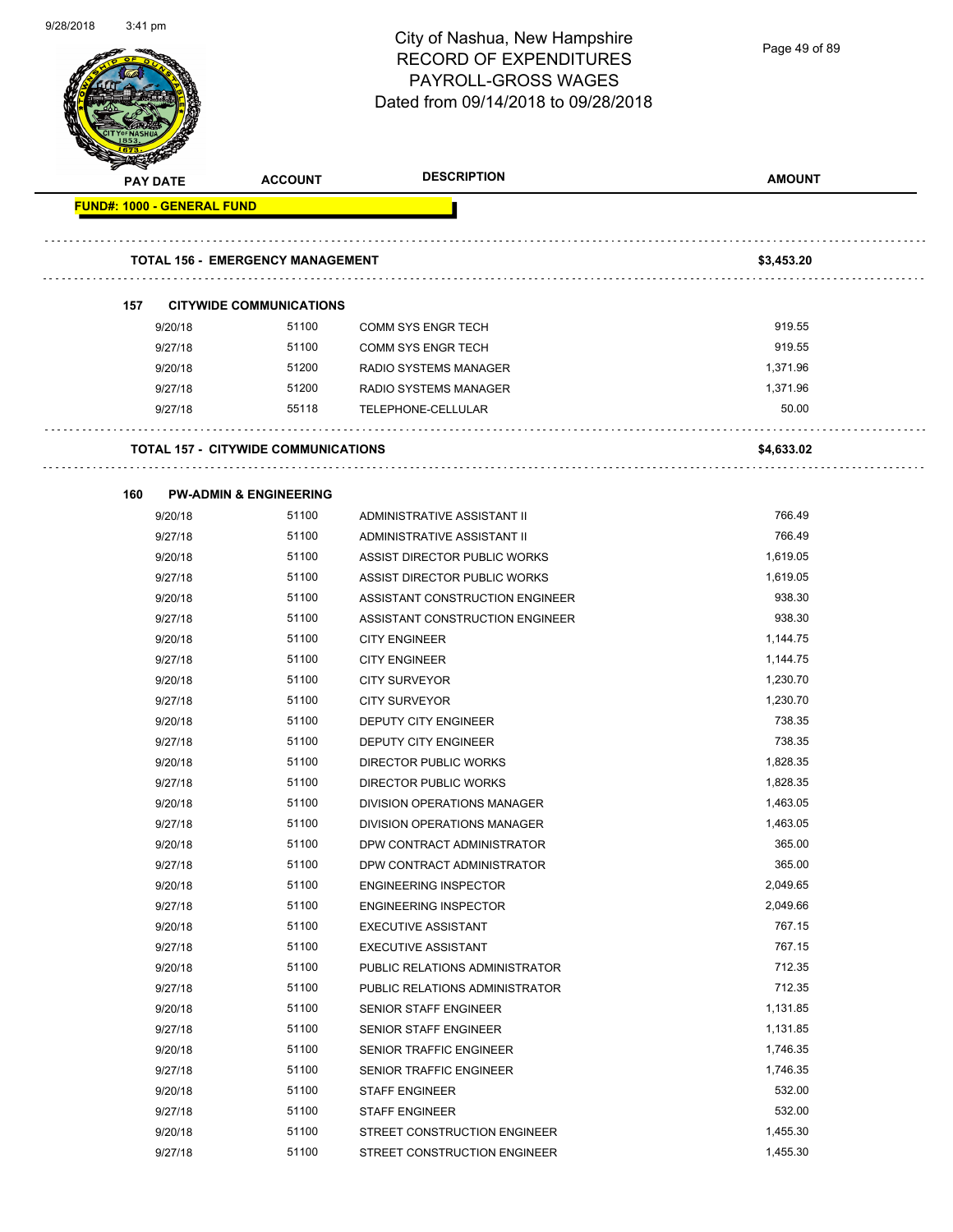# City of Nashua, New Hampshire
## RECORD OF EXPENDITURES
## PAYROLL-GROSS WAGES
## Dated from 09/14/2018 to 09/28/2018

| PAY DATE | ACCOUNT | DESCRIPTION | AMOUNT |
|---|---|---|---|
| **FUND#: 1000 - GENERAL FUND** | | | |
| **TOTAL 156 - EMERGENCY MANAGEMENT** | | | **$3,453.20** |
| **157 CITYWIDE COMMUNICATIONS** | | | |
| 9/20/18 | 51100 | COMM SYS ENGR TECH | 919.55 |
| 9/27/18 | 51100 | COMM SYS ENGR TECH | 919.55 |
| 9/20/18 | 51200 | RADIO SYSTEMS MANAGER | 1,371.96 |
| 9/27/18 | 51200 | RADIO SYSTEMS MANAGER | 1,371.96 |
| 9/27/18 | 55118 | TELEPHONE-CELLULAR | 50.00 |
| **TOTAL 157 - CITYWIDE COMMUNICATIONS** | | | **$4,633.02** |
| **160 PW-ADMIN & ENGINEERING** | | | |
| 9/20/18 | 51100 | ADMINISTRATIVE ASSISTANT II | 766.49 |
| 9/27/18 | 51100 | ADMINISTRATIVE ASSISTANT II | 766.49 |
| 9/20/18 | 51100 | ASSIST DIRECTOR PUBLIC WORKS | 1,619.05 |
| 9/27/18 | 51100 | ASSIST DIRECTOR PUBLIC WORKS | 1,619.05 |
| 9/20/18 | 51100 | ASSISTANT CONSTRUCTION ENGINEER | 938.30 |
| 9/27/18 | 51100 | ASSISTANT CONSTRUCTION ENGINEER | 938.30 |
| 9/20/18 | 51100 | CITY ENGINEER | 1,144.75 |
| 9/27/18 | 51100 | CITY ENGINEER | 1,144.75 |
| 9/20/18 | 51100 | CITY SURVEYOR | 1,230.70 |
| 9/27/18 | 51100 | CITY SURVEYOR | 1,230.70 |
| 9/20/18 | 51100 | DEPUTY CITY ENGINEER | 738.35 |
| 9/27/18 | 51100 | DEPUTY CITY ENGINEER | 738.35 |
| 9/20/18 | 51100 | DIRECTOR PUBLIC WORKS | 1,828.35 |
| 9/27/18 | 51100 | DIRECTOR PUBLIC WORKS | 1,828.35 |
| 9/20/18 | 51100 | DIVISION OPERATIONS MANAGER | 1,463.05 |
| 9/27/18 | 51100 | DIVISION OPERATIONS MANAGER | 1,463.05 |
| 9/20/18 | 51100 | DPW CONTRACT ADMINISTRATOR | 365.00 |
| 9/27/18 | 51100 | DPW CONTRACT ADMINISTRATOR | 365.00 |
| 9/20/18 | 51100 | ENGINEERING INSPECTOR | 2,049.65 |
| 9/27/18 | 51100 | ENGINEERING INSPECTOR | 2,049.66 |
| 9/20/18 | 51100 | EXECUTIVE ASSISTANT | 767.15 |
| 9/27/18 | 51100 | EXECUTIVE ASSISTANT | 767.15 |
| 9/20/18 | 51100 | PUBLIC RELATIONS ADMINISTRATOR | 712.35 |
| 9/27/18 | 51100 | PUBLIC RELATIONS ADMINISTRATOR | 712.35 |
| 9/20/18 | 51100 | SENIOR STAFF ENGINEER | 1,131.85 |
| 9/27/18 | 51100 | SENIOR STAFF ENGINEER | 1,131.85 |
| 9/20/18 | 51100 | SENIOR TRAFFIC ENGINEER | 1,746.35 |
| 9/27/18 | 51100 | SENIOR TRAFFIC ENGINEER | 1,746.35 |
| 9/20/18 | 51100 | STAFF ENGINEER | 532.00 |
| 9/27/18 | 51100 | STAFF ENGINEER | 532.00 |
| 9/20/18 | 51100 | STREET CONSTRUCTION ENGINEER | 1,455.30 |
| 9/27/18 | 51100 | STREET CONSTRUCTION ENGINEER | 1,455.30 |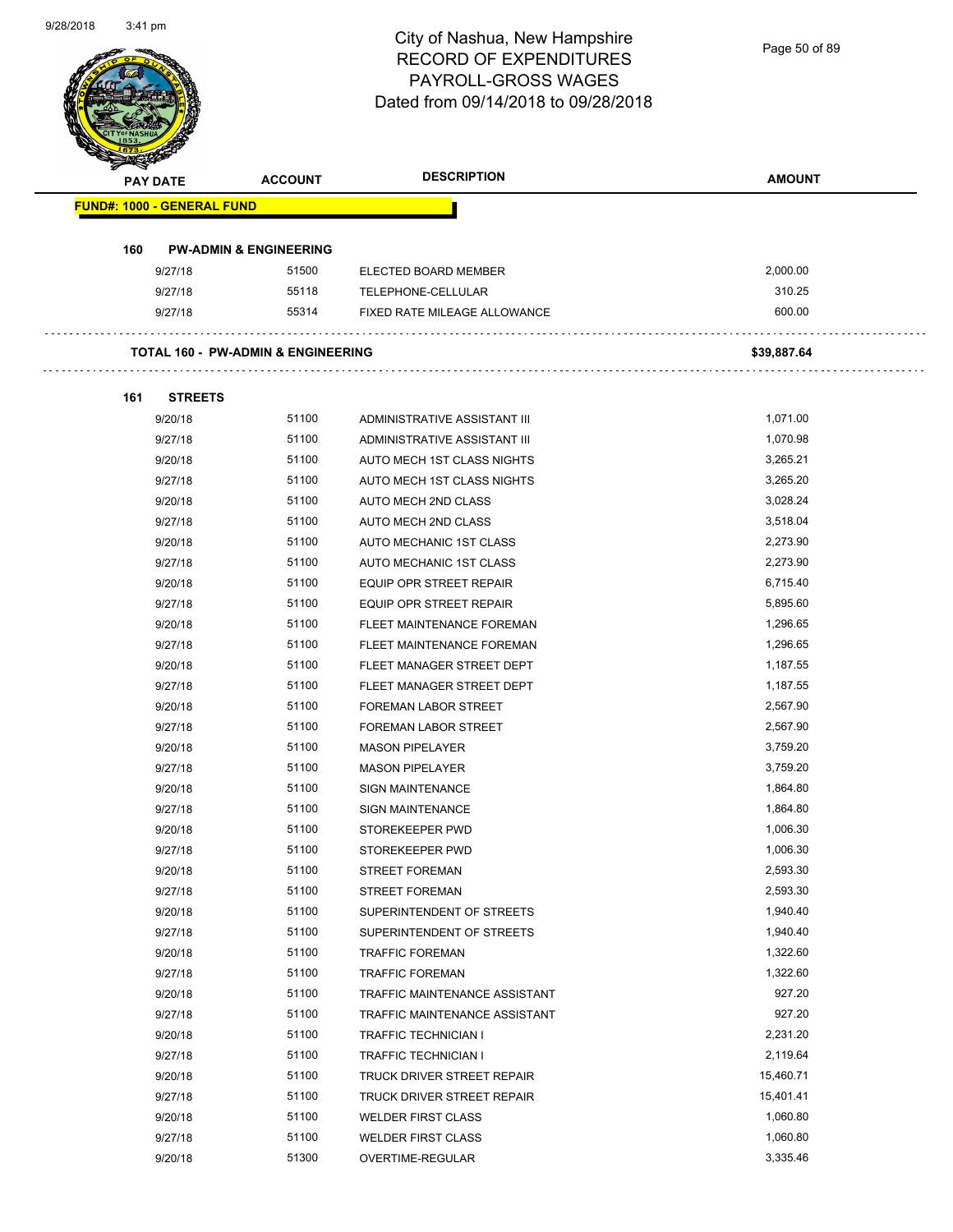# City of Nashua, New Hampshire
# RECORD OF EXPENDITURES
# PAYROLL-GROSS WAGES
# Dated from 09/14/2018 to 09/28/2018

| PAY DATE | ACCOUNT | DESCRIPTION | AMOUNT |
|---|---|---|---|
| **FUND#: 1000 - GENERAL FUND** | | | |
| **160 PW-ADMIN & ENGINEERING** | | | |
| 9/27/18 | 51500 | ELECTED BOARD MEMBER | 2,000.00 |
| 9/27/18 | 55118 | TELEPHONE-CELLULAR | 310.25 |
| 9/27/18 | 55314 | FIXED RATE MILEAGE ALLOWANCE | 600.00 |
| **TOTAL 160 - PW-ADMIN & ENGINEERING** | | | **$39,887.64** |
| **161 STREETS** | | | |
| 9/20/18 | 51100 | ADMINISTRATIVE ASSISTANT III | 1,071.00 |
| 9/27/18 | 51100 | ADMINISTRATIVE ASSISTANT III | 1,070.98 |
| 9/20/18 | 51100 | AUTO MECH 1ST CLASS NIGHTS | 3,265.21 |
| 9/27/18 | 51100 | AUTO MECH 1ST CLASS NIGHTS | 3,265.20 |
| 9/20/18 | 51100 | AUTO MECH 2ND CLASS | 3,028.24 |
| 9/27/18 | 51100 | AUTO MECH 2ND CLASS | 3,518.04 |
| 9/20/18 | 51100 | AUTO MECHANIC 1ST CLASS | 2,273.90 |
| 9/27/18 | 51100 | AUTO MECHANIC 1ST CLASS | 2,273.90 |
| 9/20/18 | 51100 | EQUIP OPR STREET REPAIR | 6,715.40 |
| 9/27/18 | 51100 | EQUIP OPR STREET REPAIR | 5,895.60 |
| 9/20/18 | 51100 | FLEET MAINTENANCE FOREMAN | 1,296.65 |
| 9/27/18 | 51100 | FLEET MAINTENANCE FOREMAN | 1,296.65 |
| 9/20/18 | 51100 | FLEET MANAGER STREET DEPT | 1,187.55 |
| 9/27/18 | 51100 | FLEET MANAGER STREET DEPT | 1,187.55 |
| 9/20/18 | 51100 | FOREMAN LABOR STREET | 2,567.90 |
| 9/27/18 | 51100 | FOREMAN LABOR STREET | 2,567.90 |
| 9/20/18 | 51100 | MASON PIPELAYER | 3,759.20 |
| 9/27/18 | 51100 | MASON PIPELAYER | 3,759.20 |
| 9/20/18 | 51100 | SIGN MAINTENANCE | 1,864.80 |
| 9/27/18 | 51100 | SIGN MAINTENANCE | 1,864.80 |
| 9/20/18 | 51100 | STOREKEEPER PWD | 1,006.30 |
| 9/27/18 | 51100 | STOREKEEPER PWD | 1,006.30 |
| 9/20/18 | 51100 | STREET FOREMAN | 2,593.30 |
| 9/27/18 | 51100 | STREET FOREMAN | 2,593.30 |
| 9/20/18 | 51100 | SUPERINTENDENT OF STREETS | 1,940.40 |
| 9/27/18 | 51100 | SUPERINTENDENT OF STREETS | 1,940.40 |
| 9/20/18 | 51100 | TRAFFIC FOREMAN | 1,322.60 |
| 9/27/18 | 51100 | TRAFFIC FOREMAN | 1,322.60 |
| 9/20/18 | 51100 | TRAFFIC MAINTENANCE ASSISTANT | 927.20 |
| 9/27/18 | 51100 | TRAFFIC MAINTENANCE ASSISTANT | 927.20 |
| 9/20/18 | 51100 | TRAFFIC TECHNICIAN I | 2,231.20 |
| 9/27/18 | 51100 | TRAFFIC TECHNICIAN I | 2,119.64 |
| 9/20/18 | 51100 | TRUCK DRIVER STREET REPAIR | 15,460.71 |
| 9/27/18 | 51100 | TRUCK DRIVER STREET REPAIR | 15,401.41 |
| 9/20/18 | 51100 | WELDER FIRST CLASS | 1,060.80 |
| 9/27/18 | 51100 | WELDER FIRST CLASS | 1,060.80 |
| 9/20/18 | 51300 | OVERTIME-REGULAR | 3,335.46 |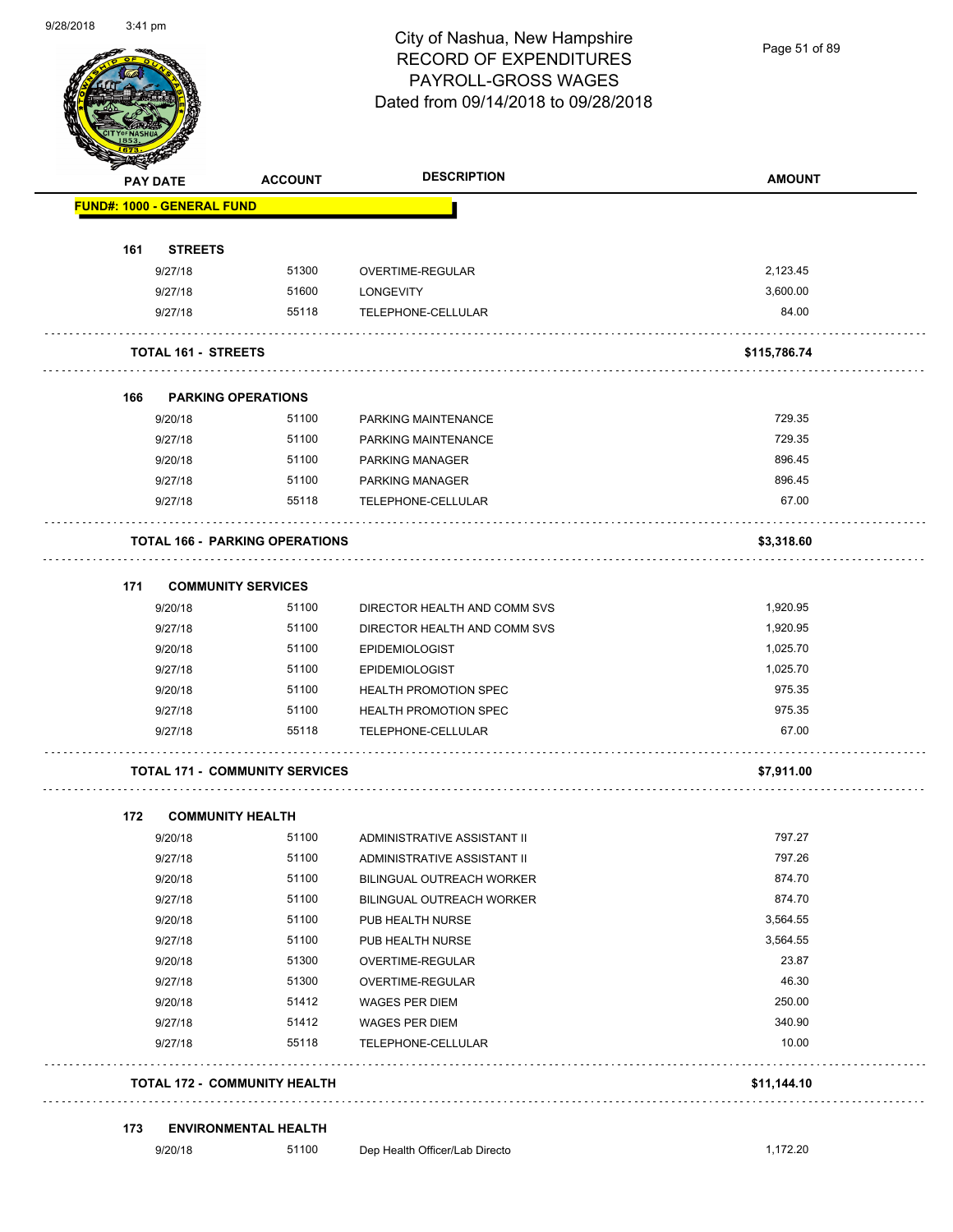# City of Nashua, New Hampshire
## RECORD OF EXPENDITURES
## PAYROLL-GROSS WAGES
## Dated from 09/14/2018 to 09/28/2018

| PAY DATE | ACCOUNT | DESCRIPTION | AMOUNT |
|---|---|---|---|
| **FUND#: 1000 - GENERAL FUND** | | | |
| **161 STREETS** | | | |
| 9/27/18 | 51300 | OVERTIME-REGULAR | 2,123.45 |
| 9/27/18 | 51600 | LONGEVITY | 3,600.00 |
| 9/27/18 | 55118 | TELEPHONE-CELLULAR | 84.00 |
| **TOTAL 161 - STREETS** | | | **$115,786.74** |
| **166 PARKING OPERATIONS** | | | |
| 9/20/18 | 51100 | PARKING MAINTENANCE | 729.35 |
| 9/27/18 | 51100 | PARKING MAINTENANCE | 729.35 |
| 9/20/18 | 51100 | PARKING MANAGER | 896.45 |
| 9/27/18 | 51100 | PARKING MANAGER | 896.45 |
| 9/27/18 | 55118 | TELEPHONE-CELLULAR | 67.00 |
| **TOTAL 166 - PARKING OPERATIONS** | | | **$3,318.60** |
| **171 COMMUNITY SERVICES** | | | |
| 9/20/18 | 51100 | DIRECTOR HEALTH AND COMM SVS | 1,920.95 |
| 9/27/18 | 51100 | DIRECTOR HEALTH AND COMM SVS | 1,920.95 |
| 9/20/18 | 51100 | EPIDEMIOLOGIST | 1,025.70 |
| 9/27/18 | 51100 | EPIDEMIOLOGIST | 1,025.70 |
| 9/20/18 | 51100 | HEALTH PROMOTION SPEC | 975.35 |
| 9/27/18 | 51100 | HEALTH PROMOTION SPEC | 975.35 |
| 9/27/18 | 55118 | TELEPHONE-CELLULAR | 67.00 |
| **TOTAL 171 - COMMUNITY SERVICES** | | | **$7,911.00** |
| **172 COMMUNITY HEALTH** | | | |
| 9/20/18 | 51100 | ADMINISTRATIVE ASSISTANT II | 797.27 |
| 9/27/18 | 51100 | ADMINISTRATIVE ASSISTANT II | 797.26 |
| 9/20/18 | 51100 | BILINGUAL OUTREACH WORKER | 874.70 |
| 9/27/18 | 51100 | BILINGUAL OUTREACH WORKER | 874.70 |
| 9/20/18 | 51100 | PUB HEALTH NURSE | 3,564.55 |
| 9/27/18 | 51100 | PUB HEALTH NURSE | 3,564.55 |
| 9/20/18 | 51300 | OVERTIME-REGULAR | 23.87 |
| 9/27/18 | 51300 | OVERTIME-REGULAR | 46.30 |
| 9/20/18 | 51412 | WAGES PER DIEM | 250.00 |
| 9/27/18 | 51412 | WAGES PER DIEM | 340.90 |
| 9/27/18 | 55118 | TELEPHONE-CELLULAR | 10.00 |
| **TOTAL 172 - COMMUNITY HEALTH** | | | **$11,144.10** |
| **173 ENVIRONMENTAL HEALTH** | | | |
| 9/20/18 | 51100 | Dep Health Officer/Lab Directo | 1,172.20 |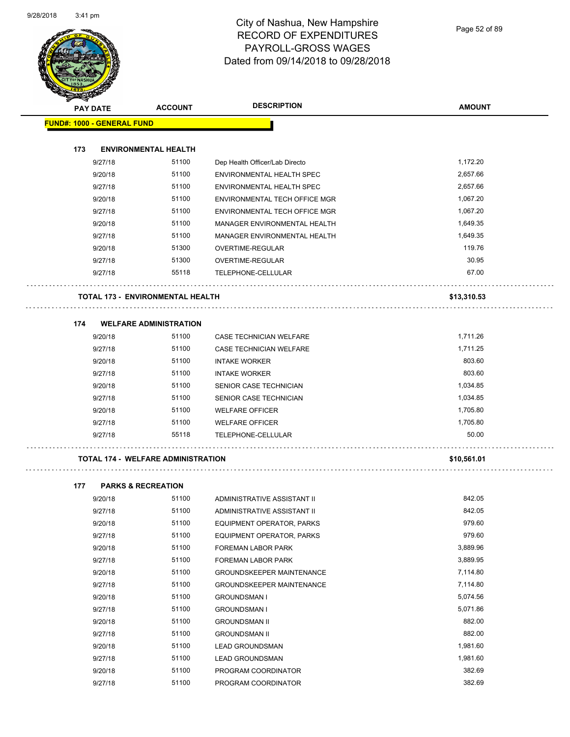# City of Nashua, New Hampshire
## RECORD OF EXPENDITURES
## PAYROLL-GROSS WAGES
## Dated from 09/14/2018 to 09/28/2018

| PAY DATE | ACCOUNT | DESCRIPTION | AMOUNT |
|---|---|---|---|
| **FUND#: 1000 - GENERAL FUND** | | | |
| **173 ENVIRONMENTAL HEALTH** | | | |
| 9/27/18 | 51100 | Dep Health Officer/Lab Directo | 1,172.20 |
| 9/20/18 | 51100 | ENVIRONMENTAL HEALTH SPEC | 2,657.66 |
| 9/27/18 | 51100 | ENVIRONMENTAL HEALTH SPEC | 2,657.66 |
| 9/20/18 | 51100 | ENVIRONMENTAL TECH OFFICE MGR | 1,067.20 |
| 9/27/18 | 51100 | ENVIRONMENTAL TECH OFFICE MGR | 1,067.20 |
| 9/20/18 | 51100 | MANAGER ENVIRONMENTAL HEALTH | 1,649.35 |
| 9/27/18 | 51100 | MANAGER ENVIRONMENTAL HEALTH | 1,649.35 |
| 9/20/18 | 51300 | OVERTIME-REGULAR | 119.76 |
| 9/27/18 | 51300 | OVERTIME-REGULAR | 30.95 |
| 9/27/18 | 55118 | TELEPHONE-CELLULAR | 67.00 |
| **TOTAL 173 - ENVIRONMENTAL HEALTH** | | | **$13,310.53** |
| **174 WELFARE ADMINISTRATION** | | | |
| 9/20/18 | 51100 | CASE TECHNICIAN WELFARE | 1,711.26 |
| 9/27/18 | 51100 | CASE TECHNICIAN WELFARE | 1,711.25 |
| 9/20/18 | 51100 | INTAKE WORKER | 803.60 |
| 9/27/18 | 51100 | INTAKE WORKER | 803.60 |
| 9/20/18 | 51100 | SENIOR CASE TECHNICIAN | 1,034.85 |
| 9/27/18 | 51100 | SENIOR CASE TECHNICIAN | 1,034.85 |
| 9/20/18 | 51100 | WELFARE OFFICER | 1,705.80 |
| 9/27/18 | 51100 | WELFARE OFFICER | 1,705.80 |
| 9/27/18 | 55118 | TELEPHONE-CELLULAR | 50.00 |
| **TOTAL 174 - WELFARE ADMINISTRATION** | | | **$10,561.01** |
| **177 PARKS & RECREATION** | | | |
| 9/20/18 | 51100 | ADMINISTRATIVE ASSISTANT II | 842.05 |
| 9/27/18 | 51100 | ADMINISTRATIVE ASSISTANT II | 842.05 |
| 9/20/18 | 51100 | EQUIPMENT OPERATOR, PARKS | 979.60 |
| 9/27/18 | 51100 | EQUIPMENT OPERATOR, PARKS | 979.60 |
| 9/20/18 | 51100 | FOREMAN LABOR PARK | 3,889.96 |
| 9/27/18 | 51100 | FOREMAN LABOR PARK | 3,889.95 |
| 9/20/18 | 51100 | GROUNDSKEEPER MAINTENANCE | 7,114.80 |
| 9/27/18 | 51100 | GROUNDSKEEPER MAINTENANCE | 7,114.80 |
| 9/20/18 | 51100 | GROUNDSMAN I | 5,074.56 |
| 9/27/18 | 51100 | GROUNDSMAN I | 5,071.86 |
| 9/20/18 | 51100 | GROUNDSMAN II | 882.00 |
| 9/27/18 | 51100 | GROUNDSMAN II | 882.00 |
| 9/20/18 | 51100 | LEAD GROUNDSMAN | 1,981.60 |
| 9/27/18 | 51100 | LEAD GROUNDSMAN | 1,981.60 |
| 9/20/18 | 51100 | PROGRAM COORDINATOR | 382.69 |
| 9/27/18 | 51100 | PROGRAM COORDINATOR | 382.69 |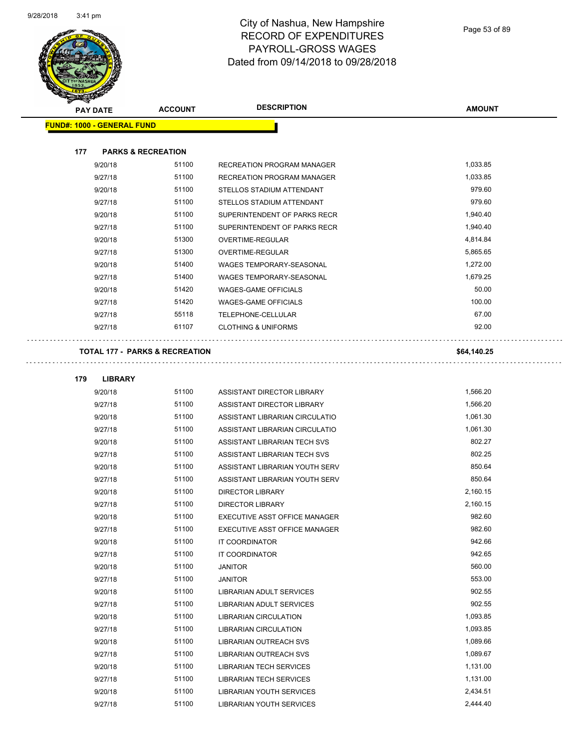# City of Nashua, New Hampshire
# RECORD OF EXPENDITURES
# PAYROLL-GROSS WAGES
# Dated from 09/14/2018 to 09/28/2018

| PAY DATE | ACCOUNT | DESCRIPTION | AMOUNT |
|---|---|---|---|
| **FUND#: 1000 - GENERAL FUND** | | | |
| **177 PARKS & RECREATION** | | | |
| 9/20/18 | 51100 | RECREATION PROGRAM MANAGER | 1,033.85 |
| 9/27/18 | 51100 | RECREATION PROGRAM MANAGER | 1,033.85 |
| 9/20/18 | 51100 | STELLOS STADIUM ATTENDANT | 979.60 |
| 9/27/18 | 51100 | STELLOS STADIUM ATTENDANT | 979.60 |
| 9/20/18 | 51100 | SUPERINTENDENT OF PARKS RECR | 1,940.40 |
| 9/27/18 | 51100 | SUPERINTENDENT OF PARKS RECR | 1,940.40 |
| 9/20/18 | 51300 | OVERTIME-REGULAR | 4,814.84 |
| 9/27/18 | 51300 | OVERTIME-REGULAR | 5,865.65 |
| 9/20/18 | 51400 | WAGES TEMPORARY-SEASONAL | 1,272.00 |
| 9/27/18 | 51400 | WAGES TEMPORARY-SEASONAL | 1,679.25 |
| 9/20/18 | 51420 | WAGES-GAME OFFICIALS | 50.00 |
| 9/27/18 | 51420 | WAGES-GAME OFFICIALS | 100.00 |
| 9/27/18 | 55118 | TELEPHONE-CELLULAR | 67.00 |
| 9/27/18 | 61107 | CLOTHING & UNIFORMS | 92.00 |
| **TOTAL 177 - PARKS & RECREATION** | | | **$64,140.25** |
| **179 LIBRARY** | | | |
| 9/20/18 | 51100 | ASSISTANT DIRECTOR LIBRARY | 1,566.20 |
| 9/27/18 | 51100 | ASSISTANT DIRECTOR LIBRARY | 1,566.20 |
| 9/20/18 | 51100 | ASSISTANT LIBRARIAN CIRCULATIO | 1,061.30 |
| 9/27/18 | 51100 | ASSISTANT LIBRARIAN CIRCULATIO | 1,061.30 |
| 9/20/18 | 51100 | ASSISTANT LIBRARIAN TECH SVS | 802.27 |
| 9/27/18 | 51100 | ASSISTANT LIBRARIAN TECH SVS | 802.25 |
| 9/20/18 | 51100 | ASSISTANT LIBRARIAN YOUTH SERV | 850.64 |
| 9/27/18 | 51100 | ASSISTANT LIBRARIAN YOUTH SERV | 850.64 |
| 9/20/18 | 51100 | DIRECTOR LIBRARY | 2,160.15 |
| 9/27/18 | 51100 | DIRECTOR LIBRARY | 2,160.15 |
| 9/20/18 | 51100 | EXECUTIVE ASST OFFICE MANAGER | 982.60 |
| 9/27/18 | 51100 | EXECUTIVE ASST OFFICE MANAGER | 982.60 |
| 9/20/18 | 51100 | IT COORDINATOR | 942.66 |
| 9/27/18 | 51100 | IT COORDINATOR | 942.65 |
| 9/20/18 | 51100 | JANITOR | 560.00 |
| 9/27/18 | 51100 | JANITOR | 553.00 |
| 9/20/18 | 51100 | LIBRARIAN ADULT SERVICES | 902.55 |
| 9/27/18 | 51100 | LIBRARIAN ADULT SERVICES | 902.55 |
| 9/20/18 | 51100 | LIBRARIAN CIRCULATION | 1,093.85 |
| 9/27/18 | 51100 | LIBRARIAN CIRCULATION | 1,093.85 |
| 9/20/18 | 51100 | LIBRARIAN OUTREACH SVS | 1,089.66 |
| 9/27/18 | 51100 | LIBRARIAN OUTREACH SVS | 1,089.67 |
| 9/20/18 | 51100 | LIBRARIAN TECH SERVICES | 1,131.00 |
| 9/27/18 | 51100 | LIBRARIAN TECH SERVICES | 1,131.00 |
| 9/20/18 | 51100 | LIBRARIAN YOUTH SERVICES | 2,434.51 |
| 9/27/18 | 51100 | LIBRARIAN YOUTH SERVICES | 2,444.40 |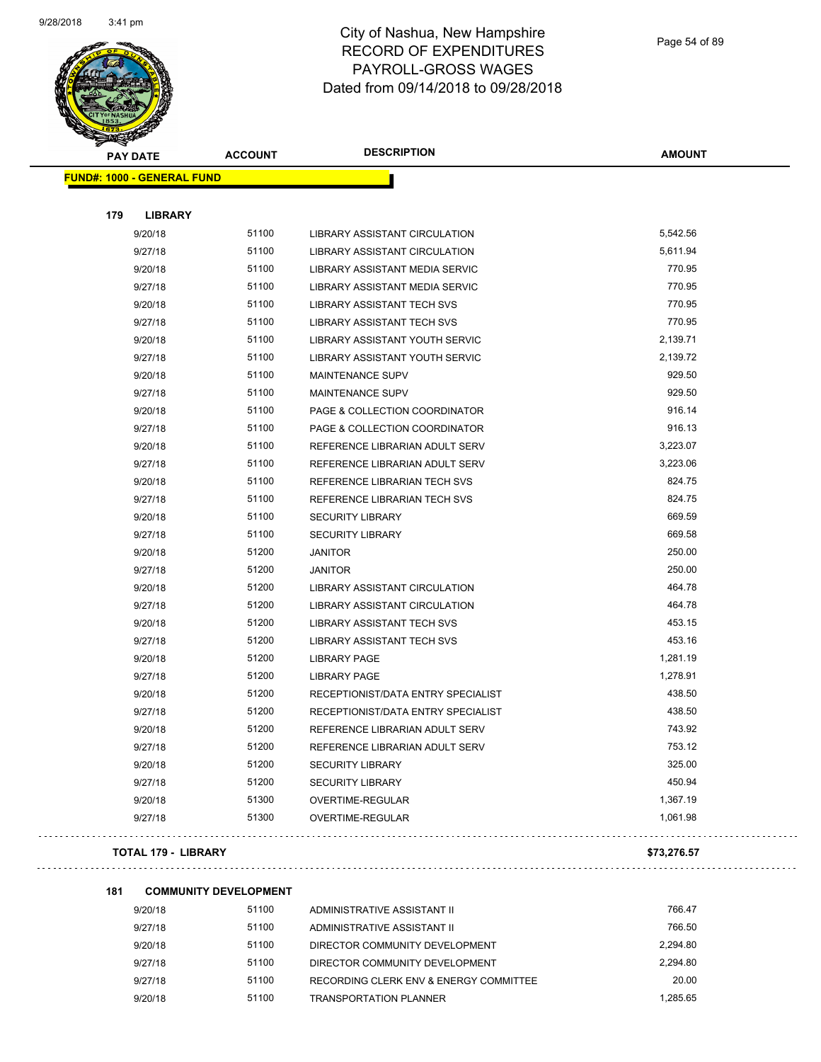# City of Nashua, New Hampshire
# RECORD OF EXPENDITURES
# PAYROLL-GROSS WAGES
# Dated from 09/14/2018 to 09/28/2018

| PAY DATE | ACCOUNT | DESCRIPTION | AMOUNT |
|---|---|---|---|
| **FUND#: 1000 - GENERAL FUND** | | | |
| **179 LIBRARY** | | | |
| 9/20/18 | 51100 | LIBRARY ASSISTANT CIRCULATION | 5,542.56 |
| 9/27/18 | 51100 | LIBRARY ASSISTANT CIRCULATION | 5,611.94 |
| 9/20/18 | 51100 | LIBRARY ASSISTANT MEDIA SERVIC | 770.95 |
| 9/27/18 | 51100 | LIBRARY ASSISTANT MEDIA SERVIC | 770.95 |
| 9/20/18 | 51100 | LIBRARY ASSISTANT TECH SVS | 770.95 |
| 9/27/18 | 51100 | LIBRARY ASSISTANT TECH SVS | 770.95 |
| 9/20/18 | 51100 | LIBRARY ASSISTANT YOUTH SERVIC | 2,139.71 |
| 9/27/18 | 51100 | LIBRARY ASSISTANT YOUTH SERVIC | 2,139.72 |
| 9/20/18 | 51100 | MAINTENANCE SUPV | 929.50 |
| 9/27/18 | 51100 | MAINTENANCE SUPV | 929.50 |
| 9/20/18 | 51100 | PAGE & COLLECTION COORDINATOR | 916.14 |
| 9/27/18 | 51100 | PAGE & COLLECTION COORDINATOR | 916.13 |
| 9/20/18 | 51100 | REFERENCE LIBRARIAN ADULT SERV | 3,223.07 |
| 9/27/18 | 51100 | REFERENCE LIBRARIAN ADULT SERV | 3,223.06 |
| 9/20/18 | 51100 | REFERENCE LIBRARIAN TECH SVS | 824.75 |
| 9/27/18 | 51100 | REFERENCE LIBRARIAN TECH SVS | 824.75 |
| 9/20/18 | 51100 | SECURITY LIBRARY | 669.59 |
| 9/27/18 | 51100 | SECURITY LIBRARY | 669.58 |
| 9/20/18 | 51200 | JANITOR | 250.00 |
| 9/27/18 | 51200 | JANITOR | 250.00 |
| 9/20/18 | 51200 | LIBRARY ASSISTANT CIRCULATION | 464.78 |
| 9/27/18 | 51200 | LIBRARY ASSISTANT CIRCULATION | 464.78 |
| 9/20/18 | 51200 | LIBRARY ASSISTANT TECH SVS | 453.15 |
| 9/27/18 | 51200 | LIBRARY ASSISTANT TECH SVS | 453.16 |
| 9/20/18 | 51200 | LIBRARY PAGE | 1,281.19 |
| 9/27/18 | 51200 | LIBRARY PAGE | 1,278.91 |
| 9/20/18 | 51200 | RECEPTIONIST/DATA ENTRY SPECIALIST | 438.50 |
| 9/27/18 | 51200 | RECEPTIONIST/DATA ENTRY SPECIALIST | 438.50 |
| 9/20/18 | 51200 | REFERENCE LIBRARIAN ADULT SERV | 743.92 |
| 9/27/18 | 51200 | REFERENCE LIBRARIAN ADULT SERV | 753.12 |
| 9/20/18 | 51200 | SECURITY LIBRARY | 325.00 |
| 9/27/18 | 51200 | SECURITY LIBRARY | 450.94 |
| 9/20/18 | 51300 | OVERTIME-REGULAR | 1,367.19 |
| 9/27/18 | 51300 | OVERTIME-REGULAR | 1,061.98 |
| **TOTAL 179 - LIBRARY** | | | **$73,276.57** |
| **181 COMMUNITY DEVELOPMENT** | | | |
| 9/20/18 | 51100 | ADMINISTRATIVE ASSISTANT II | 766.47 |
| 9/27/18 | 51100 | ADMINISTRATIVE ASSISTANT II | 766.50 |
| 9/20/18 | 51100 | DIRECTOR COMMUNITY DEVELOPMENT | 2,294.80 |
| 9/27/18 | 51100 | DIRECTOR COMMUNITY DEVELOPMENT | 2,294.80 |
| 9/27/18 | 51100 | RECORDING CLERK ENV & ENERGY COMMITTEE | 20.00 |
| 9/20/18 | 51100 | TRANSPORTATION PLANNER | 1,285.65 |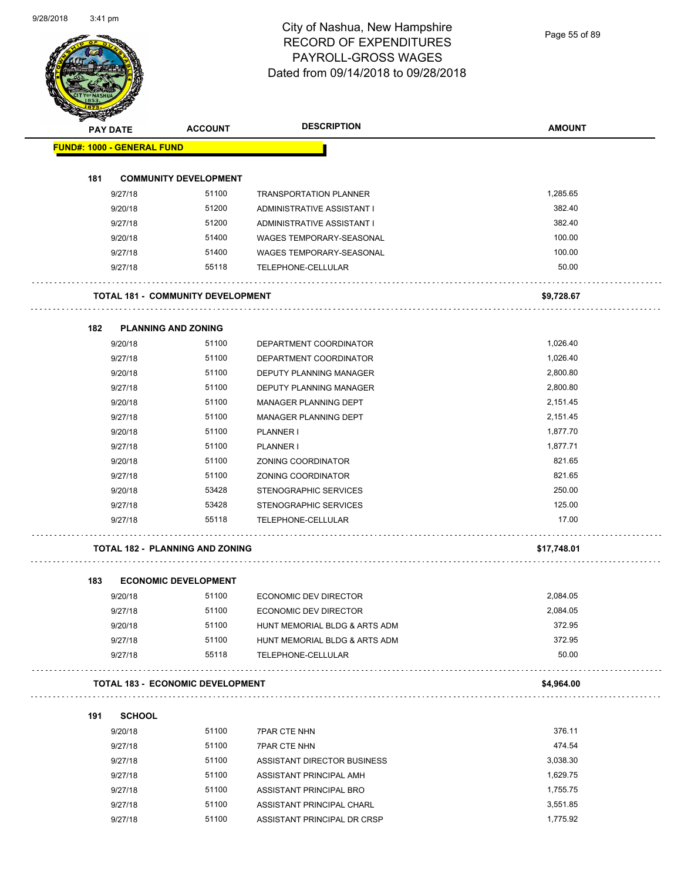# City of Nashua, New Hampshire
## RECORD OF EXPENDITURES
## PAYROLL-GROSS WAGES
## Dated from 09/14/2018 to 09/28/2018

| PAY DATE | ACCOUNT | DESCRIPTION | AMOUNT |
|---|---|---|---|
| **FUND#: 1000 - GENERAL FUND** | | | |
| **181 COMMUNITY DEVELOPMENT** | | | |
| 9/27/18 | 51100 | TRANSPORTATION PLANNER | 1,285.65 |
| 9/20/18 | 51200 | ADMINISTRATIVE ASSISTANT I | 382.40 |
| 9/27/18 | 51200 | ADMINISTRATIVE ASSISTANT I | 382.40 |
| 9/20/18 | 51400 | WAGES TEMPORARY-SEASONAL | 100.00 |
| 9/27/18 | 51400 | WAGES TEMPORARY-SEASONAL | 100.00 |
| 9/27/18 | 55118 | TELEPHONE-CELLULAR | 50.00 |
| **TOTAL 181 - COMMUNITY DEVELOPMENT** | | | **$9,728.67** |
| **182 PLANNING AND ZONING** | | | |
| 9/20/18 | 51100 | DEPARTMENT COORDINATOR | 1,026.40 |
| 9/27/18 | 51100 | DEPARTMENT COORDINATOR | 1,026.40 |
| 9/20/18 | 51100 | DEPUTY PLANNING MANAGER | 2,800.80 |
| 9/27/18 | 51100 | DEPUTY PLANNING MANAGER | 2,800.80 |
| 9/20/18 | 51100 | MANAGER PLANNING DEPT | 2,151.45 |
| 9/27/18 | 51100 | MANAGER PLANNING DEPT | 2,151.45 |
| 9/20/18 | 51100 | PLANNER I | 1,877.70 |
| 9/27/18 | 51100 | PLANNER I | 1,877.71 |
| 9/20/18 | 51100 | ZONING COORDINATOR | 821.65 |
| 9/27/18 | 51100 | ZONING COORDINATOR | 821.65 |
| 9/20/18 | 53428 | STENOGRAPHIC SERVICES | 250.00 |
| 9/27/18 | 53428 | STENOGRAPHIC SERVICES | 125.00 |
| 9/27/18 | 55118 | TELEPHONE-CELLULAR | 17.00 |
| **TOTAL 182 - PLANNING AND ZONING** | | | **$17,748.01** |
| **183 ECONOMIC DEVELOPMENT** | | | |
| 9/20/18 | 51100 | ECONOMIC DEV DIRECTOR | 2,084.05 |
| 9/27/18 | 51100 | ECONOMIC DEV DIRECTOR | 2,084.05 |
| 9/20/18 | 51100 | HUNT MEMORIAL BLDG & ARTS ADM | 372.95 |
| 9/27/18 | 51100 | HUNT MEMORIAL BLDG & ARTS ADM | 372.95 |
| 9/27/18 | 55118 | TELEPHONE-CELLULAR | 50.00 |
| **TOTAL 183 - ECONOMIC DEVELOPMENT** | | | **$4,964.00** |
| **191 SCHOOL** | | | |
| 9/20/18 | 51100 | 7PAR CTE NHN | 376.11 |
| 9/27/18 | 51100 | 7PAR CTE NHN | 474.54 |
| 9/27/18 | 51100 | ASSISTANT DIRECTOR BUSINESS | 3,038.30 |
| 9/27/18 | 51100 | ASSISTANT PRINCIPAL AMH | 1,629.75 |
| 9/27/18 | 51100 | ASSISTANT PRINCIPAL BRO | 1,755.75 |
| 9/27/18 | 51100 | ASSISTANT PRINCIPAL CHARL | 3,551.85 |
| 9/27/18 | 51100 | ASSISTANT PRINCIPAL DR CRSP | 1,775.92 |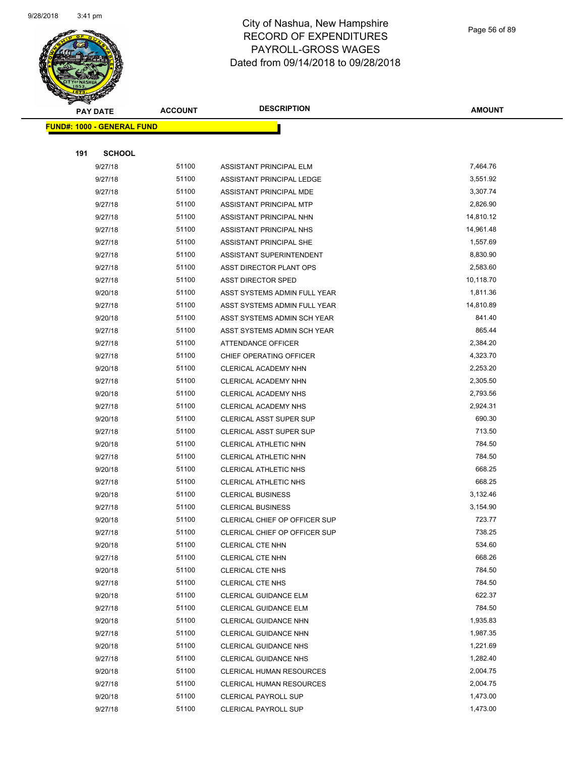# City of Nashua, New Hampshire
## RECORD OF EXPENDITURES
## PAYROLL-GROSS WAGES
## Dated from 09/14/2018 to 09/28/2018

| PAY DATE | ACCOUNT | DESCRIPTION | AMOUNT |
|---|---|---|---|
| **FUND#: 1000 - GENERAL FUND** | | | |
| **191 SCHOOL** | | | |
| 9/27/18 | 51100 | ASSISTANT PRINCIPAL ELM | 7,464.76 |
| 9/27/18 | 51100 | ASSISTANT PRINCIPAL LEDGE | 3,551.92 |
| 9/27/18 | 51100 | ASSISTANT PRINCIPAL MDE | 3,307.74 |
| 9/27/18 | 51100 | ASSISTANT PRINCIPAL MTP | 2,826.90 |
| 9/27/18 | 51100 | ASSISTANT PRINCIPAL NHN | 14,810.12 |
| 9/27/18 | 51100 | ASSISTANT PRINCIPAL NHS | 14,961.48 |
| 9/27/18 | 51100 | ASSISTANT PRINCIPAL SHE | 1,557.69 |
| 9/27/18 | 51100 | ASSISTANT SUPERINTENDENT | 8,830.90 |
| 9/27/18 | 51100 | ASST DIRECTOR PLANT OPS | 2,583.60 |
| 9/27/18 | 51100 | ASST DIRECTOR SPED | 10,118.70 |
| 9/20/18 | 51100 | ASST SYSTEMS ADMIN FULL YEAR | 1,811.36 |
| 9/27/18 | 51100 | ASST SYSTEMS ADMIN FULL YEAR | 14,810.89 |
| 9/20/18 | 51100 | ASST SYSTEMS ADMIN SCH YEAR | 841.40 |
| 9/27/18 | 51100 | ASST SYSTEMS ADMIN SCH YEAR | 865.44 |
| 9/27/18 | 51100 | ATTENDANCE OFFICER | 2,384.20 |
| 9/27/18 | 51100 | CHIEF OPERATING OFFICER | 4,323.70 |
| 9/20/18 | 51100 | CLERICAL ACADEMY NHN | 2,253.20 |
| 9/27/18 | 51100 | CLERICAL ACADEMY NHN | 2,305.50 |
| 9/20/18 | 51100 | CLERICAL ACADEMY NHS | 2,793.56 |
| 9/27/18 | 51100 | CLERICAL ACADEMY NHS | 2,924.31 |
| 9/20/18 | 51100 | CLERICAL ASST SUPER SUP | 690.30 |
| 9/27/18 | 51100 | CLERICAL ASST SUPER SUP | 713.50 |
| 9/20/18 | 51100 | CLERICAL ATHLETIC NHN | 784.50 |
| 9/27/18 | 51100 | CLERICAL ATHLETIC NHN | 784.50 |
| 9/20/18 | 51100 | CLERICAL ATHLETIC NHS | 668.25 |
| 9/27/18 | 51100 | CLERICAL ATHLETIC NHS | 668.25 |
| 9/20/18 | 51100 | CLERICAL BUSINESS | 3,132.46 |
| 9/27/18 | 51100 | CLERICAL BUSINESS | 3,154.90 |
| 9/20/18 | 51100 | CLERICAL CHIEF OP OFFICER SUP | 723.77 |
| 9/27/18 | 51100 | CLERICAL CHIEF OP OFFICER SUP | 738.25 |
| 9/20/18 | 51100 | CLERICAL CTE NHN | 534.60 |
| 9/27/18 | 51100 | CLERICAL CTE NHN | 668.26 |
| 9/20/18 | 51100 | CLERICAL CTE NHS | 784.50 |
| 9/27/18 | 51100 | CLERICAL CTE NHS | 784.50 |
| 9/20/18 | 51100 | CLERICAL GUIDANCE ELM | 622.37 |
| 9/27/18 | 51100 | CLERICAL GUIDANCE ELM | 784.50 |
| 9/20/18 | 51100 | CLERICAL GUIDANCE NHN | 1,935.83 |
| 9/27/18 | 51100 | CLERICAL GUIDANCE NHN | 1,987.35 |
| 9/20/18 | 51100 | CLERICAL GUIDANCE NHS | 1,221.69 |
| 9/27/18 | 51100 | CLERICAL GUIDANCE NHS | 1,282.40 |
| 9/20/18 | 51100 | CLERICAL HUMAN RESOURCES | 2,004.75 |
| 9/27/18 | 51100 | CLERICAL HUMAN RESOURCES | 2,004.75 |
| 9/20/18 | 51100 | CLERICAL PAYROLL SUP | 1,473.00 |
| 9/27/18 | 51100 | CLERICAL PAYROLL SUP | 1,473.00 |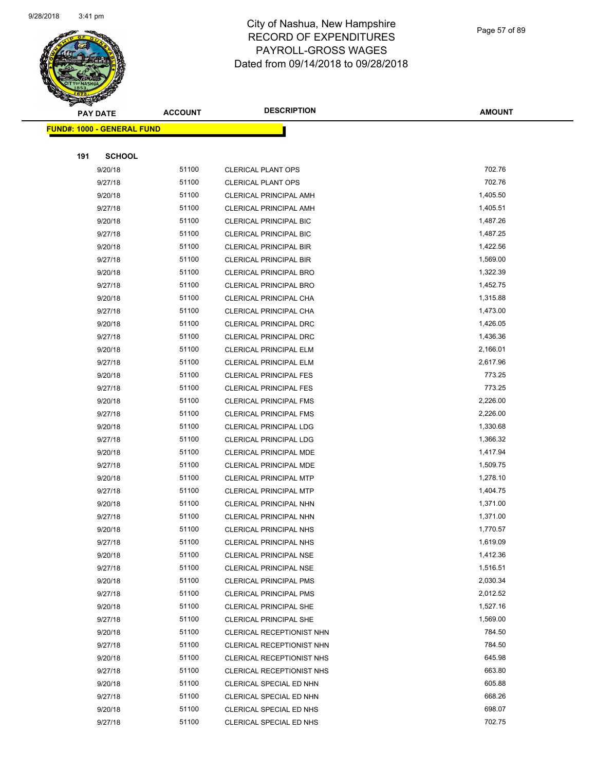# City of Nashua, New Hampshire
# RECORD OF EXPENDITURES
# PAYROLL-GROSS WAGES
# Dated from 09/14/2018 to 09/28/2018

**FUND#: 1000 - GENERAL FUND**

**191 SCHOOL**

| PAY DATE | ACCOUNT | DESCRIPTION | AMOUNT |
|---|---|---|---|
| 9/20/18 | 51100 | CLERICAL PLANT OPS | 702.76 |
| 9/27/18 | 51100 | CLERICAL PLANT OPS | 702.76 |
| 9/20/18 | 51100 | CLERICAL PRINCIPAL AMH | 1,405.50 |
| 9/27/18 | 51100 | CLERICAL PRINCIPAL AMH | 1,405.51 |
| 9/20/18 | 51100 | CLERICAL PRINCIPAL BIC | 1,487.26 |
| 9/27/18 | 51100 | CLERICAL PRINCIPAL BIC | 1,487.25 |
| 9/20/18 | 51100 | CLERICAL PRINCIPAL BIR | 1,422.56 |
| 9/27/18 | 51100 | CLERICAL PRINCIPAL BIR | 1,569.00 |
| 9/20/18 | 51100 | CLERICAL PRINCIPAL BRO | 1,322.39 |
| 9/27/18 | 51100 | CLERICAL PRINCIPAL BRO | 1,452.75 |
| 9/20/18 | 51100 | CLERICAL PRINCIPAL CHA | 1,315.88 |
| 9/27/18 | 51100 | CLERICAL PRINCIPAL CHA | 1,473.00 |
| 9/20/18 | 51100 | CLERICAL PRINCIPAL DRC | 1,426.05 |
| 9/27/18 | 51100 | CLERICAL PRINCIPAL DRC | 1,436.36 |
| 9/20/18 | 51100 | CLERICAL PRINCIPAL ELM | 2,166.01 |
| 9/27/18 | 51100 | CLERICAL PRINCIPAL ELM | 2,617.96 |
| 9/20/18 | 51100 | CLERICAL PRINCIPAL FES | 773.25 |
| 9/27/18 | 51100 | CLERICAL PRINCIPAL FES | 773.25 |
| 9/20/18 | 51100 | CLERICAL PRINCIPAL FMS | 2,226.00 |
| 9/27/18 | 51100 | CLERICAL PRINCIPAL FMS | 2,226.00 |
| 9/20/18 | 51100 | CLERICAL PRINCIPAL LDG | 1,330.68 |
| 9/27/18 | 51100 | CLERICAL PRINCIPAL LDG | 1,366.32 |
| 9/20/18 | 51100 | CLERICAL PRINCIPAL MDE | 1,417.94 |
| 9/27/18 | 51100 | CLERICAL PRINCIPAL MDE | 1,509.75 |
| 9/20/18 | 51100 | CLERICAL PRINCIPAL MTP | 1,278.10 |
| 9/27/18 | 51100 | CLERICAL PRINCIPAL MTP | 1,404.75 |
| 9/20/18 | 51100 | CLERICAL PRINCIPAL NHN | 1,371.00 |
| 9/27/18 | 51100 | CLERICAL PRINCIPAL NHN | 1,371.00 |
| 9/20/18 | 51100 | CLERICAL PRINCIPAL NHS | 1,770.57 |
| 9/27/18 | 51100 | CLERICAL PRINCIPAL NHS | 1,619.09 |
| 9/20/18 | 51100 | CLERICAL PRINCIPAL NSE | 1,412.36 |
| 9/27/18 | 51100 | CLERICAL PRINCIPAL NSE | 1,516.51 |
| 9/20/18 | 51100 | CLERICAL PRINCIPAL PMS | 2,030.34 |
| 9/27/18 | 51100 | CLERICAL PRINCIPAL PMS | 2,012.52 |
| 9/20/18 | 51100 | CLERICAL PRINCIPAL SHE | 1,527.16 |
| 9/27/18 | 51100 | CLERICAL PRINCIPAL SHE | 1,569.00 |
| 9/20/18 | 51100 | CLERICAL RECEPTIONIST NHN | 784.50 |
| 9/27/18 | 51100 | CLERICAL RECEPTIONIST NHN | 784.50 |
| 9/20/18 | 51100 | CLERICAL RECEPTIONIST NHS | 645.98 |
| 9/27/18 | 51100 | CLERICAL RECEPTIONIST NHS | 663.80 |
| 9/20/18 | 51100 | CLERICAL SPECIAL ED NHN | 605.88 |
| 9/27/18 | 51100 | CLERICAL SPECIAL ED NHN | 668.26 |
| 9/20/18 | 51100 | CLERICAL SPECIAL ED NHS | 698.07 |
| 9/27/18 | 51100 | CLERICAL SPECIAL ED NHS | 702.75 |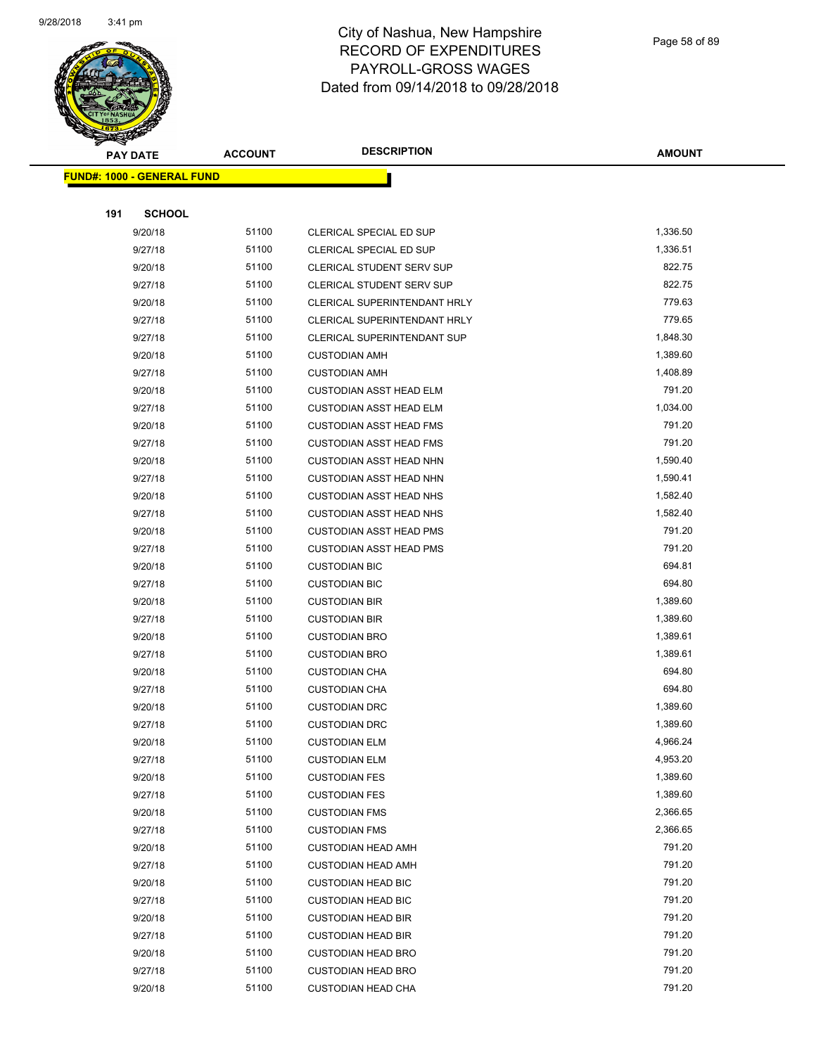# City of Nashua, New Hampshire
## RECORD OF EXPENDITURES
## PAYROLL-GROSS WAGES
## Dated from 09/14/2018 to 09/28/2018

| PAY DATE | ACCOUNT | DESCRIPTION | AMOUNT |
|---|---|---|---|
| **FUND#: 1000 - GENERAL FUND** | | | |
| **191 SCHOOL** | | | |
| 9/20/18 | 51100 | CLERICAL SPECIAL ED SUP | 1,336.50 |
| 9/27/18 | 51100 | CLERICAL SPECIAL ED SUP | 1,336.51 |
| 9/20/18 | 51100 | CLERICAL STUDENT SERV SUP | 822.75 |
| 9/27/18 | 51100 | CLERICAL STUDENT SERV SUP | 822.75 |
| 9/20/18 | 51100 | CLERICAL SUPERINTENDANT HRLY | 779.63 |
| 9/27/18 | 51100 | CLERICAL SUPERINTENDANT HRLY | 779.65 |
| 9/27/18 | 51100 | CLERICAL SUPERINTENDANT SUP | 1,848.30 |
| 9/20/18 | 51100 | CUSTODIAN AMH | 1,389.60 |
| 9/27/18 | 51100 | CUSTODIAN AMH | 1,408.89 |
| 9/20/18 | 51100 | CUSTODIAN ASST HEAD ELM | 791.20 |
| 9/27/18 | 51100 | CUSTODIAN ASST HEAD ELM | 1,034.00 |
| 9/20/18 | 51100 | CUSTODIAN ASST HEAD FMS | 791.20 |
| 9/27/18 | 51100 | CUSTODIAN ASST HEAD FMS | 791.20 |
| 9/20/18 | 51100 | CUSTODIAN ASST HEAD NHN | 1,590.40 |
| 9/27/18 | 51100 | CUSTODIAN ASST HEAD NHN | 1,590.41 |
| 9/20/18 | 51100 | CUSTODIAN ASST HEAD NHS | 1,582.40 |
| 9/27/18 | 51100 | CUSTODIAN ASST HEAD NHS | 1,582.40 |
| 9/20/18 | 51100 | CUSTODIAN ASST HEAD PMS | 791.20 |
| 9/27/18 | 51100 | CUSTODIAN ASST HEAD PMS | 791.20 |
| 9/20/18 | 51100 | CUSTODIAN BIC | 694.81 |
| 9/27/18 | 51100 | CUSTODIAN BIC | 694.80 |
| 9/20/18 | 51100 | CUSTODIAN BIR | 1,389.60 |
| 9/27/18 | 51100 | CUSTODIAN BIR | 1,389.60 |
| 9/20/18 | 51100 | CUSTODIAN BRO | 1,389.61 |
| 9/27/18 | 51100 | CUSTODIAN BRO | 1,389.61 |
| 9/20/18 | 51100 | CUSTODIAN CHA | 694.80 |
| 9/27/18 | 51100 | CUSTODIAN CHA | 694.80 |
| 9/20/18 | 51100 | CUSTODIAN DRC | 1,389.60 |
| 9/27/18 | 51100 | CUSTODIAN DRC | 1,389.60 |
| 9/20/18 | 51100 | CUSTODIAN ELM | 4,966.24 |
| 9/27/18 | 51100 | CUSTODIAN ELM | 4,953.20 |
| 9/20/18 | 51100 | CUSTODIAN FES | 1,389.60 |
| 9/27/18 | 51100 | CUSTODIAN FES | 1,389.60 |
| 9/20/18 | 51100 | CUSTODIAN FMS | 2,366.65 |
| 9/27/18 | 51100 | CUSTODIAN FMS | 2,366.65 |
| 9/20/18 | 51100 | CUSTODIAN HEAD AMH | 791.20 |
| 9/27/18 | 51100 | CUSTODIAN HEAD AMH | 791.20 |
| 9/20/18 | 51100 | CUSTODIAN HEAD BIC | 791.20 |
| 9/27/18 | 51100 | CUSTODIAN HEAD BIC | 791.20 |
| 9/20/18 | 51100 | CUSTODIAN HEAD BIR | 791.20 |
| 9/27/18 | 51100 | CUSTODIAN HEAD BIR | 791.20 |
| 9/20/18 | 51100 | CUSTODIAN HEAD BRO | 791.20 |
| 9/27/18 | 51100 | CUSTODIAN HEAD BRO | 791.20 |
| 9/20/18 | 51100 | CUSTODIAN HEAD CHA | 791.20 |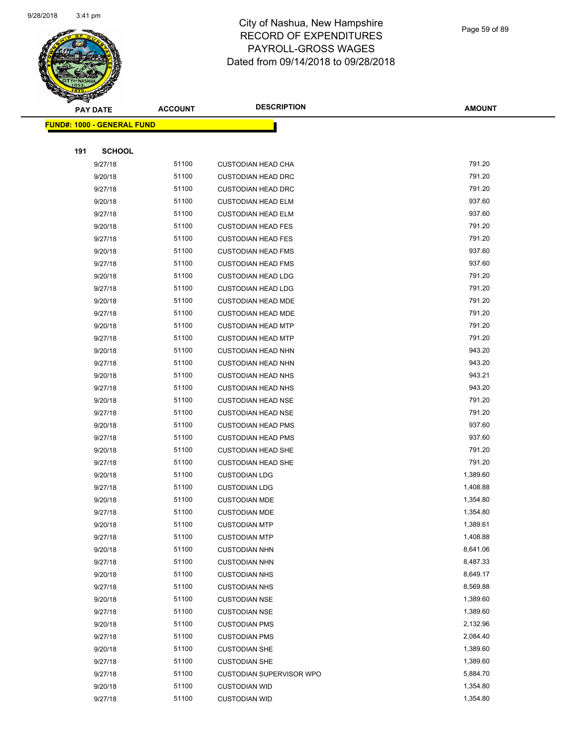# City of Nashua, New Hampshire
## RECORD OF EXPENDITURES
## PAYROLL-GROSS WAGES
## Dated from 09/14/2018 to 09/28/2018

| PAY DATE | ACCOUNT | DESCRIPTION | AMOUNT |
|---|---|---|---|
| **FUND#: 1000 - GENERAL FUND** | | | |
| **191 SCHOOL** | | | |
| 9/27/18 | 51100 | CUSTODIAN HEAD CHA | 791.20 |
| 9/20/18 | 51100 | CUSTODIAN HEAD DRC | 791.20 |
| 9/27/18 | 51100 | CUSTODIAN HEAD DRC | 791.20 |
| 9/20/18 | 51100 | CUSTODIAN HEAD ELM | 937.60 |
| 9/27/18 | 51100 | CUSTODIAN HEAD ELM | 937.60 |
| 9/20/18 | 51100 | CUSTODIAN HEAD FES | 791.20 |
| 9/27/18 | 51100 | CUSTODIAN HEAD FES | 791.20 |
| 9/20/18 | 51100 | CUSTODIAN HEAD FMS | 937.60 |
| 9/27/18 | 51100 | CUSTODIAN HEAD FMS | 937.60 |
| 9/20/18 | 51100 | CUSTODIAN HEAD LDG | 791.20 |
| 9/27/18 | 51100 | CUSTODIAN HEAD LDG | 791.20 |
| 9/20/18 | 51100 | CUSTODIAN HEAD MDE | 791.20 |
| 9/27/18 | 51100 | CUSTODIAN HEAD MDE | 791.20 |
| 9/20/18 | 51100 | CUSTODIAN HEAD MTP | 791.20 |
| 9/27/18 | 51100 | CUSTODIAN HEAD MTP | 791.20 |
| 9/20/18 | 51100 | CUSTODIAN HEAD NHN | 943.20 |
| 9/27/18 | 51100 | CUSTODIAN HEAD NHN | 943.20 |
| 9/20/18 | 51100 | CUSTODIAN HEAD NHS | 943.21 |
| 9/27/18 | 51100 | CUSTODIAN HEAD NHS | 943.20 |
| 9/20/18 | 51100 | CUSTODIAN HEAD NSE | 791.20 |
| 9/27/18 | 51100 | CUSTODIAN HEAD NSE | 791.20 |
| 9/20/18 | 51100 | CUSTODIAN HEAD PMS | 937.60 |
| 9/27/18 | 51100 | CUSTODIAN HEAD PMS | 937.60 |
| 9/20/18 | 51100 | CUSTODIAN HEAD SHE | 791.20 |
| 9/27/18 | 51100 | CUSTODIAN HEAD SHE | 791.20 |
| 9/20/18 | 51100 | CUSTODIAN LDG | 1,389.60 |
| 9/27/18 | 51100 | CUSTODIAN LDG | 1,408.88 |
| 9/20/18 | 51100 | CUSTODIAN MDE | 1,354.80 |
| 9/27/18 | 51100 | CUSTODIAN MDE | 1,354.80 |
| 9/20/18 | 51100 | CUSTODIAN MTP | 1,389.61 |
| 9/27/18 | 51100 | CUSTODIAN MTP | 1,408.88 |
| 9/20/18 | 51100 | CUSTODIAN NHN | 8,641.06 |
| 9/27/18 | 51100 | CUSTODIAN NHN | 8,487.33 |
| 9/20/18 | 51100 | CUSTODIAN NHS | 8,649.17 |
| 9/27/18 | 51100 | CUSTODIAN NHS | 8,569.88 |
| 9/20/18 | 51100 | CUSTODIAN NSE | 1,389.60 |
| 9/27/18 | 51100 | CUSTODIAN NSE | 1,389.60 |
| 9/20/18 | 51100 | CUSTODIAN PMS | 2,132.96 |
| 9/27/18 | 51100 | CUSTODIAN PMS | 2,084.40 |
| 9/20/18 | 51100 | CUSTODIAN SHE | 1,389.60 |
| 9/27/18 | 51100 | CUSTODIAN SHE | 1,389.60 |
| 9/27/18 | 51100 | CUSTODIAN SUPERVISOR WPO | 5,884.70 |
| 9/20/18 | 51100 | CUSTODIAN WID | 1,354.80 |
| 9/27/18 | 51100 | CUSTODIAN WID | 1,354.80 |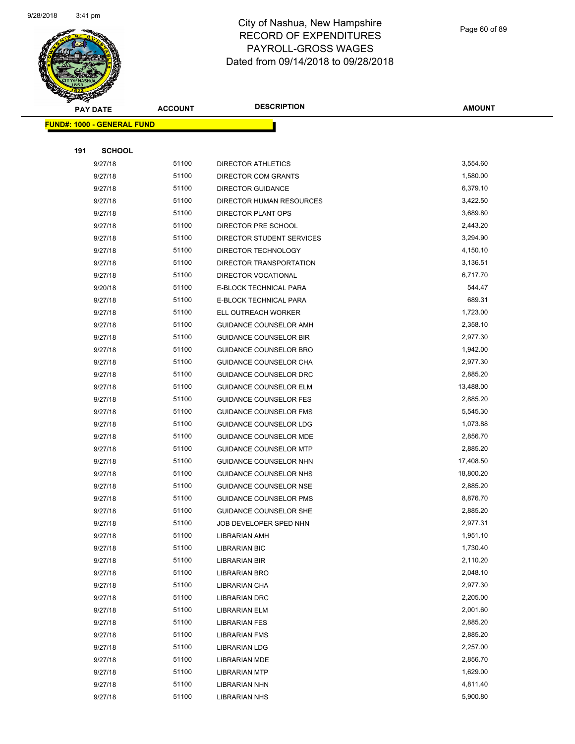# City of Nashua, New Hampshire
## RECORD OF EXPENDITURES
## PAYROLL-GROSS WAGES
## Dated from 09/14/2018 to 09/28/2018

**FUND#: 1000 - GENERAL FUND**

**191 SCHOOL**

| PAY DATE | ACCOUNT | DESCRIPTION | AMOUNT |
|---|---|---|---|
| 9/27/18 | 51100 | DIRECTOR ATHLETICS | 3,554.60 |
| 9/27/18 | 51100 | DIRECTOR COM GRANTS | 1,580.00 |
| 9/27/18 | 51100 | DIRECTOR GUIDANCE | 6,379.10 |
| 9/27/18 | 51100 | DIRECTOR HUMAN RESOURCES | 3,422.50 |
| 9/27/18 | 51100 | DIRECTOR PLANT OPS | 3,689.80 |
| 9/27/18 | 51100 | DIRECTOR PRE SCHOOL | 2,443.20 |
| 9/27/18 | 51100 | DIRECTOR STUDENT SERVICES | 3,294.90 |
| 9/27/18 | 51100 | DIRECTOR TECHNOLOGY | 4,150.10 |
| 9/27/18 | 51100 | DIRECTOR TRANSPORTATION | 3,136.51 |
| 9/27/18 | 51100 | DIRECTOR VOCATIONAL | 6,717.70 |
| 9/20/18 | 51100 | E-BLOCK TECHNICAL PARA | 544.47 |
| 9/27/18 | 51100 | E-BLOCK TECHNICAL PARA | 689.31 |
| 9/27/18 | 51100 | ELL OUTREACH WORKER | 1,723.00 |
| 9/27/18 | 51100 | GUIDANCE COUNSELOR AMH | 2,358.10 |
| 9/27/18 | 51100 | GUIDANCE COUNSELOR BIR | 2,977.30 |
| 9/27/18 | 51100 | GUIDANCE COUNSELOR BRO | 1,942.00 |
| 9/27/18 | 51100 | GUIDANCE COUNSELOR CHA | 2,977.30 |
| 9/27/18 | 51100 | GUIDANCE COUNSELOR DRC | 2,885.20 |
| 9/27/18 | 51100 | GUIDANCE COUNSELOR ELM | 13,488.00 |
| 9/27/18 | 51100 | GUIDANCE COUNSELOR FES | 2,885.20 |
| 9/27/18 | 51100 | GUIDANCE COUNSELOR FMS | 5,545.30 |
| 9/27/18 | 51100 | GUIDANCE COUNSELOR LDG | 1,073.88 |
| 9/27/18 | 51100 | GUIDANCE COUNSELOR MDE | 2,856.70 |
| 9/27/18 | 51100 | GUIDANCE COUNSELOR MTP | 2,885.20 |
| 9/27/18 | 51100 | GUIDANCE COUNSELOR NHN | 17,408.50 |
| 9/27/18 | 51100 | GUIDANCE COUNSELOR NHS | 18,800.20 |
| 9/27/18 | 51100 | GUIDANCE COUNSELOR NSE | 2,885.20 |
| 9/27/18 | 51100 | GUIDANCE COUNSELOR PMS | 8,876.70 |
| 9/27/18 | 51100 | GUIDANCE COUNSELOR SHE | 2,885.20 |
| 9/27/18 | 51100 | JOB DEVELOPER SPED NHN | 2,977.31 |
| 9/27/18 | 51100 | LIBRARIAN AMH | 1,951.10 |
| 9/27/18 | 51100 | LIBRARIAN BIC | 1,730.40 |
| 9/27/18 | 51100 | LIBRARIAN BIR | 2,110.20 |
| 9/27/18 | 51100 | LIBRARIAN BRO | 2,048.10 |
| 9/27/18 | 51100 | LIBRARIAN CHA | 2,977.30 |
| 9/27/18 | 51100 | LIBRARIAN DRC | 2,205.00 |
| 9/27/18 | 51100 | LIBRARIAN ELM | 2,001.60 |
| 9/27/18 | 51100 | LIBRARIAN FES | 2,885.20 |
| 9/27/18 | 51100 | LIBRARIAN FMS | 2,885.20 |
| 9/27/18 | 51100 | LIBRARIAN LDG | 2,257.00 |
| 9/27/18 | 51100 | LIBRARIAN MDE | 2,856.70 |
| 9/27/18 | 51100 | LIBRARIAN MTP | 1,629.00 |
| 9/27/18 | 51100 | LIBRARIAN NHN | 4,811.40 |
| 9/27/18 | 51100 | LIBRARIAN NHS | 5,900.80 |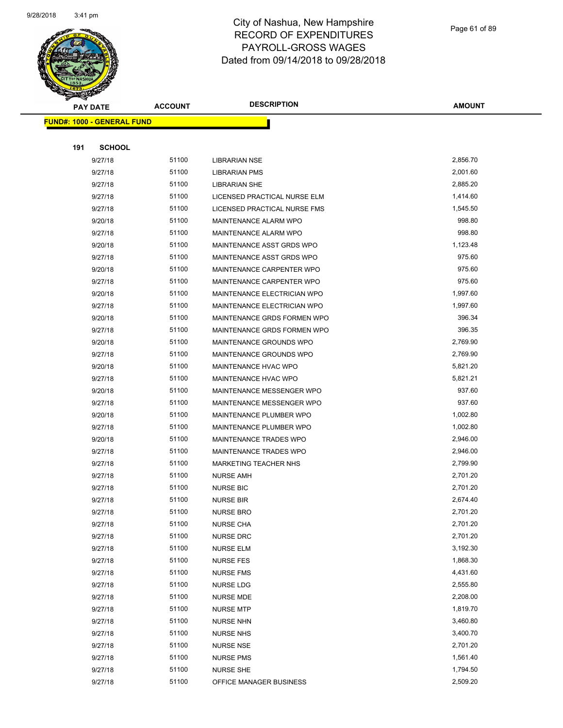# City of Nashua, New Hampshire
## RECORD OF EXPENDITURES
## PAYROLL-GROSS WAGES
## Dated from 09/14/2018 to 09/28/2018

**FUND#: 1000 - GENERAL FUND**

**191 SCHOOL**

| PAY DATE | ACCOUNT | DESCRIPTION | AMOUNT |
|---|---|---|---|
| 9/27/18 | 51100 | LIBRARIAN NSE | 2,856.70 |
| 9/27/18 | 51100 | LIBRARIAN PMS | 2,001.60 |
| 9/27/18 | 51100 | LIBRARIAN SHE | 2,885.20 |
| 9/27/18 | 51100 | LICENSED PRACTICAL NURSE ELM | 1,414.60 |
| 9/27/18 | 51100 | LICENSED PRACTICAL NURSE FMS | 1,545.50 |
| 9/20/18 | 51100 | MAINTENANCE ALARM WPO | 998.80 |
| 9/27/18 | 51100 | MAINTENANCE ALARM WPO | 998.80 |
| 9/20/18 | 51100 | MAINTENANCE ASST GRDS WPO | 1,123.48 |
| 9/27/18 | 51100 | MAINTENANCE ASST GRDS WPO | 975.60 |
| 9/20/18 | 51100 | MAINTENANCE CARPENTER WPO | 975.60 |
| 9/27/18 | 51100 | MAINTENANCE CARPENTER WPO | 975.60 |
| 9/20/18 | 51100 | MAINTENANCE ELECTRICIAN WPO | 1,997.60 |
| 9/27/18 | 51100 | MAINTENANCE ELECTRICIAN WPO | 1,997.60 |
| 9/20/18 | 51100 | MAINTENANCE GRDS FORMEN WPO | 396.34 |
| 9/27/18 | 51100 | MAINTENANCE GRDS FORMEN WPO | 396.35 |
| 9/20/18 | 51100 | MAINTENANCE GROUNDS WPO | 2,769.90 |
| 9/27/18 | 51100 | MAINTENANCE GROUNDS WPO | 2,769.90 |
| 9/20/18 | 51100 | MAINTENANCE HVAC WPO | 5,821.20 |
| 9/27/18 | 51100 | MAINTENANCE HVAC WPO | 5,821.21 |
| 9/20/18 | 51100 | MAINTENANCE MESSENGER WPO | 937.60 |
| 9/27/18 | 51100 | MAINTENANCE MESSENGER WPO | 937.60 |
| 9/20/18 | 51100 | MAINTENANCE PLUMBER WPO | 1,002.80 |
| 9/27/18 | 51100 | MAINTENANCE PLUMBER WPO | 1,002.80 |
| 9/20/18 | 51100 | MAINTENANCE TRADES WPO | 2,946.00 |
| 9/27/18 | 51100 | MAINTENANCE TRADES WPO | 2,946.00 |
| 9/27/18 | 51100 | MARKETING TEACHER NHS | 2,799.90 |
| 9/27/18 | 51100 | NURSE AMH | 2,701.20 |
| 9/27/18 | 51100 | NURSE BIC | 2,701.20 |
| 9/27/18 | 51100 | NURSE BIR | 2,674.40 |
| 9/27/18 | 51100 | NURSE BRO | 2,701.20 |
| 9/27/18 | 51100 | NURSE CHA | 2,701.20 |
| 9/27/18 | 51100 | NURSE DRC | 2,701.20 |
| 9/27/18 | 51100 | NURSE ELM | 3,192.30 |
| 9/27/18 | 51100 | NURSE FES | 1,868.30 |
| 9/27/18 | 51100 | NURSE FMS | 4,431.60 |
| 9/27/18 | 51100 | NURSE LDG | 2,555.80 |
| 9/27/18 | 51100 | NURSE MDE | 2,208.00 |
| 9/27/18 | 51100 | NURSE MTP | 1,819.70 |
| 9/27/18 | 51100 | NURSE NHN | 3,460.80 |
| 9/27/18 | 51100 | NURSE NHS | 3,400.70 |
| 9/27/18 | 51100 | NURSE NSE | 2,701.20 |
| 9/27/18 | 51100 | NURSE PMS | 1,561.40 |
| 9/27/18 | 51100 | NURSE SHE | 1,794.50 |
| 9/27/18 | 51100 | OFFICE MANAGER BUSINESS | 2,509.20 |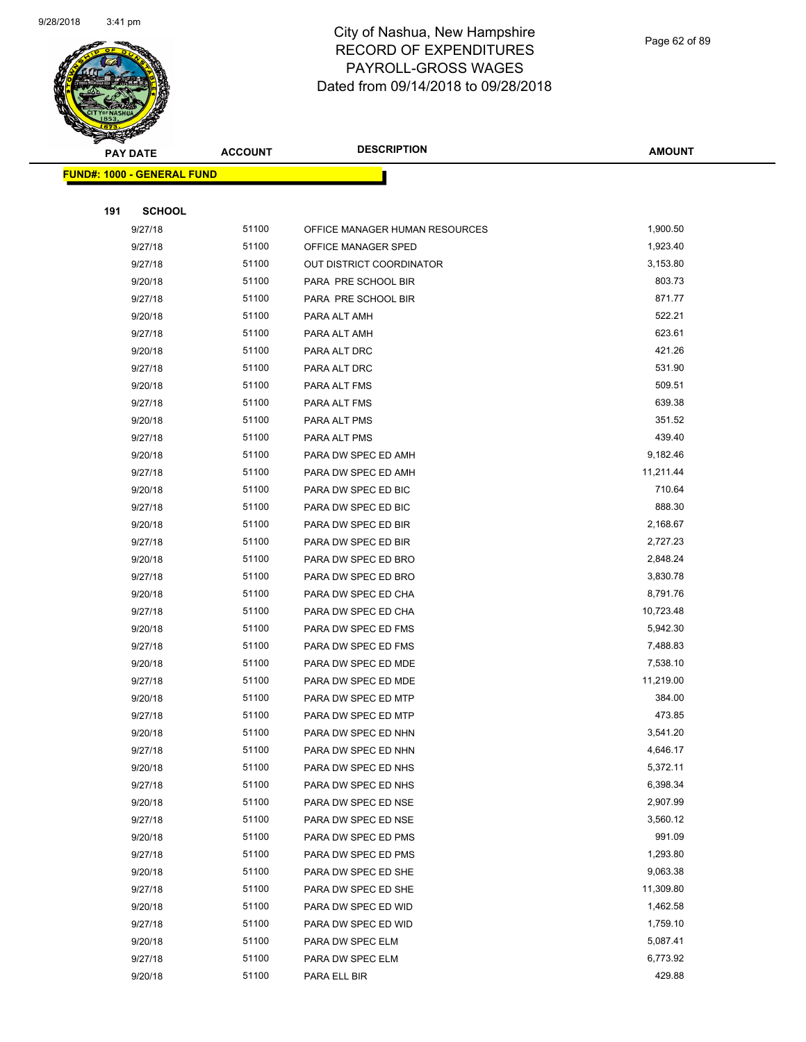City of Nashua, New Hampshire
RECORD OF EXPENDITURES
PAYROLL-GROSS WAGES
Dated from 09/14/2018 to 09/28/2018

| PAY DATE | ACCOUNT | DESCRIPTION | AMOUNT |
|---|---|---|---|
| **FUND#: 1000 - GENERAL FUND** | | | |
| **191 SCHOOL** | | | |
| 9/27/18 | 51100 | OFFICE MANAGER HUMAN RESOURCES | 1,900.50 |
| 9/27/18 | 51100 | OFFICE MANAGER SPED | 1,923.40 |
| 9/27/18 | 51100 | OUT DISTRICT COORDINATOR | 3,153.80 |
| 9/20/18 | 51100 | PARA PRE SCHOOL BIR | 803.73 |
| 9/27/18 | 51100 | PARA PRE SCHOOL BIR | 871.77 |
| 9/20/18 | 51100 | PARA ALT AMH | 522.21 |
| 9/27/18 | 51100 | PARA ALT AMH | 623.61 |
| 9/20/18 | 51100 | PARA ALT DRC | 421.26 |
| 9/27/18 | 51100 | PARA ALT DRC | 531.90 |
| 9/20/18 | 51100 | PARA ALT FMS | 509.51 |
| 9/27/18 | 51100 | PARA ALT FMS | 639.38 |
| 9/20/18 | 51100 | PARA ALT PMS | 351.52 |
| 9/27/18 | 51100 | PARA ALT PMS | 439.40 |
| 9/20/18 | 51100 | PARA DW SPEC ED AMH | 9,182.46 |
| 9/27/18 | 51100 | PARA DW SPEC ED AMH | 11,211.44 |
| 9/20/18 | 51100 | PARA DW SPEC ED BIC | 710.64 |
| 9/27/18 | 51100 | PARA DW SPEC ED BIC | 888.30 |
| 9/20/18 | 51100 | PARA DW SPEC ED BIR | 2,168.67 |
| 9/27/18 | 51100 | PARA DW SPEC ED BIR | 2,727.23 |
| 9/20/18 | 51100 | PARA DW SPEC ED BRO | 2,848.24 |
| 9/27/18 | 51100 | PARA DW SPEC ED BRO | 3,830.78 |
| 9/20/18 | 51100 | PARA DW SPEC ED CHA | 8,791.76 |
| 9/27/18 | 51100 | PARA DW SPEC ED CHA | 10,723.48 |
| 9/20/18 | 51100 | PARA DW SPEC ED FMS | 5,942.30 |
| 9/27/18 | 51100 | PARA DW SPEC ED FMS | 7,488.83 |
| 9/20/18 | 51100 | PARA DW SPEC ED MDE | 7,538.10 |
| 9/27/18 | 51100 | PARA DW SPEC ED MDE | 11,219.00 |
| 9/20/18 | 51100 | PARA DW SPEC ED MTP | 384.00 |
| 9/27/18 | 51100 | PARA DW SPEC ED MTP | 473.85 |
| 9/20/18 | 51100 | PARA DW SPEC ED NHN | 3,541.20 |
| 9/27/18 | 51100 | PARA DW SPEC ED NHN | 4,646.17 |
| 9/20/18 | 51100 | PARA DW SPEC ED NHS | 5,372.11 |
| 9/27/18 | 51100 | PARA DW SPEC ED NHS | 6,398.34 |
| 9/20/18 | 51100 | PARA DW SPEC ED NSE | 2,907.99 |
| 9/27/18 | 51100 | PARA DW SPEC ED NSE | 3,560.12 |
| 9/20/18 | 51100 | PARA DW SPEC ED PMS | 991.09 |
| 9/27/18 | 51100 | PARA DW SPEC ED PMS | 1,293.80 |
| 9/20/18 | 51100 | PARA DW SPEC ED SHE | 9,063.38 |
| 9/27/18 | 51100 | PARA DW SPEC ED SHE | 11,309.80 |
| 9/20/18 | 51100 | PARA DW SPEC ED WID | 1,462.58 |
| 9/27/18 | 51100 | PARA DW SPEC ED WID | 1,759.10 |
| 9/20/18 | 51100 | PARA DW SPEC ELM | 5,087.41 |
| 9/27/18 | 51100 | PARA DW SPEC ELM | 6,773.92 |
| 9/20/18 | 51100 | PARA ELL BIR | 429.88 |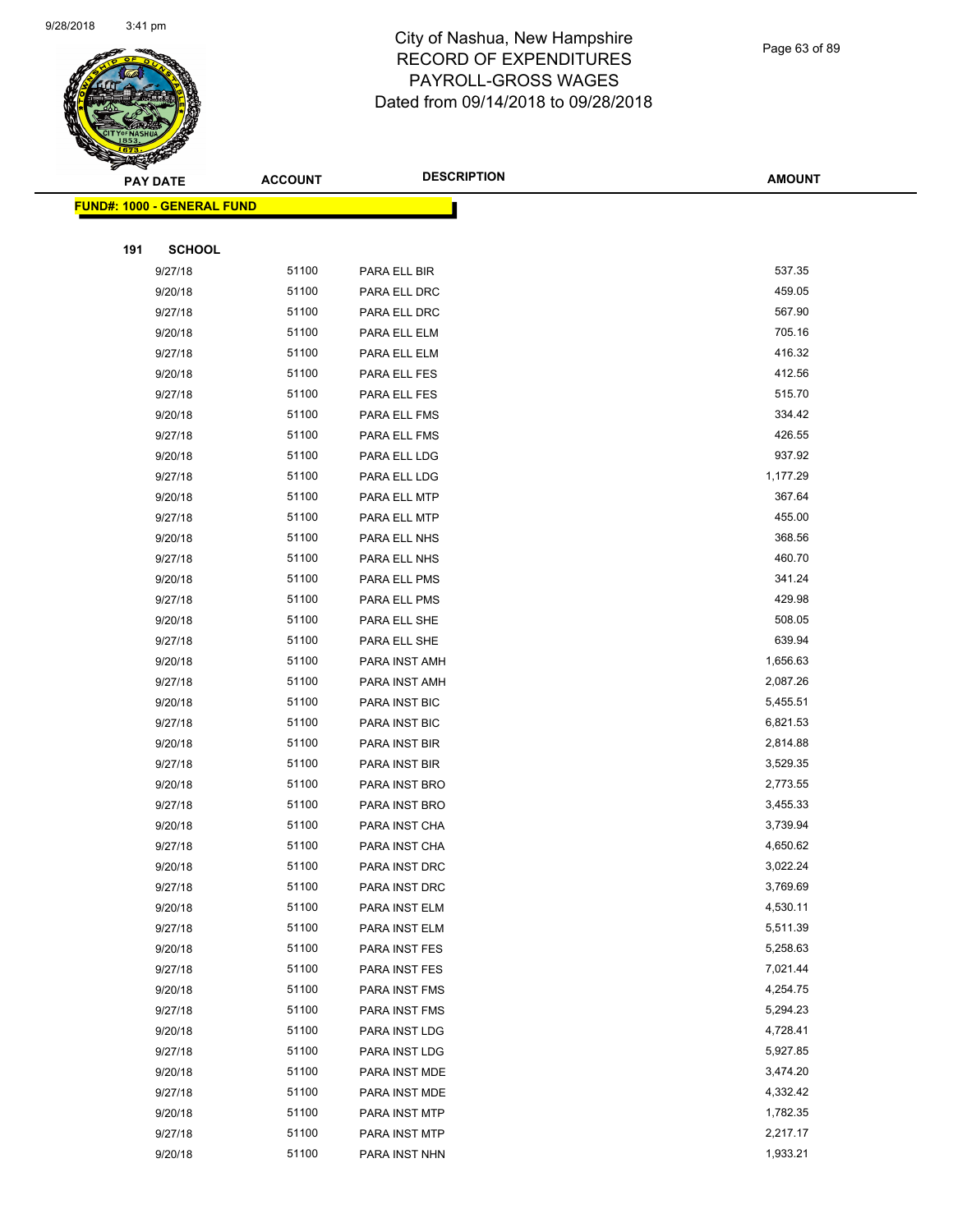# City of Nashua, New Hampshire
## RECORD OF EXPENDITURES
## PAYROLL-GROSS WAGES
## Dated from 09/14/2018 to 09/28/2018

| PAY DATE | ACCOUNT | DESCRIPTION | AMOUNT |
|---|---|---|---|

**FUND#: 1000 - GENERAL FUND**

**191 SCHOOL**

| PAY DATE | ACCOUNT | DESCRIPTION | AMOUNT |
|---|---|---|---|
| 9/27/18 | 51100 | PARA ELL BIR | 537.35 |
| 9/20/18 | 51100 | PARA ELL DRC | 459.05 |
| 9/27/18 | 51100 | PARA ELL DRC | 567.90 |
| 9/20/18 | 51100 | PARA ELL ELM | 705.16 |
| 9/27/18 | 51100 | PARA ELL ELM | 416.32 |
| 9/20/18 | 51100 | PARA ELL FES | 412.56 |
| 9/27/18 | 51100 | PARA ELL FES | 515.70 |
| 9/20/18 | 51100 | PARA ELL FMS | 334.42 |
| 9/27/18 | 51100 | PARA ELL FMS | 426.55 |
| 9/20/18 | 51100 | PARA ELL LDG | 937.92 |
| 9/27/18 | 51100 | PARA ELL LDG | 1,177.29 |
| 9/20/18 | 51100 | PARA ELL MTP | 367.64 |
| 9/27/18 | 51100 | PARA ELL MTP | 455.00 |
| 9/20/18 | 51100 | PARA ELL NHS | 368.56 |
| 9/27/18 | 51100 | PARA ELL NHS | 460.70 |
| 9/20/18 | 51100 | PARA ELL PMS | 341.24 |
| 9/27/18 | 51100 | PARA ELL PMS | 429.98 |
| 9/20/18 | 51100 | PARA ELL SHE | 508.05 |
| 9/27/18 | 51100 | PARA ELL SHE | 639.94 |
| 9/20/18 | 51100 | PARA INST AMH | 1,656.63 |
| 9/27/18 | 51100 | PARA INST AMH | 2,087.26 |
| 9/20/18 | 51100 | PARA INST BIC | 5,455.51 |
| 9/27/18 | 51100 | PARA INST BIC | 6,821.53 |
| 9/20/18 | 51100 | PARA INST BIR | 2,814.88 |
| 9/27/18 | 51100 | PARA INST BIR | 3,529.35 |
| 9/20/18 | 51100 | PARA INST BRO | 2,773.55 |
| 9/27/18 | 51100 | PARA INST BRO | 3,455.33 |
| 9/20/18 | 51100 | PARA INST CHA | 3,739.94 |
| 9/27/18 | 51100 | PARA INST CHA | 4,650.62 |
| 9/20/18 | 51100 | PARA INST DRC | 3,022.24 |
| 9/27/18 | 51100 | PARA INST DRC | 3,769.69 |
| 9/20/18 | 51100 | PARA INST ELM | 4,530.11 |
| 9/27/18 | 51100 | PARA INST ELM | 5,511.39 |
| 9/20/18 | 51100 | PARA INST FES | 5,258.63 |
| 9/27/18 | 51100 | PARA INST FES | 7,021.44 |
| 9/20/18 | 51100 | PARA INST FMS | 4,254.75 |
| 9/27/18 | 51100 | PARA INST FMS | 5,294.23 |
| 9/20/18 | 51100 | PARA INST LDG | 4,728.41 |
| 9/27/18 | 51100 | PARA INST LDG | 5,927.85 |
| 9/20/18 | 51100 | PARA INST MDE | 3,474.20 |
| 9/27/18 | 51100 | PARA INST MDE | 4,332.42 |
| 9/20/18 | 51100 | PARA INST MTP | 1,782.35 |
| 9/27/18 | 51100 | PARA INST MTP | 2,217.17 |
| 9/20/18 | 51100 | PARA INST NHN | 1,933.21 |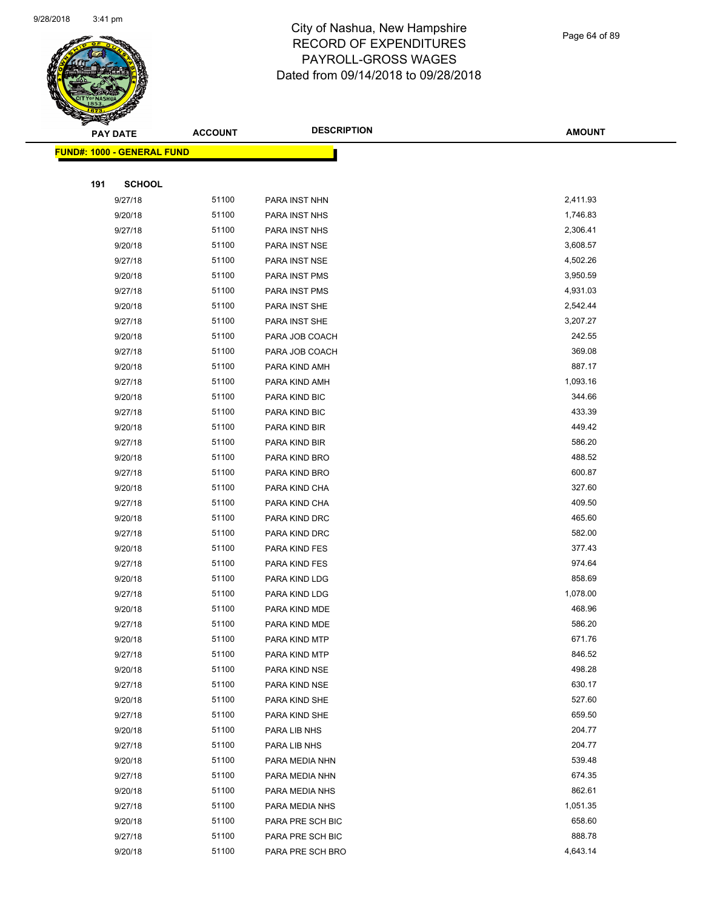# City of Nashua, New Hampshire
# RECORD OF EXPENDITURES
# PAYROLL-GROSS WAGES
# Dated from 09/14/2018 to 09/28/2018

| PAY DATE | ACCOUNT | DESCRIPTION | AMOUNT |
|---|---|---|---|

**FUND#: 1000 - GENERAL FUND**

**191 SCHOOL**

| PAY DATE | ACCOUNT | DESCRIPTION | AMOUNT |
|---|---|---|---|
| 9/27/18 | 51100 | PARA INST NHN | 2,411.93 |
| 9/20/18 | 51100 | PARA INST NHS | 1,746.83 |
| 9/27/18 | 51100 | PARA INST NHS | 2,306.41 |
| 9/20/18 | 51100 | PARA INST NSE | 3,608.57 |
| 9/27/18 | 51100 | PARA INST NSE | 4,502.26 |
| 9/20/18 | 51100 | PARA INST PMS | 3,950.59 |
| 9/27/18 | 51100 | PARA INST PMS | 4,931.03 |
| 9/20/18 | 51100 | PARA INST SHE | 2,542.44 |
| 9/27/18 | 51100 | PARA INST SHE | 3,207.27 |
| 9/20/18 | 51100 | PARA JOB COACH | 242.55 |
| 9/27/18 | 51100 | PARA JOB COACH | 369.08 |
| 9/20/18 | 51100 | PARA KIND AMH | 887.17 |
| 9/27/18 | 51100 | PARA KIND AMH | 1,093.16 |
| 9/20/18 | 51100 | PARA KIND BIC | 344.66 |
| 9/27/18 | 51100 | PARA KIND BIC | 433.39 |
| 9/20/18 | 51100 | PARA KIND BIR | 449.42 |
| 9/27/18 | 51100 | PARA KIND BIR | 586.20 |
| 9/20/18 | 51100 | PARA KIND BRO | 488.52 |
| 9/27/18 | 51100 | PARA KIND BRO | 600.87 |
| 9/20/18 | 51100 | PARA KIND CHA | 327.60 |
| 9/27/18 | 51100 | PARA KIND CHA | 409.50 |
| 9/20/18 | 51100 | PARA KIND DRC | 465.60 |
| 9/27/18 | 51100 | PARA KIND DRC | 582.00 |
| 9/20/18 | 51100 | PARA KIND FES | 377.43 |
| 9/27/18 | 51100 | PARA KIND FES | 974.64 |
| 9/20/18 | 51100 | PARA KIND LDG | 858.69 |
| 9/27/18 | 51100 | PARA KIND LDG | 1,078.00 |
| 9/20/18 | 51100 | PARA KIND MDE | 468.96 |
| 9/27/18 | 51100 | PARA KIND MDE | 586.20 |
| 9/20/18 | 51100 | PARA KIND MTP | 671.76 |
| 9/27/18 | 51100 | PARA KIND MTP | 846.52 |
| 9/20/18 | 51100 | PARA KIND NSE | 498.28 |
| 9/27/18 | 51100 | PARA KIND NSE | 630.17 |
| 9/20/18 | 51100 | PARA KIND SHE | 527.60 |
| 9/27/18 | 51100 | PARA KIND SHE | 659.50 |
| 9/20/18 | 51100 | PARA LIB NHS | 204.77 |
| 9/27/18 | 51100 | PARA LIB NHS | 204.77 |
| 9/20/18 | 51100 | PARA MEDIA NHN | 539.48 |
| 9/27/18 | 51100 | PARA MEDIA NHN | 674.35 |
| 9/20/18 | 51100 | PARA MEDIA NHS | 862.61 |
| 9/27/18 | 51100 | PARA MEDIA NHS | 1,051.35 |
| 9/20/18 | 51100 | PARA PRE SCH BIC | 658.60 |
| 9/27/18 | 51100 | PARA PRE SCH BIC | 888.78 |
| 9/20/18 | 51100 | PARA PRE SCH BRO | 4,643.14 |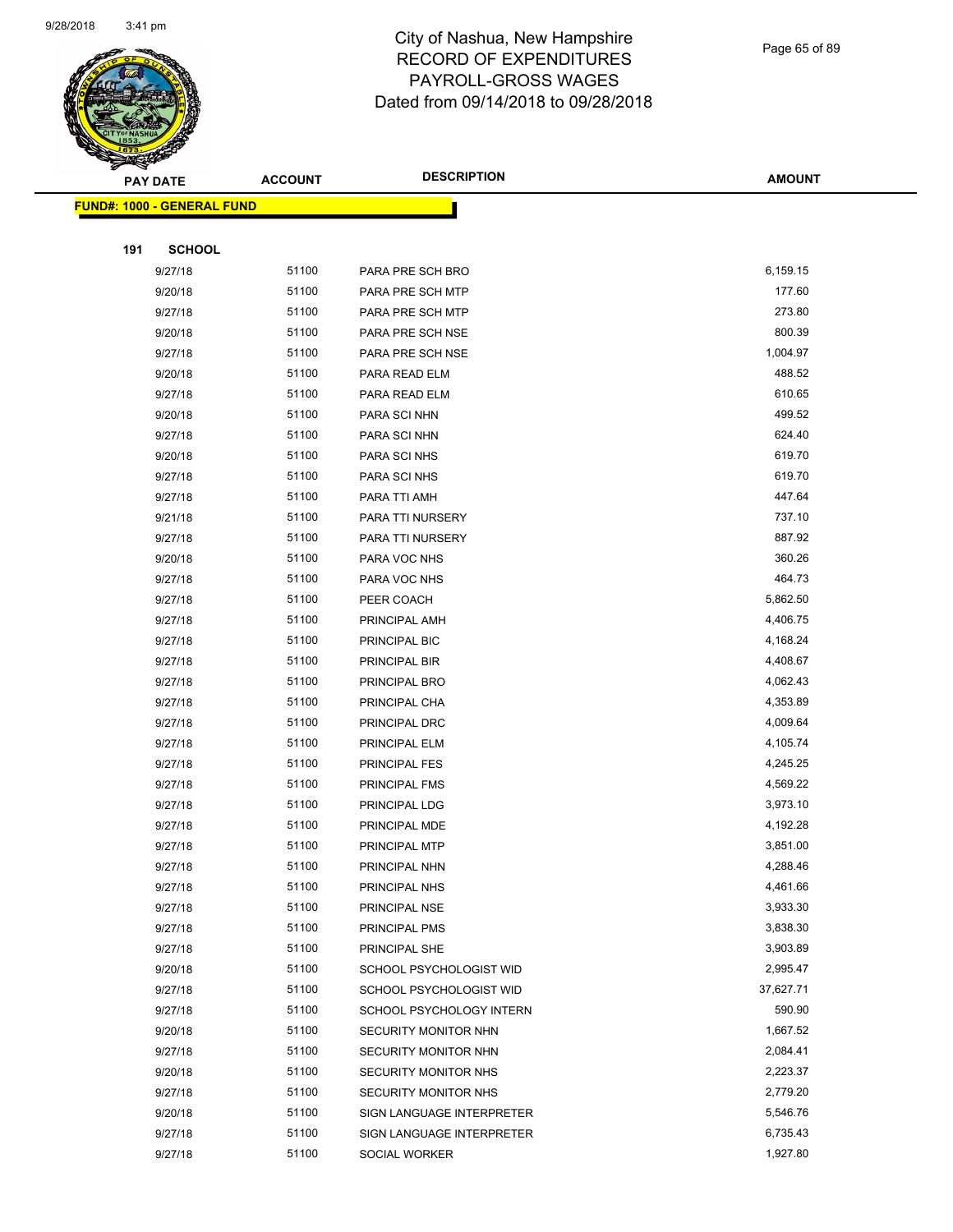# City of Nashua, New Hampshire
## RECORD OF EXPENDITURES
## PAYROLL-GROSS WAGES
## Dated from 09/14/2018 to 09/28/2018

| PAY DATE | ACCOUNT | DESCRIPTION | AMOUNT |
|---|---|---|---|
| **FUND#: 1000 - GENERAL FUND** | | | |
| **191 SCHOOL** | | | |
| 9/27/18 | 51100 | PARA PRE SCH BRO | 6,159.15 |
| 9/20/18 | 51100 | PARA PRE SCH MTP | 177.60 |
| 9/27/18 | 51100 | PARA PRE SCH MTP | 273.80 |
| 9/20/18 | 51100 | PARA PRE SCH NSE | 800.39 |
| 9/27/18 | 51100 | PARA PRE SCH NSE | 1,004.97 |
| 9/20/18 | 51100 | PARA READ ELM | 488.52 |
| 9/27/18 | 51100 | PARA READ ELM | 610.65 |
| 9/20/18 | 51100 | PARA SCI NHN | 499.52 |
| 9/27/18 | 51100 | PARA SCI NHN | 624.40 |
| 9/20/18 | 51100 | PARA SCI NHS | 619.70 |
| 9/27/18 | 51100 | PARA SCI NHS | 619.70 |
| 9/27/18 | 51100 | PARA TTI AMH | 447.64 |
| 9/21/18 | 51100 | PARA TTI NURSERY | 737.10 |
| 9/27/18 | 51100 | PARA TTI NURSERY | 887.92 |
| 9/20/18 | 51100 | PARA VOC NHS | 360.26 |
| 9/27/18 | 51100 | PARA VOC NHS | 464.73 |
| 9/27/18 | 51100 | PEER COACH | 5,862.50 |
| 9/27/18 | 51100 | PRINCIPAL AMH | 4,406.75 |
| 9/27/18 | 51100 | PRINCIPAL BIC | 4,168.24 |
| 9/27/18 | 51100 | PRINCIPAL BIR | 4,408.67 |
| 9/27/18 | 51100 | PRINCIPAL BRO | 4,062.43 |
| 9/27/18 | 51100 | PRINCIPAL CHA | 4,353.89 |
| 9/27/18 | 51100 | PRINCIPAL DRC | 4,009.64 |
| 9/27/18 | 51100 | PRINCIPAL ELM | 4,105.74 |
| 9/27/18 | 51100 | PRINCIPAL FES | 4,245.25 |
| 9/27/18 | 51100 | PRINCIPAL FMS | 4,569.22 |
| 9/27/18 | 51100 | PRINCIPAL LDG | 3,973.10 |
| 9/27/18 | 51100 | PRINCIPAL MDE | 4,192.28 |
| 9/27/18 | 51100 | PRINCIPAL MTP | 3,851.00 |
| 9/27/18 | 51100 | PRINCIPAL NHN | 4,288.46 |
| 9/27/18 | 51100 | PRINCIPAL NHS | 4,461.66 |
| 9/27/18 | 51100 | PRINCIPAL NSE | 3,933.30 |
| 9/27/18 | 51100 | PRINCIPAL PMS | 3,838.30 |
| 9/27/18 | 51100 | PRINCIPAL SHE | 3,903.89 |
| 9/20/18 | 51100 | SCHOOL PSYCHOLOGIST WID | 2,995.47 |
| 9/27/18 | 51100 | SCHOOL PSYCHOLOGIST WID | 37,627.71 |
| 9/27/18 | 51100 | SCHOOL PSYCHOLOGY INTERN | 590.90 |
| 9/20/18 | 51100 | SECURITY MONITOR NHN | 1,667.52 |
| 9/27/18 | 51100 | SECURITY MONITOR NHN | 2,084.41 |
| 9/20/18 | 51100 | SECURITY MONITOR NHS | 2,223.37 |
| 9/27/18 | 51100 | SECURITY MONITOR NHS | 2,779.20 |
| 9/20/18 | 51100 | SIGN LANGUAGE INTERPRETER | 5,546.76 |
| 9/27/18 | 51100 | SIGN LANGUAGE INTERPRETER | 6,735.43 |
| 9/27/18 | 51100 | SOCIAL WORKER | 1,927.80 |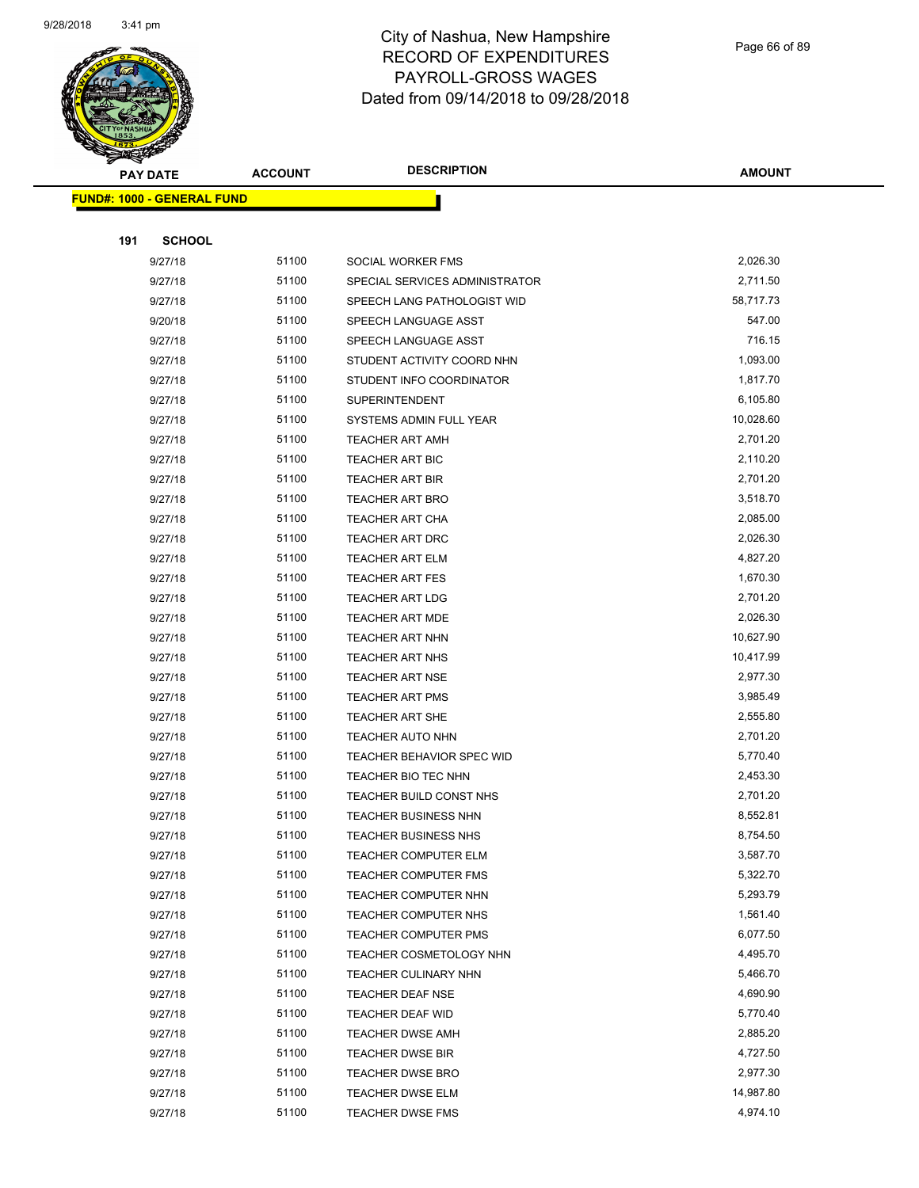# City of Nashua, New Hampshire
# RECORD OF EXPENDITURES
# PAYROLL-GROSS WAGES
# Dated from 09/14/2018 to 09/28/2018

| PAY DATE | ACCOUNT | DESCRIPTION | AMOUNT |
|---|---|---|---|
| **FUND#: 1000 - GENERAL FUND** | | | |
| **191 SCHOOL** | | | |
| 9/27/18 | 51100 | SOCIAL WORKER FMS | 2,026.30 |
| 9/27/18 | 51100 | SPECIAL SERVICES ADMINISTRATOR | 2,711.50 |
| 9/27/18 | 51100 | SPEECH LANG PATHOLOGIST WID | 58,717.73 |
| 9/20/18 | 51100 | SPEECH LANGUAGE ASST | 547.00 |
| 9/27/18 | 51100 | SPEECH LANGUAGE ASST | 716.15 |
| 9/27/18 | 51100 | STUDENT ACTIVITY COORD NHN | 1,093.00 |
| 9/27/18 | 51100 | STUDENT INFO COORDINATOR | 1,817.70 |
| 9/27/18 | 51100 | SUPERINTENDENT | 6,105.80 |
| 9/27/18 | 51100 | SYSTEMS ADMIN FULL YEAR | 10,028.60 |
| 9/27/18 | 51100 | TEACHER ART AMH | 2,701.20 |
| 9/27/18 | 51100 | TEACHER ART BIC | 2,110.20 |
| 9/27/18 | 51100 | TEACHER ART BIR | 2,701.20 |
| 9/27/18 | 51100 | TEACHER ART BRO | 3,518.70 |
| 9/27/18 | 51100 | TEACHER ART CHA | 2,085.00 |
| 9/27/18 | 51100 | TEACHER ART DRC | 2,026.30 |
| 9/27/18 | 51100 | TEACHER ART ELM | 4,827.20 |
| 9/27/18 | 51100 | TEACHER ART FES | 1,670.30 |
| 9/27/18 | 51100 | TEACHER ART LDG | 2,701.20 |
| 9/27/18 | 51100 | TEACHER ART MDE | 2,026.30 |
| 9/27/18 | 51100 | TEACHER ART NHN | 10,627.90 |
| 9/27/18 | 51100 | TEACHER ART NHS | 10,417.99 |
| 9/27/18 | 51100 | TEACHER ART NSE | 2,977.30 |
| 9/27/18 | 51100 | TEACHER ART PMS | 3,985.49 |
| 9/27/18 | 51100 | TEACHER ART SHE | 2,555.80 |
| 9/27/18 | 51100 | TEACHER AUTO NHN | 2,701.20 |
| 9/27/18 | 51100 | TEACHER BEHAVIOR SPEC WID | 5,770.40 |
| 9/27/18 | 51100 | TEACHER BIO TEC NHN | 2,453.30 |
| 9/27/18 | 51100 | TEACHER BUILD CONST NHS | 2,701.20 |
| 9/27/18 | 51100 | TEACHER BUSINESS NHN | 8,552.81 |
| 9/27/18 | 51100 | TEACHER BUSINESS NHS | 8,754.50 |
| 9/27/18 | 51100 | TEACHER COMPUTER ELM | 3,587.70 |
| 9/27/18 | 51100 | TEACHER COMPUTER FMS | 5,322.70 |
| 9/27/18 | 51100 | TEACHER COMPUTER NHN | 5,293.79 |
| 9/27/18 | 51100 | TEACHER COMPUTER NHS | 1,561.40 |
| 9/27/18 | 51100 | TEACHER COMPUTER PMS | 6,077.50 |
| 9/27/18 | 51100 | TEACHER COSMETOLOGY NHN | 4,495.70 |
| 9/27/18 | 51100 | TEACHER CULINARY NHN | 5,466.70 |
| 9/27/18 | 51100 | TEACHER DEAF NSE | 4,690.90 |
| 9/27/18 | 51100 | TEACHER DEAF WID | 5,770.40 |
| 9/27/18 | 51100 | TEACHER DWSE AMH | 2,885.20 |
| 9/27/18 | 51100 | TEACHER DWSE BIR | 4,727.50 |
| 9/27/18 | 51100 | TEACHER DWSE BRO | 2,977.30 |
| 9/27/18 | 51100 | TEACHER DWSE ELM | 14,987.80 |
| 9/27/18 | 51100 | TEACHER DWSE FMS | 4,974.10 |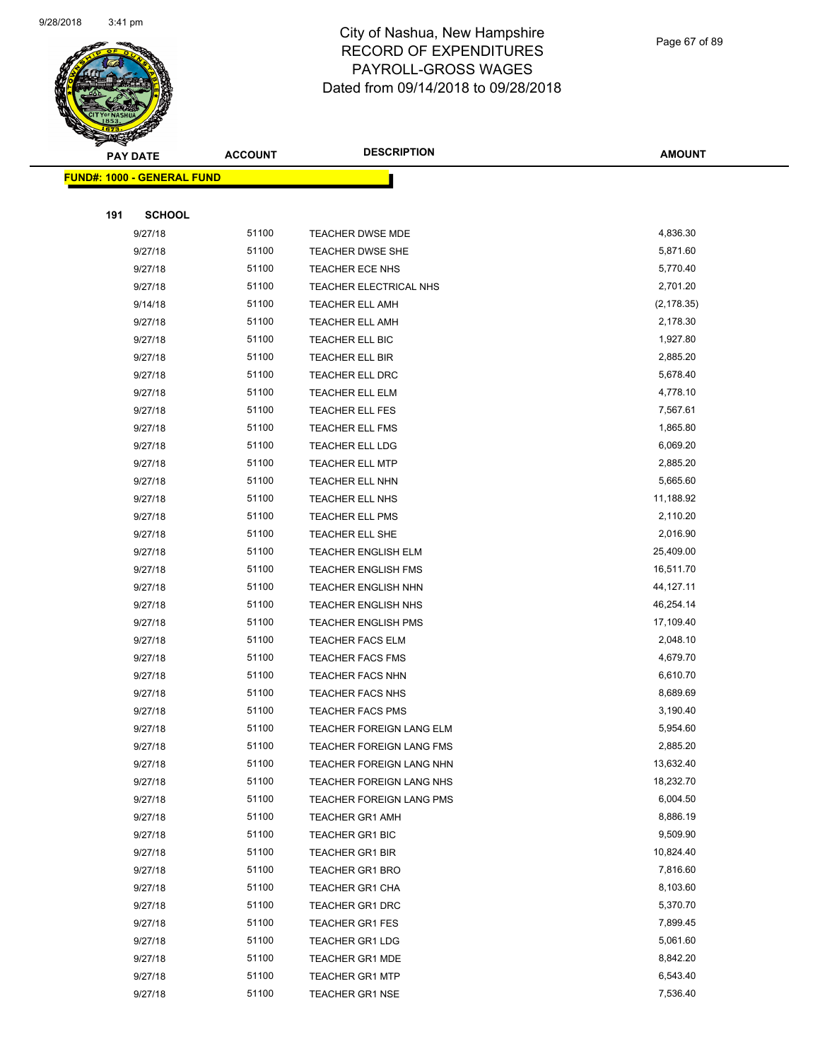# City of Nashua, New Hampshire
## RECORD OF EXPENDITURES
## PAYROLL-GROSS WAGES
## Dated from 09/14/2018 to 09/28/2018

| PAY DATE | ACCOUNT | DESCRIPTION | AMOUNT |
|---|---|---|---|

**FUND#: 1000 - GENERAL FUND**

**191 SCHOOL**

| PAY DATE | ACCOUNT | DESCRIPTION | AMOUNT |
|---|---|---|---|
| 9/27/18 | 51100 | TEACHER DWSE MDE | 4,836.30 |
| 9/27/18 | 51100 | TEACHER DWSE SHE | 5,871.60 |
| 9/27/18 | 51100 | TEACHER ECE NHS | 5,770.40 |
| 9/27/18 | 51100 | TEACHER ELECTRICAL NHS | 2,701.20 |
| 9/14/18 | 51100 | TEACHER ELL AMH | (2,178.35) |
| 9/27/18 | 51100 | TEACHER ELL AMH | 2,178.30 |
| 9/27/18 | 51100 | TEACHER ELL BIC | 1,927.80 |
| 9/27/18 | 51100 | TEACHER ELL BIR | 2,885.20 |
| 9/27/18 | 51100 | TEACHER ELL DRC | 5,678.40 |
| 9/27/18 | 51100 | TEACHER ELL ELM | 4,778.10 |
| 9/27/18 | 51100 | TEACHER ELL FES | 7,567.61 |
| 9/27/18 | 51100 | TEACHER ELL FMS | 1,865.80 |
| 9/27/18 | 51100 | TEACHER ELL LDG | 6,069.20 |
| 9/27/18 | 51100 | TEACHER ELL MTP | 2,885.20 |
| 9/27/18 | 51100 | TEACHER ELL NHN | 5,665.60 |
| 9/27/18 | 51100 | TEACHER ELL NHS | 11,188.92 |
| 9/27/18 | 51100 | TEACHER ELL PMS | 2,110.20 |
| 9/27/18 | 51100 | TEACHER ELL SHE | 2,016.90 |
| 9/27/18 | 51100 | TEACHER ENGLISH ELM | 25,409.00 |
| 9/27/18 | 51100 | TEACHER ENGLISH FMS | 16,511.70 |
| 9/27/18 | 51100 | TEACHER ENGLISH NHN | 44,127.11 |
| 9/27/18 | 51100 | TEACHER ENGLISH NHS | 46,254.14 |
| 9/27/18 | 51100 | TEACHER ENGLISH PMS | 17,109.40 |
| 9/27/18 | 51100 | TEACHER FACS ELM | 2,048.10 |
| 9/27/18 | 51100 | TEACHER FACS FMS | 4,679.70 |
| 9/27/18 | 51100 | TEACHER FACS NHN | 6,610.70 |
| 9/27/18 | 51100 | TEACHER FACS NHS | 8,689.69 |
| 9/27/18 | 51100 | TEACHER FACS PMS | 3,190.40 |
| 9/27/18 | 51100 | TEACHER FOREIGN LANG ELM | 5,954.60 |
| 9/27/18 | 51100 | TEACHER FOREIGN LANG FMS | 2,885.20 |
| 9/27/18 | 51100 | TEACHER FOREIGN LANG NHN | 13,632.40 |
| 9/27/18 | 51100 | TEACHER FOREIGN LANG NHS | 18,232.70 |
| 9/27/18 | 51100 | TEACHER FOREIGN LANG PMS | 6,004.50 |
| 9/27/18 | 51100 | TEACHER GR1 AMH | 8,886.19 |
| 9/27/18 | 51100 | TEACHER GR1 BIC | 9,509.90 |
| 9/27/18 | 51100 | TEACHER GR1 BIR | 10,824.40 |
| 9/27/18 | 51100 | TEACHER GR1 BRO | 7,816.60 |
| 9/27/18 | 51100 | TEACHER GR1 CHA | 8,103.60 |
| 9/27/18 | 51100 | TEACHER GR1 DRC | 5,370.70 |
| 9/27/18 | 51100 | TEACHER GR1 FES | 7,899.45 |
| 9/27/18 | 51100 | TEACHER GR1 LDG | 5,061.60 |
| 9/27/18 | 51100 | TEACHER GR1 MDE | 8,842.20 |
| 9/27/18 | 51100 | TEACHER GR1 MTP | 6,543.40 |
| 9/27/18 | 51100 | TEACHER GR1 NSE | 7,536.40 |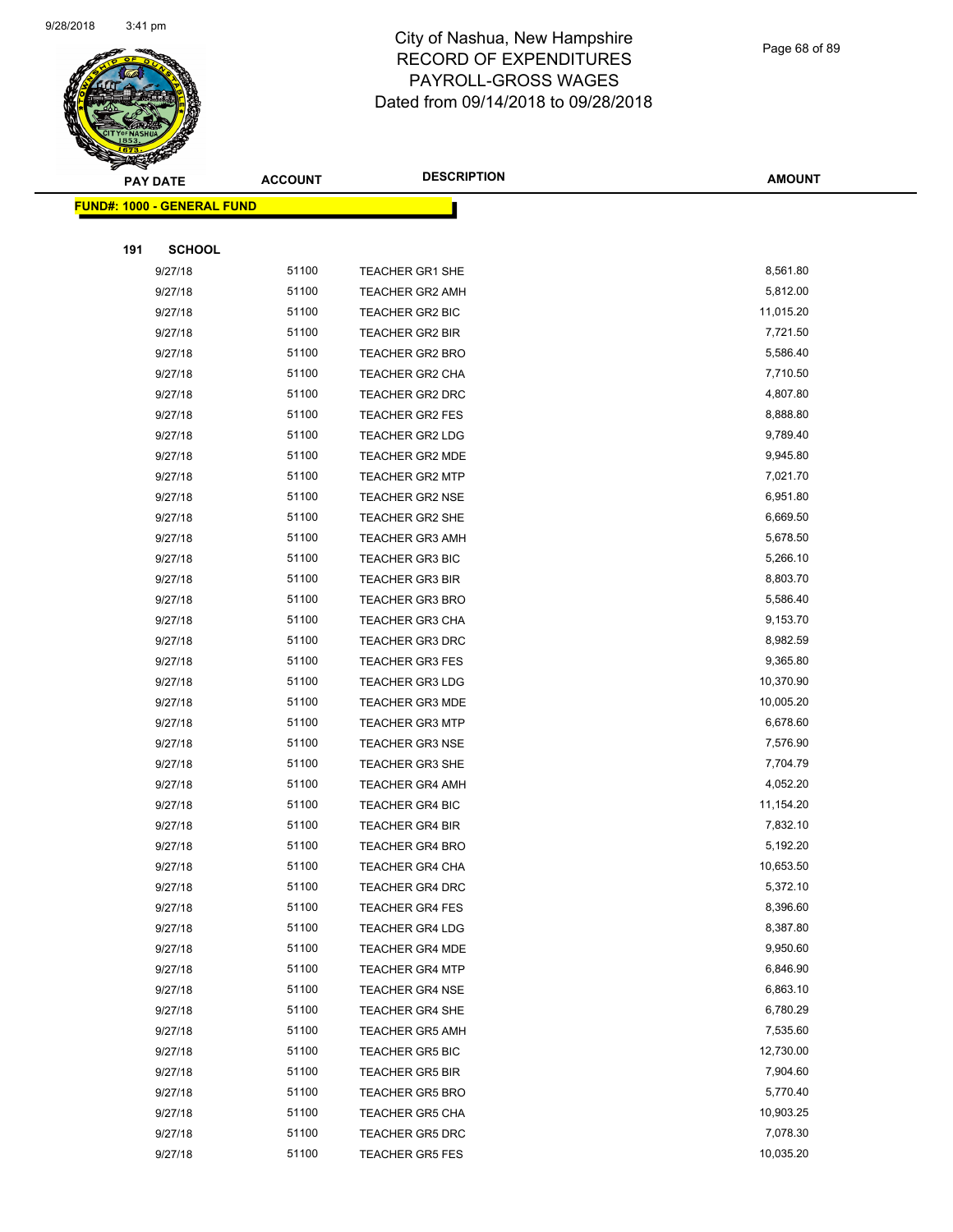# City of Nashua, New Hampshire
# RECORD OF EXPENDITURES
# PAYROLL-GROSS WAGES
# Dated from 09/14/2018 to 09/28/2018

| PAY DATE | ACCOUNT | DESCRIPTION | AMOUNT |
|---|---|---|---|
| **FUND#: 1000 - GENERAL FUND** | | | |
| **191 SCHOOL** | | | |
| 9/27/18 | 51100 | TEACHER GR1 SHE | 8,561.80 |
| 9/27/18 | 51100 | TEACHER GR2 AMH | 5,812.00 |
| 9/27/18 | 51100 | TEACHER GR2 BIC | 11,015.20 |
| 9/27/18 | 51100 | TEACHER GR2 BIR | 7,721.50 |
| 9/27/18 | 51100 | TEACHER GR2 BRO | 5,586.40 |
| 9/27/18 | 51100 | TEACHER GR2 CHA | 7,710.50 |
| 9/27/18 | 51100 | TEACHER GR2 DRC | 4,807.80 |
| 9/27/18 | 51100 | TEACHER GR2 FES | 8,888.80 |
| 9/27/18 | 51100 | TEACHER GR2 LDG | 9,789.40 |
| 9/27/18 | 51100 | TEACHER GR2 MDE | 9,945.80 |
| 9/27/18 | 51100 | TEACHER GR2 MTP | 7,021.70 |
| 9/27/18 | 51100 | TEACHER GR2 NSE | 6,951.80 |
| 9/27/18 | 51100 | TEACHER GR2 SHE | 6,669.50 |
| 9/27/18 | 51100 | TEACHER GR3 AMH | 5,678.50 |
| 9/27/18 | 51100 | TEACHER GR3 BIC | 5,266.10 |
| 9/27/18 | 51100 | TEACHER GR3 BIR | 8,803.70 |
| 9/27/18 | 51100 | TEACHER GR3 BRO | 5,586.40 |
| 9/27/18 | 51100 | TEACHER GR3 CHA | 9,153.70 |
| 9/27/18 | 51100 | TEACHER GR3 DRC | 8,982.59 |
| 9/27/18 | 51100 | TEACHER GR3 FES | 9,365.80 |
| 9/27/18 | 51100 | TEACHER GR3 LDG | 10,370.90 |
| 9/27/18 | 51100 | TEACHER GR3 MDE | 10,005.20 |
| 9/27/18 | 51100 | TEACHER GR3 MTP | 6,678.60 |
| 9/27/18 | 51100 | TEACHER GR3 NSE | 7,576.90 |
| 9/27/18 | 51100 | TEACHER GR3 SHE | 7,704.79 |
| 9/27/18 | 51100 | TEACHER GR4 AMH | 4,052.20 |
| 9/27/18 | 51100 | TEACHER GR4 BIC | 11,154.20 |
| 9/27/18 | 51100 | TEACHER GR4 BIR | 7,832.10 |
| 9/27/18 | 51100 | TEACHER GR4 BRO | 5,192.20 |
| 9/27/18 | 51100 | TEACHER GR4 CHA | 10,653.50 |
| 9/27/18 | 51100 | TEACHER GR4 DRC | 5,372.10 |
| 9/27/18 | 51100 | TEACHER GR4 FES | 8,396.60 |
| 9/27/18 | 51100 | TEACHER GR4 LDG | 8,387.80 |
| 9/27/18 | 51100 | TEACHER GR4 MDE | 9,950.60 |
| 9/27/18 | 51100 | TEACHER GR4 MTP | 6,846.90 |
| 9/27/18 | 51100 | TEACHER GR4 NSE | 6,863.10 |
| 9/27/18 | 51100 | TEACHER GR4 SHE | 6,780.29 |
| 9/27/18 | 51100 | TEACHER GR5 AMH | 7,535.60 |
| 9/27/18 | 51100 | TEACHER GR5 BIC | 12,730.00 |
| 9/27/18 | 51100 | TEACHER GR5 BIR | 7,904.60 |
| 9/27/18 | 51100 | TEACHER GR5 BRO | 5,770.40 |
| 9/27/18 | 51100 | TEACHER GR5 CHA | 10,903.25 |
| 9/27/18 | 51100 | TEACHER GR5 DRC | 7,078.30 |
| 9/27/18 | 51100 | TEACHER GR5 FES | 10,035.20 |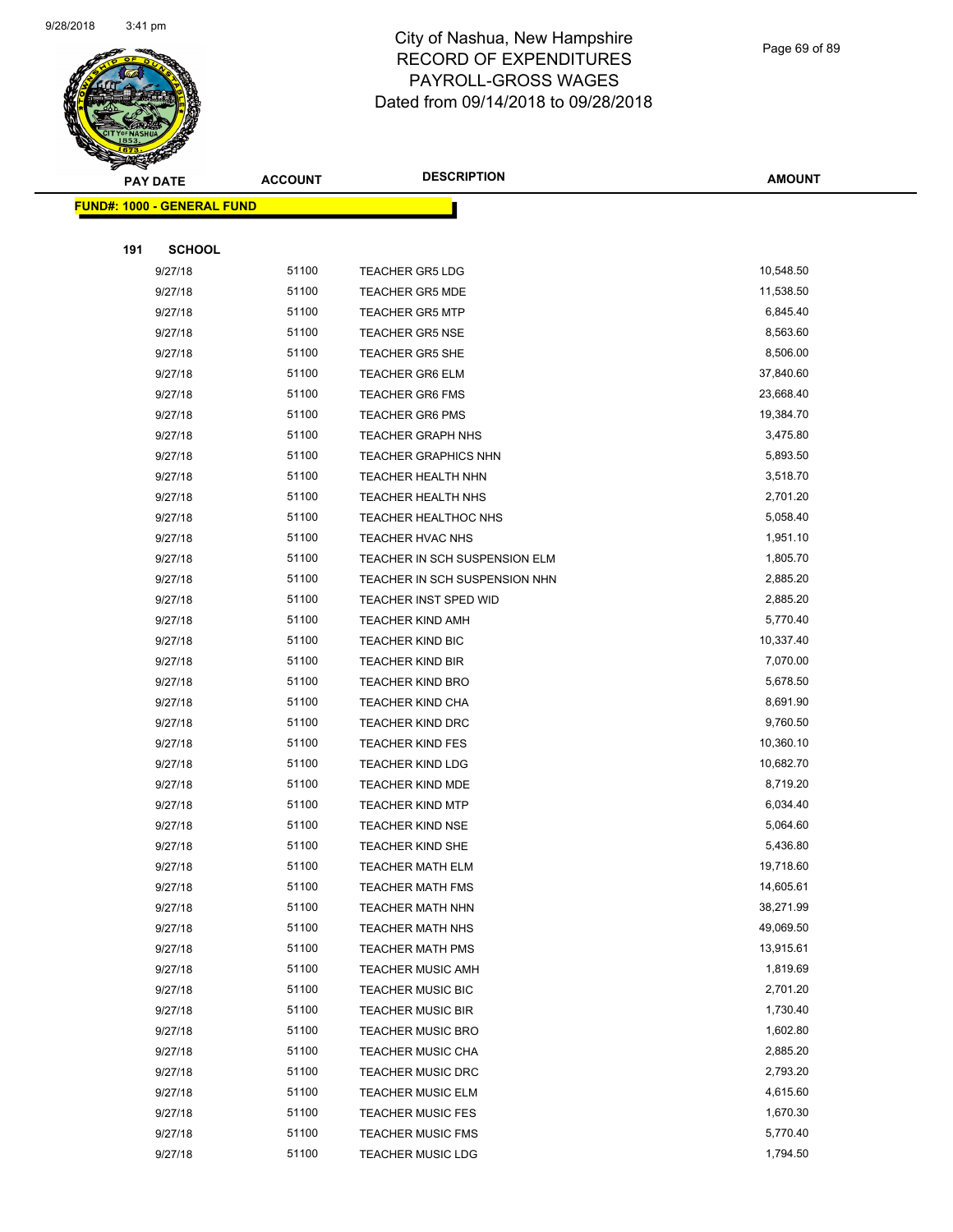# City of Nashua, New Hampshire
## RECORD OF EXPENDITURES
## PAYROLL-GROSS WAGES
## Dated from 09/14/2018 to 09/28/2018

| PAY DATE | ACCOUNT | DESCRIPTION | AMOUNT |
|---|---|---|---|
| **FUND#: 1000 - GENERAL FUND** | | | |
| **191 SCHOOL** | | | |
| 9/27/18 | 51100 | TEACHER GR5 LDG | 10,548.50 |
| 9/27/18 | 51100 | TEACHER GR5 MDE | 11,538.50 |
| 9/27/18 | 51100 | TEACHER GR5 MTP | 6,845.40 |
| 9/27/18 | 51100 | TEACHER GR5 NSE | 8,563.60 |
| 9/27/18 | 51100 | TEACHER GR5 SHE | 8,506.00 |
| 9/27/18 | 51100 | TEACHER GR6 ELM | 37,840.60 |
| 9/27/18 | 51100 | TEACHER GR6 FMS | 23,668.40 |
| 9/27/18 | 51100 | TEACHER GR6 PMS | 19,384.70 |
| 9/27/18 | 51100 | TEACHER GRAPH NHS | 3,475.80 |
| 9/27/18 | 51100 | TEACHER GRAPHICS NHN | 5,893.50 |
| 9/27/18 | 51100 | TEACHER HEALTH NHN | 3,518.70 |
| 9/27/18 | 51100 | TEACHER HEALTH NHS | 2,701.20 |
| 9/27/18 | 51100 | TEACHER HEALTHOC NHS | 5,058.40 |
| 9/27/18 | 51100 | TEACHER HVAC NHS | 1,951.10 |
| 9/27/18 | 51100 | TEACHER IN SCH SUSPENSION ELM | 1,805.70 |
| 9/27/18 | 51100 | TEACHER IN SCH SUSPENSION NHN | 2,885.20 |
| 9/27/18 | 51100 | TEACHER INST SPED WID | 2,885.20 |
| 9/27/18 | 51100 | TEACHER KIND AMH | 5,770.40 |
| 9/27/18 | 51100 | TEACHER KIND BIC | 10,337.40 |
| 9/27/18 | 51100 | TEACHER KIND BIR | 7,070.00 |
| 9/27/18 | 51100 | TEACHER KIND BRO | 5,678.50 |
| 9/27/18 | 51100 | TEACHER KIND CHA | 8,691.90 |
| 9/27/18 | 51100 | TEACHER KIND DRC | 9,760.50 |
| 9/27/18 | 51100 | TEACHER KIND FES | 10,360.10 |
| 9/27/18 | 51100 | TEACHER KIND LDG | 10,682.70 |
| 9/27/18 | 51100 | TEACHER KIND MDE | 8,719.20 |
| 9/27/18 | 51100 | TEACHER KIND MTP | 6,034.40 |
| 9/27/18 | 51100 | TEACHER KIND NSE | 5,064.60 |
| 9/27/18 | 51100 | TEACHER KIND SHE | 5,436.80 |
| 9/27/18 | 51100 | TEACHER MATH ELM | 19,718.60 |
| 9/27/18 | 51100 | TEACHER MATH FMS | 14,605.61 |
| 9/27/18 | 51100 | TEACHER MATH NHN | 38,271.99 |
| 9/27/18 | 51100 | TEACHER MATH NHS | 49,069.50 |
| 9/27/18 | 51100 | TEACHER MATH PMS | 13,915.61 |
| 9/27/18 | 51100 | TEACHER MUSIC AMH | 1,819.69 |
| 9/27/18 | 51100 | TEACHER MUSIC BIC | 2,701.20 |
| 9/27/18 | 51100 | TEACHER MUSIC BIR | 1,730.40 |
| 9/27/18 | 51100 | TEACHER MUSIC BRO | 1,602.80 |
| 9/27/18 | 51100 | TEACHER MUSIC CHA | 2,885.20 |
| 9/27/18 | 51100 | TEACHER MUSIC DRC | 2,793.20 |
| 9/27/18 | 51100 | TEACHER MUSIC ELM | 4,615.60 |
| 9/27/18 | 51100 | TEACHER MUSIC FES | 1,670.30 |
| 9/27/18 | 51100 | TEACHER MUSIC FMS | 5,770.40 |
| 9/27/18 | 51100 | TEACHER MUSIC LDG | 1,794.50 |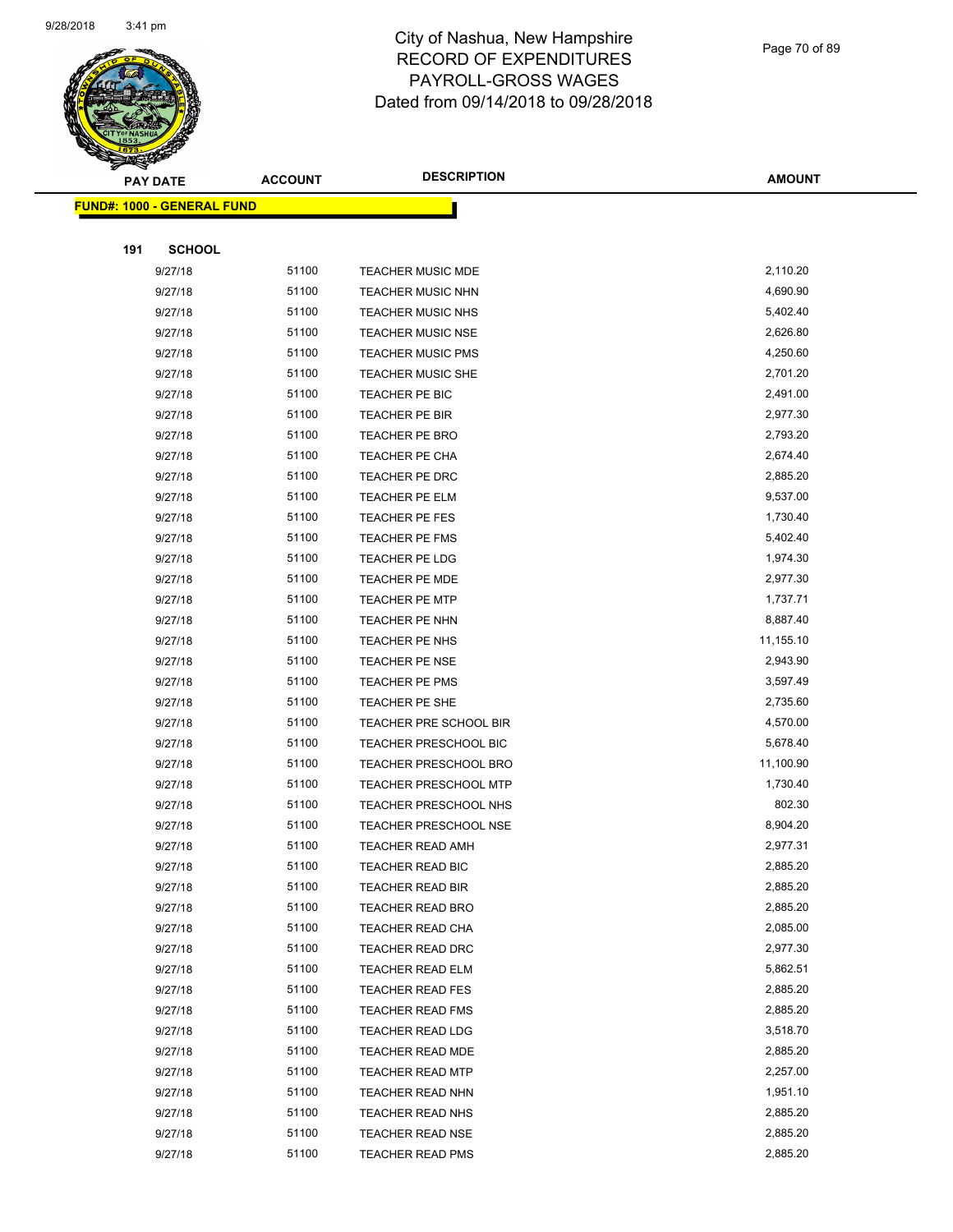# City of Nashua, New Hampshire
# RECORD OF EXPENDITURES
# PAYROLL-GROSS WAGES
# Dated from 09/14/2018 to 09/28/2018

**FUND#: 1000 - GENERAL FUND**

**191 SCHOOL**

| PAY DATE | ACCOUNT | DESCRIPTION | AMOUNT |
|---|---|---|---|
| 9/27/18 | 51100 | TEACHER MUSIC MDE | 2,110.20 |
| 9/27/18 | 51100 | TEACHER MUSIC NHN | 4,690.90 |
| 9/27/18 | 51100 | TEACHER MUSIC NHS | 5,402.40 |
| 9/27/18 | 51100 | TEACHER MUSIC NSE | 2,626.80 |
| 9/27/18 | 51100 | TEACHER MUSIC PMS | 4,250.60 |
| 9/27/18 | 51100 | TEACHER MUSIC SHE | 2,701.20 |
| 9/27/18 | 51100 | TEACHER PE BIC | 2,491.00 |
| 9/27/18 | 51100 | TEACHER PE BIR | 2,977.30 |
| 9/27/18 | 51100 | TEACHER PE BRO | 2,793.20 |
| 9/27/18 | 51100 | TEACHER PE CHA | 2,674.40 |
| 9/27/18 | 51100 | TEACHER PE DRC | 2,885.20 |
| 9/27/18 | 51100 | TEACHER PE ELM | 9,537.00 |
| 9/27/18 | 51100 | TEACHER PE FES | 1,730.40 |
| 9/27/18 | 51100 | TEACHER PE FMS | 5,402.40 |
| 9/27/18 | 51100 | TEACHER PE LDG | 1,974.30 |
| 9/27/18 | 51100 | TEACHER PE MDE | 2,977.30 |
| 9/27/18 | 51100 | TEACHER PE MTP | 1,737.71 |
| 9/27/18 | 51100 | TEACHER PE NHN | 8,887.40 |
| 9/27/18 | 51100 | TEACHER PE NHS | 11,155.10 |
| 9/27/18 | 51100 | TEACHER PE NSE | 2,943.90 |
| 9/27/18 | 51100 | TEACHER PE PMS | 3,597.49 |
| 9/27/18 | 51100 | TEACHER PE SHE | 2,735.60 |
| 9/27/18 | 51100 | TEACHER PRE SCHOOL BIR | 4,570.00 |
| 9/27/18 | 51100 | TEACHER PRESCHOOL BIC | 5,678.40 |
| 9/27/18 | 51100 | TEACHER PRESCHOOL BRO | 11,100.90 |
| 9/27/18 | 51100 | TEACHER PRESCHOOL MTP | 1,730.40 |
| 9/27/18 | 51100 | TEACHER PRESCHOOL NHS | 802.30 |
| 9/27/18 | 51100 | TEACHER PRESCHOOL NSE | 8,904.20 |
| 9/27/18 | 51100 | TEACHER READ AMH | 2,977.31 |
| 9/27/18 | 51100 | TEACHER READ BIC | 2,885.20 |
| 9/27/18 | 51100 | TEACHER READ BIR | 2,885.20 |
| 9/27/18 | 51100 | TEACHER READ BRO | 2,885.20 |
| 9/27/18 | 51100 | TEACHER READ CHA | 2,085.00 |
| 9/27/18 | 51100 | TEACHER READ DRC | 2,977.30 |
| 9/27/18 | 51100 | TEACHER READ ELM | 5,862.51 |
| 9/27/18 | 51100 | TEACHER READ FES | 2,885.20 |
| 9/27/18 | 51100 | TEACHER READ FMS | 2,885.20 |
| 9/27/18 | 51100 | TEACHER READ LDG | 3,518.70 |
| 9/27/18 | 51100 | TEACHER READ MDE | 2,885.20 |
| 9/27/18 | 51100 | TEACHER READ MTP | 2,257.00 |
| 9/27/18 | 51100 | TEACHER READ NHN | 1,951.10 |
| 9/27/18 | 51100 | TEACHER READ NHS | 2,885.20 |
| 9/27/18 | 51100 | TEACHER READ NSE | 2,885.20 |
| 9/27/18 | 51100 | TEACHER READ PMS | 2,885.20 |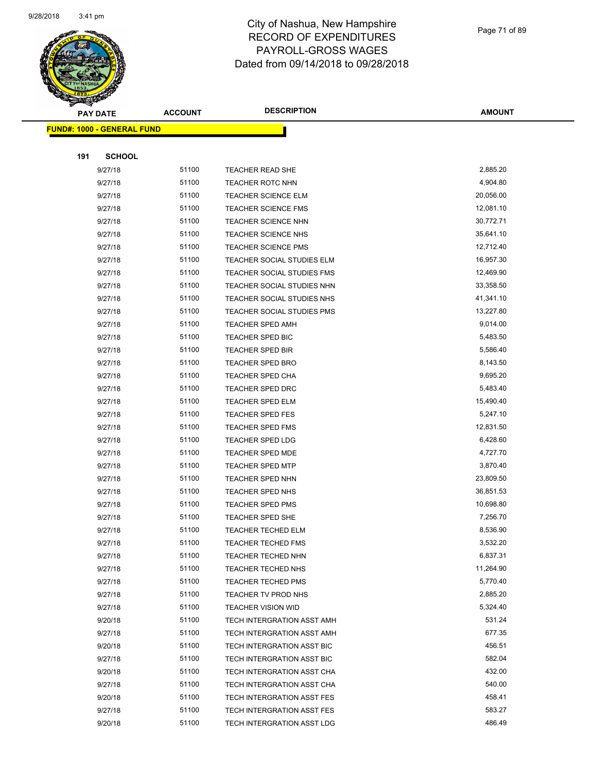# City of Nashua, New Hampshire
## RECORD OF EXPENDITURES
## PAYROLL-GROSS WAGES
## Dated from 09/14/2018 to 09/28/2018

**FUND#: 1000 - GENERAL FUND**

**191 SCHOOL**

| PAY DATE | ACCOUNT | DESCRIPTION | AMOUNT |
|---|---|---|---|
| 9/27/18 | 51100 | TEACHER READ SHE | 2,885.20 |
| 9/27/18 | 51100 | TEACHER ROTC NHN | 4,904.80 |
| 9/27/18 | 51100 | TEACHER SCIENCE ELM | 20,056.00 |
| 9/27/18 | 51100 | TEACHER SCIENCE FMS | 12,081.10 |
| 9/27/18 | 51100 | TEACHER SCIENCE NHN | 30,772.71 |
| 9/27/18 | 51100 | TEACHER SCIENCE NHS | 35,641.10 |
| 9/27/18 | 51100 | TEACHER SCIENCE PMS | 12,712.40 |
| 9/27/18 | 51100 | TEACHER SOCIAL STUDIES ELM | 16,957.30 |
| 9/27/18 | 51100 | TEACHER SOCIAL STUDIES FMS | 12,469.90 |
| 9/27/18 | 51100 | TEACHER SOCIAL STUDIES NHN | 33,358.50 |
| 9/27/18 | 51100 | TEACHER SOCIAL STUDIES NHS | 41,341.10 |
| 9/27/18 | 51100 | TEACHER SOCIAL STUDIES PMS | 13,227.80 |
| 9/27/18 | 51100 | TEACHER SPED AMH | 9,014.00 |
| 9/27/18 | 51100 | TEACHER SPED BIC | 5,483.50 |
| 9/27/18 | 51100 | TEACHER SPED BIR | 5,586.40 |
| 9/27/18 | 51100 | TEACHER SPED BRO | 8,143.50 |
| 9/27/18 | 51100 | TEACHER SPED CHA | 9,695.20 |
| 9/27/18 | 51100 | TEACHER SPED DRC | 5,483.40 |
| 9/27/18 | 51100 | TEACHER SPED ELM | 15,490.40 |
| 9/27/18 | 51100 | TEACHER SPED FES | 5,247.10 |
| 9/27/18 | 51100 | TEACHER SPED FMS | 12,831.50 |
| 9/27/18 | 51100 | TEACHER SPED LDG | 6,428.60 |
| 9/27/18 | 51100 | TEACHER SPED MDE | 4,727.70 |
| 9/27/18 | 51100 | TEACHER SPED MTP | 3,870.40 |
| 9/27/18 | 51100 | TEACHER SPED NHN | 23,809.50 |
| 9/27/18 | 51100 | TEACHER SPED NHS | 36,851.53 |
| 9/27/18 | 51100 | TEACHER SPED PMS | 10,698.80 |
| 9/27/18 | 51100 | TEACHER SPED SHE | 7,256.70 |
| 9/27/18 | 51100 | TEACHER TECHED ELM | 8,536.90 |
| 9/27/18 | 51100 | TEACHER TECHED FMS | 3,532.20 |
| 9/27/18 | 51100 | TEACHER TECHED NHN | 6,837.31 |
| 9/27/18 | 51100 | TEACHER TECHED NHS | 11,264.90 |
| 9/27/18 | 51100 | TEACHER TECHED PMS | 5,770.40 |
| 9/27/18 | 51100 | TEACHER TV PROD NHS | 2,885.20 |
| 9/27/18 | 51100 | TEACHER VISION WID | 5,324.40 |
| 9/20/18 | 51100 | TECH INTERGRATION ASST AMH | 531.24 |
| 9/27/18 | 51100 | TECH INTERGRATION ASST AMH | 677.35 |
| 9/20/18 | 51100 | TECH INTERGRATION ASST BIC | 456.51 |
| 9/27/18 | 51100 | TECH INTERGRATION ASST BIC | 582.04 |
| 9/20/18 | 51100 | TECH INTERGRATION ASST CHA | 432.00 |
| 9/27/18 | 51100 | TECH INTERGRATION ASST CHA | 540.00 |
| 9/20/18 | 51100 | TECH INTERGRATION ASST FES | 458.41 |
| 9/27/18 | 51100 | TECH INTERGRATION ASST FES | 583.27 |
| 9/20/18 | 51100 | TECH INTERGRATION ASST LDG | 486.49 |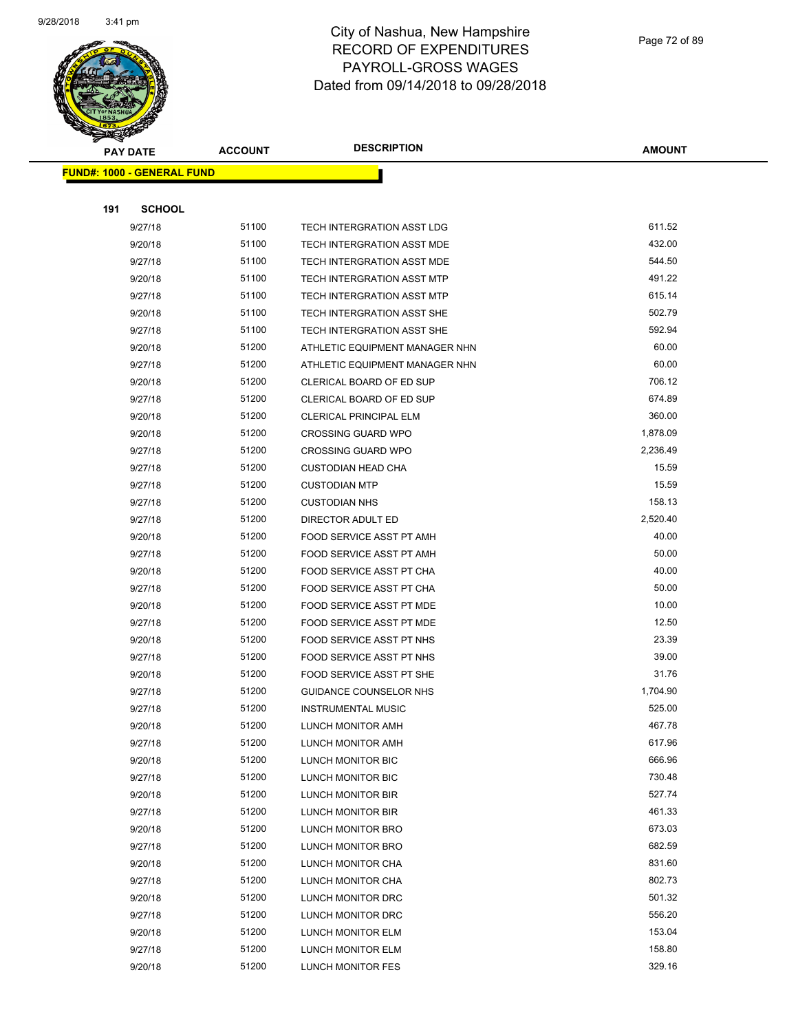# City of Nashua, New Hampshire
## RECORD OF EXPENDITURES
## PAYROLL-GROSS WAGES
## Dated from 09/14/2018 to 09/28/2018

| PAY DATE | ACCOUNT | DESCRIPTION | AMOUNT |
|---|---|---|---|
| **FUND#: 1000 - GENERAL FUND** | | | |
| **191 SCHOOL** | | | |
| 9/27/18 | 51100 | TECH INTERGRATION ASST LDG | 611.52 |
| 9/20/18 | 51100 | TECH INTERGRATION ASST MDE | 432.00 |
| 9/27/18 | 51100 | TECH INTERGRATION ASST MDE | 544.50 |
| 9/20/18 | 51100 | TECH INTERGRATION ASST MTP | 491.22 |
| 9/27/18 | 51100 | TECH INTERGRATION ASST MTP | 615.14 |
| 9/20/18 | 51100 | TECH INTERGRATION ASST SHE | 502.79 |
| 9/27/18 | 51100 | TECH INTERGRATION ASST SHE | 592.94 |
| 9/20/18 | 51200 | ATHLETIC EQUIPMENT MANAGER NHN | 60.00 |
| 9/27/18 | 51200 | ATHLETIC EQUIPMENT MANAGER NHN | 60.00 |
| 9/20/18 | 51200 | CLERICAL BOARD OF ED SUP | 706.12 |
| 9/27/18 | 51200 | CLERICAL BOARD OF ED SUP | 674.89 |
| 9/20/18 | 51200 | CLERICAL PRINCIPAL ELM | 360.00 |
| 9/20/18 | 51200 | CROSSING GUARD WPO | 1,878.09 |
| 9/27/18 | 51200 | CROSSING GUARD WPO | 2,236.49 |
| 9/27/18 | 51200 | CUSTODIAN HEAD CHA | 15.59 |
| 9/27/18 | 51200 | CUSTODIAN MTP | 15.59 |
| 9/27/18 | 51200 | CUSTODIAN NHS | 158.13 |
| 9/27/18 | 51200 | DIRECTOR ADULT ED | 2,520.40 |
| 9/20/18 | 51200 | FOOD SERVICE ASST PT AMH | 40.00 |
| 9/27/18 | 51200 | FOOD SERVICE ASST PT AMH | 50.00 |
| 9/20/18 | 51200 | FOOD SERVICE ASST PT CHA | 40.00 |
| 9/27/18 | 51200 | FOOD SERVICE ASST PT CHA | 50.00 |
| 9/20/18 | 51200 | FOOD SERVICE ASST PT MDE | 10.00 |
| 9/27/18 | 51200 | FOOD SERVICE ASST PT MDE | 12.50 |
| 9/20/18 | 51200 | FOOD SERVICE ASST PT NHS | 23.39 |
| 9/27/18 | 51200 | FOOD SERVICE ASST PT NHS | 39.00 |
| 9/20/18 | 51200 | FOOD SERVICE ASST PT SHE | 31.76 |
| 9/27/18 | 51200 | GUIDANCE COUNSELOR NHS | 1,704.90 |
| 9/27/18 | 51200 | INSTRUMENTAL MUSIC | 525.00 |
| 9/20/18 | 51200 | LUNCH MONITOR AMH | 467.78 |
| 9/27/18 | 51200 | LUNCH MONITOR AMH | 617.96 |
| 9/20/18 | 51200 | LUNCH MONITOR BIC | 666.96 |
| 9/27/18 | 51200 | LUNCH MONITOR BIC | 730.48 |
| 9/20/18 | 51200 | LUNCH MONITOR BIR | 527.74 |
| 9/27/18 | 51200 | LUNCH MONITOR BIR | 461.33 |
| 9/20/18 | 51200 | LUNCH MONITOR BRO | 673.03 |
| 9/27/18 | 51200 | LUNCH MONITOR BRO | 682.59 |
| 9/20/18 | 51200 | LUNCH MONITOR CHA | 831.60 |
| 9/27/18 | 51200 | LUNCH MONITOR CHA | 802.73 |
| 9/20/18 | 51200 | LUNCH MONITOR DRC | 501.32 |
| 9/27/18 | 51200 | LUNCH MONITOR DRC | 556.20 |
| 9/20/18 | 51200 | LUNCH MONITOR ELM | 153.04 |
| 9/27/18 | 51200 | LUNCH MONITOR ELM | 158.80 |
| 9/20/18 | 51200 | LUNCH MONITOR FES | 329.16 |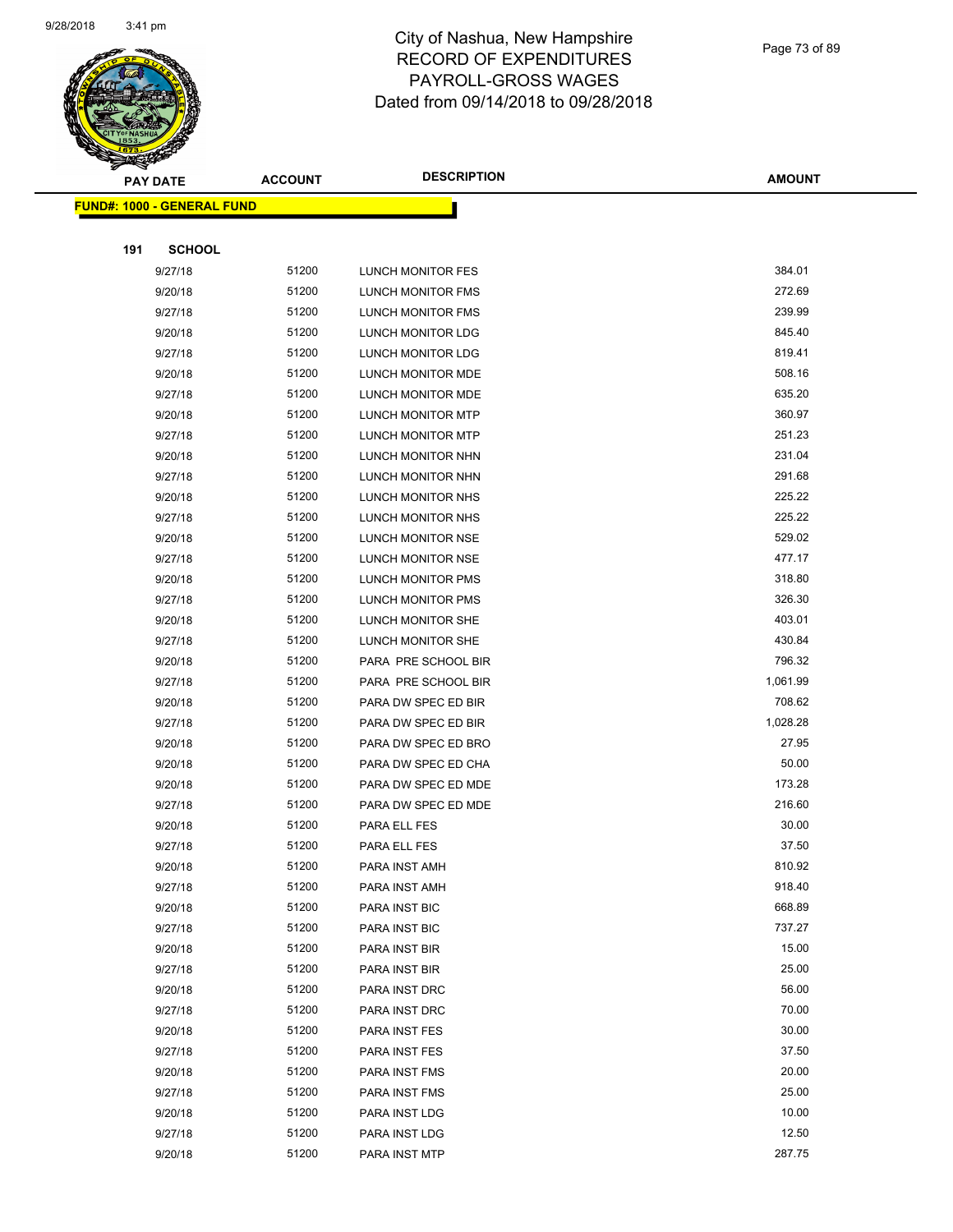# City of Nashua, New Hampshire
# RECORD OF EXPENDITURES
# PAYROLL-GROSS WAGES
# Dated from 09/14/2018 to 09/28/2018

**FUND#: 1000 - GENERAL FUND**

**191 SCHOOL**

| PAY DATE | ACCOUNT | DESCRIPTION | AMOUNT |
|---|---|---|---|
| 9/27/18 | 51200 | LUNCH MONITOR FES | 384.01 |
| 9/20/18 | 51200 | LUNCH MONITOR FMS | 272.69 |
| 9/27/18 | 51200 | LUNCH MONITOR FMS | 239.99 |
| 9/20/18 | 51200 | LUNCH MONITOR LDG | 845.40 |
| 9/27/18 | 51200 | LUNCH MONITOR LDG | 819.41 |
| 9/20/18 | 51200 | LUNCH MONITOR MDE | 508.16 |
| 9/27/18 | 51200 | LUNCH MONITOR MDE | 635.20 |
| 9/20/18 | 51200 | LUNCH MONITOR MTP | 360.97 |
| 9/27/18 | 51200 | LUNCH MONITOR MTP | 251.23 |
| 9/20/18 | 51200 | LUNCH MONITOR NHN | 231.04 |
| 9/27/18 | 51200 | LUNCH MONITOR NHN | 291.68 |
| 9/20/18 | 51200 | LUNCH MONITOR NHS | 225.22 |
| 9/27/18 | 51200 | LUNCH MONITOR NHS | 225.22 |
| 9/20/18 | 51200 | LUNCH MONITOR NSE | 529.02 |
| 9/27/18 | 51200 | LUNCH MONITOR NSE | 477.17 |
| 9/20/18 | 51200 | LUNCH MONITOR PMS | 318.80 |
| 9/27/18 | 51200 | LUNCH MONITOR PMS | 326.30 |
| 9/20/18 | 51200 | LUNCH MONITOR SHE | 403.01 |
| 9/27/18 | 51200 | LUNCH MONITOR SHE | 430.84 |
| 9/20/18 | 51200 | PARA PRE SCHOOL BIR | 796.32 |
| 9/27/18 | 51200 | PARA PRE SCHOOL BIR | 1,061.99 |
| 9/20/18 | 51200 | PARA DW SPEC ED BIR | 708.62 |
| 9/27/18 | 51200 | PARA DW SPEC ED BIR | 1,028.28 |
| 9/20/18 | 51200 | PARA DW SPEC ED BRO | 27.95 |
| 9/20/18 | 51200 | PARA DW SPEC ED CHA | 50.00 |
| 9/20/18 | 51200 | PARA DW SPEC ED MDE | 173.28 |
| 9/27/18 | 51200 | PARA DW SPEC ED MDE | 216.60 |
| 9/20/18 | 51200 | PARA ELL FES | 30.00 |
| 9/27/18 | 51200 | PARA ELL FES | 37.50 |
| 9/20/18 | 51200 | PARA INST AMH | 810.92 |
| 9/27/18 | 51200 | PARA INST AMH | 918.40 |
| 9/20/18 | 51200 | PARA INST BIC | 668.89 |
| 9/27/18 | 51200 | PARA INST BIC | 737.27 |
| 9/20/18 | 51200 | PARA INST BIR | 15.00 |
| 9/27/18 | 51200 | PARA INST BIR | 25.00 |
| 9/20/18 | 51200 | PARA INST DRC | 56.00 |
| 9/27/18 | 51200 | PARA INST DRC | 70.00 |
| 9/20/18 | 51200 | PARA INST FES | 30.00 |
| 9/27/18 | 51200 | PARA INST FES | 37.50 |
| 9/20/18 | 51200 | PARA INST FMS | 20.00 |
| 9/27/18 | 51200 | PARA INST FMS | 25.00 |
| 9/20/18 | 51200 | PARA INST LDG | 10.00 |
| 9/27/18 | 51200 | PARA INST LDG | 12.50 |
| 9/20/18 | 51200 | PARA INST MTP | 287.75 |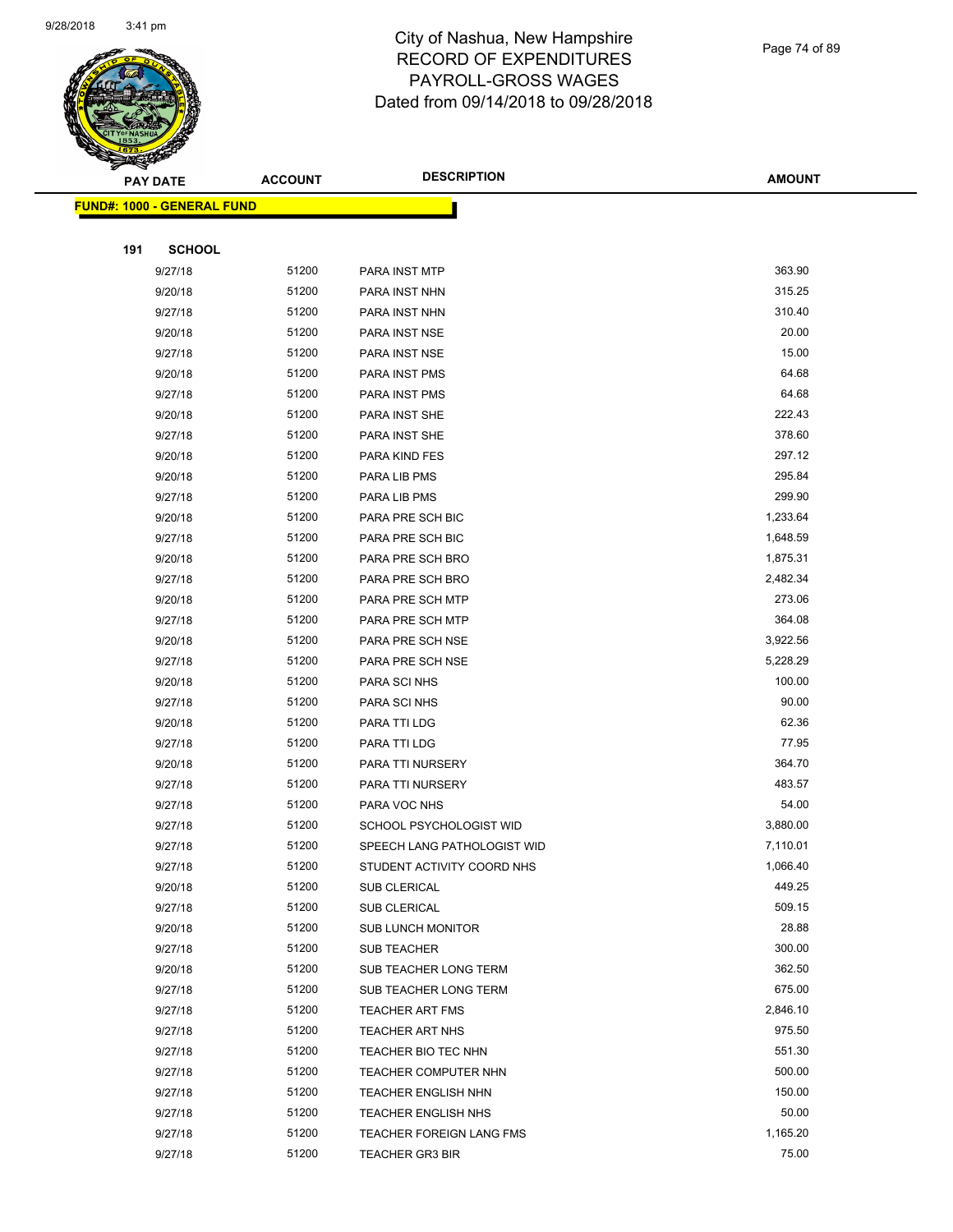# City of Nashua, New Hampshire
## RECORD OF EXPENDITURES
## PAYROLL-GROSS WAGES
## Dated from 09/14/2018 to 09/28/2018

| PAY DATE | ACCOUNT | DESCRIPTION | AMOUNT |
|---|---|---|---|

**FUND#: 1000 - GENERAL FUND**

**191 SCHOOL**

| PAY DATE | ACCOUNT | DESCRIPTION | AMOUNT |
|---|---|---|---|
| 9/27/18 | 51200 | PARA INST MTP | 363.90 |
| 9/20/18 | 51200 | PARA INST NHN | 315.25 |
| 9/27/18 | 51200 | PARA INST NHN | 310.40 |
| 9/20/18 | 51200 | PARA INST NSE | 20.00 |
| 9/27/18 | 51200 | PARA INST NSE | 15.00 |
| 9/20/18 | 51200 | PARA INST PMS | 64.68 |
| 9/27/18 | 51200 | PARA INST PMS | 64.68 |
| 9/20/18 | 51200 | PARA INST SHE | 222.43 |
| 9/27/18 | 51200 | PARA INST SHE | 378.60 |
| 9/20/18 | 51200 | PARA KIND FES | 297.12 |
| 9/20/18 | 51200 | PARA LIB PMS | 295.84 |
| 9/27/18 | 51200 | PARA LIB PMS | 299.90 |
| 9/20/18 | 51200 | PARA PRE SCH BIC | 1,233.64 |
| 9/27/18 | 51200 | PARA PRE SCH BIC | 1,648.59 |
| 9/20/18 | 51200 | PARA PRE SCH BRO | 1,875.31 |
| 9/27/18 | 51200 | PARA PRE SCH BRO | 2,482.34 |
| 9/20/18 | 51200 | PARA PRE SCH MTP | 273.06 |
| 9/27/18 | 51200 | PARA PRE SCH MTP | 364.08 |
| 9/20/18 | 51200 | PARA PRE SCH NSE | 3,922.56 |
| 9/27/18 | 51200 | PARA PRE SCH NSE | 5,228.29 |
| 9/20/18 | 51200 | PARA SCI NHS | 100.00 |
| 9/27/18 | 51200 | PARA SCI NHS | 90.00 |
| 9/20/18 | 51200 | PARA TTI LDG | 62.36 |
| 9/27/18 | 51200 | PARA TTI LDG | 77.95 |
| 9/20/18 | 51200 | PARA TTI NURSERY | 364.70 |
| 9/27/18 | 51200 | PARA TTI NURSERY | 483.57 |
| 9/27/18 | 51200 | PARA VOC NHS | 54.00 |
| 9/27/18 | 51200 | SCHOOL PSYCHOLOGIST WID | 3,880.00 |
| 9/27/18 | 51200 | SPEECH LANG PATHOLOGIST WID | 7,110.01 |
| 9/27/18 | 51200 | STUDENT ACTIVITY COORD NHS | 1,066.40 |
| 9/20/18 | 51200 | SUB CLERICAL | 449.25 |
| 9/27/18 | 51200 | SUB CLERICAL | 509.15 |
| 9/20/18 | 51200 | SUB LUNCH MONITOR | 28.88 |
| 9/27/18 | 51200 | SUB TEACHER | 300.00 |
| 9/20/18 | 51200 | SUB TEACHER LONG TERM | 362.50 |
| 9/27/18 | 51200 | SUB TEACHER LONG TERM | 675.00 |
| 9/27/18 | 51200 | TEACHER ART FMS | 2,846.10 |
| 9/27/18 | 51200 | TEACHER ART NHS | 975.50 |
| 9/27/18 | 51200 | TEACHER BIO TEC NHN | 551.30 |
| 9/27/18 | 51200 | TEACHER COMPUTER NHN | 500.00 |
| 9/27/18 | 51200 | TEACHER ENGLISH NHN | 150.00 |
| 9/27/18 | 51200 | TEACHER ENGLISH NHS | 50.00 |
| 9/27/18 | 51200 | TEACHER FOREIGN LANG FMS | 1,165.20 |
| 9/27/18 | 51200 | TEACHER GR3 BIR | 75.00 |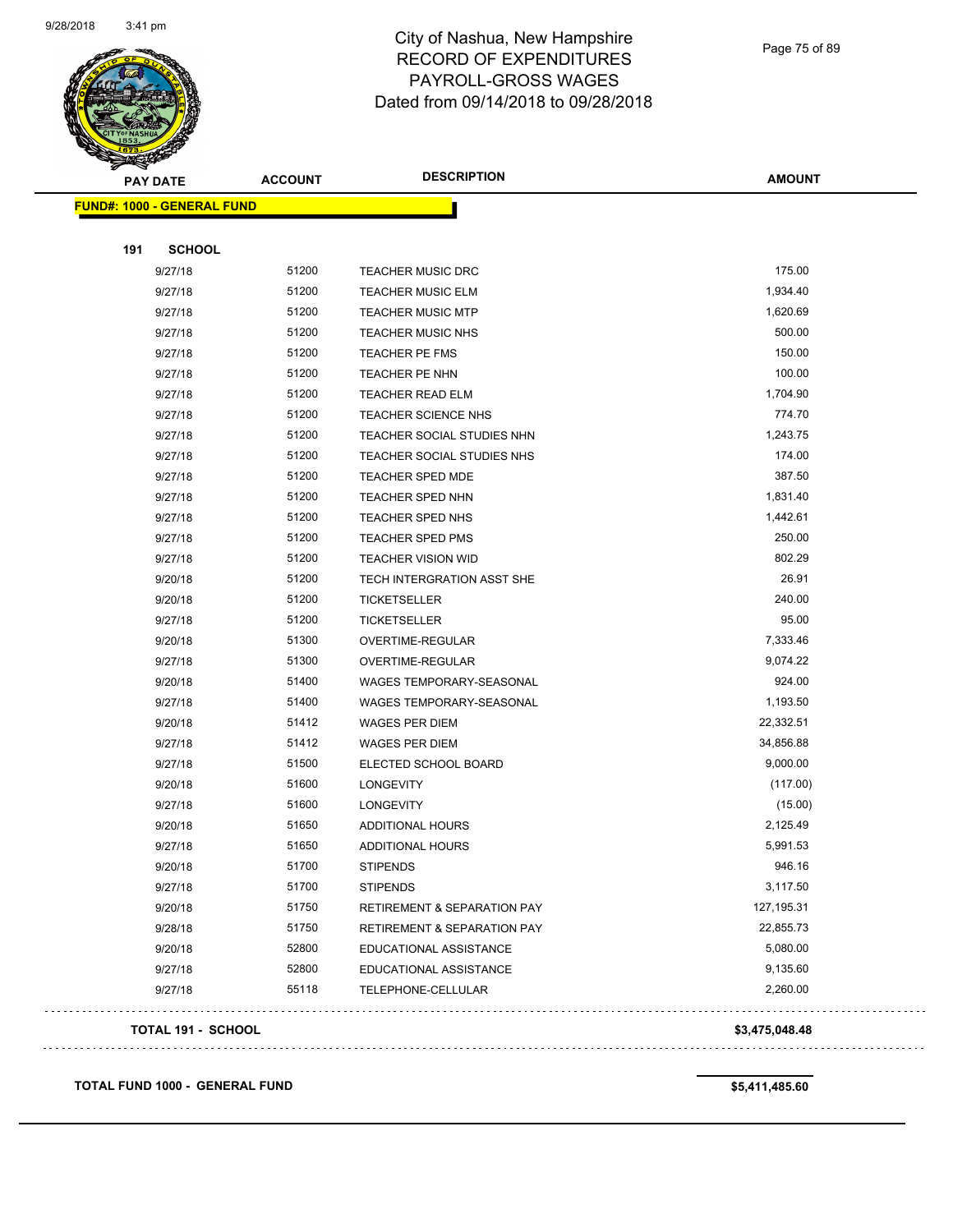# City of Nashua, New Hampshire
## RECORD OF EXPENDITURES
## PAYROLL-GROSS WAGES
### Dated from 09/14/2018 to 09/28/2018

**FUND#: 1000 - GENERAL FUND**

**191 SCHOOL**

| PAY DATE | ACCOUNT | DESCRIPTION | AMOUNT |
|---|---|---|---|
| 9/27/18 | 51200 | TEACHER MUSIC DRC | 175.00 |
| 9/27/18 | 51200 | TEACHER MUSIC ELM | 1,934.40 |
| 9/27/18 | 51200 | TEACHER MUSIC MTP | 1,620.69 |
| 9/27/18 | 51200 | TEACHER MUSIC NHS | 500.00 |
| 9/27/18 | 51200 | TEACHER PE FMS | 150.00 |
| 9/27/18 | 51200 | TEACHER PE NHN | 100.00 |
| 9/27/18 | 51200 | TEACHER READ ELM | 1,704.90 |
| 9/27/18 | 51200 | TEACHER SCIENCE NHS | 774.70 |
| 9/27/18 | 51200 | TEACHER SOCIAL STUDIES NHN | 1,243.75 |
| 9/27/18 | 51200 | TEACHER SOCIAL STUDIES NHS | 174.00 |
| 9/27/18 | 51200 | TEACHER SPED MDE | 387.50 |
| 9/27/18 | 51200 | TEACHER SPED NHN | 1,831.40 |
| 9/27/18 | 51200 | TEACHER SPED NHS | 1,442.61 |
| 9/27/18 | 51200 | TEACHER SPED PMS | 250.00 |
| 9/27/18 | 51200 | TEACHER VISION WID | 802.29 |
| 9/20/18 | 51200 | TECH INTERGRATION ASST SHE | 26.91 |
| 9/20/18 | 51200 | TICKETSELLER | 240.00 |
| 9/27/18 | 51200 | TICKETSELLER | 95.00 |
| 9/20/18 | 51300 | OVERTIME-REGULAR | 7,333.46 |
| 9/27/18 | 51300 | OVERTIME-REGULAR | 9,074.22 |
| 9/20/18 | 51400 | WAGES TEMPORARY-SEASONAL | 924.00 |
| 9/27/18 | 51400 | WAGES TEMPORARY-SEASONAL | 1,193.50 |
| 9/20/18 | 51412 | WAGES PER DIEM | 22,332.51 |
| 9/27/18 | 51412 | WAGES PER DIEM | 34,856.88 |
| 9/27/18 | 51500 | ELECTED SCHOOL BOARD | 9,000.00 |
| 9/20/18 | 51600 | LONGEVITY | (117.00) |
| 9/27/18 | 51600 | LONGEVITY | (15.00) |
| 9/20/18 | 51650 | ADDITIONAL HOURS | 2,125.49 |
| 9/27/18 | 51650 | ADDITIONAL HOURS | 5,991.53 |
| 9/20/18 | 51700 | STIPENDS | 946.16 |
| 9/27/18 | 51700 | STIPENDS | 3,117.50 |
| 9/20/18 | 51750 | RETIREMENT & SEPARATION PAY | 127,195.31 |
| 9/28/18 | 51750 | RETIREMENT & SEPARATION PAY | 22,855.73 |
| 9/20/18 | 52800 | EDUCATIONAL ASSISTANCE | 5,080.00 |
| 9/27/18 | 52800 | EDUCATIONAL ASSISTANCE | 9,135.60 |
| 9/27/18 | 55118 | TELEPHONE-CELLULAR | 2,260.00 |

**TOTAL 191 - SCHOOL** **$3,475,048.48**

**TOTAL FUND 1000 - GENERAL FUND** **$5,411,485.60**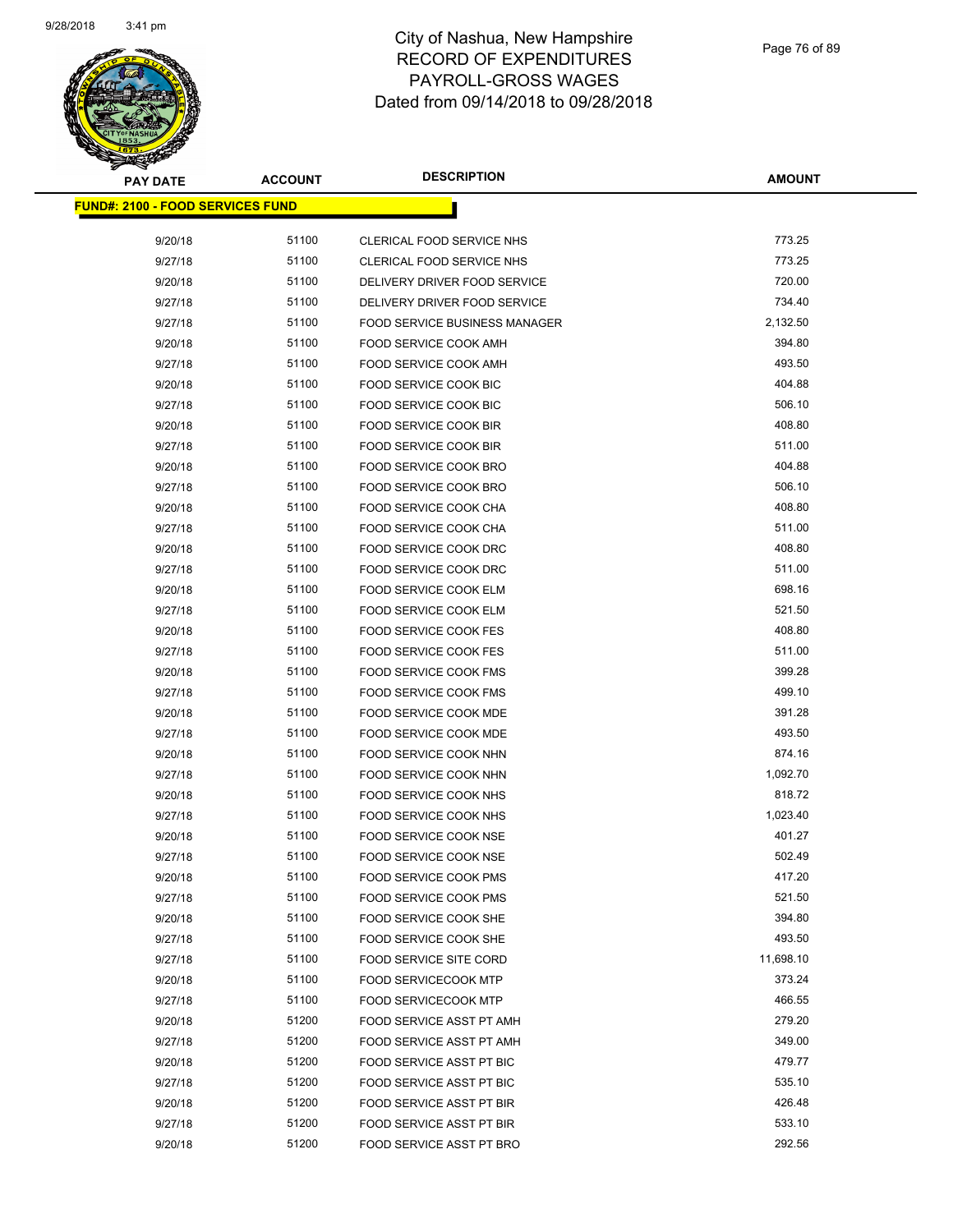# City of Nashua, New Hampshire
# RECORD OF EXPENDITURES
# PAYROLL-GROSS WAGES
# Dated from 09/14/2018 to 09/28/2018

**FUND#: 2100 - FOOD SERVICES FUND**

| PAY DATE | ACCOUNT | DESCRIPTION | AMOUNT |
|---|---|---|---|
| 9/20/18 | 51100 | CLERICAL FOOD SERVICE NHS | 773.25 |
| 9/27/18 | 51100 | CLERICAL FOOD SERVICE NHS | 773.25 |
| 9/20/18 | 51100 | DELIVERY DRIVER FOOD SERVICE | 720.00 |
| 9/27/18 | 51100 | DELIVERY DRIVER FOOD SERVICE | 734.40 |
| 9/27/18 | 51100 | FOOD SERVICE BUSINESS MANAGER | 2,132.50 |
| 9/20/18 | 51100 | FOOD SERVICE COOK AMH | 394.80 |
| 9/27/18 | 51100 | FOOD SERVICE COOK AMH | 493.50 |
| 9/20/18 | 51100 | FOOD SERVICE COOK BIC | 404.88 |
| 9/27/18 | 51100 | FOOD SERVICE COOK BIC | 506.10 |
| 9/20/18 | 51100 | FOOD SERVICE COOK BIR | 408.80 |
| 9/27/18 | 51100 | FOOD SERVICE COOK BIR | 511.00 |
| 9/20/18 | 51100 | FOOD SERVICE COOK BRO | 404.88 |
| 9/27/18 | 51100 | FOOD SERVICE COOK BRO | 506.10 |
| 9/20/18 | 51100 | FOOD SERVICE COOK CHA | 408.80 |
| 9/27/18 | 51100 | FOOD SERVICE COOK CHA | 511.00 |
| 9/20/18 | 51100 | FOOD SERVICE COOK DRC | 408.80 |
| 9/27/18 | 51100 | FOOD SERVICE COOK DRC | 511.00 |
| 9/20/18 | 51100 | FOOD SERVICE COOK ELM | 698.16 |
| 9/27/18 | 51100 | FOOD SERVICE COOK ELM | 521.50 |
| 9/20/18 | 51100 | FOOD SERVICE COOK FES | 408.80 |
| 9/27/18 | 51100 | FOOD SERVICE COOK FES | 511.00 |
| 9/20/18 | 51100 | FOOD SERVICE COOK FMS | 399.28 |
| 9/27/18 | 51100 | FOOD SERVICE COOK FMS | 499.10 |
| 9/20/18 | 51100 | FOOD SERVICE COOK MDE | 391.28 |
| 9/27/18 | 51100 | FOOD SERVICE COOK MDE | 493.50 |
| 9/20/18 | 51100 | FOOD SERVICE COOK NHN | 874.16 |
| 9/27/18 | 51100 | FOOD SERVICE COOK NHN | 1,092.70 |
| 9/20/18 | 51100 | FOOD SERVICE COOK NHS | 818.72 |
| 9/27/18 | 51100 | FOOD SERVICE COOK NHS | 1,023.40 |
| 9/20/18 | 51100 | FOOD SERVICE COOK NSE | 401.27 |
| 9/27/18 | 51100 | FOOD SERVICE COOK NSE | 502.49 |
| 9/20/18 | 51100 | FOOD SERVICE COOK PMS | 417.20 |
| 9/27/18 | 51100 | FOOD SERVICE COOK PMS | 521.50 |
| 9/20/18 | 51100 | FOOD SERVICE COOK SHE | 394.80 |
| 9/27/18 | 51100 | FOOD SERVICE COOK SHE | 493.50 |
| 9/27/18 | 51100 | FOOD SERVICE SITE CORD | 11,698.10 |
| 9/20/18 | 51100 | FOOD SERVICECOOK MTP | 373.24 |
| 9/27/18 | 51100 | FOOD SERVICECOOK MTP | 466.55 |
| 9/20/18 | 51200 | FOOD SERVICE ASST PT AMH | 279.20 |
| 9/27/18 | 51200 | FOOD SERVICE ASST PT AMH | 349.00 |
| 9/20/18 | 51200 | FOOD SERVICE ASST PT BIC | 479.77 |
| 9/27/18 | 51200 | FOOD SERVICE ASST PT BIC | 535.10 |
| 9/20/18 | 51200 | FOOD SERVICE ASST PT BIR | 426.48 |
| 9/27/18 | 51200 | FOOD SERVICE ASST PT BIR | 533.10 |
| 9/20/18 | 51200 | FOOD SERVICE ASST PT BRO | 292.56 |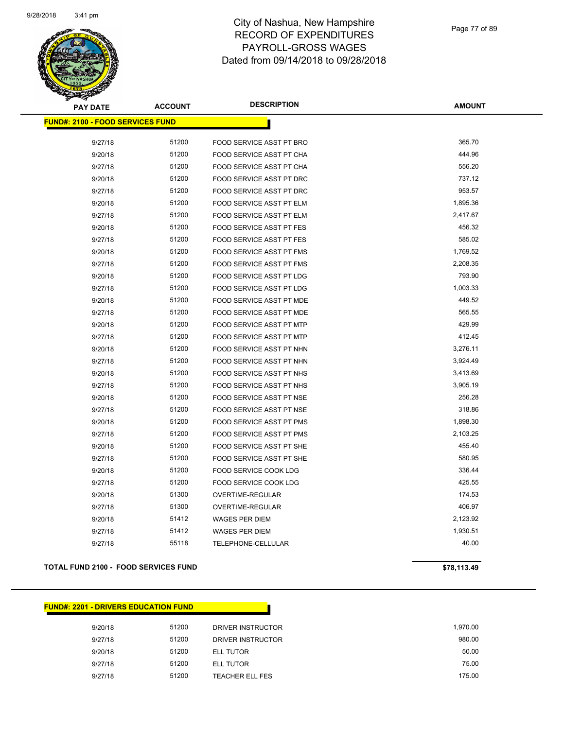# City of Nashua, New Hampshire
## RECORD OF EXPENDITURES
## PAYROLL-GROSS WAGES
## Dated from 09/14/2018 to 09/28/2018

**FUND#: 2100 - FOOD SERVICES FUND**

| PAY DATE | ACCOUNT | DESCRIPTION | AMOUNT |
|---|---|---|---|
| 9/27/18 | 51200 | FOOD SERVICE ASST PT BRO | 365.70 |
| 9/20/18 | 51200 | FOOD SERVICE ASST PT CHA | 444.96 |
| 9/27/18 | 51200 | FOOD SERVICE ASST PT CHA | 556.20 |
| 9/20/18 | 51200 | FOOD SERVICE ASST PT DRC | 737.12 |
| 9/27/18 | 51200 | FOOD SERVICE ASST PT DRC | 953.57 |
| 9/20/18 | 51200 | FOOD SERVICE ASST PT ELM | 1,895.36 |
| 9/27/18 | 51200 | FOOD SERVICE ASST PT ELM | 2,417.67 |
| 9/20/18 | 51200 | FOOD SERVICE ASST PT FES | 456.32 |
| 9/27/18 | 51200 | FOOD SERVICE ASST PT FES | 585.02 |
| 9/20/18 | 51200 | FOOD SERVICE ASST PT FMS | 1,769.52 |
| 9/27/18 | 51200 | FOOD SERVICE ASST PT FMS | 2,208.35 |
| 9/20/18 | 51200 | FOOD SERVICE ASST PT LDG | 793.90 |
| 9/27/18 | 51200 | FOOD SERVICE ASST PT LDG | 1,003.33 |
| 9/20/18 | 51200 | FOOD SERVICE ASST PT MDE | 449.52 |
| 9/27/18 | 51200 | FOOD SERVICE ASST PT MDE | 565.55 |
| 9/20/18 | 51200 | FOOD SERVICE ASST PT MTP | 429.99 |
| 9/27/18 | 51200 | FOOD SERVICE ASST PT MTP | 412.45 |
| 9/20/18 | 51200 | FOOD SERVICE ASST PT NHN | 3,276.11 |
| 9/27/18 | 51200 | FOOD SERVICE ASST PT NHN | 3,924.49 |
| 9/20/18 | 51200 | FOOD SERVICE ASST PT NHS | 3,413.69 |
| 9/27/18 | 51200 | FOOD SERVICE ASST PT NHS | 3,905.19 |
| 9/20/18 | 51200 | FOOD SERVICE ASST PT NSE | 256.28 |
| 9/27/18 | 51200 | FOOD SERVICE ASST PT NSE | 318.86 |
| 9/20/18 | 51200 | FOOD SERVICE ASST PT PMS | 1,898.30 |
| 9/27/18 | 51200 | FOOD SERVICE ASST PT PMS | 2,103.25 |
| 9/20/18 | 51200 | FOOD SERVICE ASST PT SHE | 455.40 |
| 9/27/18 | 51200 | FOOD SERVICE ASST PT SHE | 580.95 |
| 9/20/18 | 51200 | FOOD SERVICE COOK LDG | 336.44 |
| 9/27/18 | 51200 | FOOD SERVICE COOK LDG | 425.55 |
| 9/20/18 | 51300 | OVERTIME-REGULAR | 174.53 |
| 9/27/18 | 51300 | OVERTIME-REGULAR | 406.97 |
| 9/20/18 | 51412 | WAGES PER DIEM | 2,123.92 |
| 9/27/18 | 51412 | WAGES PER DIEM | 1,930.51 |
| 9/27/18 | 55118 | TELEPHONE-CELLULAR | 40.00 |

**TOTAL FUND 2100 - FOOD SERVICES FUND** **$78,113.49**

**FUND#: 2201 - DRIVERS EDUCATION FUND**

| PAY DATE | ACCOUNT | DESCRIPTION | AMOUNT |
|---|---|---|---|
| 9/20/18 | 51200 | DRIVER INSTRUCTOR | 1,970.00 |
| 9/27/18 | 51200 | DRIVER INSTRUCTOR | 980.00 |
| 9/20/18 | 51200 | ELL TUTOR | 50.00 |
| 9/27/18 | 51200 | ELL TUTOR | 75.00 |
| 9/27/18 | 51200 | TEACHER ELL FES | 175.00 |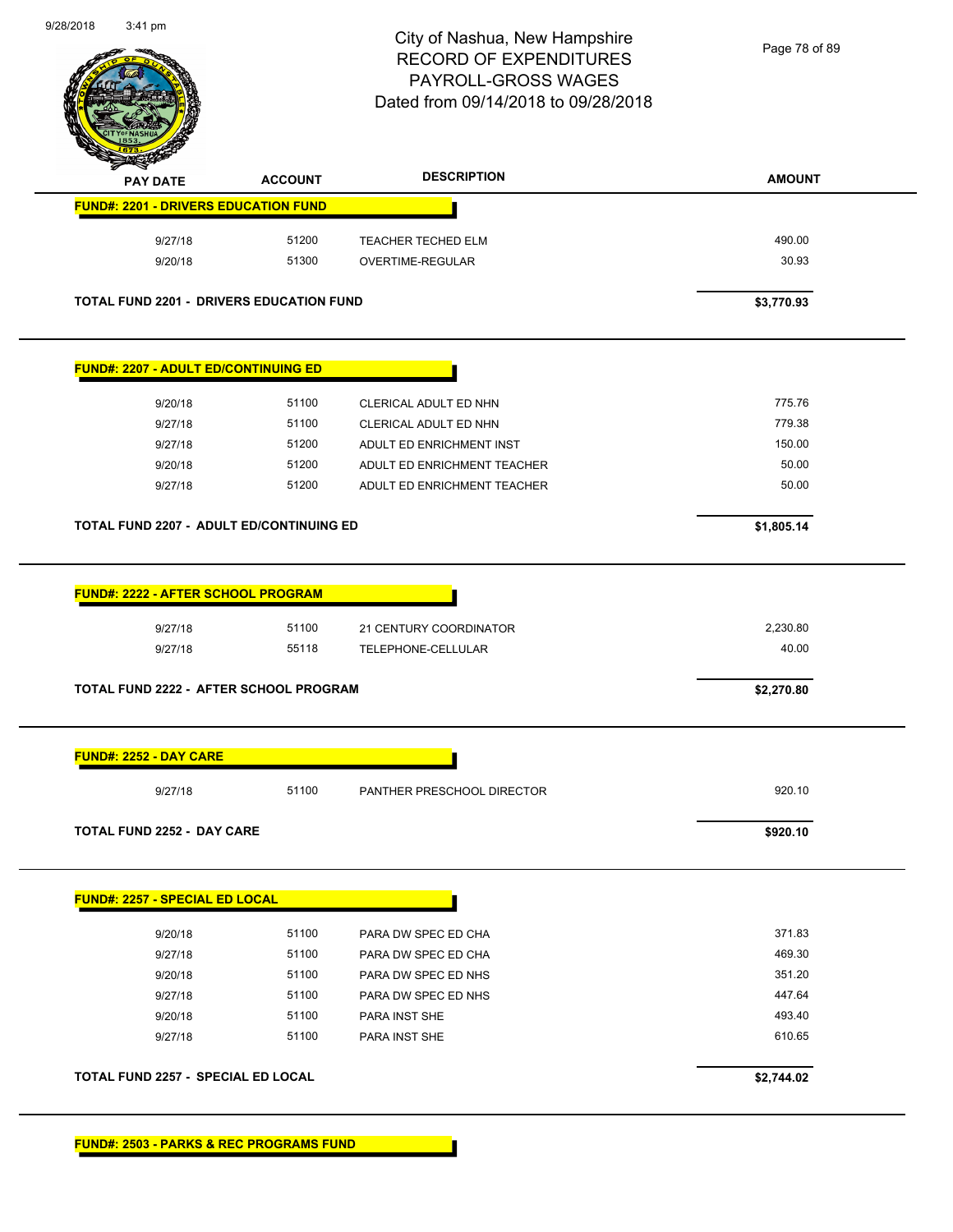City of Nashua, New Hampshire
RECORD OF EXPENDITURES
PAYROLL-GROSS WAGES
Dated from 09/14/2018 to 09/28/2018

| PAY DATE | ACCOUNT | DESCRIPTION | AMOUNT |
|---|---|---|---|
| **FUND#: 2201 - DRIVERS EDUCATION FUND** | | | |
| 9/27/18 | 51200 | TEACHER TECHED ELM | 490.00 |
| 9/20/18 | 51300 | OVERTIME-REGULAR | 30.93 |
| **TOTAL FUND 2201 - DRIVERS EDUCATION FUND** | | | **$3,770.93** |
| **FUND#: 2207 - ADULT ED/CONTINUING ED** | | | |
| 9/20/18 | 51100 | CLERICAL ADULT ED NHN | 775.76 |
| 9/27/18 | 51100 | CLERICAL ADULT ED NHN | 779.38 |
| 9/27/18 | 51200 | ADULT ED ENRICHMENT INST | 150.00 |
| 9/20/18 | 51200 | ADULT ED ENRICHMENT TEACHER | 50.00 |
| 9/27/18 | 51200 | ADULT ED ENRICHMENT TEACHER | 50.00 |
| **TOTAL FUND 2207 - ADULT ED/CONTINUING ED** | | | **$1,805.14** |
| **FUND#: 2222 - AFTER SCHOOL PROGRAM** | | | |
| 9/27/18 | 51100 | 21 CENTURY COORDINATOR | 2,230.80 |
| 9/27/18 | 55118 | TELEPHONE-CELLULAR | 40.00 |
| **TOTAL FUND 2222 - AFTER SCHOOL PROGRAM** | | | **$2,270.80** |
| **FUND#: 2252 - DAY CARE** | | | |
| 9/27/18 | 51100 | PANTHER PRESCHOOL DIRECTOR | 920.10 |
| **TOTAL FUND 2252 - DAY CARE** | | | **$920.10** |
| **FUND#: 2257 - SPECIAL ED LOCAL** | | | |
| 9/20/18 | 51100 | PARA DW SPEC ED CHA | 371.83 |
| 9/27/18 | 51100 | PARA DW SPEC ED CHA | 469.30 |
| 9/20/18 | 51100 | PARA DW SPEC ED NHS | 351.20 |
| 9/27/18 | 51100 | PARA DW SPEC ED NHS | 447.64 |
| 9/20/18 | 51100 | PARA INST SHE | 493.40 |
| 9/27/18 | 51100 | PARA INST SHE | 610.65 |
| **TOTAL FUND 2257 - SPECIAL ED LOCAL** | | | **$2,744.02** |
| **FUND#: 2503 - PARKS & REC PROGRAMS FUND** | | | |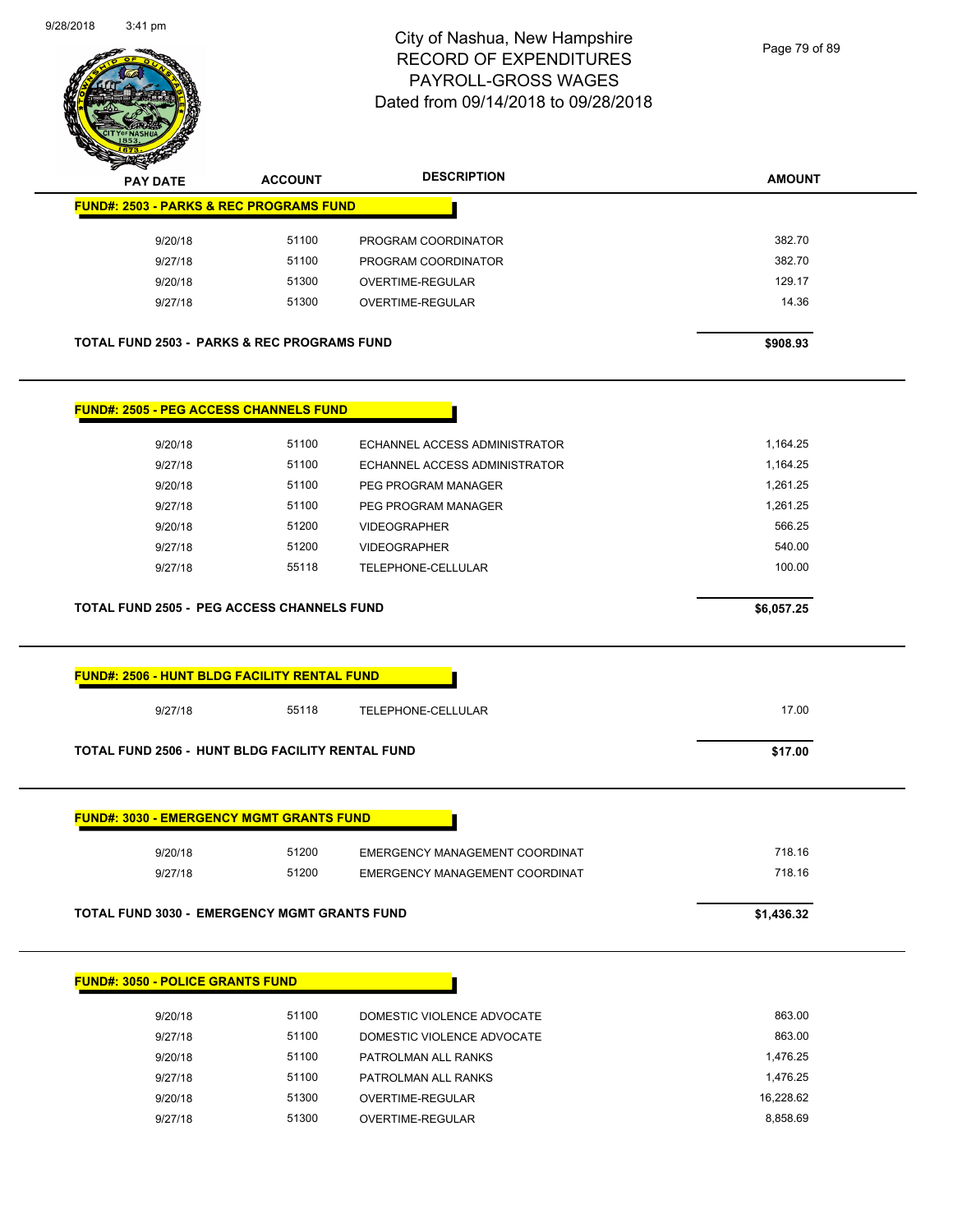# City of Nashua, New Hampshire
## RECORD OF EXPENDITURES
## PAYROLL-GROSS WAGES
## Dated from 09/14/2018 to 09/28/2018

| PAY DATE | ACCOUNT | DESCRIPTION | AMOUNT |
|---|---|---|---|
| **FUND#: 2503 - PARKS & REC PROGRAMS FUND** | | | |
| 9/20/18 | 51100 | PROGRAM COORDINATOR | 382.70 |
| 9/27/18 | 51100 | PROGRAM COORDINATOR | 382.70 |
| 9/20/18 | 51300 | OVERTIME-REGULAR | 129.17 |
| 9/27/18 | 51300 | OVERTIME-REGULAR | 14.36 |
| **TOTAL FUND 2503 - PARKS & REC PROGRAMS FUND** | | | **$908.93** |
| **FUND#: 2505 - PEG ACCESS CHANNELS FUND** | | | |
| 9/20/18 | 51100 | ECHANNEL ACCESS ADMINISTRATOR | 1,164.25 |
| 9/27/18 | 51100 | ECHANNEL ACCESS ADMINISTRATOR | 1,164.25 |
| 9/20/18 | 51100 | PEG PROGRAM MANAGER | 1,261.25 |
| 9/27/18 | 51100 | PEG PROGRAM MANAGER | 1,261.25 |
| 9/20/18 | 51200 | VIDEOGRAPHER | 566.25 |
| 9/27/18 | 51200 | VIDEOGRAPHER | 540.00 |
| 9/27/18 | 55118 | TELEPHONE-CELLULAR | 100.00 |
| **TOTAL FUND 2505 - PEG ACCESS CHANNELS FUND** | | | **$6,057.25** |
| **FUND#: 2506 - HUNT BLDG FACILITY RENTAL FUND** | | | |
| 9/27/18 | 55118 | TELEPHONE-CELLULAR | 17.00 |
| **TOTAL FUND 2506 - HUNT BLDG FACILITY RENTAL FUND** | | | **$17.00** |
| **FUND#: 3030 - EMERGENCY MGMT GRANTS FUND** | | | |
| 9/20/18 | 51200 | EMERGENCY MANAGEMENT COORDINAT | 718.16 |
| 9/27/18 | 51200 | EMERGENCY MANAGEMENT COORDINAT | 718.16 |
| **TOTAL FUND 3030 - EMERGENCY MGMT GRANTS FUND** | | | **$1,436.32** |
| **FUND#: 3050 - POLICE GRANTS FUND** | | | |
| 9/20/18 | 51100 | DOMESTIC VIOLENCE ADVOCATE | 863.00 |
| 9/27/18 | 51100 | DOMESTIC VIOLENCE ADVOCATE | 863.00 |
| 9/20/18 | 51100 | PATROLMAN ALL RANKS | 1,476.25 |
| 9/27/18 | 51100 | PATROLMAN ALL RANKS | 1,476.25 |
| 9/20/18 | 51300 | OVERTIME-REGULAR | 16,228.62 |
| 9/27/18 | 51300 | OVERTIME-REGULAR | 8,858.69 |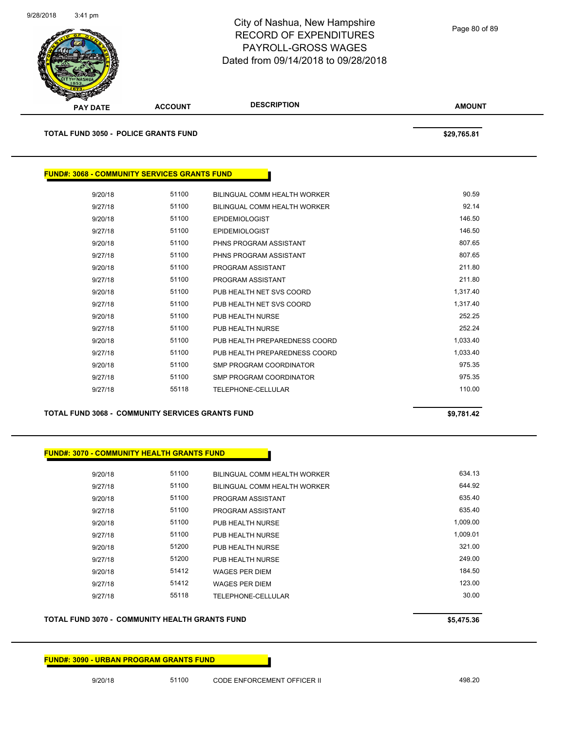| PAY DATE | ACCOUNT | DESCRIPTION | AMOUNT |
|---|---|---|---|

**TOTAL FUND 3050 - POLICE GRANTS FUND** **$29,765.81**

**FUND#: 3068 - COMMUNITY SERVICES GRANTS FUND**

| PAY DATE | ACCOUNT | DESCRIPTION | AMOUNT |
|---|---|---|---|
| 9/20/18 | 51100 | BILINGUAL COMM HEALTH WORKER | 90.59 |
| 9/27/18 | 51100 | BILINGUAL COMM HEALTH WORKER | 92.14 |
| 9/20/18 | 51100 | EPIDEMIOLOGIST | 146.50 |
| 9/27/18 | 51100 | EPIDEMIOLOGIST | 146.50 |
| 9/20/18 | 51100 | PHNS PROGRAM ASSISTANT | 807.65 |
| 9/27/18 | 51100 | PHNS PROGRAM ASSISTANT | 807.65 |
| 9/20/18 | 51100 | PROGRAM ASSISTANT | 211.80 |
| 9/27/18 | 51100 | PROGRAM ASSISTANT | 211.80 |
| 9/20/18 | 51100 | PUB HEALTH NET SVS COORD | 1,317.40 |
| 9/27/18 | 51100 | PUB HEALTH NET SVS COORD | 1,317.40 |
| 9/20/18 | 51100 | PUB HEALTH NURSE | 252.25 |
| 9/27/18 | 51100 | PUB HEALTH NURSE | 252.24 |
| 9/20/18 | 51100 | PUB HEALTH PREPAREDNESS COORD | 1,033.40 |
| 9/27/18 | 51100 | PUB HEALTH PREPAREDNESS COORD | 1,033.40 |
| 9/20/18 | 51100 | SMP PROGRAM COORDINATOR | 975.35 |
| 9/27/18 | 51100 | SMP PROGRAM COORDINATOR | 975.35 |
| 9/27/18 | 55118 | TELEPHONE-CELLULAR | 110.00 |

**TOTAL FUND 3068 - COMMUNITY SERVICES GRANTS FUND** **$9,781.42**

**FUND#: 3070 - COMMUNITY HEALTH GRANTS FUND**

| PAY DATE | ACCOUNT | DESCRIPTION | AMOUNT |
|---|---|---|---|
| 9/20/18 | 51100 | BILINGUAL COMM HEALTH WORKER | 634.13 |
| 9/27/18 | 51100 | BILINGUAL COMM HEALTH WORKER | 644.92 |
| 9/20/18 | 51100 | PROGRAM ASSISTANT | 635.40 |
| 9/27/18 | 51100 | PROGRAM ASSISTANT | 635.40 |
| 9/20/18 | 51100 | PUB HEALTH NURSE | 1,009.00 |
| 9/27/18 | 51100 | PUB HEALTH NURSE | 1,009.01 |
| 9/20/18 | 51200 | PUB HEALTH NURSE | 321.00 |
| 9/27/18 | 51200 | PUB HEALTH NURSE | 249.00 |
| 9/20/18 | 51412 | WAGES PER DIEM | 184.50 |
| 9/27/18 | 51412 | WAGES PER DIEM | 123.00 |
| 9/27/18 | 55118 | TELEPHONE-CELLULAR | 30.00 |

**TOTAL FUND 3070 - COMMUNITY HEALTH GRANTS FUND** **$5,475.36**

**FUND#: 3090 - URBAN PROGRAM GRANTS FUND**

| PAY DATE | ACCOUNT | DESCRIPTION | AMOUNT |
|---|---|---|---|
| 9/20/18 | 51100 | CODE ENFORCEMENT OFFICER II | 498.20 |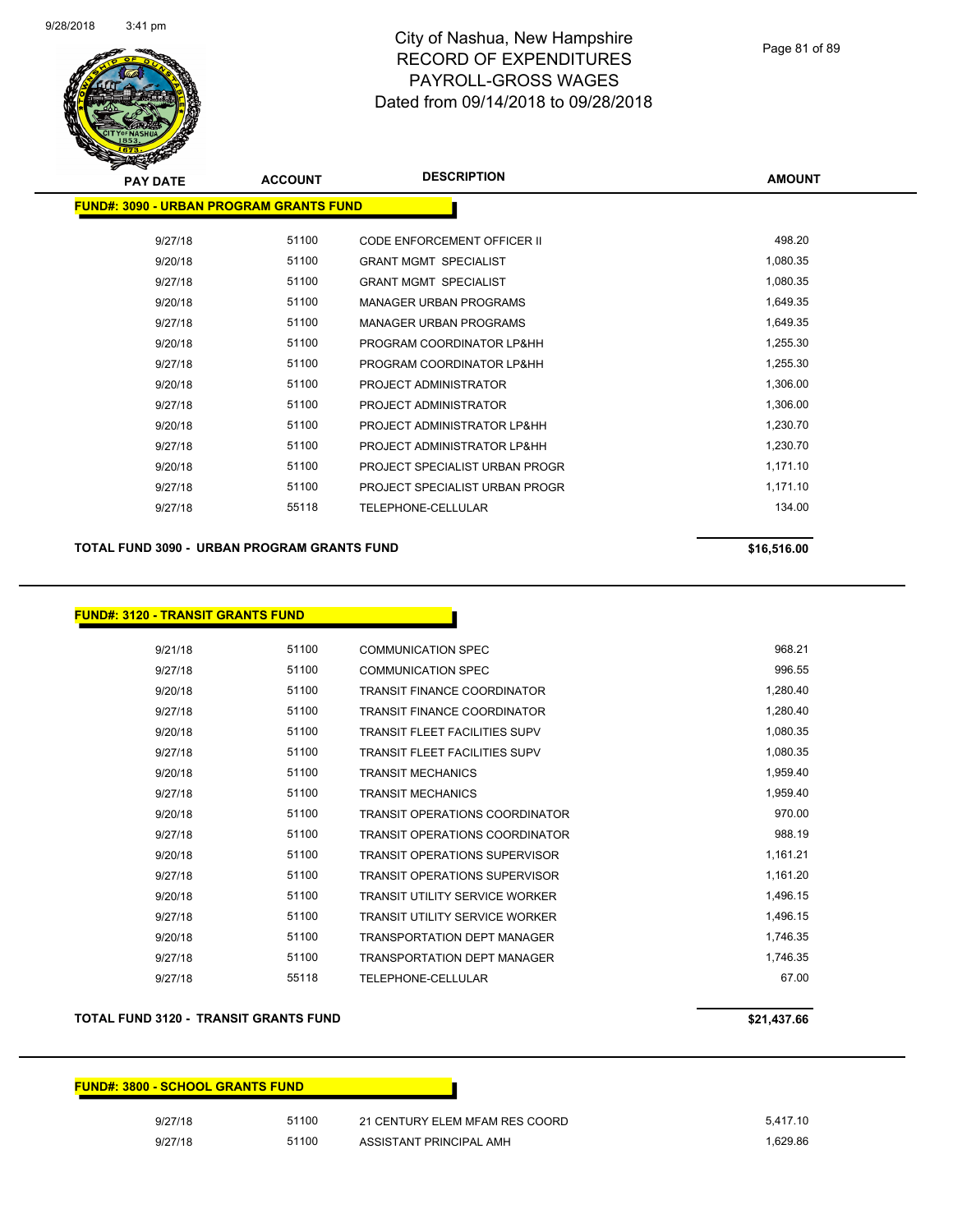# City of Nashua, New Hampshire
# RECORD OF EXPENDITURES
# PAYROLL-GROSS WAGES
# Dated from 09/14/2018 to 09/28/2018

## FUND#: 3090 - URBAN PROGRAM GRANTS FUND

| PAY DATE | ACCOUNT | DESCRIPTION | AMOUNT |
|---|---|---|---|
| 9/27/18 | 51100 | CODE ENFORCEMENT OFFICER II | 498.20 |
| 9/20/18 | 51100 | GRANT MGMT SPECIALIST | 1,080.35 |
| 9/27/18 | 51100 | GRANT MGMT SPECIALIST | 1,080.35 |
| 9/20/18 | 51100 | MANAGER URBAN PROGRAMS | 1,649.35 |
| 9/27/18 | 51100 | MANAGER URBAN PROGRAMS | 1,649.35 |
| 9/20/18 | 51100 | PROGRAM COORDINATOR LP&HH | 1,255.30 |
| 9/27/18 | 51100 | PROGRAM COORDINATOR LP&HH | 1,255.30 |
| 9/20/18 | 51100 | PROJECT ADMINISTRATOR | 1,306.00 |
| 9/27/18 | 51100 | PROJECT ADMINISTRATOR | 1,306.00 |
| 9/20/18 | 51100 | PROJECT ADMINISTRATOR LP&HH | 1,230.70 |
| 9/27/18 | 51100 | PROJECT ADMINISTRATOR LP&HH | 1,230.70 |
| 9/20/18 | 51100 | PROJECT SPECIALIST URBAN PROGR | 1,171.10 |
| 9/27/18 | 51100 | PROJECT SPECIALIST URBAN PROGR | 1,171.10 |
| 9/27/18 | 55118 | TELEPHONE-CELLULAR | 134.00 |

**TOTAL FUND 3090 - URBAN PROGRAM GRANTS FUND** **$16,516.00**

## FUND#: 3120 - TRANSIT GRANTS FUND

| PAY DATE | ACCOUNT | DESCRIPTION | AMOUNT |
|---|---|---|---|
| 9/21/18 | 51100 | COMMUNICATION SPEC | 968.21 |
| 9/27/18 | 51100 | COMMUNICATION SPEC | 996.55 |
| 9/20/18 | 51100 | TRANSIT FINANCE COORDINATOR | 1,280.40 |
| 9/27/18 | 51100 | TRANSIT FINANCE COORDINATOR | 1,280.40 |
| 9/20/18 | 51100 | TRANSIT FLEET FACILITIES SUPV | 1,080.35 |
| 9/27/18 | 51100 | TRANSIT FLEET FACILITIES SUPV | 1,080.35 |
| 9/20/18 | 51100 | TRANSIT MECHANICS | 1,959.40 |
| 9/27/18 | 51100 | TRANSIT MECHANICS | 1,959.40 |
| 9/20/18 | 51100 | TRANSIT OPERATIONS COORDINATOR | 970.00 |
| 9/27/18 | 51100 | TRANSIT OPERATIONS COORDINATOR | 988.19 |
| 9/20/18 | 51100 | TRANSIT OPERATIONS SUPERVISOR | 1,161.21 |
| 9/27/18 | 51100 | TRANSIT OPERATIONS SUPERVISOR | 1,161.20 |
| 9/20/18 | 51100 | TRANSIT UTILITY SERVICE WORKER | 1,496.15 |
| 9/27/18 | 51100 | TRANSIT UTILITY SERVICE WORKER | 1,496.15 |
| 9/20/18 | 51100 | TRANSPORTATION DEPT MANAGER | 1,746.35 |
| 9/27/18 | 51100 | TRANSPORTATION DEPT MANAGER | 1,746.35 |
| 9/27/18 | 55118 | TELEPHONE-CELLULAR | 67.00 |

**TOTAL FUND 3120 - TRANSIT GRANTS FUND** **$21,437.66**

## FUND#: 3800 - SCHOOL GRANTS FUND

| PAY DATE | ACCOUNT | DESCRIPTION | AMOUNT |
|---|---|---|---|
| 9/27/18 | 51100 | 21 CENTURY ELEM MFAM RES COORD | 5,417.10 |
| 9/27/18 | 51100 | ASSISTANT PRINCIPAL AMH | 1,629.86 |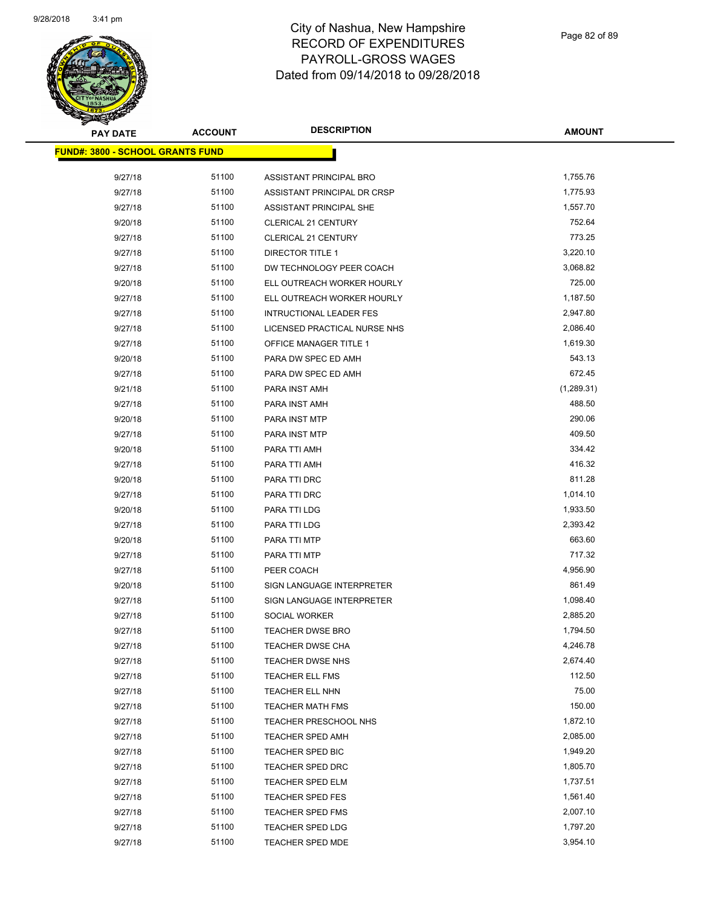# City of Nashua, New Hampshire
## RECORD OF EXPENDITURES
## PAYROLL-GROSS WAGES
## Dated from 09/14/2018 to 09/28/2018

| PAY DATE | ACCOUNT | DESCRIPTION | AMOUNT |
|---|---|---|---|
| **FUND#: 3800 - SCHOOL GRANTS FUND** | | | |
| 9/27/18 | 51100 | ASSISTANT PRINCIPAL BRO | 1,755.76 |
| 9/27/18 | 51100 | ASSISTANT PRINCIPAL DR CRSP | 1,775.93 |
| 9/27/18 | 51100 | ASSISTANT PRINCIPAL SHE | 1,557.70 |
| 9/20/18 | 51100 | CLERICAL 21 CENTURY | 752.64 |
| 9/27/18 | 51100 | CLERICAL 21 CENTURY | 773.25 |
| 9/27/18 | 51100 | DIRECTOR TITLE 1 | 3,220.10 |
| 9/27/18 | 51100 | DW TECHNOLOGY PEER COACH | 3,068.82 |
| 9/20/18 | 51100 | ELL OUTREACH WORKER HOURLY | 725.00 |
| 9/27/18 | 51100 | ELL OUTREACH WORKER HOURLY | 1,187.50 |
| 9/27/18 | 51100 | INTRUCTIONAL LEADER FES | 2,947.80 |
| 9/27/18 | 51100 | LICENSED PRACTICAL NURSE NHS | 2,086.40 |
| 9/27/18 | 51100 | OFFICE MANAGER TITLE 1 | 1,619.30 |
| 9/20/18 | 51100 | PARA DW SPEC ED AMH | 543.13 |
| 9/27/18 | 51100 | PARA DW SPEC ED AMH | 672.45 |
| 9/21/18 | 51100 | PARA INST AMH | (1,289.31) |
| 9/27/18 | 51100 | PARA INST AMH | 488.50 |
| 9/20/18 | 51100 | PARA INST MTP | 290.06 |
| 9/27/18 | 51100 | PARA INST MTP | 409.50 |
| 9/20/18 | 51100 | PARA TTI AMH | 334.42 |
| 9/27/18 | 51100 | PARA TTI AMH | 416.32 |
| 9/20/18 | 51100 | PARA TTI DRC | 811.28 |
| 9/27/18 | 51100 | PARA TTI DRC | 1,014.10 |
| 9/20/18 | 51100 | PARA TTI LDG | 1,933.50 |
| 9/27/18 | 51100 | PARA TTI LDG | 2,393.42 |
| 9/20/18 | 51100 | PARA TTI MTP | 663.60 |
| 9/27/18 | 51100 | PARA TTI MTP | 717.32 |
| 9/27/18 | 51100 | PEER COACH | 4,956.90 |
| 9/20/18 | 51100 | SIGN LANGUAGE INTERPRETER | 861.49 |
| 9/27/18 | 51100 | SIGN LANGUAGE INTERPRETER | 1,098.40 |
| 9/27/18 | 51100 | SOCIAL WORKER | 2,885.20 |
| 9/27/18 | 51100 | TEACHER DWSE BRO | 1,794.50 |
| 9/27/18 | 51100 | TEACHER DWSE CHA | 4,246.78 |
| 9/27/18 | 51100 | TEACHER DWSE NHS | 2,674.40 |
| 9/27/18 | 51100 | TEACHER ELL FMS | 112.50 |
| 9/27/18 | 51100 | TEACHER ELL NHN | 75.00 |
| 9/27/18 | 51100 | TEACHER MATH FMS | 150.00 |
| 9/27/18 | 51100 | TEACHER PRESCHOOL NHS | 1,872.10 |
| 9/27/18 | 51100 | TEACHER SPED AMH | 2,085.00 |
| 9/27/18 | 51100 | TEACHER SPED BIC | 1,949.20 |
| 9/27/18 | 51100 | TEACHER SPED DRC | 1,805.70 |
| 9/27/18 | 51100 | TEACHER SPED ELM | 1,737.51 |
| 9/27/18 | 51100 | TEACHER SPED FES | 1,561.40 |
| 9/27/18 | 51100 | TEACHER SPED FMS | 2,007.10 |
| 9/27/18 | 51100 | TEACHER SPED LDG | 1,797.20 |
| 9/27/18 | 51100 | TEACHER SPED MDE | 3,954.10 |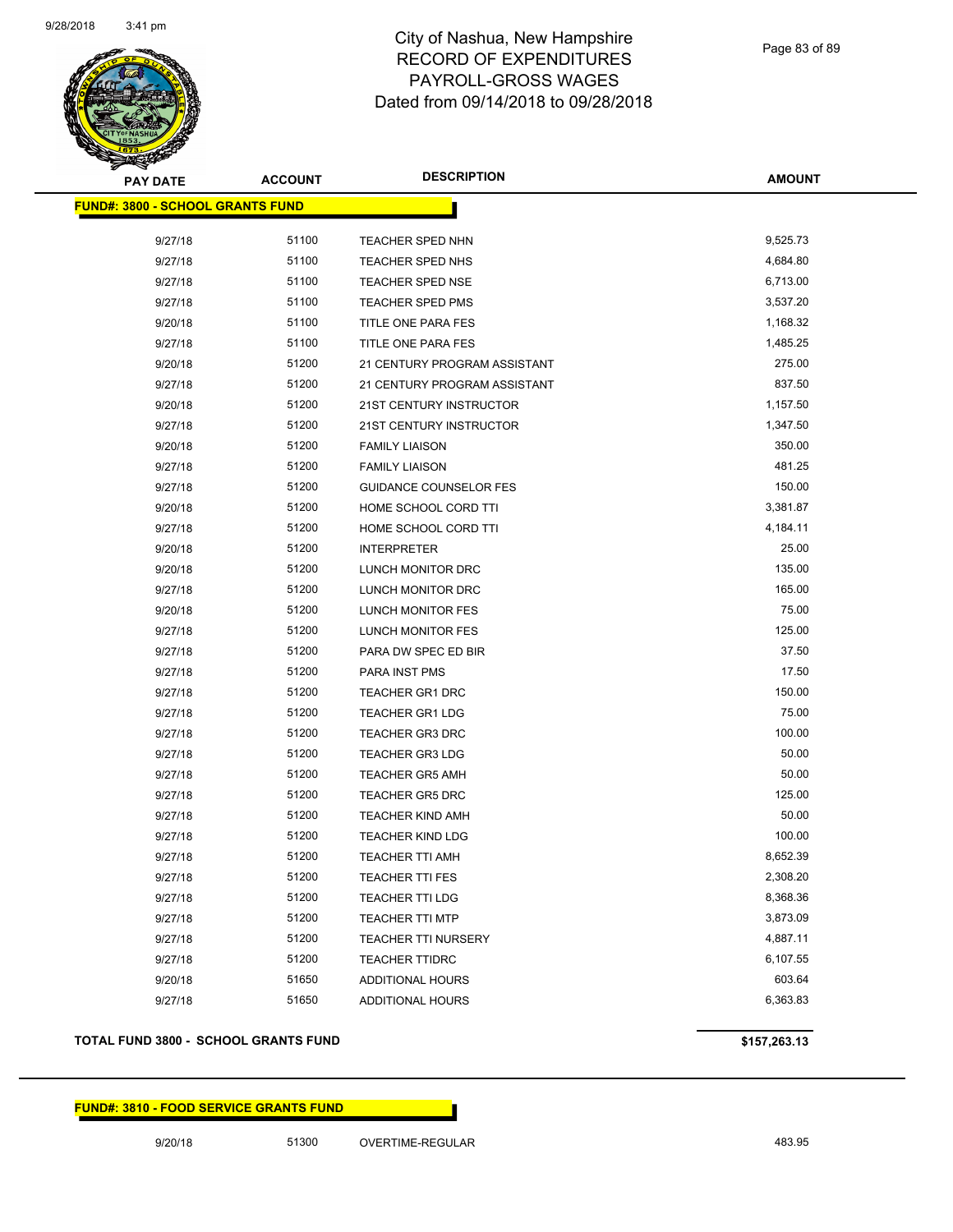# City of Nashua, New Hampshire
# RECORD OF EXPENDITURES
# PAYROLL-GROSS WAGES
# Dated from 09/14/2018 to 09/28/2018

**FUND#: 3800 - SCHOOL GRANTS FUND**

| PAY DATE | ACCOUNT | DESCRIPTION | AMOUNT |
|---|---|---|---|
| 9/27/18 | 51100 | TEACHER SPED NHN | 9,525.73 |
| 9/27/18 | 51100 | TEACHER SPED NHS | 4,684.80 |
| 9/27/18 | 51100 | TEACHER SPED NSE | 6,713.00 |
| 9/27/18 | 51100 | TEACHER SPED PMS | 3,537.20 |
| 9/20/18 | 51100 | TITLE ONE PARA FES | 1,168.32 |
| 9/27/18 | 51100 | TITLE ONE PARA FES | 1,485.25 |
| 9/20/18 | 51200 | 21 CENTURY PROGRAM ASSISTANT | 275.00 |
| 9/27/18 | 51200 | 21 CENTURY PROGRAM ASSISTANT | 837.50 |
| 9/20/18 | 51200 | 21ST CENTURY INSTRUCTOR | 1,157.50 |
| 9/27/18 | 51200 | 21ST CENTURY INSTRUCTOR | 1,347.50 |
| 9/20/18 | 51200 | FAMILY LIAISON | 350.00 |
| 9/27/18 | 51200 | FAMILY LIAISON | 481.25 |
| 9/27/18 | 51200 | GUIDANCE COUNSELOR FES | 150.00 |
| 9/20/18 | 51200 | HOME SCHOOL CORD TTI | 3,381.87 |
| 9/27/18 | 51200 | HOME SCHOOL CORD TTI | 4,184.11 |
| 9/20/18 | 51200 | INTERPRETER | 25.00 |
| 9/20/18 | 51200 | LUNCH MONITOR DRC | 135.00 |
| 9/27/18 | 51200 | LUNCH MONITOR DRC | 165.00 |
| 9/20/18 | 51200 | LUNCH MONITOR FES | 75.00 |
| 9/27/18 | 51200 | LUNCH MONITOR FES | 125.00 |
| 9/27/18 | 51200 | PARA DW SPEC ED BIR | 37.50 |
| 9/27/18 | 51200 | PARA INST PMS | 17.50 |
| 9/27/18 | 51200 | TEACHER GR1 DRC | 150.00 |
| 9/27/18 | 51200 | TEACHER GR1 LDG | 75.00 |
| 9/27/18 | 51200 | TEACHER GR3 DRC | 100.00 |
| 9/27/18 | 51200 | TEACHER GR3 LDG | 50.00 |
| 9/27/18 | 51200 | TEACHER GR5 AMH | 50.00 |
| 9/27/18 | 51200 | TEACHER GR5 DRC | 125.00 |
| 9/27/18 | 51200 | TEACHER KIND AMH | 50.00 |
| 9/27/18 | 51200 | TEACHER KIND LDG | 100.00 |
| 9/27/18 | 51200 | TEACHER TTI AMH | 8,652.39 |
| 9/27/18 | 51200 | TEACHER TTI FES | 2,308.20 |
| 9/27/18 | 51200 | TEACHER TTI LDG | 8,368.36 |
| 9/27/18 | 51200 | TEACHER TTI MTP | 3,873.09 |
| 9/27/18 | 51200 | TEACHER TTI NURSERY | 4,887.11 |
| 9/27/18 | 51200 | TEACHER TTIDRC | 6,107.55 |
| 9/20/18 | 51650 | ADDITIONAL HOURS | 603.64 |
| 9/27/18 | 51650 | ADDITIONAL HOURS | 6,363.83 |

**TOTAL FUND 3800 - SCHOOL GRANTS FUND** **$157,263.13**

**FUND#: 3810 - FOOD SERVICE GRANTS FUND**

| PAY DATE | ACCOUNT | DESCRIPTION | AMOUNT |
|---|---|---|---|
| 9/20/18 | 51300 | OVERTIME-REGULAR | 483.95 |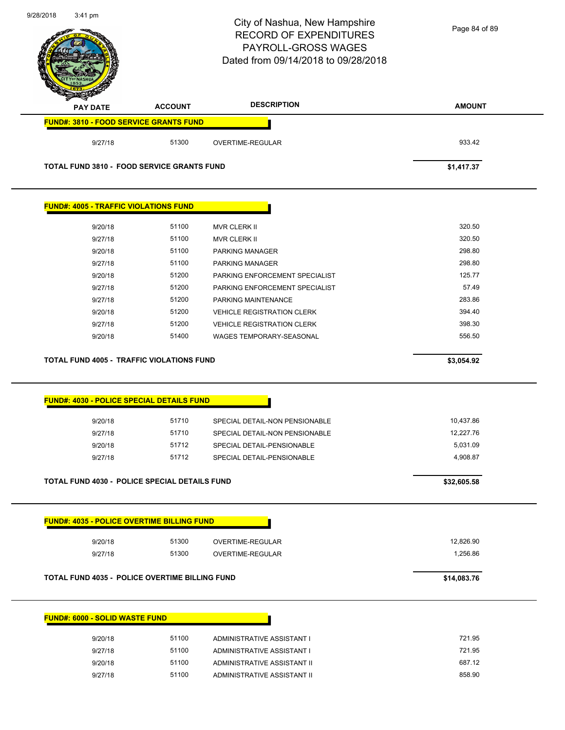# City of Nashua, New Hampshire
## RECORD OF EXPENDITURES
## PAYROLL-GROSS WAGES
## Dated from 09/14/2018 to 09/28/2018

| PAY DATE | ACCOUNT | DESCRIPTION | AMOUNT |
|---|---|---|---|
| **FUND#: 3810 - FOOD SERVICE GRANTS FUND** | | | |
| 9/27/18 | 51300 | OVERTIME-REGULAR | 933.42 |
| **TOTAL FUND 3810 - FOOD SERVICE GRANTS FUND** | | | **$1,417.37** |
| **FUND#: 4005 - TRAFFIC VIOLATIONS FUND** | | | |
| 9/20/18 | 51100 | MVR CLERK II | 320.50 |
| 9/27/18 | 51100 | MVR CLERK II | 320.50 |
| 9/20/18 | 51100 | PARKING MANAGER | 298.80 |
| 9/27/18 | 51100 | PARKING MANAGER | 298.80 |
| 9/20/18 | 51200 | PARKING ENFORCEMENT SPECIALIST | 125.77 |
| 9/27/18 | 51200 | PARKING ENFORCEMENT SPECIALIST | 57.49 |
| 9/27/18 | 51200 | PARKING MAINTENANCE | 283.86 |
| 9/20/18 | 51200 | VEHICLE REGISTRATION CLERK | 394.40 |
| 9/27/18 | 51200 | VEHICLE REGISTRATION CLERK | 398.30 |
| 9/20/18 | 51400 | WAGES TEMPORARY-SEASONAL | 556.50 |
| **TOTAL FUND 4005 - TRAFFIC VIOLATIONS FUND** | | | **$3,054.92** |
| **FUND#: 4030 - POLICE SPECIAL DETAILS FUND** | | | |
| 9/20/18 | 51710 | SPECIAL DETAIL-NON PENSIONABLE | 10,437.86 |
| 9/27/18 | 51710 | SPECIAL DETAIL-NON PENSIONABLE | 12,227.76 |
| 9/20/18 | 51712 | SPECIAL DETAIL-PENSIONABLE | 5,031.09 |
| 9/27/18 | 51712 | SPECIAL DETAIL-PENSIONABLE | 4,908.87 |
| **TOTAL FUND 4030 - POLICE SPECIAL DETAILS FUND** | | | **$32,605.58** |
| **FUND#: 4035 - POLICE OVERTIME BILLING FUND** | | | |
| 9/20/18 | 51300 | OVERTIME-REGULAR | 12,826.90 |
| 9/27/18 | 51300 | OVERTIME-REGULAR | 1,256.86 |
| **TOTAL FUND 4035 - POLICE OVERTIME BILLING FUND** | | | **$14,083.76** |
| **FUND#: 6000 - SOLID WASTE FUND** | | | |
| 9/20/18 | 51100 | ADMINISTRATIVE ASSISTANT I | 721.95 |
| 9/27/18 | 51100 | ADMINISTRATIVE ASSISTANT I | 721.95 |
| 9/20/18 | 51100 | ADMINISTRATIVE ASSISTANT II | 687.12 |
| 9/27/18 | 51100 | ADMINISTRATIVE ASSISTANT II | 858.90 |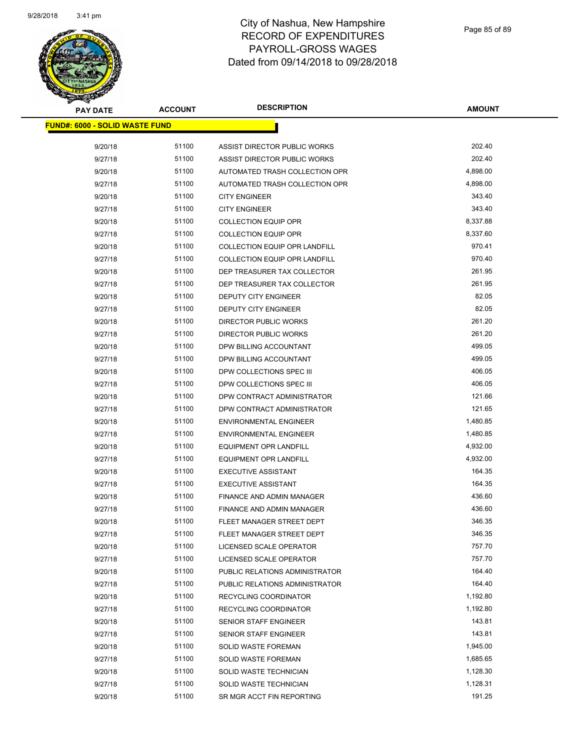# City of Nashua, New Hampshire
## RECORD OF EXPENDITURES
## PAYROLL-GROSS WAGES
## Dated from 09/14/2018 to 09/28/2018

| PAY DATE | ACCOUNT | DESCRIPTION | AMOUNT |
|---|---|---|---|
| **FUND#: 6000 - SOLID WASTE FUND** | | | |
| 9/20/18 | 51100 | ASSIST DIRECTOR PUBLIC WORKS | 202.40 |
| 9/27/18 | 51100 | ASSIST DIRECTOR PUBLIC WORKS | 202.40 |
| 9/20/18 | 51100 | AUTOMATED TRASH COLLECTION OPR | 4,898.00 |
| 9/27/18 | 51100 | AUTOMATED TRASH COLLECTION OPR | 4,898.00 |
| 9/20/18 | 51100 | CITY ENGINEER | 343.40 |
| 9/27/18 | 51100 | CITY ENGINEER | 343.40 |
| 9/20/18 | 51100 | COLLECTION EQUIP OPR | 8,337.88 |
| 9/27/18 | 51100 | COLLECTION EQUIP OPR | 8,337.60 |
| 9/20/18 | 51100 | COLLECTION EQUIP OPR LANDFILL | 970.41 |
| 9/27/18 | 51100 | COLLECTION EQUIP OPR LANDFILL | 970.40 |
| 9/20/18 | 51100 | DEP TREASURER TAX COLLECTOR | 261.95 |
| 9/27/18 | 51100 | DEP TREASURER TAX COLLECTOR | 261.95 |
| 9/20/18 | 51100 | DEPUTY CITY ENGINEER | 82.05 |
| 9/27/18 | 51100 | DEPUTY CITY ENGINEER | 82.05 |
| 9/20/18 | 51100 | DIRECTOR PUBLIC WORKS | 261.20 |
| 9/27/18 | 51100 | DIRECTOR PUBLIC WORKS | 261.20 |
| 9/20/18 | 51100 | DPW BILLING ACCOUNTANT | 499.05 |
| 9/27/18 | 51100 | DPW BILLING ACCOUNTANT | 499.05 |
| 9/20/18 | 51100 | DPW COLLECTIONS SPEC III | 406.05 |
| 9/27/18 | 51100 | DPW COLLECTIONS SPEC III | 406.05 |
| 9/20/18 | 51100 | DPW CONTRACT ADMINISTRATOR | 121.66 |
| 9/27/18 | 51100 | DPW CONTRACT ADMINISTRATOR | 121.65 |
| 9/20/18 | 51100 | ENVIRONMENTAL ENGINEER | 1,480.85 |
| 9/27/18 | 51100 | ENVIRONMENTAL ENGINEER | 1,480.85 |
| 9/20/18 | 51100 | EQUIPMENT OPR LANDFILL | 4,932.00 |
| 9/27/18 | 51100 | EQUIPMENT OPR LANDFILL | 4,932.00 |
| 9/20/18 | 51100 | EXECUTIVE ASSISTANT | 164.35 |
| 9/27/18 | 51100 | EXECUTIVE ASSISTANT | 164.35 |
| 9/20/18 | 51100 | FINANCE AND ADMIN MANAGER | 436.60 |
| 9/27/18 | 51100 | FINANCE AND ADMIN MANAGER | 436.60 |
| 9/20/18 | 51100 | FLEET MANAGER STREET DEPT | 346.35 |
| 9/27/18 | 51100 | FLEET MANAGER STREET DEPT | 346.35 |
| 9/20/18 | 51100 | LICENSED SCALE OPERATOR | 757.70 |
| 9/27/18 | 51100 | LICENSED SCALE OPERATOR | 757.70 |
| 9/20/18 | 51100 | PUBLIC RELATIONS ADMINISTRATOR | 164.40 |
| 9/27/18 | 51100 | PUBLIC RELATIONS ADMINISTRATOR | 164.40 |
| 9/20/18 | 51100 | RECYCLING COORDINATOR | 1,192.80 |
| 9/27/18 | 51100 | RECYCLING COORDINATOR | 1,192.80 |
| 9/20/18 | 51100 | SENIOR STAFF ENGINEER | 143.81 |
| 9/27/18 | 51100 | SENIOR STAFF ENGINEER | 143.81 |
| 9/20/18 | 51100 | SOLID WASTE FOREMAN | 1,945.00 |
| 9/27/18 | 51100 | SOLID WASTE FOREMAN | 1,685.65 |
| 9/20/18 | 51100 | SOLID WASTE TECHNICIAN | 1,128.30 |
| 9/27/18 | 51100 | SOLID WASTE TECHNICIAN | 1,128.31 |
| 9/20/18 | 51100 | SR MGR ACCT FIN REPORTING | 191.25 |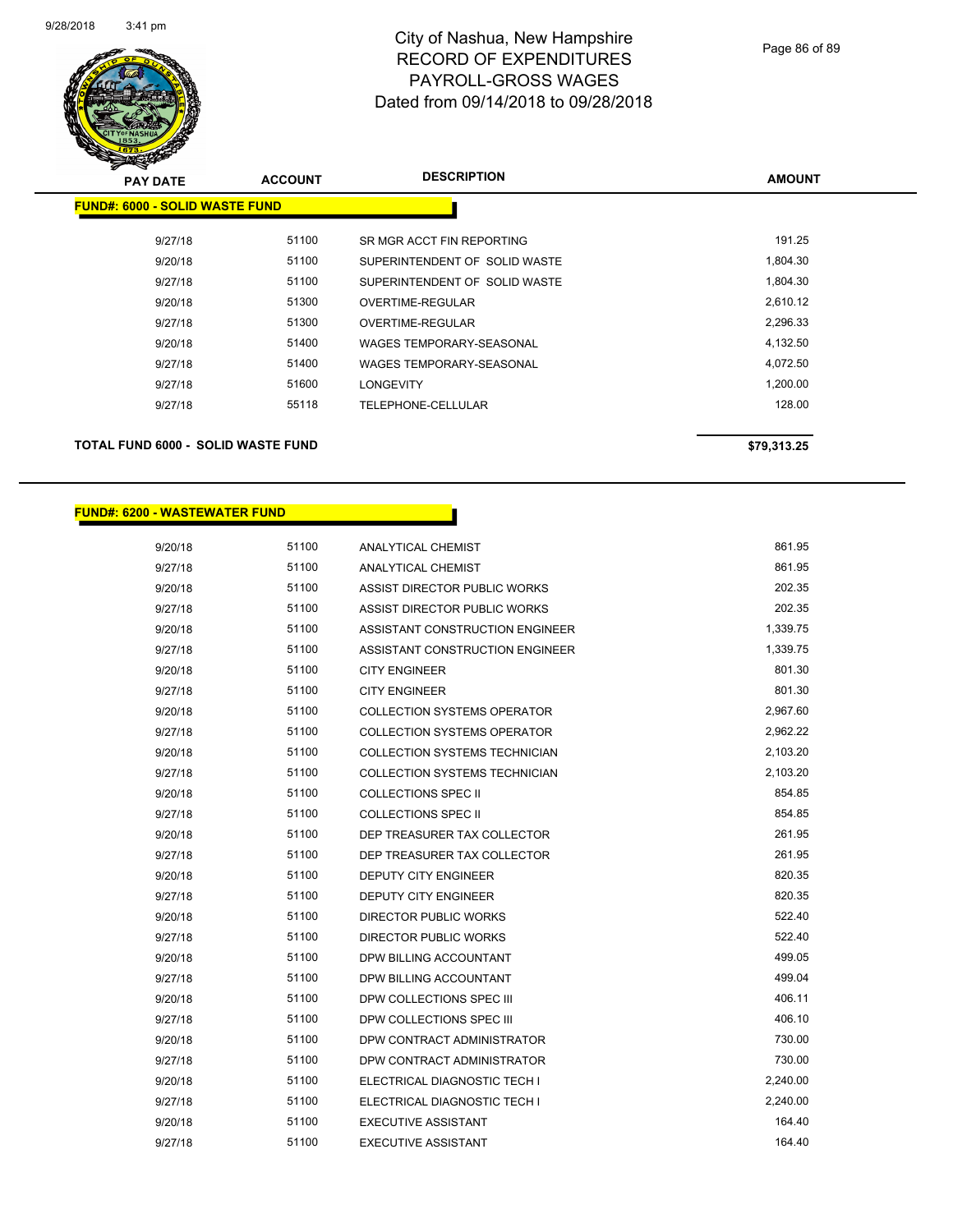# City of Nashua, New Hampshire
## RECORD OF EXPENDITURES
## PAYROLL-GROSS WAGES
## Dated from 09/14/2018 to 09/28/2018

| PAY DATE | ACCOUNT | DESCRIPTION | AMOUNT |
|---|---|---|---|
| **FUND#: 6000 - SOLID WASTE FUND** | | | |
| 9/27/18 | 51100 | SR MGR ACCT FIN REPORTING | 191.25 |
| 9/20/18 | 51100 | SUPERINTENDENT OF SOLID WASTE | 1,804.30 |
| 9/27/18 | 51100 | SUPERINTENDENT OF SOLID WASTE | 1,804.30 |
| 9/20/18 | 51300 | OVERTIME-REGULAR | 2,610.12 |
| 9/27/18 | 51300 | OVERTIME-REGULAR | 2,296.33 |
| 9/20/18 | 51400 | WAGES TEMPORARY-SEASONAL | 4,132.50 |
| 9/27/18 | 51400 | WAGES TEMPORARY-SEASONAL | 4,072.50 |
| 9/27/18 | 51600 | LONGEVITY | 1,200.00 |
| 9/27/18 | 55118 | TELEPHONE-CELLULAR | 128.00 |
| **TOTAL FUND 6000 - SOLID WASTE FUND** | | | **$79,313.25** |

| PAY DATE | ACCOUNT | DESCRIPTION | AMOUNT |
|---|---|---|---|
| **FUND#: 6200 - WASTEWATER FUND** | | | |
| 9/20/18 | 51100 | ANALYTICAL CHEMIST | 861.95 |
| 9/27/18 | 51100 | ANALYTICAL CHEMIST | 861.95 |
| 9/20/18 | 51100 | ASSIST DIRECTOR PUBLIC WORKS | 202.35 |
| 9/27/18 | 51100 | ASSIST DIRECTOR PUBLIC WORKS | 202.35 |
| 9/20/18 | 51100 | ASSISTANT CONSTRUCTION ENGINEER | 1,339.75 |
| 9/27/18 | 51100 | ASSISTANT CONSTRUCTION ENGINEER | 1,339.75 |
| 9/20/18 | 51100 | CITY ENGINEER | 801.30 |
| 9/27/18 | 51100 | CITY ENGINEER | 801.30 |
| 9/20/18 | 51100 | COLLECTION SYSTEMS OPERATOR | 2,967.60 |
| 9/27/18 | 51100 | COLLECTION SYSTEMS OPERATOR | 2,962.22 |
| 9/20/18 | 51100 | COLLECTION SYSTEMS TECHNICIAN | 2,103.20 |
| 9/27/18 | 51100 | COLLECTION SYSTEMS TECHNICIAN | 2,103.20 |
| 9/20/18 | 51100 | COLLECTIONS SPEC II | 854.85 |
| 9/27/18 | 51100 | COLLECTIONS SPEC II | 854.85 |
| 9/20/18 | 51100 | DEP TREASURER TAX COLLECTOR | 261.95 |
| 9/27/18 | 51100 | DEP TREASURER TAX COLLECTOR | 261.95 |
| 9/20/18 | 51100 | DEPUTY CITY ENGINEER | 820.35 |
| 9/27/18 | 51100 | DEPUTY CITY ENGINEER | 820.35 |
| 9/20/18 | 51100 | DIRECTOR PUBLIC WORKS | 522.40 |
| 9/27/18 | 51100 | DIRECTOR PUBLIC WORKS | 522.40 |
| 9/20/18 | 51100 | DPW BILLING ACCOUNTANT | 499.05 |
| 9/27/18 | 51100 | DPW BILLING ACCOUNTANT | 499.04 |
| 9/20/18 | 51100 | DPW COLLECTIONS SPEC III | 406.11 |
| 9/27/18 | 51100 | DPW COLLECTIONS SPEC III | 406.10 |
| 9/20/18 | 51100 | DPW CONTRACT ADMINISTRATOR | 730.00 |
| 9/27/18 | 51100 | DPW CONTRACT ADMINISTRATOR | 730.00 |
| 9/20/18 | 51100 | ELECTRICAL DIAGNOSTIC TECH I | 2,240.00 |
| 9/27/18 | 51100 | ELECTRICAL DIAGNOSTIC TECH I | 2,240.00 |
| 9/20/18 | 51100 | EXECUTIVE ASSISTANT | 164.40 |
| 9/27/18 | 51100 | EXECUTIVE ASSISTANT | 164.40 |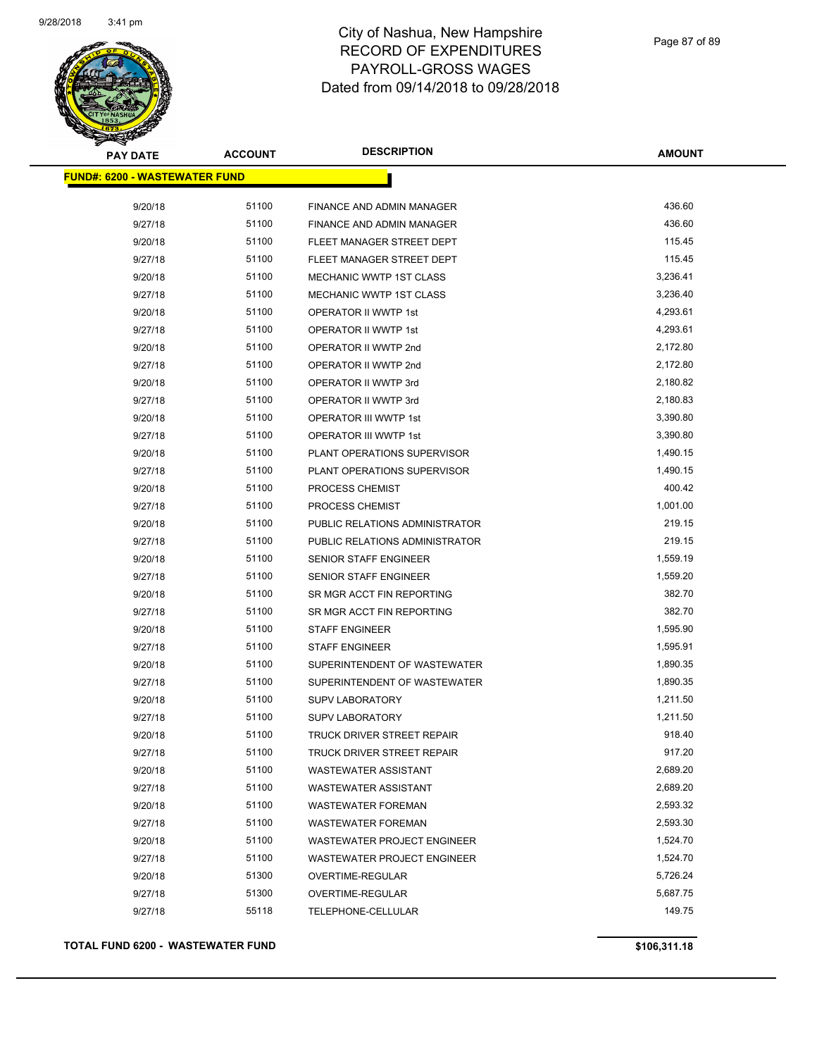# City of Nashua, New Hampshire
## RECORD OF EXPENDITURES
## PAYROLL-GROSS WAGES
## Dated from 09/14/2018 to 09/28/2018

| PAY DATE | ACCOUNT | DESCRIPTION | AMOUNT |
|---|---|---|---|
| **FUND#: 6200 - WASTEWATER FUND** | | | |
| 9/20/18 | 51100 | FINANCE AND ADMIN MANAGER | 436.60 |
| 9/27/18 | 51100 | FINANCE AND ADMIN MANAGER | 436.60 |
| 9/20/18 | 51100 | FLEET MANAGER STREET DEPT | 115.45 |
| 9/27/18 | 51100 | FLEET MANAGER STREET DEPT | 115.45 |
| 9/20/18 | 51100 | MECHANIC WWTP 1ST CLASS | 3,236.41 |
| 9/27/18 | 51100 | MECHANIC WWTP 1ST CLASS | 3,236.40 |
| 9/20/18 | 51100 | OPERATOR II WWTP 1st | 4,293.61 |
| 9/27/18 | 51100 | OPERATOR II WWTP 1st | 4,293.61 |
| 9/20/18 | 51100 | OPERATOR II WWTP 2nd | 2,172.80 |
| 9/27/18 | 51100 | OPERATOR II WWTP 2nd | 2,172.80 |
| 9/20/18 | 51100 | OPERATOR II WWTP 3rd | 2,180.82 |
| 9/27/18 | 51100 | OPERATOR II WWTP 3rd | 2,180.83 |
| 9/20/18 | 51100 | OPERATOR III WWTP 1st | 3,390.80 |
| 9/27/18 | 51100 | OPERATOR III WWTP 1st | 3,390.80 |
| 9/20/18 | 51100 | PLANT OPERATIONS SUPERVISOR | 1,490.15 |
| 9/27/18 | 51100 | PLANT OPERATIONS SUPERVISOR | 1,490.15 |
| 9/20/18 | 51100 | PROCESS CHEMIST | 400.42 |
| 9/27/18 | 51100 | PROCESS CHEMIST | 1,001.00 |
| 9/20/18 | 51100 | PUBLIC RELATIONS ADMINISTRATOR | 219.15 |
| 9/27/18 | 51100 | PUBLIC RELATIONS ADMINISTRATOR | 219.15 |
| 9/20/18 | 51100 | SENIOR STAFF ENGINEER | 1,559.19 |
| 9/27/18 | 51100 | SENIOR STAFF ENGINEER | 1,559.20 |
| 9/20/18 | 51100 | SR MGR ACCT FIN REPORTING | 382.70 |
| 9/27/18 | 51100 | SR MGR ACCT FIN REPORTING | 382.70 |
| 9/20/18 | 51100 | STAFF ENGINEER | 1,595.90 |
| 9/27/18 | 51100 | STAFF ENGINEER | 1,595.91 |
| 9/20/18 | 51100 | SUPERINTENDENT OF WASTEWATER | 1,890.35 |
| 9/27/18 | 51100 | SUPERINTENDENT OF WASTEWATER | 1,890.35 |
| 9/20/18 | 51100 | SUPV LABORATORY | 1,211.50 |
| 9/27/18 | 51100 | SUPV LABORATORY | 1,211.50 |
| 9/20/18 | 51100 | TRUCK DRIVER STREET REPAIR | 918.40 |
| 9/27/18 | 51100 | TRUCK DRIVER STREET REPAIR | 917.20 |
| 9/20/18 | 51100 | WASTEWATER ASSISTANT | 2,689.20 |
| 9/27/18 | 51100 | WASTEWATER ASSISTANT | 2,689.20 |
| 9/20/18 | 51100 | WASTEWATER FOREMAN | 2,593.32 |
| 9/27/18 | 51100 | WASTEWATER FOREMAN | 2,593.30 |
| 9/20/18 | 51100 | WASTEWATER PROJECT ENGINEER | 1,524.70 |
| 9/27/18 | 51100 | WASTEWATER PROJECT ENGINEER | 1,524.70 |
| 9/20/18 | 51300 | OVERTIME-REGULAR | 5,726.24 |
| 9/27/18 | 51300 | OVERTIME-REGULAR | 5,687.75 |
| 9/27/18 | 55118 | TELEPHONE-CELLULAR | 149.75 |

**TOTAL FUND 6200 - WASTEWATER FUND** **$106,311.18**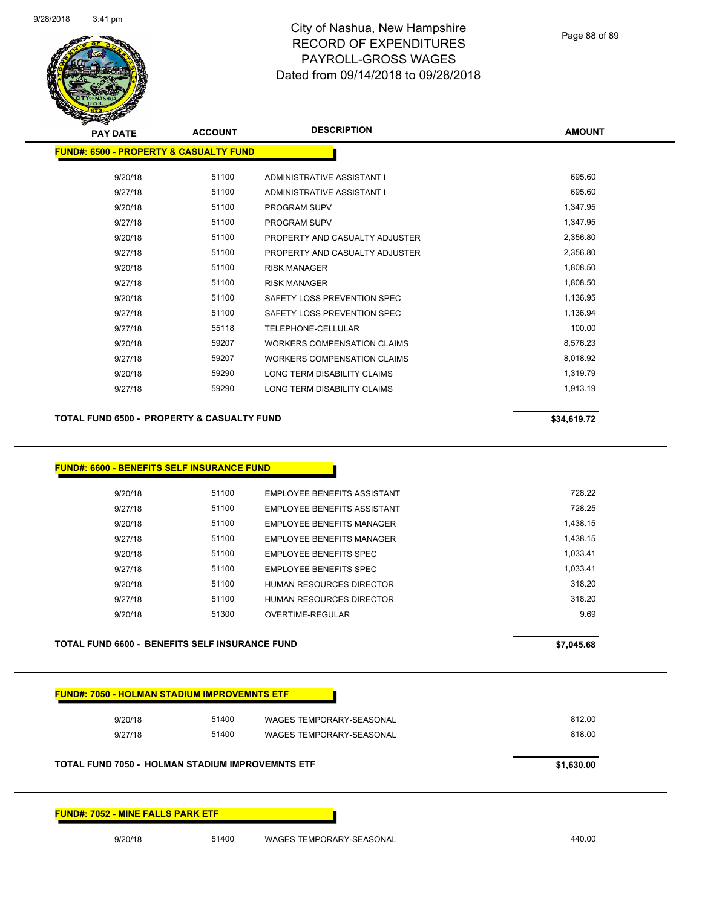# City of Nashua, New Hampshire
## RECORD OF EXPENDITURES
## PAYROLL-GROSS WAGES
## Dated from 09/14/2018 to 09/28/2018

| PAY DATE | ACCOUNT | DESCRIPTION | AMOUNT |
|---|---|---|---|
| **FUND#: 6500 - PROPERTY & CASUALTY FUND** | | | |
| 9/20/18 | 51100 | ADMINISTRATIVE ASSISTANT I | 695.60 |
| 9/27/18 | 51100 | ADMINISTRATIVE ASSISTANT I | 695.60 |
| 9/20/18 | 51100 | PROGRAM SUPV | 1,347.95 |
| 9/27/18 | 51100 | PROGRAM SUPV | 1,347.95 |
| 9/20/18 | 51100 | PROPERTY AND CASUALTY ADJUSTER | 2,356.80 |
| 9/27/18 | 51100 | PROPERTY AND CASUALTY ADJUSTER | 2,356.80 |
| 9/20/18 | 51100 | RISK MANAGER | 1,808.50 |
| 9/27/18 | 51100 | RISK MANAGER | 1,808.50 |
| 9/20/18 | 51100 | SAFETY LOSS PREVENTION SPEC | 1,136.95 |
| 9/27/18 | 51100 | SAFETY LOSS PREVENTION SPEC | 1,136.94 |
| 9/27/18 | 55118 | TELEPHONE-CELLULAR | 100.00 |
| 9/20/18 | 59207 | WORKERS COMPENSATION CLAIMS | 8,576.23 |
| 9/27/18 | 59207 | WORKERS COMPENSATION CLAIMS | 8,018.92 |
| 9/20/18 | 59290 | LONG TERM DISABILITY CLAIMS | 1,319.79 |
| 9/27/18 | 59290 | LONG TERM DISABILITY CLAIMS | 1,913.19 |
| **TOTAL FUND 6500 - PROPERTY & CASUALTY FUND** | | | **$34,619.72** |
| **FUND#: 6600 - BENEFITS SELF INSURANCE FUND** | | | |
| 9/20/18 | 51100 | EMPLOYEE BENEFITS ASSISTANT | 728.22 |
| 9/27/18 | 51100 | EMPLOYEE BENEFITS ASSISTANT | 728.25 |
| 9/20/18 | 51100 | EMPLOYEE BENEFITS MANAGER | 1,438.15 |
| 9/27/18 | 51100 | EMPLOYEE BENEFITS MANAGER | 1,438.15 |
| 9/20/18 | 51100 | EMPLOYEE BENEFITS SPEC | 1,033.41 |
| 9/27/18 | 51100 | EMPLOYEE BENEFITS SPEC | 1,033.41 |
| 9/20/18 | 51100 | HUMAN RESOURCES DIRECTOR | 318.20 |
| 9/27/18 | 51100 | HUMAN RESOURCES DIRECTOR | 318.20 |
| 9/20/18 | 51300 | OVERTIME-REGULAR | 9.69 |
| **TOTAL FUND 6600 - BENEFITS SELF INSURANCE FUND** | | | **$7,045.68** |
| **FUND#: 7050 - HOLMAN STADIUM IMPROVEMNTS ETF** | | | |
| 9/20/18 | 51400 | WAGES TEMPORARY-SEASONAL | 812.00 |
| 9/27/18 | 51400 | WAGES TEMPORARY-SEASONAL | 818.00 |
| **TOTAL FUND 7050 - HOLMAN STADIUM IMPROVEMNTS ETF** | | | **$1,630.00** |
| **FUND#: 7052 - MINE FALLS PARK ETF** | | | |
| 9/20/18 | 51400 | WAGES TEMPORARY-SEASONAL | 440.00 |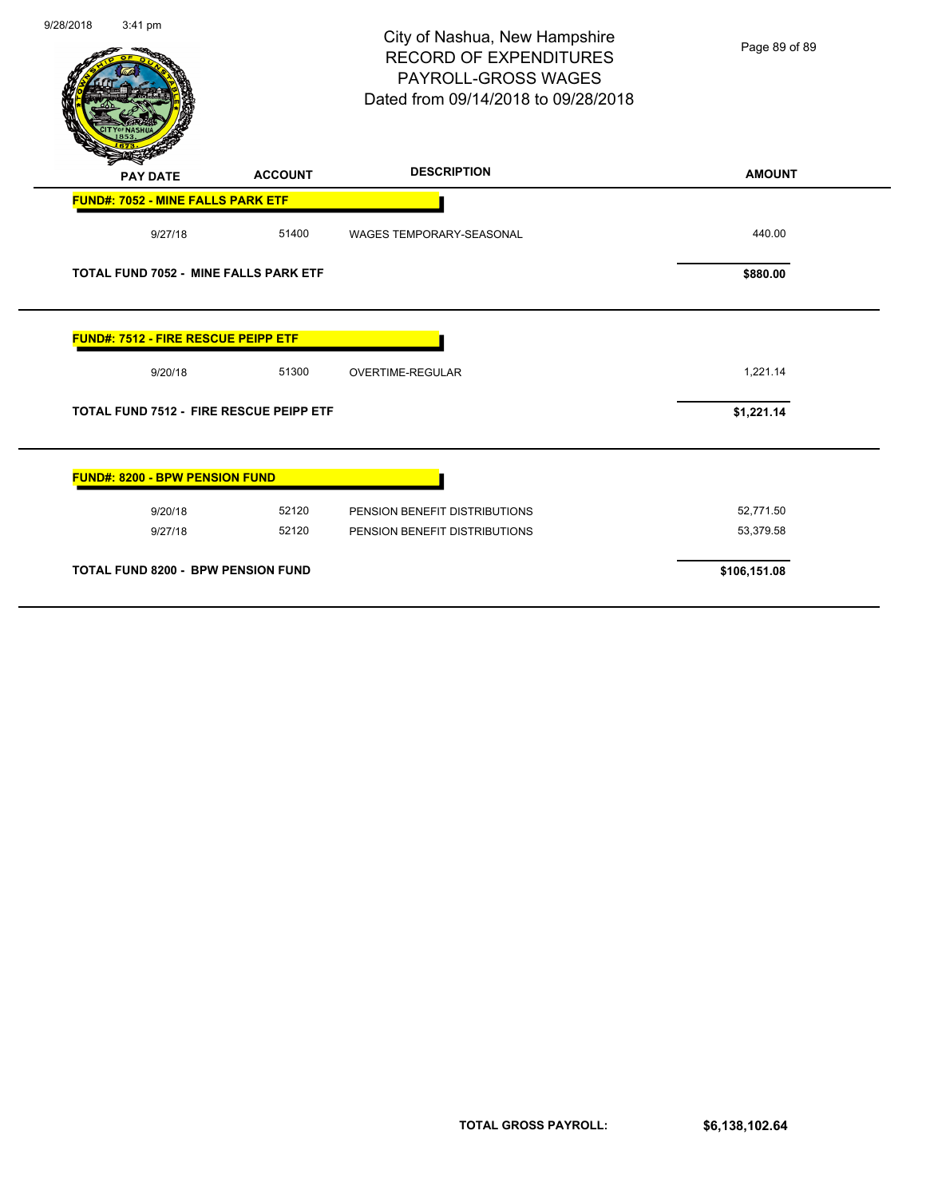# City of Nashua, New Hampshire
## RECORD OF EXPENDITURES
## PAYROLL-GROSS WAGES
## Dated from 09/14/2018 to 09/28/2018

| PAY DATE | ACCOUNT | DESCRIPTION | AMOUNT |
|---|---|---|---|
| **FUND#: 7052 - MINE FALLS PARK ETF** | | | |
| 9/27/18 | 51400 | WAGES TEMPORARY-SEASONAL | 440.00 |
| **TOTAL FUND 7052 - MINE FALLS PARK ETF** | | | **$880.00** |
| **FUND#: 7512 - FIRE RESCUE PEIPP ETF** | | | |
| 9/20/18 | 51300 | OVERTIME-REGULAR | 1,221.14 |
| **TOTAL FUND 7512 - FIRE RESCUE PEIPP ETF** | | | **$1,221.14** |
| **FUND#: 8200 - BPW PENSION FUND** | | | |
| 9/20/18 | 52120 | PENSION BENEFIT DISTRIBUTIONS | 52,771.50 |
| 9/27/18 | 52120 | PENSION BENEFIT DISTRIBUTIONS | 53,379.58 |
| **TOTAL FUND 8200 - BPW PENSION FUND** | | | **$106,151.08** |

**TOTAL GROSS PAYROLL: $6,138,102.64**